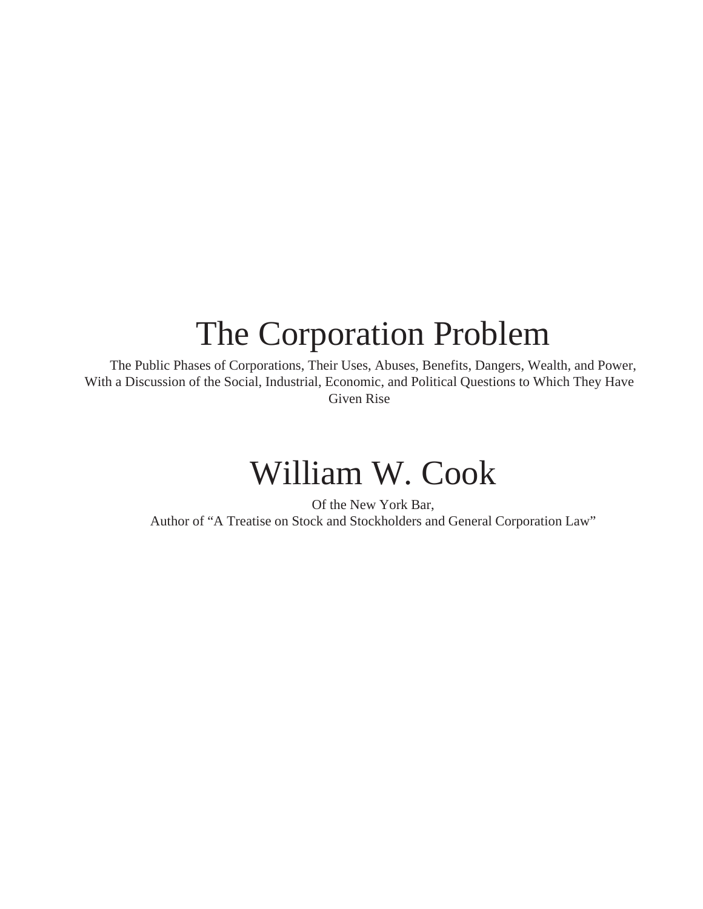# The Corporation Problem

The Public Phases of Corporations, Their Uses, Abuses, Benefits, Dangers, Wealth, and Power, With a Discussion of the Social, Industrial, Economic, and Political Questions to Which They Have Given Rise

# William W. Cook

Of the New York Bar,
Author of "A Treatise on Stock and Stockholders and General Corporation Law"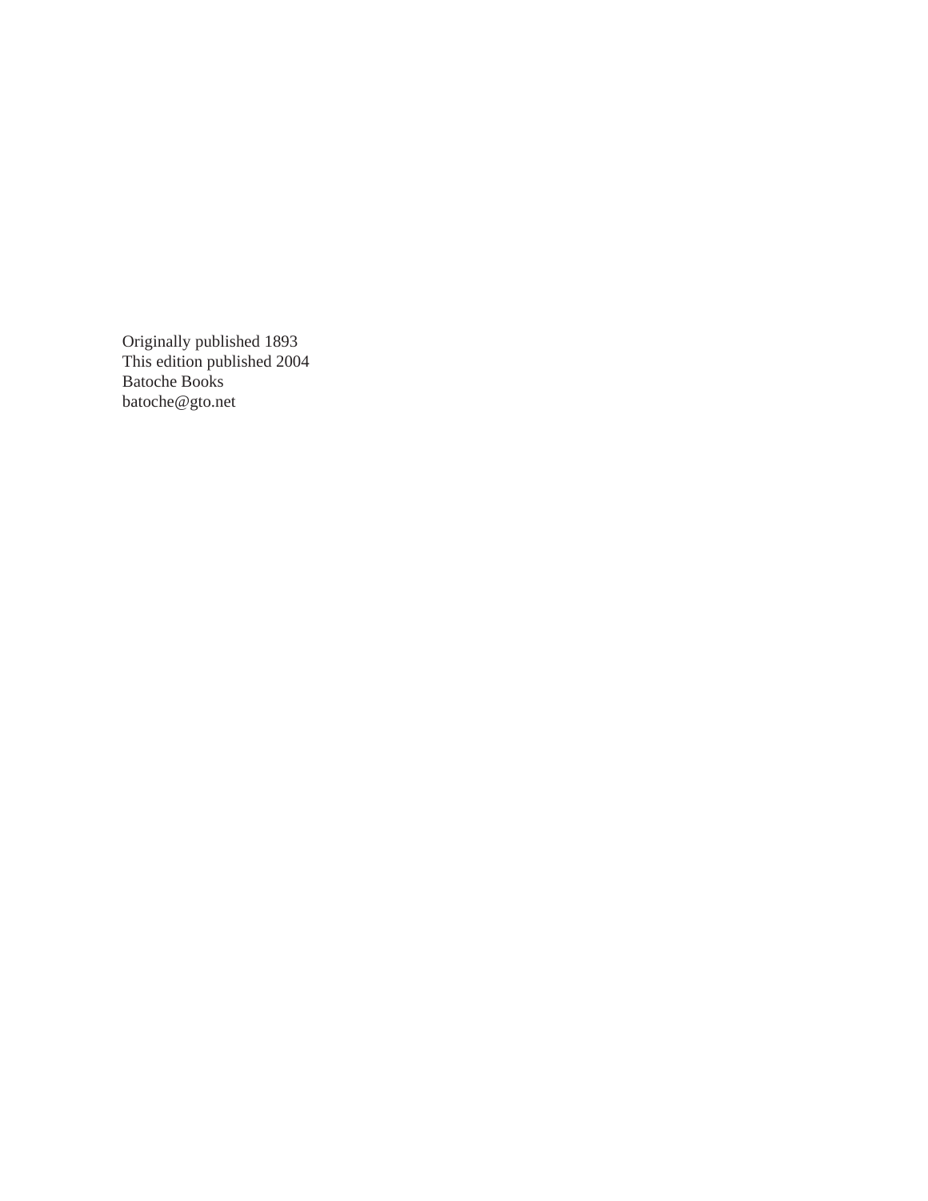Originally published 1893
This edition published 2004
Batoche Books
batoche@gto.net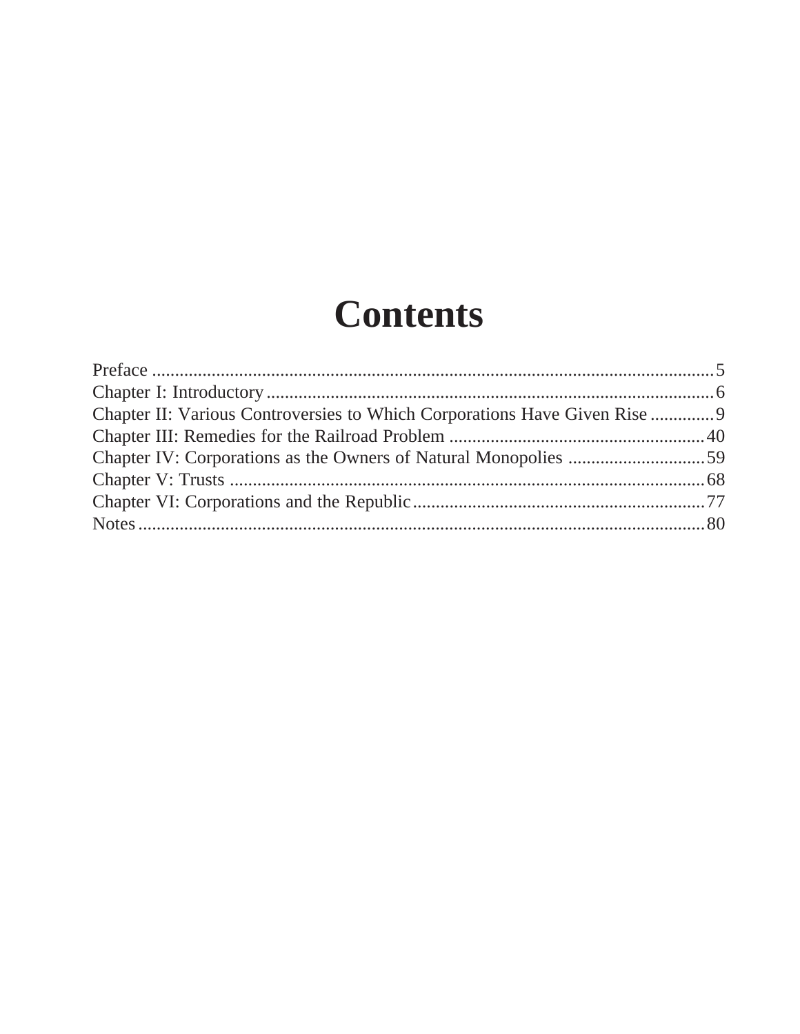# Contents

Preface .......... 5
Chapter I: Introductory .......... 6
Chapter II: Various Controversies to Which Corporations Have Given Rise .......... 9
Chapter III: Remedies for the Railroad Problem .......... 40
Chapter IV: Corporations as the Owners of Natural Monopolies .......... 59
Chapter V: Trusts .......... 68
Chapter VI: Corporations and the Republic .......... 77
Notes .......... 80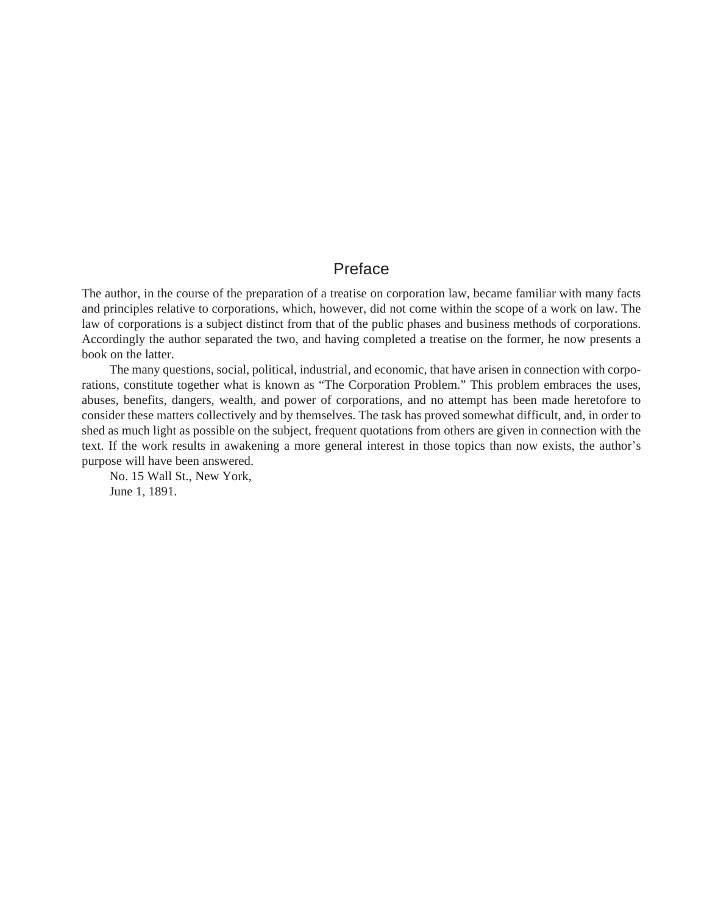# Preface

The author, in the course of the preparation of a treatise on corporation law, became familiar with many facts and principles relative to corporations, which, however, did not come within the scope of a work on law. The law of corporations is a subject distinct from that of the public phases and business methods of corporations. Accordingly the author separated the two, and having completed a treatise on the former, he now presents a book on the latter.

The many questions, social, political, industrial, and economic, that have arisen in connection with corporations, constitute together what is known as "The Corporation Problem." This problem embraces the uses, abuses, benefits, dangers, wealth, and power of corporations, and no attempt has been made heretofore to consider these matters collectively and by themselves. The task has proved somewhat difficult, and, in order to shed as much light as possible on the subject, frequent quotations from others are given in connection with the text. If the work results in awakening a more general interest in those topics than now exists, the author's purpose will have been answered.

No. 15 Wall St., New York,
June 1, 1891.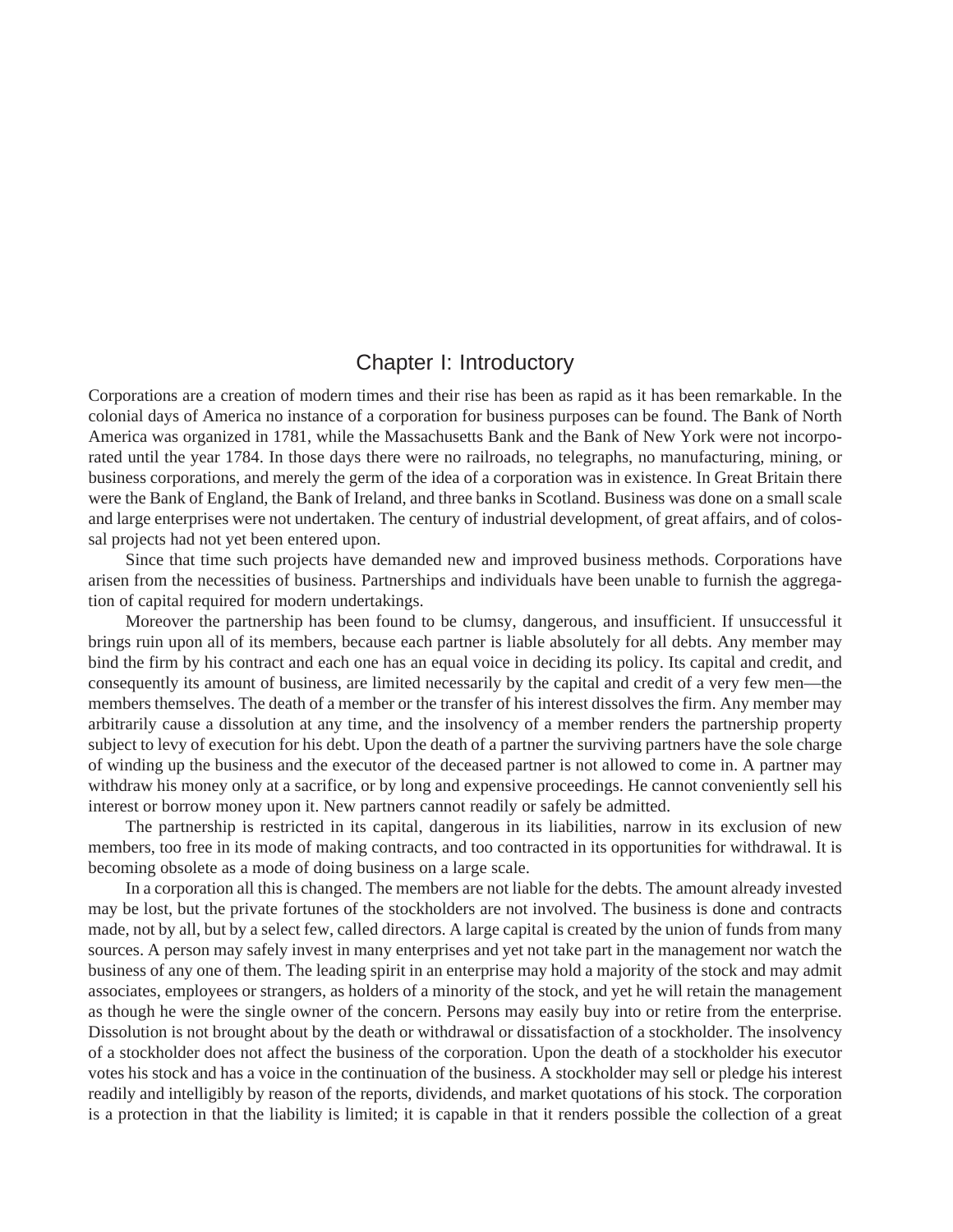# Chapter I: Introductory

Corporations are a creation of modern times and their rise has been as rapid as it has been remarkable. In the colonial days of America no instance of a corporation for business purposes can be found. The Bank of North America was organized in 1781, while the Massachusetts Bank and the Bank of New York were not incorporated until the year 1784. In those days there were no railroads, no telegraphs, no manufacturing, mining, or business corporations, and merely the germ of the idea of a corporation was in existence. In Great Britain there were the Bank of England, the Bank of Ireland, and three banks in Scotland. Business was done on a small scale and large enterprises were not undertaken. The century of industrial development, of great affairs, and of colossal projects had not yet been entered upon.

Since that time such projects have demanded new and improved business methods. Corporations have arisen from the necessities of business. Partnerships and individuals have been unable to furnish the aggregation of capital required for modern undertakings.

Moreover the partnership has been found to be clumsy, dangerous, and insufficient. If unsuccessful it brings ruin upon all of its members, because each partner is liable absolutely for all debts. Any member may bind the firm by his contract and each one has an equal voice in deciding its policy. Its capital and credit, and consequently its amount of business, are limited necessarily by the capital and credit of a very few men—the members themselves. The death of a member or the transfer of his interest dissolves the firm. Any member may arbitrarily cause a dissolution at any time, and the insolvency of a member renders the partnership property subject to levy of execution for his debt. Upon the death of a partner the surviving partners have the sole charge of winding up the business and the executor of the deceased partner is not allowed to come in. A partner may withdraw his money only at a sacrifice, or by long and expensive proceedings. He cannot conveniently sell his interest or borrow money upon it. New partners cannot readily or safely be admitted.

The partnership is restricted in its capital, dangerous in its liabilities, narrow in its exclusion of new members, too free in its mode of making contracts, and too contracted in its opportunities for withdrawal. It is becoming obsolete as a mode of doing business on a large scale.

In a corporation all this is changed. The members are not liable for the debts. The amount already invested may be lost, but the private fortunes of the stockholders are not involved. The business is done and contracts made, not by all, but by a select few, called directors. A large capital is created by the union of funds from many sources. A person may safely invest in many enterprises and yet not take part in the management nor watch the business of any one of them. The leading spirit in an enterprise may hold a majority of the stock and may admit associates, employees or strangers, as holders of a minority of the stock, and yet he will retain the management as though he were the single owner of the concern. Persons may easily buy into or retire from the enterprise. Dissolution is not brought about by the death or withdrawal or dissatisfaction of a stockholder. The insolvency of a stockholder does not affect the business of the corporation. Upon the death of a stockholder his executor votes his stock and has a voice in the continuation of the business. A stockholder may sell or pledge his interest readily and intelligibly by reason of the reports, dividends, and market quotations of his stock. The corporation is a protection in that the liability is limited; it is capable in that it renders possible the collection of a great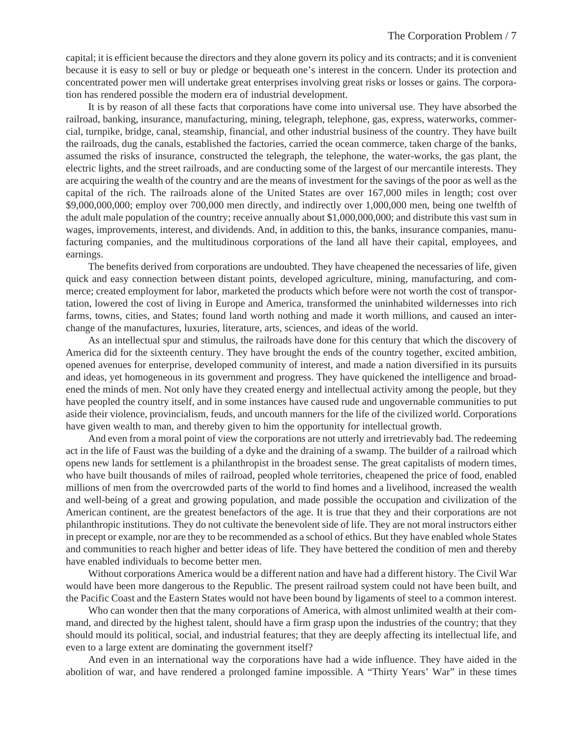capital; it is efficient because the directors and they alone govern its policy and its contracts; and it is convenient because it is easy to sell or buy or pledge or bequeath one's interest in the concern. Under its protection and concentrated power men will undertake great enterprises involving great risks or losses or gains. The corporation has rendered possible the modern era of industrial development.

It is by reason of all these facts that corporations have come into universal use. They have absorbed the railroad, banking, insurance, manufacturing, mining, telegraph, telephone, gas, express, waterworks, commercial, turnpike, bridge, canal, steamship, financial, and other industrial business of the country. They have built the railroads, dug the canals, established the factories, carried the ocean commerce, taken charge of the banks, assumed the risks of insurance, constructed the telegraph, the telephone, the water-works, the gas plant, the electric lights, and the street railroads, and are conducting some of the largest of our mercantile interests. They are acquiring the wealth of the country and are the means of investment for the savings of the poor as well as the capital of the rich. The railroads alone of the United States are over 167,000 miles in length; cost over $9,000,000,000; employ over 700,000 men directly, and indirectly over 1,000,000 men, being one twelfth of the adult male population of the country; receive annually about $1,000,000,000; and distribute this vast sum in wages, improvements, interest, and dividends. And, in addition to this, the banks, insurance companies, manufacturing companies, and the multitudinous corporations of the land all have their capital, employees, and earnings.

The benefits derived from corporations are undoubted. They have cheapened the necessaries of life, given quick and easy connection between distant points, developed agriculture, mining, manufacturing, and commerce; created employment for labor, marketed the products which before were not worth the cost of transportation, lowered the cost of living in Europe and America, transformed the uninhabited wildernesses into rich farms, towns, cities, and States; found land worth nothing and made it worth millions, and caused an interchange of the manufactures, luxuries, literature, arts, sciences, and ideas of the world.

As an intellectual spur and stimulus, the railroads have done for this century that which the discovery of America did for the sixteenth century. They have brought the ends of the country together, excited ambition, opened avenues for enterprise, developed community of interest, and made a nation diversified in its pursuits and ideas, yet homogeneous in its government and progress. They have quickened the intelligence and broadened the minds of men. Not only have they created energy and intellectual activity among the people, but they have peopled the country itself, and in some instances have caused rude and ungovernable communities to put aside their violence, provincialism, feuds, and uncouth manners for the life of the civilized world. Corporations have given wealth to man, and thereby given to him the opportunity for intellectual growth.

And even from a moral point of view the corporations are not utterly and irretrievably bad. The redeeming act in the life of Faust was the building of a dyke and the draining of a swamp. The builder of a railroad which opens new lands for settlement is a philanthropist in the broadest sense. The great capitalists of modern times, who have built thousands of miles of railroad, peopled whole territories, cheapened the price of food, enabled millions of men from the overcrowded parts of the world to find homes and a livelihood, increased the wealth and well-being of a great and growing population, and made possible the occupation and civilization of the American continent, are the greatest benefactors of the age. It is true that they and their corporations are not philanthropic institutions. They do not cultivate the benevolent side of life. They are not moral instructors either in precept or example, nor are they to be recommended as a school of ethics. But they have enabled whole States and communities to reach higher and better ideas of life. They have bettered the condition of men and thereby have enabled individuals to become better men.

Without corporations America would be a different nation and have had a different history. The Civil War would have been more dangerous to the Republic. The present railroad system could not have been built, and the Pacific Coast and the Eastern States would not have been bound by ligaments of steel to a common interest.

Who can wonder then that the many corporations of America, with almost unlimited wealth at their command, and directed by the highest talent, should have a firm grasp upon the industries of the country; that they should mould its political, social, and industrial features; that they are deeply affecting its intellectual life, and even to a large extent are dominating the government itself?

And even in an international way the corporations have had a wide influence. They have aided in the abolition of war, and have rendered a prolonged famine impossible. A "Thirty Years' War" in these times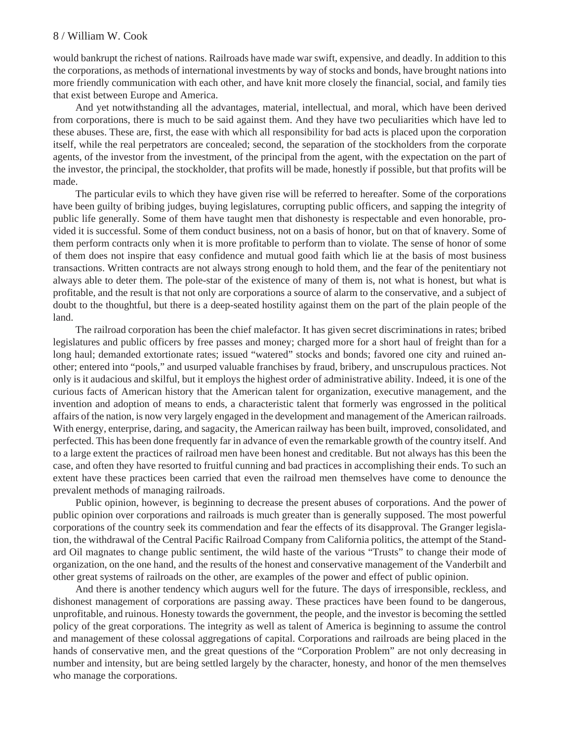would bankrupt the richest of nations. Railroads have made war swift, expensive, and deadly. In addition to this the corporations, as methods of international investments by way of stocks and bonds, have brought nations into more friendly communication with each other, and have knit more closely the financial, social, and family ties that exist between Europe and America.

And yet notwithstanding all the advantages, material, intellectual, and moral, which have been derived from corporations, there is much to be said against them. And they have two peculiarities which have led to these abuses. These are, first, the ease with which all responsibility for bad acts is placed upon the corporation itself, while the real perpetrators are concealed; second, the separation of the stockholders from the corporate agents, of the investor from the investment, of the principal from the agent, with the expectation on the part of the investor, the principal, the stockholder, that profits will be made, honestly if possible, but that profits will be made.

The particular evils to which they have given rise will be referred to hereafter. Some of the corporations have been guilty of bribing judges, buying legislatures, corrupting public officers, and sapping the integrity of public life generally. Some of them have taught men that dishonesty is respectable and even honorable, provided it is successful. Some of them conduct business, not on a basis of honor, but on that of knavery. Some of them perform contracts only when it is more profitable to perform than to violate. The sense of honor of some of them does not inspire that easy confidence and mutual good faith which lie at the basis of most business transactions. Written contracts are not always strong enough to hold them, and the fear of the penitentiary not always able to deter them. The pole-star of the existence of many of them is, not what is honest, but what is profitable, and the result is that not only are corporations a source of alarm to the conservative, and a subject of doubt to the thoughtful, but there is a deep-seated hostility against them on the part of the plain people of the land.

The railroad corporation has been the chief malefactor. It has given secret discriminations in rates; bribed legislatures and public officers by free passes and money; charged more for a short haul of freight than for a long haul; demanded extortionate rates; issued "watered" stocks and bonds; favored one city and ruined another; entered into "pools," and usurped valuable franchises by fraud, bribery, and unscrupulous practices. Not only is it audacious and skilful, but it employs the highest order of administrative ability. Indeed, it is one of the curious facts of American history that the American talent for organization, executive management, and the invention and adoption of means to ends, a characteristic talent that formerly was engrossed in the political affairs of the nation, is now very largely engaged in the development and management of the American railroads. With energy, enterprise, daring, and sagacity, the American railway has been built, improved, consolidated, and perfected. This has been done frequently far in advance of even the remarkable growth of the country itself. And to a large extent the practices of railroad men have been honest and creditable. But not always has this been the case, and often they have resorted to fruitful cunning and bad practices in accomplishing their ends. To such an extent have these practices been carried that even the railroad men themselves have come to denounce the prevalent methods of managing railroads.

Public opinion, however, is beginning to decrease the present abuses of corporations. And the power of public opinion over corporations and railroads is much greater than is generally supposed. The most powerful corporations of the country seek its commendation and fear the effects of its disapproval. The Granger legislation, the withdrawal of the Central Pacific Railroad Company from California politics, the attempt of the Standard Oil magnates to change public sentiment, the wild haste of the various "Trusts" to change their mode of organization, on the one hand, and the results of the honest and conservative management of the Vanderbilt and other great systems of railroads on the other, are examples of the power and effect of public opinion.

And there is another tendency which augurs well for the future. The days of irresponsible, reckless, and dishonest management of corporations are passing away. These practices have been found to be dangerous, unprofitable, and ruinous. Honesty towards the government, the people, and the investor is becoming the settled policy of the great corporations. The integrity as well as talent of America is beginning to assume the control and management of these colossal aggregations of capital. Corporations and railroads are being placed in the hands of conservative men, and the great questions of the "Corporation Problem" are not only decreasing in number and intensity, but are being settled largely by the character, honesty, and honor of the men themselves who manage the corporations.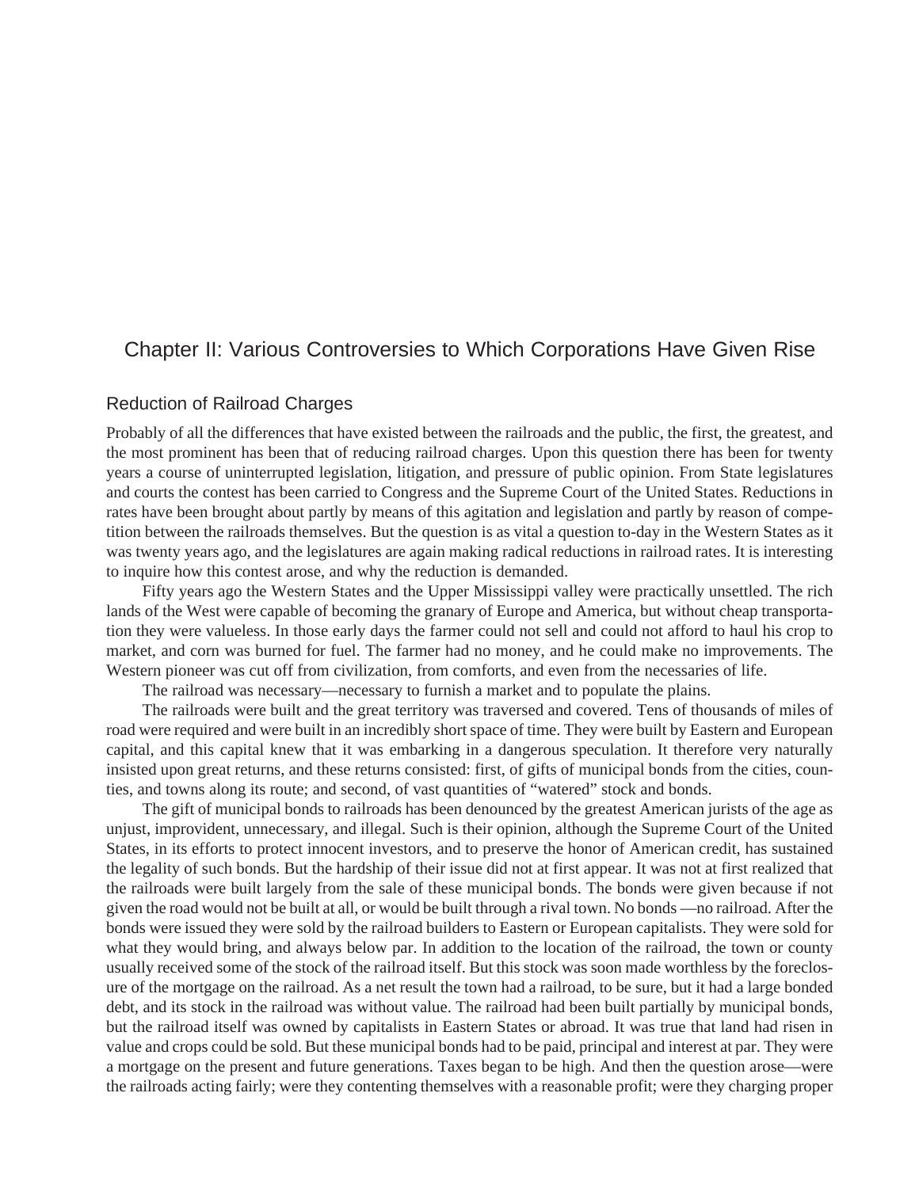# Chapter II: Various Controversies to Which Corporations Have Given Rise

## Reduction of Railroad Charges

Probably of all the differences that have existed between the railroads and the public, the first, the greatest, and the most prominent has been that of reducing railroad charges. Upon this question there has been for twenty years a course of uninterrupted legislation, litigation, and pressure of public opinion. From State legislatures and courts the contest has been carried to Congress and the Supreme Court of the United States. Reductions in rates have been brought about partly by means of this agitation and legislation and partly by reason of competition between the railroads themselves. But the question is as vital a question to-day in the Western States as it was twenty years ago, and the legislatures are again making radical reductions in railroad rates. It is interesting to inquire how this contest arose, and why the reduction is demanded.

Fifty years ago the Western States and the Upper Mississippi valley were practically unsettled. The rich lands of the West were capable of becoming the granary of Europe and America, but without cheap transportation they were valueless. In those early days the farmer could not sell and could not afford to haul his crop to market, and corn was burned for fuel. The farmer had no money, and he could make no improvements. The Western pioneer was cut off from civilization, from comforts, and even from the necessaries of life.

The railroad was necessary—necessary to furnish a market and to populate the plains.

The railroads were built and the great territory was traversed and covered. Tens of thousands of miles of road were required and were built in an incredibly short space of time. They were built by Eastern and European capital, and this capital knew that it was embarking in a dangerous speculation. It therefore very naturally insisted upon great returns, and these returns consisted: first, of gifts of municipal bonds from the cities, counties, and towns along its route; and second, of vast quantities of "watered" stock and bonds.

The gift of municipal bonds to railroads has been denounced by the greatest American jurists of the age as unjust, improvident, unnecessary, and illegal. Such is their opinion, although the Supreme Court of the United States, in its efforts to protect innocent investors, and to preserve the honor of American credit, has sustained the legality of such bonds. But the hardship of their issue did not at first appear. It was not at first realized that the railroads were built largely from the sale of these municipal bonds. The bonds were given because if not given the road would not be built at all, or would be built through a rival town. No bonds —no railroad. After the bonds were issued they were sold by the railroad builders to Eastern or European capitalists. They were sold for what they would bring, and always below par. In addition to the location of the railroad, the town or county usually received some of the stock of the railroad itself. But this stock was soon made worthless by the foreclosure of the mortgage on the railroad. As a net result the town had a railroad, to be sure, but it had a large bonded debt, and its stock in the railroad was without value. The railroad had been built partially by municipal bonds, but the railroad itself was owned by capitalists in Eastern States or abroad. It was true that land had risen in value and crops could be sold. But these municipal bonds had to be paid, principal and interest at par. They were a mortgage on the present and future generations. Taxes began to be high. And then the question arose—were the railroads acting fairly; were they contenting themselves with a reasonable profit; were they charging proper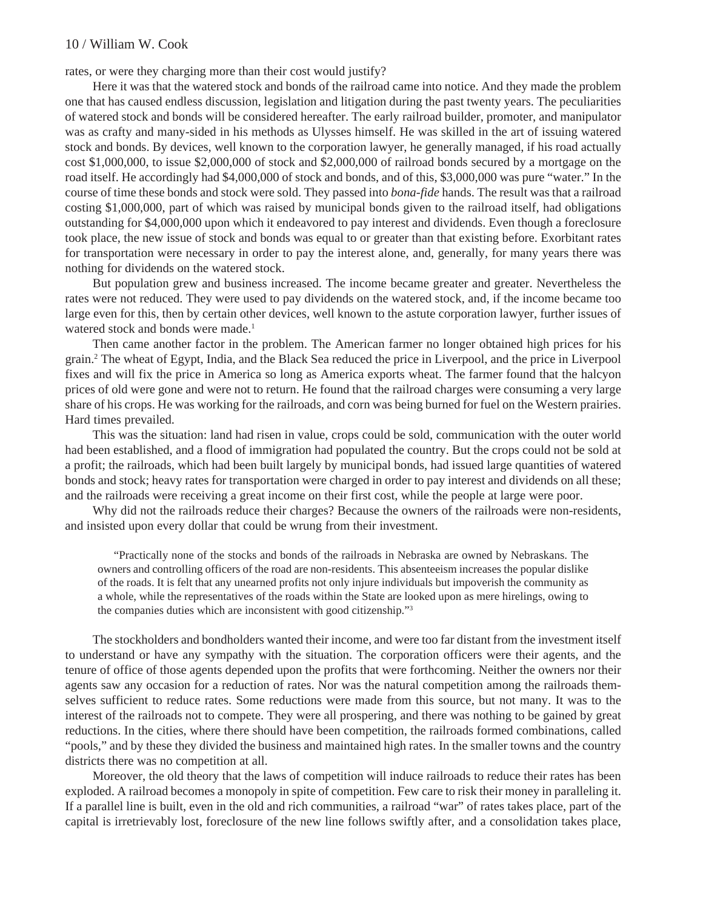rates, or were they charging more than their cost would justify?

Here it was that the watered stock and bonds of the railroad came into notice. And they made the problem one that has caused endless discussion, legislation and litigation during the past twenty years. The peculiarities of watered stock and bonds will be considered hereafter. The early railroad builder, promoter, and manipulator was as crafty and many-sided in his methods as Ulysses himself. He was skilled in the art of issuing watered stock and bonds. By devices, well known to the corporation lawyer, he generally managed, if his road actually cost $1,000,000, to issue $2,000,000 of stock and $2,000,000 of railroad bonds secured by a mortgage on the road itself. He accordingly had $4,000,000 of stock and bonds, and of this, $3,000,000 was pure "water." In the course of time these bonds and stock were sold. They passed into *bona-fide* hands. The result was that a railroad costing $1,000,000, part of which was raised by municipal bonds given to the railroad itself, had obligations outstanding for $4,000,000 upon which it endeavored to pay interest and dividends. Even though a foreclosure took place, the new issue of stock and bonds was equal to or greater than that existing before. Exorbitant rates for transportation were necessary in order to pay the interest alone, and, generally, for many years there was nothing for dividends on the watered stock.

But population grew and business increased. The income became greater and greater. Nevertheless the rates were not reduced. They were used to pay dividends on the watered stock, and, if the income became too large even for this, then by certain other devices, well known to the astute corporation lawyer, further issues of watered stock and bonds were made.[1]

Then came another factor in the problem. The American farmer no longer obtained high prices for his grain.[2] The wheat of Egypt, India, and the Black Sea reduced the price in Liverpool, and the price in Liverpool fixes and will fix the price in America so long as America exports wheat. The farmer found that the halcyon prices of old were gone and were not to return. He found that the railroad charges were consuming a very large share of his crops. He was working for the railroads, and corn was being burned for fuel on the Western prairies. Hard times prevailed.

This was the situation: land had risen in value, crops could be sold, communication with the outer world had been established, and a flood of immigration had populated the country. But the crops could not be sold at a profit; the railroads, which had been built largely by municipal bonds, had issued large quantities of watered bonds and stock; heavy rates for transportation were charged in order to pay interest and dividends on all these; and the railroads were receiving a great income on their first cost, while the people at large were poor.

Why did not the railroads reduce their charges? Because the owners of the railroads were non-residents, and insisted upon every dollar that could be wrung from their investment.

> "Practically none of the stocks and bonds of the railroads in Nebraska are owned by Nebraskans. The owners and controlling officers of the road are non-residents. This absenteeism increases the popular dislike of the roads. It is felt that any unearned profits not only injure individuals but impoverish the community as a whole, while the representatives of the roads within the State are looked upon as mere hirelings, owing to the companies duties which are inconsistent with good citizenship."[3]

The stockholders and bondholders wanted their income, and were too far distant from the investment itself to understand or have any sympathy with the situation. The corporation officers were their agents, and the tenure of office of those agents depended upon the profits that were forthcoming. Neither the owners nor their agents saw any occasion for a reduction of rates. Nor was the natural competition among the railroads themselves sufficient to reduce rates. Some reductions were made from this source, but not many. It was to the interest of the railroads not to compete. They were all prospering, and there was nothing to be gained by great reductions. In the cities, where there should have been competition, the railroads formed combinations, called "pools," and by these they divided the business and maintained high rates. In the smaller towns and the country districts there was no competition at all.

Moreover, the old theory that the laws of competition will induce railroads to reduce their rates has been exploded. A railroad becomes a monopoly in spite of competition. Few care to risk their money in paralleling it. If a parallel line is built, even in the old and rich communities, a railroad "war" of rates takes place, part of the capital is irretrievably lost, foreclosure of the new line follows swiftly after, and a consolidation takes place,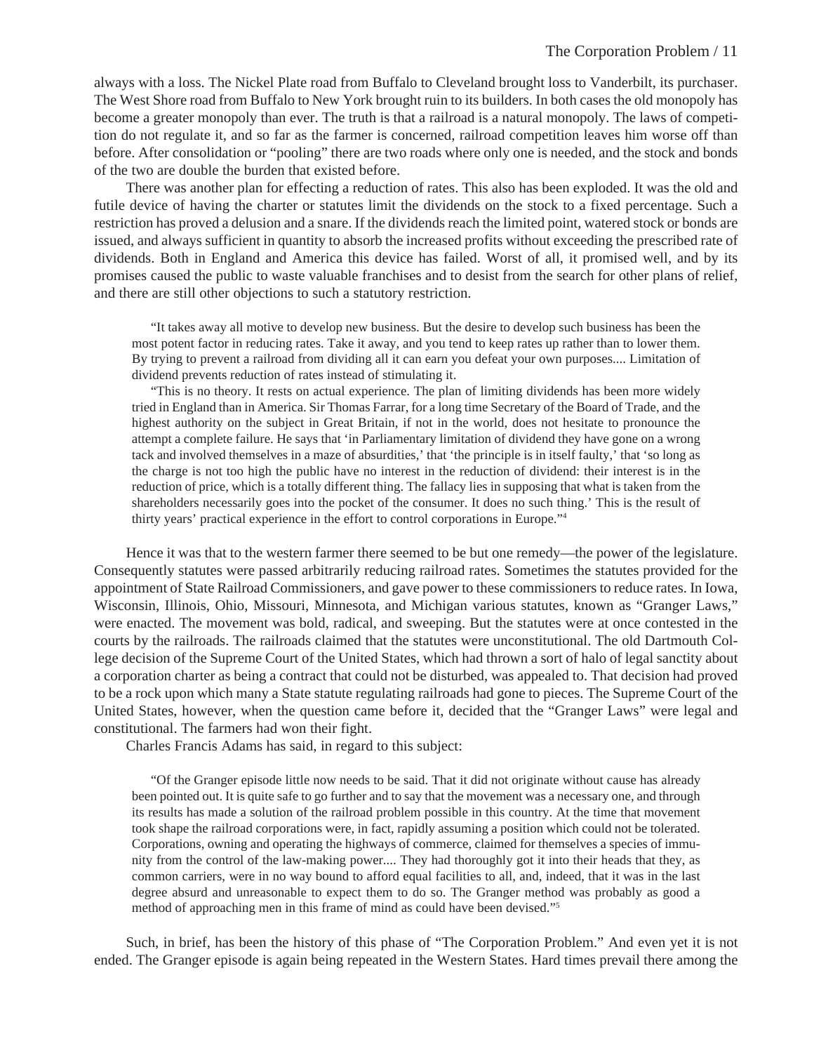always with a loss. The Nickel Plate road from Buffalo to Cleveland brought loss to Vanderbilt, its purchaser. The West Shore road from Buffalo to New York brought ruin to its builders. In both cases the old monopoly has become a greater monopoly than ever. The truth is that a railroad is a natural monopoly. The laws of competition do not regulate it, and so far as the farmer is concerned, railroad competition leaves him worse off than before. After consolidation or "pooling" there are two roads where only one is needed, and the stock and bonds of the two are double the burden that existed before.

There was another plan for effecting a reduction of rates. This also has been exploded. It was the old and futile device of having the charter or statutes limit the dividends on the stock to a fixed percentage. Such a restriction has proved a delusion and a snare. If the dividends reach the limited point, watered stock or bonds are issued, and always sufficient in quantity to absorb the increased profits without exceeding the prescribed rate of dividends. Both in England and America this device has failed. Worst of all, it promised well, and by its promises caused the public to waste valuable franchises and to desist from the search for other plans of relief, and there are still other objections to such a statutory restriction.

> "It takes away all motive to develop new business. But the desire to develop such business has been the most potent factor in reducing rates. Take it away, and you tend to keep rates up rather than to lower them. By trying to prevent a railroad from dividing all it can earn you defeat your own purposes.... Limitation of dividend prevents reduction of rates instead of stimulating it.
>
> "This is no theory. It rests on actual experience. The plan of limiting dividends has been more widely tried in England than in America. Sir Thomas Farrar, for a long time Secretary of the Board of Trade, and the highest authority on the subject in Great Britain, if not in the world, does not hesitate to pronounce the attempt a complete failure. He says that 'in Parliamentary limitation of dividend they have gone on a wrong tack and involved themselves in a maze of absurdities,' that 'the principle is in itself faulty,' that 'so long as the charge is not too high the public have no interest in the reduction of dividend: their interest is in the reduction of price, which is a totally different thing. The fallacy lies in supposing that what is taken from the shareholders necessarily goes into the pocket of the consumer. It does no such thing.' This is the result of thirty years' practical experience in the effort to control corporations in Europe."[4]

Hence it was that to the western farmer there seemed to be but one remedy—the power of the legislature. Consequently statutes were passed arbitrarily reducing railroad rates. Sometimes the statutes provided for the appointment of State Railroad Commissioners, and gave power to these commissioners to reduce rates. In Iowa, Wisconsin, Illinois, Ohio, Missouri, Minnesota, and Michigan various statutes, known as "Granger Laws," were enacted. The movement was bold, radical, and sweeping. But the statutes were at once contested in the courts by the railroads. The railroads claimed that the statutes were unconstitutional. The old Dartmouth College decision of the Supreme Court of the United States, which had thrown a sort of halo of legal sanctity about a corporation charter as being a contract that could not be disturbed, was appealed to. That decision had proved to be a rock upon which many a State statute regulating railroads had gone to pieces. The Supreme Court of the United States, however, when the question came before it, decided that the "Granger Laws" were legal and constitutional. The farmers had won their fight.

Charles Francis Adams has said, in regard to this subject:

> "Of the Granger episode little now needs to be said. That it did not originate without cause has already been pointed out. It is quite safe to go further and to say that the movement was a necessary one, and through its results has made a solution of the railroad problem possible in this country. At the time that movement took shape the railroad corporations were, in fact, rapidly assuming a position which could not be tolerated. Corporations, owning and operating the highways of commerce, claimed for themselves a species of immunity from the control of the law-making power.... They had thoroughly got it into their heads that they, as common carriers, were in no way bound to afford equal facilities to all, and, indeed, that it was in the last degree absurd and unreasonable to expect them to do so. The Granger method was probably as good a method of approaching men in this frame of mind as could have been devised."[5]

Such, in brief, has been the history of this phase of "The Corporation Problem." And even yet it is not ended. The Granger episode is again being repeated in the Western States. Hard times prevail there among the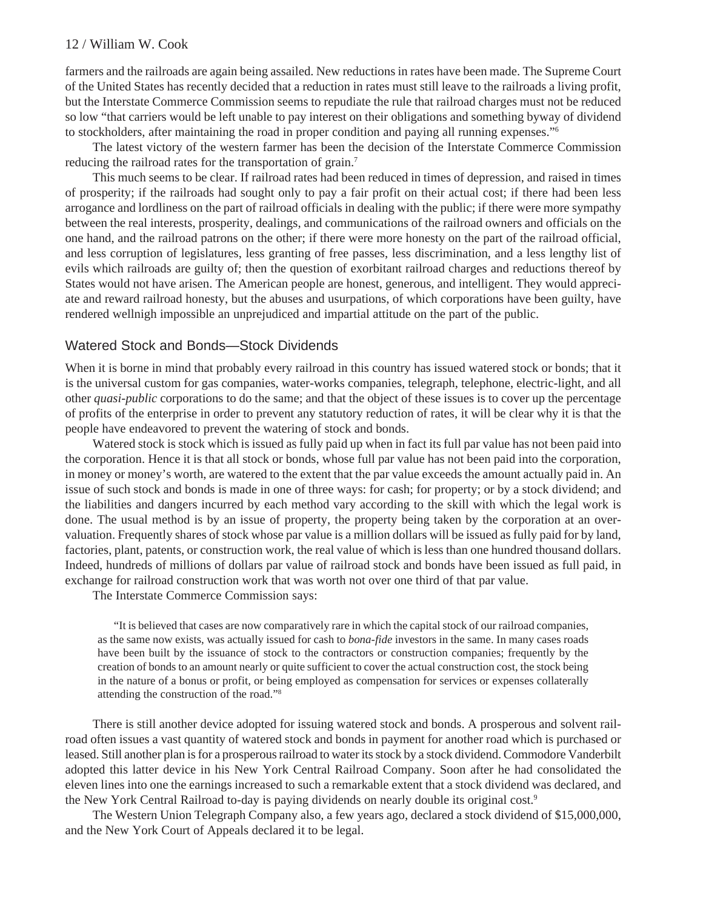farmers and the railroads are again being assailed. New reductions in rates have been made. The Supreme Court of the United States has recently decided that a reduction in rates must still leave to the railroads a living profit, but the Interstate Commerce Commission seems to repudiate the rule that railroad charges must not be reduced so low "that carriers would be left unable to pay interest on their obligations and something byway of dividend to stockholders, after maintaining the road in proper condition and paying all running expenses."[6]

The latest victory of the western farmer has been the decision of the Interstate Commerce Commission reducing the railroad rates for the transportation of grain.[7]

This much seems to be clear. If railroad rates had been reduced in times of depression, and raised in times of prosperity; if the railroads had sought only to pay a fair profit on their actual cost; if there had been less arrogance and lordliness on the part of railroad officials in dealing with the public; if there were more sympathy between the real interests, prosperity, dealings, and communications of the railroad owners and officials on the one hand, and the railroad patrons on the other; if there were more honesty on the part of the railroad official, and less corruption of legislatures, less granting of free passes, less discrimination, and a less lengthy list of evils which railroads are guilty of; then the question of exorbitant railroad charges and reductions thereof by States would not have arisen. The American people are honest, generous, and intelligent. They would appreciate and reward railroad honesty, but the abuses and usurpations, of which corporations have been guilty, have rendered wellnigh impossible an unprejudiced and impartial attitude on the part of the public.

## Watered Stock and Bonds—Stock Dividends

When it is borne in mind that probably every railroad in this country has issued watered stock or bonds; that it is the universal custom for gas companies, water-works companies, telegraph, telephone, electric-light, and all other *quasi-public* corporations to do the same; and that the object of these issues is to cover up the percentage of profits of the enterprise in order to prevent any statutory reduction of rates, it will be clear why it is that the people have endeavored to prevent the watering of stock and bonds.

Watered stock is stock which is issued as fully paid up when in fact its full par value has not been paid into the corporation. Hence it is that all stock or bonds, whose full par value has not been paid into the corporation, in money or money's worth, are watered to the extent that the par value exceeds the amount actually paid in. An issue of such stock and bonds is made in one of three ways: for cash; for property; or by a stock dividend; and the liabilities and dangers incurred by each method vary according to the skill with which the legal work is done. The usual method is by an issue of property, the property being taken by the corporation at an overvaluation. Frequently shares of stock whose par value is a million dollars will be issued as fully paid for by land, factories, plant, patents, or construction work, the real value of which is less than one hundred thousand dollars. Indeed, hundreds of millions of dollars par value of railroad stock and bonds have been issued as full paid, in exchange for railroad construction work that was worth not over one third of that par value.

The Interstate Commerce Commission says:

> "It is believed that cases are now comparatively rare in which the capital stock of our railroad companies, as the same now exists, was actually issued for cash to *bona-fide* investors in the same. In many cases roads have been built by the issuance of stock to the contractors or construction companies; frequently by the creation of bonds to an amount nearly or quite sufficient to cover the actual construction cost, the stock being in the nature of a bonus or profit, or being employed as compensation for services or expenses collaterally attending the construction of the road."[8]

There is still another device adopted for issuing watered stock and bonds. A prosperous and solvent railroad often issues a vast quantity of watered stock and bonds in payment for another road which is purchased or leased. Still another plan is for a prosperous railroad to water its stock by a stock dividend. Commodore Vanderbilt adopted this latter device in his New York Central Railroad Company. Soon after he had consolidated the eleven lines into one the earnings increased to such a remarkable extent that a stock dividend was declared, and the New York Central Railroad to-day is paying dividends on nearly double its original cost.[9]

The Western Union Telegraph Company also, a few years ago, declared a stock dividend of $15,000,000, and the New York Court of Appeals declared it to be legal.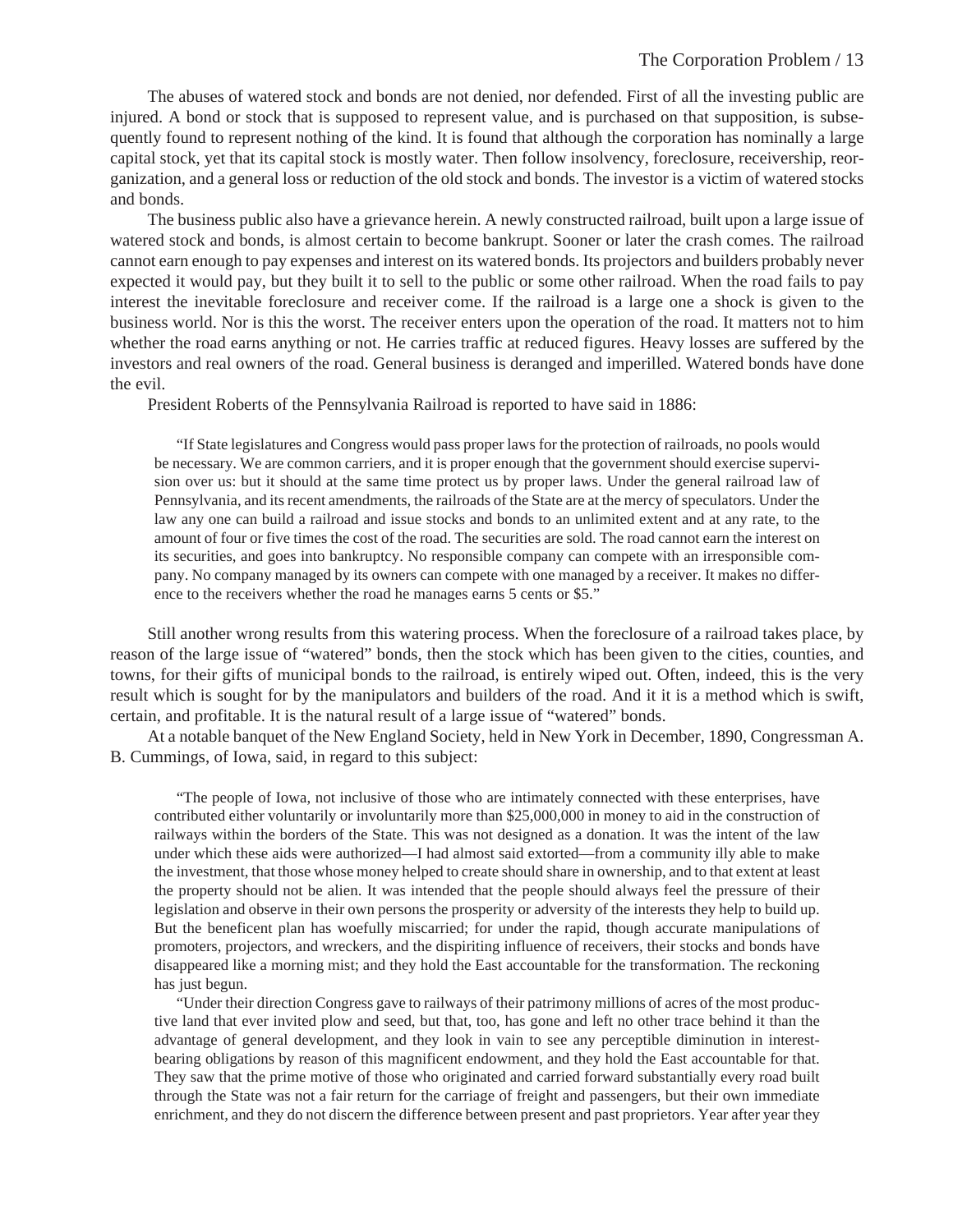The abuses of watered stock and bonds are not denied, nor defended. First of all the investing public are injured. A bond or stock that is supposed to represent value, and is purchased on that supposition, is subsequently found to represent nothing of the kind. It is found that although the corporation has nominally a large capital stock, yet that its capital stock is mostly water. Then follow insolvency, foreclosure, receivership, reorganization, and a general loss or reduction of the old stock and bonds. The investor is a victim of watered stocks and bonds.

The business public also have a grievance herein. A newly constructed railroad, built upon a large issue of watered stock and bonds, is almost certain to become bankrupt. Sooner or later the crash comes. The railroad cannot earn enough to pay expenses and interest on its watered bonds. Its projectors and builders probably never expected it would pay, but they built it to sell to the public or some other railroad. When the road fails to pay interest the inevitable foreclosure and receiver come. If the railroad is a large one a shock is given to the business world. Nor is this the worst. The receiver enters upon the operation of the road. It matters not to him whether the road earns anything or not. He carries traffic at reduced figures. Heavy losses are suffered by the investors and real owners of the road. General business is deranged and imperilled. Watered bonds have done the evil.

President Roberts of the Pennsylvania Railroad is reported to have said in 1886:

> "If State legislatures and Congress would pass proper laws for the protection of railroads, no pools would be necessary. We are common carriers, and it is proper enough that the government should exercise supervision over us: but it should at the same time protect us by proper laws. Under the general railroad law of Pennsylvania, and its recent amendments, the railroads of the State are at the mercy of speculators. Under the law any one can build a railroad and issue stocks and bonds to an unlimited extent and at any rate, to the amount of four or five times the cost of the road. The securities are sold. The road cannot earn the interest on its securities, and goes into bankruptcy. No responsible company can compete with an irresponsible company. No company managed by its owners can compete with one managed by a receiver. It makes no difference to the receivers whether the road he manages earns 5 cents or $5."

Still another wrong results from this watering process. When the foreclosure of a railroad takes place, by reason of the large issue of "watered" bonds, then the stock which has been given to the cities, counties, and towns, for their gifts of municipal bonds to the railroad, is entirely wiped out. Often, indeed, this is the very result which is sought for by the manipulators and builders of the road. And it it is a method which is swift, certain, and profitable. It is the natural result of a large issue of "watered" bonds.

At a notable banquet of the New England Society, held in New York in December, 1890, Congressman A. B. Cummings, of Iowa, said, in regard to this subject:

> "The people of Iowa, not inclusive of those who are intimately connected with these enterprises, have contributed either voluntarily or involuntarily more than $25,000,000 in money to aid in the construction of railways within the borders of the State. This was not designed as a donation. It was the intent of the law under which these aids were authorized—I had almost said extorted—from a community illy able to make the investment, that those whose money helped to create should share in ownership, and to that extent at least the property should not be alien. It was intended that the people should always feel the pressure of their legislation and observe in their own persons the prosperity or adversity of the interests they help to build up. But the beneficent plan has woefully miscarried; for under the rapid, though accurate manipulations of promoters, projectors, and wreckers, and the dispiriting influence of receivers, their stocks and bonds have disappeared like a morning mist; and they hold the East accountable for the transformation. The reckoning has just begun.
>
> "Under their direction Congress gave to railways of their patrimony millions of acres of the most productive land that ever invited plow and seed, but that, too, has gone and left no other trace behind it than the advantage of general development, and they look in vain to see any perceptible diminution in interest-bearing obligations by reason of this magnificent endowment, and they hold the East accountable for that. They saw that the prime motive of those who originated and carried forward substantially every road built through the State was not a fair return for the carriage of freight and passengers, but their own immediate enrichment, and they do not discern the difference between present and past proprietors. Year after year they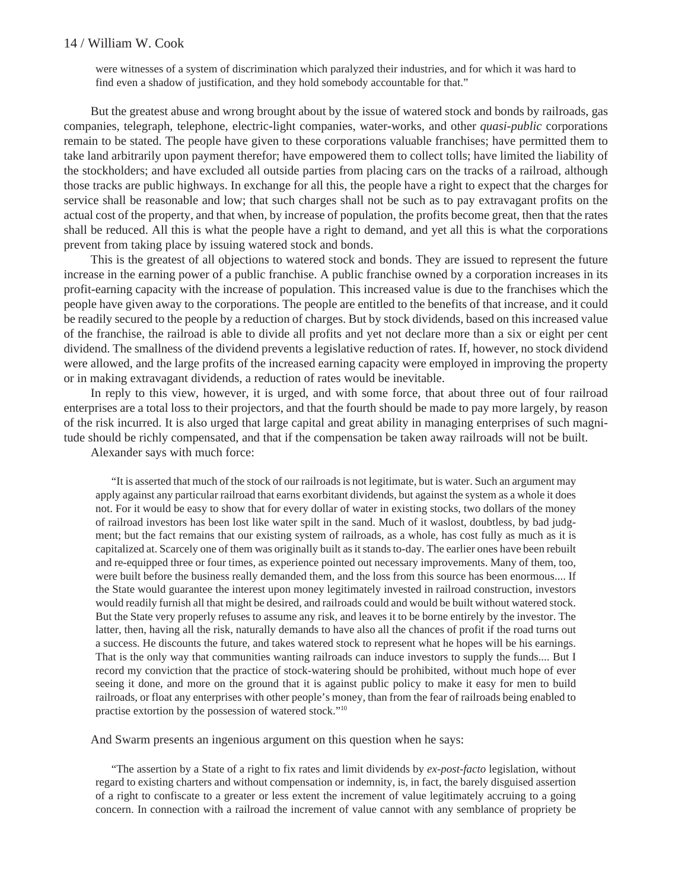> were witnesses of a system of discrimination which paralyzed their industries, and for which it was hard to find even a shadow of justification, and they hold somebody accountable for that."

But the greatest abuse and wrong brought about by the issue of watered stock and bonds by railroads, gas companies, telegraph, telephone, electric-light companies, water-works, and other *quasi-public* corporations remain to be stated. The people have given to these corporations valuable franchises; have permitted them to take land arbitrarily upon payment therefor; have empowered them to collect tolls; have limited the liability of the stockholders; and have excluded all outside parties from placing cars on the tracks of a railroad, although those tracks are public highways. In exchange for all this, the people have a right to expect that the charges for service shall be reasonable and low; that such charges shall not be such as to pay extravagant profits on the actual cost of the property, and that when, by increase of population, the profits become great, then that the rates shall be reduced. All this is what the people have a right to demand, and yet all this is what the corporations prevent from taking place by issuing watered stock and bonds.

This is the greatest of all objections to watered stock and bonds. They are issued to represent the future increase in the earning power of a public franchise. A public franchise owned by a corporation increases in its profit-earning capacity with the increase of population. This increased value is due to the franchises which the people have given away to the corporations. The people are entitled to the benefits of that increase, and it could be readily secured to the people by a reduction of charges. But by stock dividends, based on this increased value of the franchise, the railroad is able to divide all profits and yet not declare more than a six or eight per cent dividend. The smallness of the dividend prevents a legislative reduction of rates. If, however, no stock dividend were allowed, and the large profits of the increased earning capacity were employed in improving the property or in making extravagant dividends, a reduction of rates would be inevitable.

In reply to this view, however, it is urged, and with some force, that about three out of four railroad enterprises are a total loss to their projectors, and that the fourth should be made to pay more largely, by reason of the risk incurred. It is also urged that large capital and great ability in managing enterprises of such magnitude should be richly compensated, and that if the compensation be taken away railroads will not be built.

Alexander says with much force:

> "It is asserted that much of the stock of our railroads is not legitimate, but is water. Such an argument may apply against any particular railroad that earns exorbitant dividends, but against the system as a whole it does not. For it would be easy to show that for every dollar of water in existing stocks, two dollars of the money of railroad investors has been lost like water spilt in the sand. Much of it waslost, doubtless, by bad judgment; but the fact remains that our existing system of railroads, as a whole, has cost fully as much as it is capitalized at. Scarcely one of them was originally built as it stands to-day. The earlier ones have been rebuilt and re-equipped three or four times, as experience pointed out necessary improvements. Many of them, too, were built before the business really demanded them, and the loss from this source has been enormous.... If the State would guarantee the interest upon money legitimately invested in railroad construction, investors would readily furnish all that might be desired, and railroads could and would be built without watered stock. But the State very properly refuses to assume any risk, and leaves it to be borne entirely by the investor. The latter, then, having all the risk, naturally demands to have also all the chances of profit if the road turns out a success. He discounts the future, and takes watered stock to represent what he hopes will be his earnings. That is the only way that communities wanting railroads can induce investors to supply the funds.... But I record my conviction that the practice of stock-watering should be prohibited, without much hope of ever seeing it done, and more on the ground that it is against public policy to make it easy for men to build railroads, or float any enterprises with other people's money, than from the fear of railroads being enabled to practise extortion by the possession of watered stock."[10]

And Swarm presents an ingenious argument on this question when he says:

> "The assertion by a State of a right to fix rates and limit dividends by *ex-post-facto* legislation, without regard to existing charters and without compensation or indemnity, is, in fact, the barely disguised assertion of a right to confiscate to a greater or less extent the increment of value legitimately accruing to a going concern. In connection with a railroad the increment of value cannot with any semblance of propriety be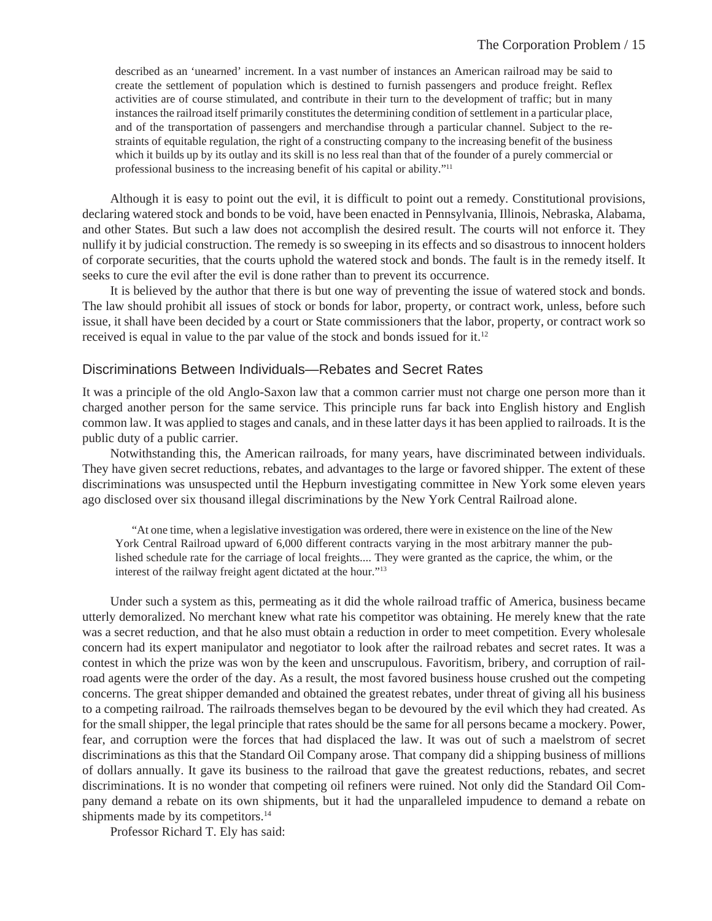described as an ‘unearned’ increment. In a vast number of instances an American railroad may be said to create the settlement of population which is destined to furnish passengers and produce freight. Reflex activities are of course stimulated, and contribute in their turn to the development of traffic; but in many instances the railroad itself primarily constitutes the determining condition of settlement in a particular place, and of the transportation of passengers and merchandise through a particular channel. Subject to the restraints of equitable regulation, the right of a constructing company to the increasing benefit of the business which it builds up by its outlay and its skill is no less real than that of the founder of a purely commercial or professional business to the increasing benefit of his capital or ability.”[11]

Although it is easy to point out the evil, it is difficult to point out a remedy. Constitutional provisions, declaring watered stock and bonds to be void, have been enacted in Pennsylvania, Illinois, Nebraska, Alabama, and other States. But such a law does not accomplish the desired result. The courts will not enforce it. They nullify it by judicial construction. The remedy is so sweeping in its effects and so disastrous to innocent holders of corporate securities, that the courts uphold the watered stock and bonds. The fault is in the remedy itself. It seeks to cure the evil after the evil is done rather than to prevent its occurrence.

It is believed by the author that there is but one way of preventing the issue of watered stock and bonds. The law should prohibit all issues of stock or bonds for labor, property, or contract work, unless, before such issue, it shall have been decided by a court or State commissioners that the labor, property, or contract work so received is equal in value to the par value of the stock and bonds issued for it.[12]

## Discriminations Between Individuals—Rebates and Secret Rates

It was a principle of the old Anglo-Saxon law that a common carrier must not charge one person more than it charged another person for the same service. This principle runs far back into English history and English common law. It was applied to stages and canals, and in these latter days it has been applied to railroads. It is the public duty of a public carrier.

Notwithstanding this, the American railroads, for many years, have discriminated between individuals. They have given secret reductions, rebates, and advantages to the large or favored shipper. The extent of these discriminations was unsuspected until the Hepburn investigating committee in New York some eleven years ago disclosed over six thousand illegal discriminations by the New York Central Railroad alone.

> “At one time, when a legislative investigation was ordered, there were in existence on the line of the New York Central Railroad upward of 6,000 different contracts varying in the most arbitrary manner the published schedule rate for the carriage of local freights.... They were granted as the caprice, the whim, or the interest of the railway freight agent dictated at the hour.”[13]

Under such a system as this, permeating as it did the whole railroad traffic of America, business became utterly demoralized. No merchant knew what rate his competitor was obtaining. He merely knew that the rate was a secret reduction, and that he also must obtain a reduction in order to meet competition. Every wholesale concern had its expert manipulator and negotiator to look after the railroad rebates and secret rates. It was a contest in which the prize was won by the keen and unscrupulous. Favoritism, bribery, and corruption of railroad agents were the order of the day. As a result, the most favored business house crushed out the competing concerns. The great shipper demanded and obtained the greatest rebates, under threat of giving all his business to a competing railroad. The railroads themselves began to be devoured by the evil which they had created. As for the small shipper, the legal principle that rates should be the same for all persons became a mockery. Power, fear, and corruption were the forces that had displaced the law. It was out of such a maelstrom of secret discriminations as this that the Standard Oil Company arose. That company did a shipping business of millions of dollars annually. It gave its business to the railroad that gave the greatest reductions, rebates, and secret discriminations. It is no wonder that competing oil refiners were ruined. Not only did the Standard Oil Company demand a rebate on its own shipments, but it had the unparalleled impudence to demand a rebate on shipments made by its competitors.[14]

Professor Richard T. Ely has said: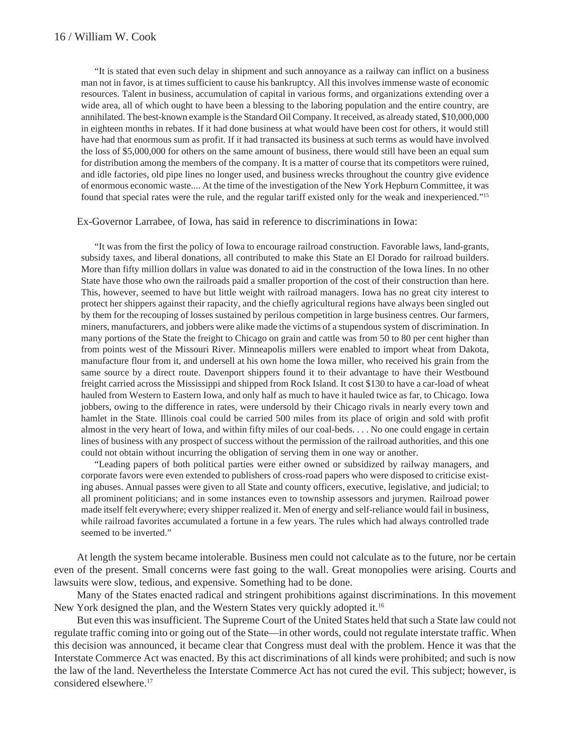> "It is stated that even such delay in shipment and such annoyance as a railway can inflict on a business man not in favor, is at times sufficient to cause his bankruptcy. All this involves immense waste of economic resources. Talent in business, accumulation of capital in various forms, and organizations extending over a wide area, all of which ought to have been a blessing to the laboring population and the entire country, are annihilated. The best-known example is the Standard Oil Company. It received, as already stated, $10,000,000 in eighteen months in rebates. If it had done business at what would have been cost for others, it would still have had that enormous sum as profit. If it had transacted its business at such terms as would have involved the loss of $5,000,000 for others on the same amount of business, there would still have been an equal sum for distribution among the members of the company. It is a matter of course that its competitors were ruined, and idle factories, old pipe lines no longer used, and business wrecks throughout the country give evidence of enormous economic waste.... At the time of the investigation of the New York Hepburn Committee, it was found that special rates were the rule, and the regular tariff existed only for the weak and inexperienced."[15]

Ex-Governor Larrabee, of Iowa, has said in reference to discriminations in Iowa:

> "It was from the first the policy of Iowa to encourage railroad construction. Favorable laws, land-grants, subsidy taxes, and liberal donations, all contributed to make this State an El Dorado for railroad builders. More than fifty million dollars in value was donated to aid in the construction of the Iowa lines. In no other State have those who own the railroads paid a smaller proportion of the cost of their construction than here. This, however, seemed to have but little weight with railroad managers. Iowa has no great city interest to protect her shippers against their rapacity, and the chiefly agricultural regions have always been singled out by them for the recouping of losses sustained by perilous competition in large business centres. Our farmers, miners, manufacturers, and jobbers were alike made the victims of a stupendous system of discrimination. In many portions of the State the freight to Chicago on grain and cattle was from 50 to 80 per cent higher than from points west of the Missouri River. Minneapolis millers were enabled to import wheat from Dakota, manufacture flour from it, and undersell at his own home the Iowa miller, who received his grain from the same source by a direct route. Davenport shippers found it to their advantage to have their Westbound freight carried across the Mississippi and shipped from Rock Island. It cost $130 to have a car-load of wheat hauled from Western to Eastern Iowa, and only half as much to have it hauled twice as far, to Chicago. Iowa jobbers, owing to the difference in rates, were undersold by their Chicago rivals in nearly every town and hamlet in the State. Illinois coal could be carried 500 miles from its place of origin and sold with profit almost in the very heart of Iowa, and within fifty miles of our coal-beds. . . . No one could engage in certain lines of business with any prospect of success without the permission of the railroad authorities, and this one could not obtain without incurring the obligation of serving them in one way or another.
>
> "Leading papers of both political parties were either owned or subsidized by railway managers, and corporate favors were even extended to publishers of cross-road papers who were disposed to criticise existing abuses. Annual passes were given to all State and county officers, executive, legislative, and judicial; to all prominent politicians; and in some instances even to township assessors and jurymen. Railroad power made itself felt everywhere; every shipper realized it. Men of energy and self-reliance would fail in business, while railroad favorites accumulated a fortune in a few years. The rules which had always controlled trade seemed to be inverted."

At length the system became intolerable. Business men could not calculate as to the future, nor be certain even of the present. Small concerns were fast going to the wall. Great monopolies were arising. Courts and lawsuits were slow, tedious, and expensive. Something had to be done.

Many of the States enacted radical and stringent prohibitions against discriminations. In this movement New York designed the plan, and the Western States very quickly adopted it.[16]

But even this was insufficient. The Supreme Court of the United States held that such a State law could not regulate traffic coming into or going out of the State—in other words, could not regulate interstate traffic. When this decision was announced, it became clear that Congress must deal with the problem. Hence it was that the Interstate Commerce Act was enacted. By this act discriminations of all kinds were prohibited; and such is now the law of the land. Nevertheless the Interstate Commerce Act has not cured the evil. This subject; however, is considered elsewhere.[17]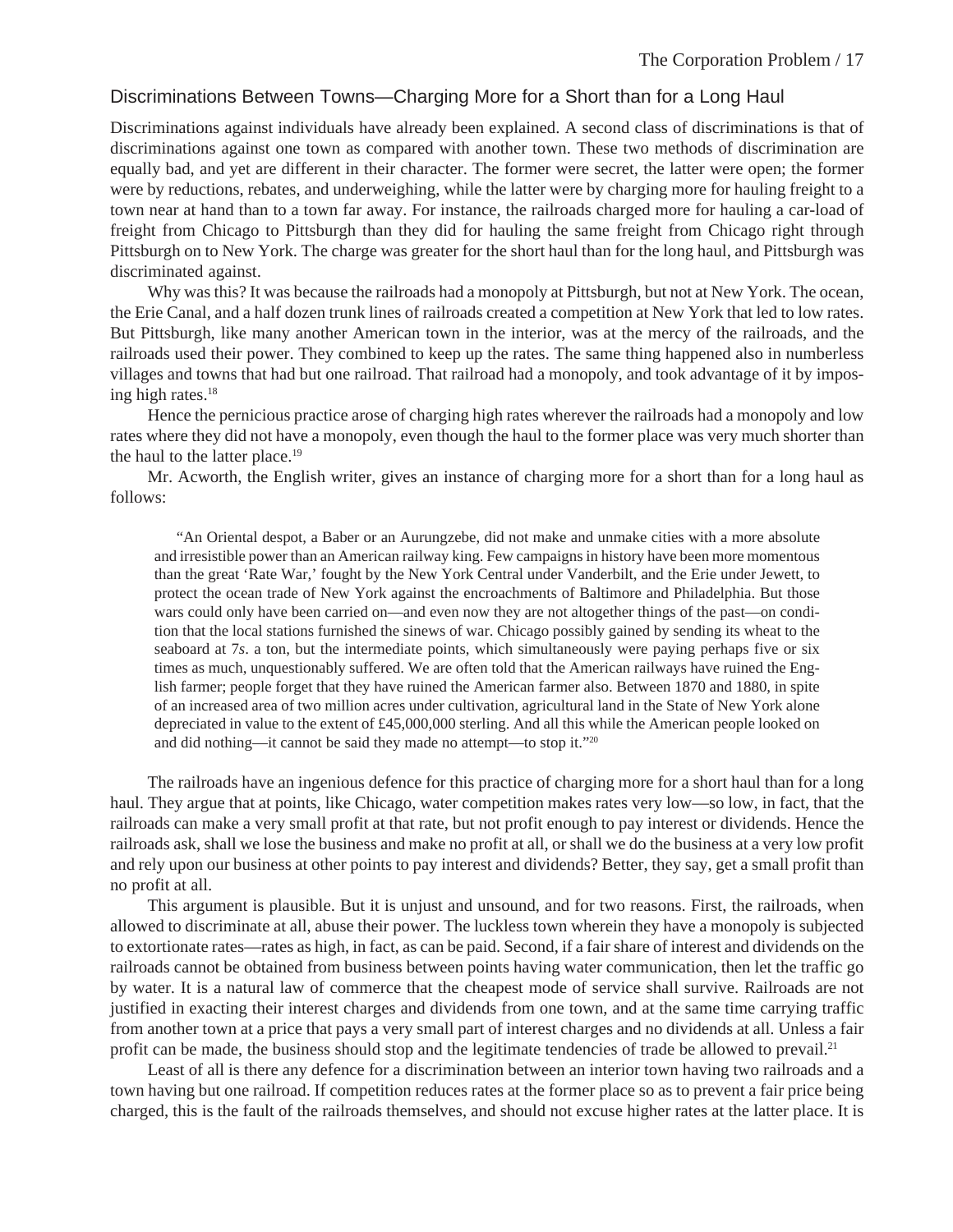## Discriminations Between Towns—Charging More for a Short than for a Long Haul

Discriminations against individuals have already been explained. A second class of discriminations is that of discriminations against one town as compared with another town. These two methods of discrimination are equally bad, and yet are different in their character. The former were secret, the latter were open; the former were by reductions, rebates, and underweighing, while the latter were by charging more for hauling freight to a town near at hand than to a town far away. For instance, the railroads charged more for hauling a car-load of freight from Chicago to Pittsburgh than they did for hauling the same freight from Chicago right through Pittsburgh on to New York. The charge was greater for the short haul than for the long haul, and Pittsburgh was discriminated against.

Why was this? It was because the railroads had a monopoly at Pittsburgh, but not at New York. The ocean, the Erie Canal, and a half dozen trunk lines of railroads created a competition at New York that led to low rates. But Pittsburgh, like many another American town in the interior, was at the mercy of the railroads, and the railroads used their power. They combined to keep up the rates. The same thing happened also in numberless villages and towns that had but one railroad. That railroad had a monopoly, and took advantage of it by imposing high rates.[18]

Hence the pernicious practice arose of charging high rates wherever the railroads had a monopoly and low rates where they did not have a monopoly, even though the haul to the former place was very much shorter than the haul to the latter place.[19]

Mr. Acworth, the English writer, gives an instance of charging more for a short than for a long haul as follows:

> "An Oriental despot, a Baber or an Aurungzebe, did not make and unmake cities with a more absolute and irresistible power than an American railway king. Few campaigns in history have been more momentous than the great 'Rate War,' fought by the New York Central under Vanderbilt, and the Erie under Jewett, to protect the ocean trade of New York against the encroachments of Baltimore and Philadelphia. But those wars could only have been carried on—and even now they are not altogether things of the past—on condition that the local stations furnished the sinews of war. Chicago possibly gained by sending its wheat to the seaboard at 7*s*. a ton, but the intermediate points, which simultaneously were paying perhaps five or six times as much, unquestionably suffered. We are often told that the American railways have ruined the English farmer; people forget that they have ruined the American farmer also. Between 1870 and 1880, in spite of an increased area of two million acres under cultivation, agricultural land in the State of New York alone depreciated in value to the extent of £45,000,000 sterling. And all this while the American people looked on and did nothing—it cannot be said they made no attempt—to stop it."[20]

The railroads have an ingenious defence for this practice of charging more for a short haul than for a long haul. They argue that at points, like Chicago, water competition makes rates very low—so low, in fact, that the railroads can make a very small profit at that rate, but not profit enough to pay interest or dividends. Hence the railroads ask, shall we lose the business and make no profit at all, or shall we do the business at a very low profit and rely upon our business at other points to pay interest and dividends? Better, they say, get a small profit than no profit at all.

This argument is plausible. But it is unjust and unsound, and for two reasons. First, the railroads, when allowed to discriminate at all, abuse their power. The luckless town wherein they have a monopoly is subjected to extortionate rates—rates as high, in fact, as can be paid. Second, if a fair share of interest and dividends on the railroads cannot be obtained from business between points having water communication, then let the traffic go by water. It is a natural law of commerce that the cheapest mode of service shall survive. Railroads are not justified in exacting their interest charges and dividends from one town, and at the same time carrying traffic from another town at a price that pays a very small part of interest charges and no dividends at all. Unless a fair profit can be made, the business should stop and the legitimate tendencies of trade be allowed to prevail.[21]

Least of all is there any defence for a discrimination between an interior town having two railroads and a town having but one railroad. If competition reduces rates at the former place so as to prevent a fair price being charged, this is the fault of the railroads themselves, and should not excuse higher rates at the latter place. It is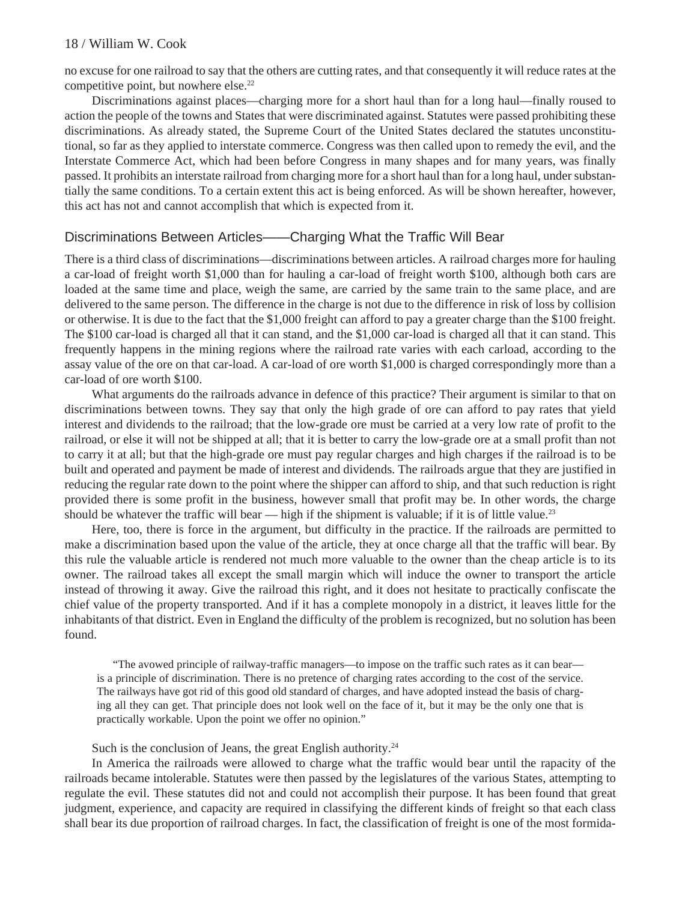no excuse for one railroad to say that the others are cutting rates, and that consequently it will reduce rates at the competitive point, but nowhere else.[22]

Discriminations against places—charging more for a short haul than for a long haul—finally roused to action the people of the towns and States that were discriminated against. Statutes were passed prohibiting these discriminations. As already stated, the Supreme Court of the United States declared the statutes unconstitutional, so far as they applied to interstate commerce. Congress was then called upon to remedy the evil, and the Interstate Commerce Act, which had been before Congress in many shapes and for many years, was finally passed. It prohibits an interstate railroad from charging more for a short haul than for a long haul, under substantially the same conditions. To a certain extent this act is being enforced. As will be shown hereafter, however, this act has not and cannot accomplish that which is expected from it.

## Discriminations Between Articles——Charging What the Traffic Will Bear

There is a third class of discriminations—discriminations between articles. A railroad charges more for hauling a car-load of freight worth $1,000 than for hauling a car-load of freight worth $100, although both cars are loaded at the same time and place, weigh the same, are carried by the same train to the same place, and are delivered to the same person. The difference in the charge is not due to the difference in risk of loss by collision or otherwise. It is due to the fact that the $1,000 freight can afford to pay a greater charge than the $100 freight. The $100 car-load is charged all that it can stand, and the $1,000 car-load is charged all that it can stand. This frequently happens in the mining regions where the railroad rate varies with each carload, according to the assay value of the ore on that car-load. A car-load of ore worth $1,000 is charged correspondingly more than a car-load of ore worth $100.

What arguments do the railroads advance in defence of this practice? Their argument is similar to that on discriminations between towns. They say that only the high grade of ore can afford to pay rates that yield interest and dividends to the railroad; that the low-grade ore must be carried at a very low rate of profit to the railroad, or else it will not be shipped at all; that it is better to carry the low-grade ore at a small profit than not to carry it at all; but that the high-grade ore must pay regular charges and high charges if the railroad is to be built and operated and payment be made of interest and dividends. The railroads argue that they are justified in reducing the regular rate down to the point where the shipper can afford to ship, and that such reduction is right provided there is some profit in the business, however small that profit may be. In other words, the charge should be whatever the traffic will bear — high if the shipment is valuable; if it is of little value.[23]

Here, too, there is force in the argument, but difficulty in the practice. If the railroads are permitted to make a discrimination based upon the value of the article, they at once charge all that the traffic will bear. By this rule the valuable article is rendered not much more valuable to the owner than the cheap article is to its owner. The railroad takes all except the small margin which will induce the owner to transport the article instead of throwing it away. Give the railroad this right, and it does not hesitate to practically confiscate the chief value of the property transported. And if it has a complete monopoly in a district, it leaves little for the inhabitants of that district. Even in England the difficulty of the problem is recognized, but no solution has been found.

> "The avowed principle of railway-traffic managers—to impose on the traffic such rates as it can bear—is a principle of discrimination. There is no pretence of charging rates according to the cost of the service. The railways have got rid of this good old standard of charges, and have adopted instead the basis of charging all they can get. That principle does not look well on the face of it, but it may be the only one that is practically workable. Upon the point we offer no opinion."

Such is the conclusion of Jeans, the great English authority.[24]

In America the railroads were allowed to charge what the traffic would bear until the rapacity of the railroads became intolerable. Statutes were then passed by the legislatures of the various States, attempting to regulate the evil. These statutes did not and could not accomplish their purpose. It has been found that great judgment, experience, and capacity are required in classifying the different kinds of freight so that each class shall bear its due proportion of railroad charges. In fact, the classification of freight is one of the most formida-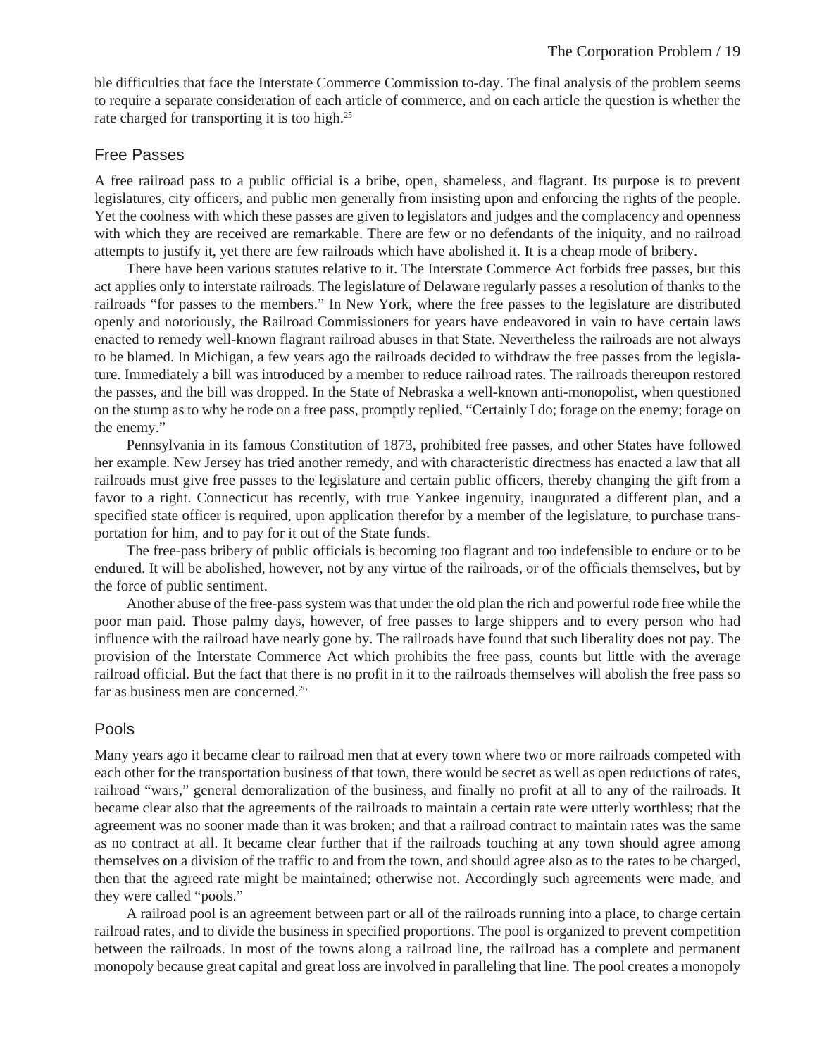ble difficulties that face the Interstate Commerce Commission to-day. The final analysis of the problem seems to require a separate consideration of each article of commerce, and on each article the question is whether the rate charged for transporting it is too high.[25]

## Free Passes

A free railroad pass to a public official is a bribe, open, shameless, and flagrant. Its purpose is to prevent legislatures, city officers, and public men generally from insisting upon and enforcing the rights of the people. Yet the coolness with which these passes are given to legislators and judges and the complacency and openness with which they are received are remarkable. There are few or no defendants of the iniquity, and no railroad attempts to justify it, yet there are few railroads which have abolished it. It is a cheap mode of bribery.

There have been various statutes relative to it. The Interstate Commerce Act forbids free passes, but this act applies only to interstate railroads. The legislature of Delaware regularly passes a resolution of thanks to the railroads "for passes to the members." In New York, where the free passes to the legislature are distributed openly and notoriously, the Railroad Commissioners for years have endeavored in vain to have certain laws enacted to remedy well-known flagrant railroad abuses in that State. Nevertheless the railroads are not always to be blamed. In Michigan, a few years ago the railroads decided to withdraw the free passes from the legislature. Immediately a bill was introduced by a member to reduce railroad rates. The railroads thereupon restored the passes, and the bill was dropped. In the State of Nebraska a well-known anti-monopolist, when questioned on the stump as to why he rode on a free pass, promptly replied, "Certainly I do; forage on the enemy; forage on the enemy."

Pennsylvania in its famous Constitution of 1873, prohibited free passes, and other States have followed her example. New Jersey has tried another remedy, and with characteristic directness has enacted a law that all railroads must give free passes to the legislature and certain public officers, thereby changing the gift from a favor to a right. Connecticut has recently, with true Yankee ingenuity, inaugurated a different plan, and a specified state officer is required, upon application therefor by a member of the legislature, to purchase transportation for him, and to pay for it out of the State funds.

The free-pass bribery of public officials is becoming too flagrant and too indefensible to endure or to be endured. It will be abolished, however, not by any virtue of the railroads, or of the officials themselves, but by the force of public sentiment.

Another abuse of the free-pass system was that under the old plan the rich and powerful rode free while the poor man paid. Those palmy days, however, of free passes to large shippers and to every person who had influence with the railroad have nearly gone by. The railroads have found that such liberality does not pay. The provision of the Interstate Commerce Act which prohibits the free pass, counts but little with the average railroad official. But the fact that there is no profit in it to the railroads themselves will abolish the free pass so far as business men are concerned.[26]

## Pools

Many years ago it became clear to railroad men that at every town where two or more railroads competed with each other for the transportation business of that town, there would be secret as well as open reductions of rates, railroad "wars," general demoralization of the business, and finally no profit at all to any of the railroads. It became clear also that the agreements of the railroads to maintain a certain rate were utterly worthless; that the agreement was no sooner made than it was broken; and that a railroad contract to maintain rates was the same as no contract at all. It became clear further that if the railroads touching at any town should agree among themselves on a division of the traffic to and from the town, and should agree also as to the rates to be charged, then that the agreed rate might be maintained; otherwise not. Accordingly such agreements were made, and they were called "pools."

A railroad pool is an agreement between part or all of the railroads running into a place, to charge certain railroad rates, and to divide the business in specified proportions. The pool is organized to prevent competition between the railroads. In most of the towns along a railroad line, the railroad has a complete and permanent monopoly because great capital and great loss are involved in paralleling that line. The pool creates a monopoly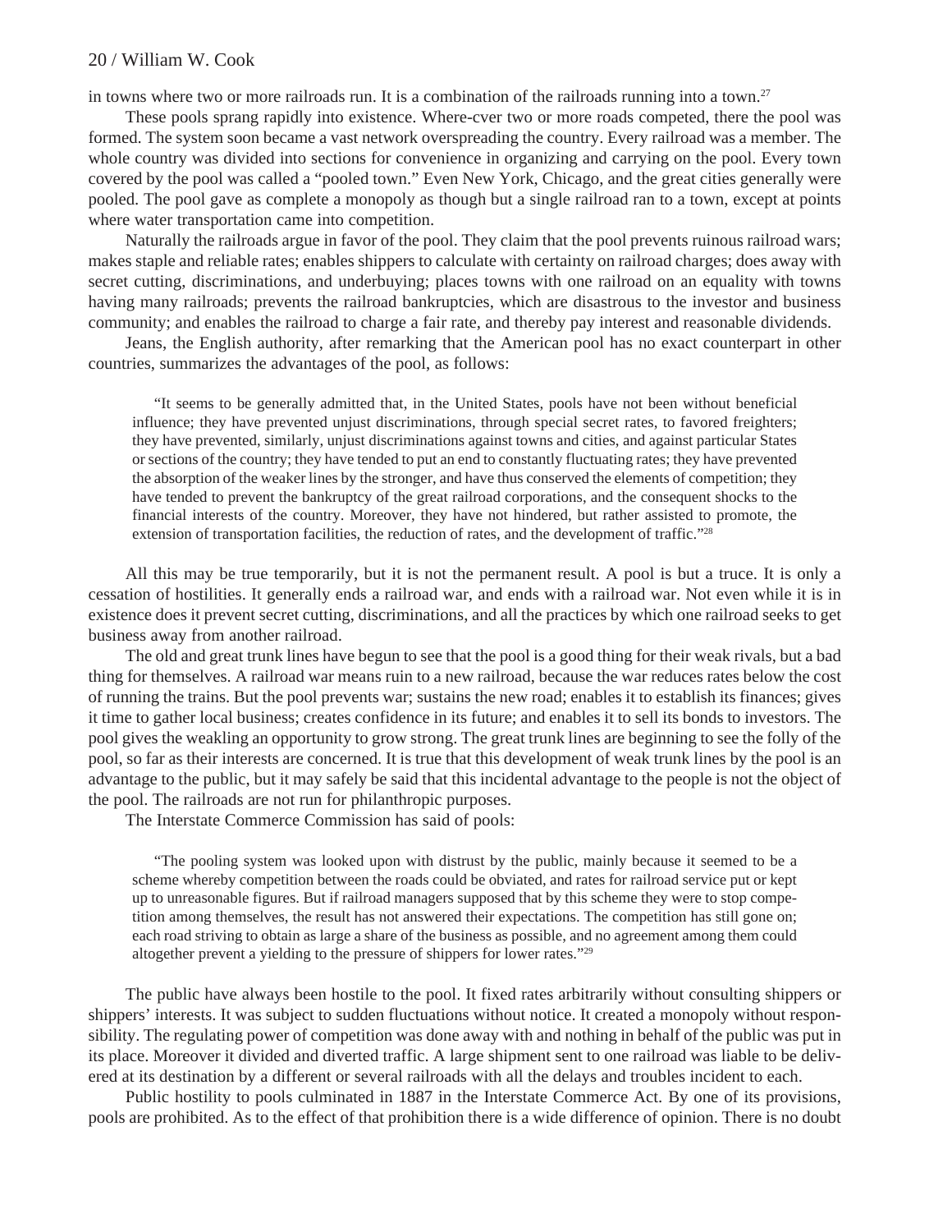in towns where two or more railroads run. It is a combination of the railroads running into a town.[27]

These pools sprang rapidly into existence. Where-cver two or more roads competed, there the pool was formed. The system soon became a vast network overspreading the country. Every railroad was a member. The whole country was divided into sections for convenience in organizing and carrying on the pool. Every town covered by the pool was called a "pooled town." Even New York, Chicago, and the great cities generally were pooled. The pool gave as complete a monopoly as though but a single railroad ran to a town, except at points where water transportation came into competition.

Naturally the railroads argue in favor of the pool. They claim that the pool prevents ruinous railroad wars; makes staple and reliable rates; enables shippers to calculate with certainty on railroad charges; does away with secret cutting, discriminations, and underbuying; places towns with one railroad on an equality with towns having many railroads; prevents the railroad bankruptcies, which are disastrous to the investor and business community; and enables the railroad to charge a fair rate, and thereby pay interest and reasonable dividends.

Jeans, the English authority, after remarking that the American pool has no exact counterpart in other countries, summarizes the advantages of the pool, as follows:

> "It seems to be generally admitted that, in the United States, pools have not been without beneficial influence; they have prevented unjust discriminations, through special secret rates, to favored freighters; they have prevented, similarly, unjust discriminations against towns and cities, and against particular States or sections of the country; they have tended to put an end to constantly fluctuating rates; they have prevented the absorption of the weaker lines by the stronger, and have thus conserved the elements of competition; they have tended to prevent the bankruptcy of the great railroad corporations, and the consequent shocks to the financial interests of the country. Moreover, they have not hindered, but rather assisted to promote, the extension of transportation facilities, the reduction of rates, and the development of traffic."[28]

All this may be true temporarily, but it is not the permanent result. A pool is but a truce. It is only a cessation of hostilities. It generally ends a railroad war, and ends with a railroad war. Not even while it is in existence does it prevent secret cutting, discriminations, and all the practices by which one railroad seeks to get business away from another railroad.

The old and great trunk lines have begun to see that the pool is a good thing for their weak rivals, but a bad thing for themselves. A railroad war means ruin to a new railroad, because the war reduces rates below the cost of running the trains. But the pool prevents war; sustains the new road; enables it to establish its finances; gives it time to gather local business; creates confidence in its future; and enables it to sell its bonds to investors. The pool gives the weakling an opportunity to grow strong. The great trunk lines are beginning to see the folly of the pool, so far as their interests are concerned. It is true that this development of weak trunk lines by the pool is an advantage to the public, but it may safely be said that this incidental advantage to the people is not the object of the pool. The railroads are not run for philanthropic purposes.

The Interstate Commerce Commission has said of pools:

> "The pooling system was looked upon with distrust by the public, mainly because it seemed to be a scheme whereby competition between the roads could be obviated, and rates for railroad service put or kept up to unreasonable figures. But if railroad managers supposed that by this scheme they were to stop competition among themselves, the result has not answered their expectations. The competition has still gone on; each road striving to obtain as large a share of the business as possible, and no agreement among them could altogether prevent a yielding to the pressure of shippers for lower rates."[29]

The public have always been hostile to the pool. It fixed rates arbitrarily without consulting shippers or shippers' interests. It was subject to sudden fluctuations without notice. It created a monopoly without responsibility. The regulating power of competition was done away with and nothing in behalf of the public was put in its place. Moreover it divided and diverted traffic. A large shipment sent to one railroad was liable to be delivered at its destination by a different or several railroads with all the delays and troubles incident to each.

Public hostility to pools culminated in 1887 in the Interstate Commerce Act. By one of its provisions, pools are prohibited. As to the effect of that prohibition there is a wide difference of opinion. There is no doubt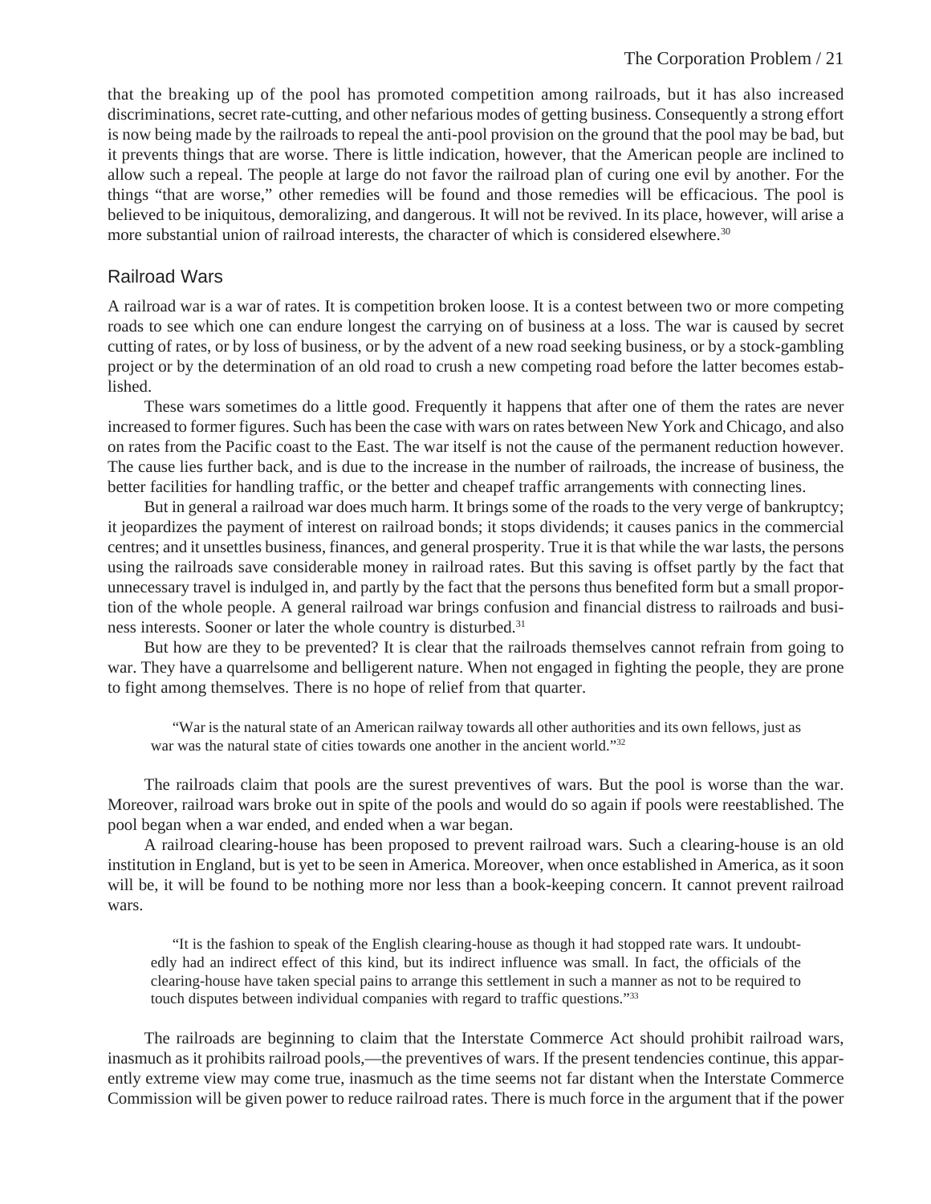that the breaking up of the pool has promoted competition among railroads, but it has also increased discriminations, secret rate-cutting, and other nefarious modes of getting business. Consequently a strong effort is now being made by the railroads to repeal the anti-pool provision on the ground that the pool may be bad, but it prevents things that are worse. There is little indication, however, that the American people are inclined to allow such a repeal. The people at large do not favor the railroad plan of curing one evil by another. For the things "that are worse," other remedies will be found and those remedies will be efficacious. The pool is believed to be iniquitous, demoralizing, and dangerous. It will not be revived. In its place, however, will arise a more substantial union of railroad interests, the character of which is considered elsewhere.[30]

## Railroad Wars

A railroad war is a war of rates. It is competition broken loose. It is a contest between two or more competing roads to see which one can endure longest the carrying on of business at a loss. The war is caused by secret cutting of rates, or by loss of business, or by the advent of a new road seeking business, or by a stock-gambling project or by the determination of an old road to crush a new competing road before the latter becomes established.

These wars sometimes do a little good. Frequently it happens that after one of them the rates are never increased to former figures. Such has been the case with wars on rates between New York and Chicago, and also on rates from the Pacific coast to the East. The war itself is not the cause of the permanent reduction however. The cause lies further back, and is due to the increase in the number of railroads, the increase of business, the better facilities for handling traffic, or the better and cheapef traffic arrangements with connecting lines.

But in general a railroad war does much harm. It brings some of the roads to the very verge of bankruptcy; it jeopardizes the payment of interest on railroad bonds; it stops dividends; it causes panics in the commercial centres; and it unsettles business, finances, and general prosperity. True it is that while the war lasts, the persons using the railroads save considerable money in railroad rates. But this saving is offset partly by the fact that unnecessary travel is indulged in, and partly by the fact that the persons thus benefited form but a small proportion of the whole people. A general railroad war brings confusion and financial distress to railroads and business interests. Sooner or later the whole country is disturbed.[31]

But how are they to be prevented? It is clear that the railroads themselves cannot refrain from going to war. They have a quarrelsome and belligerent nature. When not engaged in fighting the people, they are prone to fight among themselves. There is no hope of relief from that quarter.

> "War is the natural state of an American railway towards all other authorities and its own fellows, just as war was the natural state of cities towards one another in the ancient world."[32]

The railroads claim that pools are the surest preventives of wars. But the pool is worse than the war. Moreover, railroad wars broke out in spite of the pools and would do so again if pools were reestablished. The pool began when a war ended, and ended when a war began.

A railroad clearing-house has been proposed to prevent railroad wars. Such a clearing-house is an old institution in England, but is yet to be seen in America. Moreover, when once established in America, as it soon will be, it will be found to be nothing more nor less than a book-keeping concern. It cannot prevent railroad wars.

> "It is the fashion to speak of the English clearing-house as though it had stopped rate wars. It undoubtedly had an indirect effect of this kind, but its indirect influence was small. In fact, the officials of the clearing-house have taken special pains to arrange this settlement in such a manner as not to be required to touch disputes between individual companies with regard to traffic questions."[33]

The railroads are beginning to claim that the Interstate Commerce Act should prohibit railroad wars, inasmuch as it prohibits railroad pools,—the preventives of wars. If the present tendencies continue, this apparently extreme view may come true, inasmuch as the time seems not far distant when the Interstate Commerce Commission will be given power to reduce railroad rates. There is much force in the argument that if the power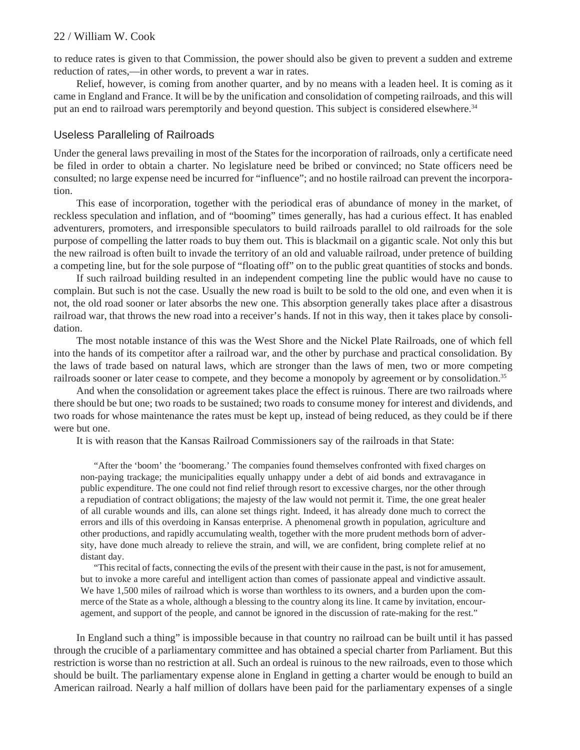to reduce rates is given to that Commission, the power should also be given to prevent a sudden and extreme reduction of rates,—in other words, to prevent a war in rates.

Relief, however, is coming from another quarter, and by no means with a leaden heel. It is coming as it came in England and France. It will be by the unification and consolidation of competing railroads, and this will put an end to railroad wars peremptorily and beyond question. This subject is considered elsewhere.[34]

## Useless Paralleling of Railroads

Under the general laws prevailing in most of the States for the incorporation of railroads, only a certificate need be filed in order to obtain a charter. No legislature need be bribed or convinced; no State officers need be consulted; no large expense need be incurred for "influence"; and no hostile railroad can prevent the incorporation.

This ease of incorporation, together with the periodical eras of abundance of money in the market, of reckless speculation and inflation, and of "booming" times generally, has had a curious effect. It has enabled adventurers, promoters, and irresponsible speculators to build railroads parallel to old railroads for the sole purpose of compelling the latter roads to buy them out. This is blackmail on a gigantic scale. Not only this but the new railroad is often built to invade the territory of an old and valuable railroad, under pretence of building a competing line, but for the sole purpose of "floating off" on to the public great quantities of stocks and bonds.

If such railroad building resulted in an independent competing line the public would have no cause to complain. But such is not the case. Usually the new road is built to be sold to the old one, and even when it is not, the old road sooner or later absorbs the new one. This absorption generally takes place after a disastrous railroad war, that throws the new road into a receiver's hands. If not in this way, then it takes place by consolidation.

The most notable instance of this was the West Shore and the Nickel Plate Railroads, one of which fell into the hands of its competitor after a railroad war, and the other by purchase and practical consolidation. By the laws of trade based on natural laws, which are stronger than the laws of men, two or more competing railroads sooner or later cease to compete, and they become a monopoly by agreement or by consolidation.[35]

And when the consolidation or agreement takes place the effect is ruinous. There are two railroads where there should be but one; two roads to be sustained; two roads to consume money for interest and dividends, and two roads for whose maintenance the rates must be kept up, instead of being reduced, as they could be if there were but one.

It is with reason that the Kansas Railroad Commissioners say of the railroads in that State:

> "After the 'boom' the 'boomerang.' The companies found themselves confronted with fixed charges on non-paying trackage; the municipalities equally unhappy under a debt of aid bonds and extravagance in public expenditure. The one could not find relief through resort to excessive charges, nor the other through a repudiation of contract obligations; the majesty of the law would not permit it. Time, the one great healer of all curable wounds and ills, can alone set things right. Indeed, it has already done much to correct the errors and ills of this overdoing in Kansas enterprise. A phenomenal growth in population, agriculture and other productions, and rapidly accumulating wealth, together with the more prudent methods born of adversity, have done much already to relieve the strain, and will, we are confident, bring complete relief at no distant day.
>
> "This recital of facts, connecting the evils of the present with their cause in the past, is not for amusement, but to invoke a more careful and intelligent action than comes of passionate appeal and vindictive assault. We have 1,500 miles of railroad which is worse than worthless to its owners, and a burden upon the commerce of the State as a whole, although a blessing to the country along its line. It came by invitation, encouragement, and support of the people, and cannot be ignored in the discussion of rate-making for the rest."

In England such a thing" is impossible because in that country no railroad can be built until it has passed through the crucible of a parliamentary committee and has obtained a special charter from Parliament. But this restriction is worse than no restriction at all. Such an ordeal is ruinous to the new railroads, even to those which should be built. The parliamentary expense alone in England in getting a charter would be enough to build an American railroad. Nearly a half million of dollars have been paid for the parliamentary expenses of a single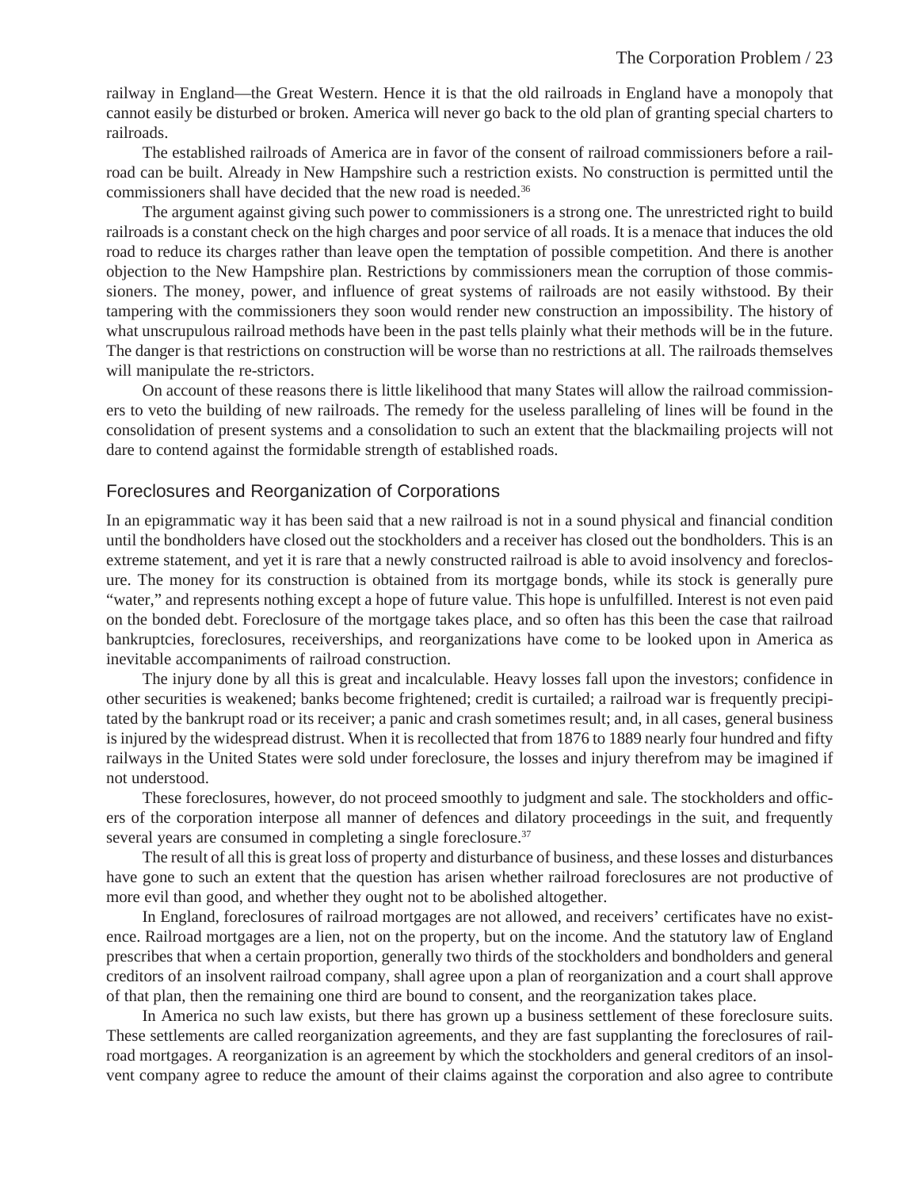railway in England—the Great Western. Hence it is that the old railroads in England have a monopoly that cannot easily be disturbed or broken. America will never go back to the old plan of granting special charters to railroads.

The established railroads of America are in favor of the consent of railroad commissioners before a railroad can be built. Already in New Hampshire such a restriction exists. No construction is permitted until the commissioners shall have decided that the new road is needed.[36]

The argument against giving such power to commissioners is a strong one. The unrestricted right to build railroads is a constant check on the high charges and poor service of all roads. It is a menace that induces the old road to reduce its charges rather than leave open the temptation of possible competition. And there is another objection to the New Hampshire plan. Restrictions by commissioners mean the corruption of those commissioners. The money, power, and influence of great systems of railroads are not easily withstood. By their tampering with the commissioners they soon would render new construction an impossibility. The history of what unscrupulous railroad methods have been in the past tells plainly what their methods will be in the future. The danger is that restrictions on construction will be worse than no restrictions at all. The railroads themselves will manipulate the re-strictors.

On account of these reasons there is little likelihood that many States will allow the railroad commissioners to veto the building of new railroads. The remedy for the useless paralleling of lines will be found in the consolidation of present systems and a consolidation to such an extent that the blackmailing projects will not dare to contend against the formidable strength of established roads.

## Foreclosures and Reorganization of Corporations

In an epigrammatic way it has been said that a new railroad is not in a sound physical and financial condition until the bondholders have closed out the stockholders and a receiver has closed out the bondholders. This is an extreme statement, and yet it is rare that a newly constructed railroad is able to avoid insolvency and foreclosure. The money for its construction is obtained from its mortgage bonds, while its stock is generally pure "water," and represents nothing except a hope of future value. This hope is unfulfilled. Interest is not even paid on the bonded debt. Foreclosure of the mortgage takes place, and so often has this been the case that railroad bankruptcies, foreclosures, receiverships, and reorganizations have come to be looked upon in America as inevitable accompaniments of railroad construction.

The injury done by all this is great and incalculable. Heavy losses fall upon the investors; confidence in other securities is weakened; banks become frightened; credit is curtailed; a railroad war is frequently precipitated by the bankrupt road or its receiver; a panic and crash sometimes result; and, in all cases, general business is injured by the widespread distrust. When it is recollected that from 1876 to 1889 nearly four hundred and fifty railways in the United States were sold under foreclosure, the losses and injury therefrom may be imagined if not understood.

These foreclosures, however, do not proceed smoothly to judgment and sale. The stockholders and officers of the corporation interpose all manner of defences and dilatory proceedings in the suit, and frequently several years are consumed in completing a single foreclosure.[37]

The result of all this is great loss of property and disturbance of business, and these losses and disturbances have gone to such an extent that the question has arisen whether railroad foreclosures are not productive of more evil than good, and whether they ought not to be abolished altogether.

In England, foreclosures of railroad mortgages are not allowed, and receivers' certificates have no existence. Railroad mortgages are a lien, not on the property, but on the income. And the statutory law of England prescribes that when a certain proportion, generally two thirds of the stockholders and bondholders and general creditors of an insolvent railroad company, shall agree upon a plan of reorganization and a court shall approve of that plan, then the remaining one third are bound to consent, and the reorganization takes place.

In America no such law exists, but there has grown up a business settlement of these foreclosure suits. These settlements are called reorganization agreements, and they are fast supplanting the foreclosures of railroad mortgages. A reorganization is an agreement by which the stockholders and general creditors of an insolvent company agree to reduce the amount of their claims against the corporation and also agree to contribute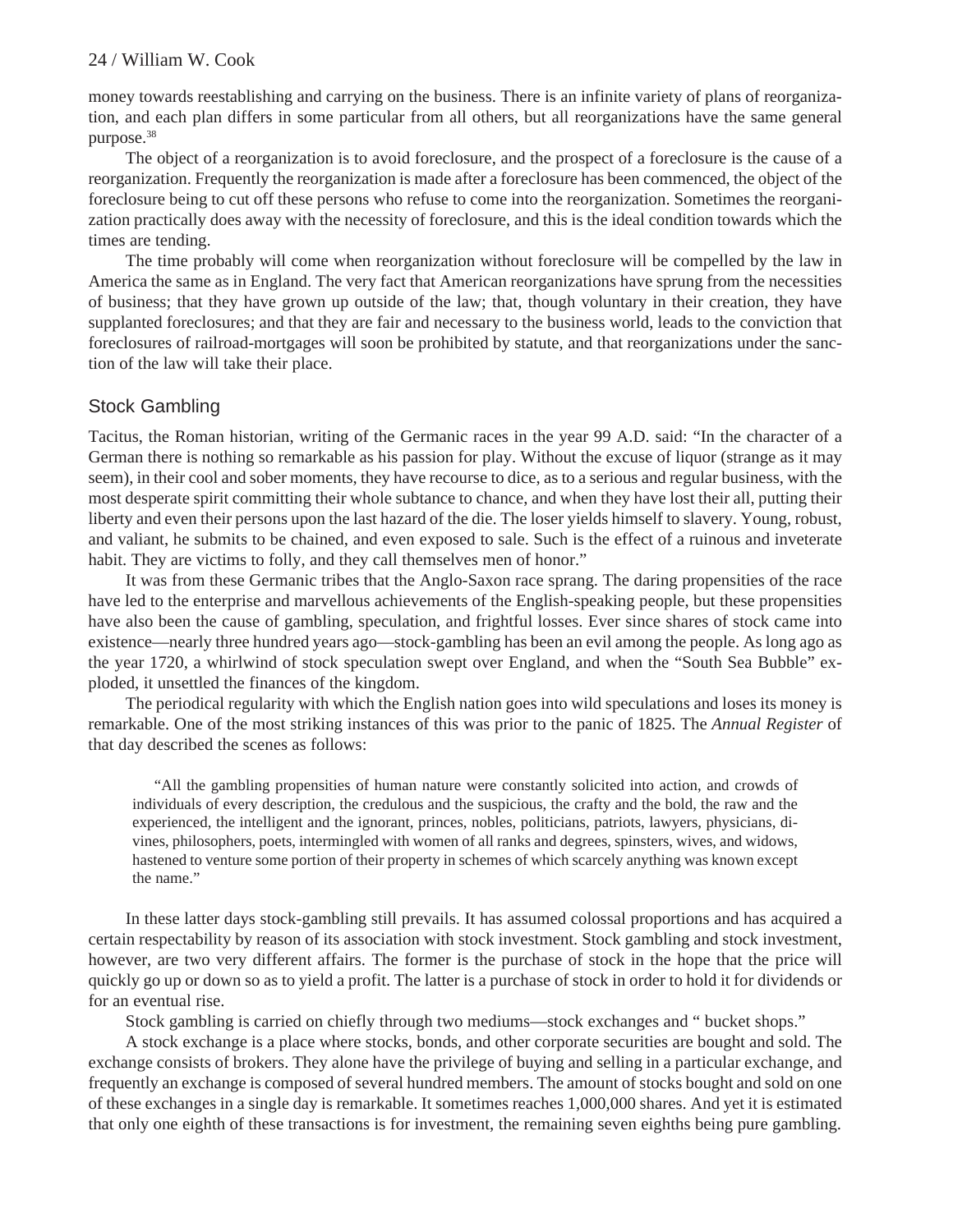money towards reestablishing and carrying on the business. There is an infinite variety of plans of reorganization, and each plan differs in some particular from all others, but all reorganizations have the same general purpose.[38]

The object of a reorganization is to avoid foreclosure, and the prospect of a foreclosure is the cause of a reorganization. Frequently the reorganization is made after a foreclosure has been commenced, the object of the foreclosure being to cut off these persons who refuse to come into the reorganization. Sometimes the reorganization practically does away with the necessity of foreclosure, and this is the ideal condition towards which the times are tending.

The time probably will come when reorganization without foreclosure will be compelled by the law in America the same as in England. The very fact that American reorganizations have sprung from the necessities of business; that they have grown up outside of the law; that, though voluntary in their creation, they have supplanted foreclosures; and that they are fair and necessary to the business world, leads to the conviction that foreclosures of railroad-mortgages will soon be prohibited by statute, and that reorganizations under the sanction of the law will take their place.

## Stock Gambling

Tacitus, the Roman historian, writing of the Germanic races in the year 99 A.D. said: "In the character of a German there is nothing so remarkable as his passion for play. Without the excuse of liquor (strange as it may seem), in their cool and sober moments, they have recourse to dice, as to a serious and regular business, with the most desperate spirit committing their whole subtance to chance, and when they have lost their all, putting their liberty and even their persons upon the last hazard of the die. The loser yields himself to slavery. Young, robust, and valiant, he submits to be chained, and even exposed to sale. Such is the effect of a ruinous and inveterate habit. They are victims to folly, and they call themselves men of honor."

It was from these Germanic tribes that the Anglo-Saxon race sprang. The daring propensities of the race have led to the enterprise and marvellous achievements of the English-speaking people, but these propensities have also been the cause of gambling, speculation, and frightful losses. Ever since shares of stock came into existence—nearly three hundred years ago—stock-gambling has been an evil among the people. As long ago as the year 1720, a whirlwind of stock speculation swept over England, and when the "South Sea Bubble" exploded, it unsettled the finances of the kingdom.

The periodical regularity with which the English nation goes into wild speculations and loses its money is remarkable. One of the most striking instances of this was prior to the panic of 1825. The *Annual Register* of that day described the scenes as follows:

> "All the gambling propensities of human nature were constantly solicited into action, and crowds of individuals of every description, the credulous and the suspicious, the crafty and the bold, the raw and the experienced, the intelligent and the ignorant, princes, nobles, politicians, patriots, lawyers, physicians, divines, philosophers, poets, intermingled with women of all ranks and degrees, spinsters, wives, and widows, hastened to venture some portion of their property in schemes of which scarcely anything was known except the name."

In these latter days stock-gambling still prevails. It has assumed colossal proportions and has acquired a certain respectability by reason of its association with stock investment. Stock gambling and stock investment, however, are two very different affairs. The former is the purchase of stock in the hope that the price will quickly go up or down so as to yield a profit. The latter is a purchase of stock in order to hold it for dividends or for an eventual rise.

Stock gambling is carried on chiefly through two mediums—stock exchanges and " bucket shops."

A stock exchange is a place where stocks, bonds, and other corporate securities are bought and sold. The exchange consists of brokers. They alone have the privilege of buying and selling in a particular exchange, and frequently an exchange is composed of several hundred members. The amount of stocks bought and sold on one of these exchanges in a single day is remarkable. It sometimes reaches 1,000,000 shares. And yet it is estimated that only one eighth of these transactions is for investment, the remaining seven eighths being pure gambling.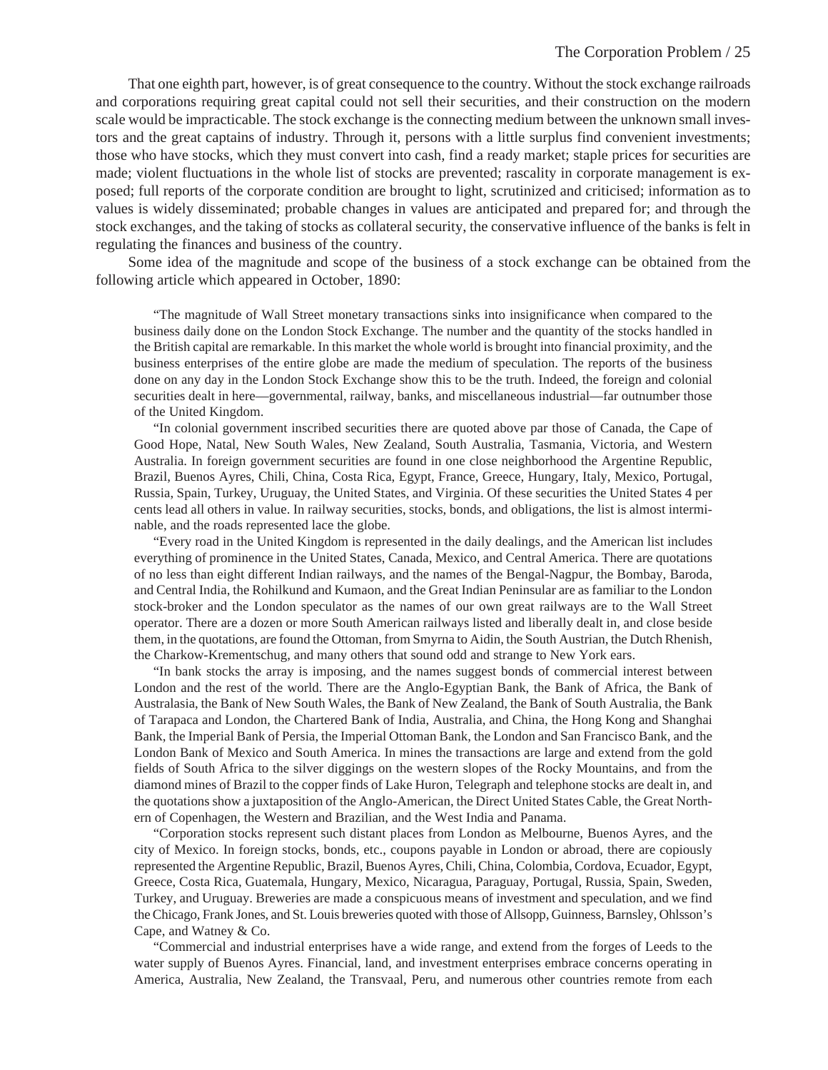That one eighth part, however, is of great consequence to the country. Without the stock exchange railroads and corporations requiring great capital could not sell their securities, and their construction on the modern scale would be impracticable. The stock exchange is the connecting medium between the unknown small investors and the great captains of industry. Through it, persons with a little surplus find convenient investments; those who have stocks, which they must convert into cash, find a ready market; staple prices for securities are made; violent fluctuations in the whole list of stocks are prevented; rascality in corporate management is exposed; full reports of the corporate condition are brought to light, scrutinized and criticised; information as to values is widely disseminated; probable changes in values are anticipated and prepared for; and through the stock exchanges, and the taking of stocks as collateral security, the conservative influence of the banks is felt in regulating the finances and business of the country.

Some idea of the magnitude and scope of the business of a stock exchange can be obtained from the following article which appeared in October, 1890:

> "The magnitude of Wall Street monetary transactions sinks into insignificance when compared to the business daily done on the London Stock Exchange. The number and the quantity of the stocks handled in the British capital are remarkable. In this market the whole world is brought into financial proximity, and the business enterprises of the entire globe are made the medium of speculation. The reports of the business done on any day in the London Stock Exchange show this to be the truth. Indeed, the foreign and colonial securities dealt in here—governmental, railway, banks, and miscellaneous industrial—far outnumber those of the United Kingdom.
>
> "In colonial government inscribed securities there are quoted above par those of Canada, the Cape of Good Hope, Natal, New South Wales, New Zealand, South Australia, Tasmania, Victoria, and Western Australia. In foreign government securities are found in one close neighborhood the Argentine Republic, Brazil, Buenos Ayres, Chili, China, Costa Rica, Egypt, France, Greece, Hungary, Italy, Mexico, Portugal, Russia, Spain, Turkey, Uruguay, the United States, and Virginia. Of these securities the United States 4 per cents lead all others in value. In railway securities, stocks, bonds, and obligations, the list is almost interminable, and the roads represented lace the globe.
>
> "Every road in the United Kingdom is represented in the daily dealings, and the American list includes everything of prominence in the United States, Canada, Mexico, and Central America. There are quotations of no less than eight different Indian railways, and the names of the Bengal-Nagpur, the Bombay, Baroda, and Central India, the Rohilkund and Kumaon, and the Great Indian Peninsular are as familiar to the London stock-broker and the London speculator as the names of our own great railways are to the Wall Street operator. There are a dozen or more South American railways listed and liberally dealt in, and close beside them, in the quotations, are found the Ottoman, from Smyrna to Aidin, the South Austrian, the Dutch Rhenish, the Charkow-Krementschug, and many others that sound odd and strange to New York ears.
>
> "In bank stocks the array is imposing, and the names suggest bonds of commercial interest between London and the rest of the world. There are the Anglo-Egyptian Bank, the Bank of Africa, the Bank of Australasia, the Bank of New South Wales, the Bank of New Zealand, the Bank of South Australia, the Bank of Tarapaca and London, the Chartered Bank of India, Australia, and China, the Hong Kong and Shanghai Bank, the Imperial Bank of Persia, the Imperial Ottoman Bank, the London and San Francisco Bank, and the London Bank of Mexico and South America. In mines the transactions are large and extend from the gold fields of South Africa to the silver diggings on the western slopes of the Rocky Mountains, and from the diamond mines of Brazil to the copper finds of Lake Huron, Telegraph and telephone stocks are dealt in, and the quotations show a juxtaposition of the Anglo-American, the Direct United States Cable, the Great Northern of Copenhagen, the Western and Brazilian, and the West India and Panama.
>
> "Corporation stocks represent such distant places from London as Melbourne, Buenos Ayres, and the city of Mexico. In foreign stocks, bonds, etc., coupons payable in London or abroad, there are copiously represented the Argentine Republic, Brazil, Buenos Ayres, Chili, China, Colombia, Cordova, Ecuador, Egypt, Greece, Costa Rica, Guatemala, Hungary, Mexico, Nicaragua, Paraguay, Portugal, Russia, Spain, Sweden, Turkey, and Uruguay. Breweries are made a conspicuous means of investment and speculation, and we find the Chicago, Frank Jones, and St. Louis breweries quoted with those of Allsopp, Guinness, Barnsley, Ohlsson's Cape, and Watney & Co.
>
> "Commercial and industrial enterprises have a wide range, and extend from the forges of Leeds to the water supply of Buenos Ayres. Financial, land, and investment enterprises embrace concerns operating in America, Australia, New Zealand, the Transvaal, Peru, and numerous other countries remote from each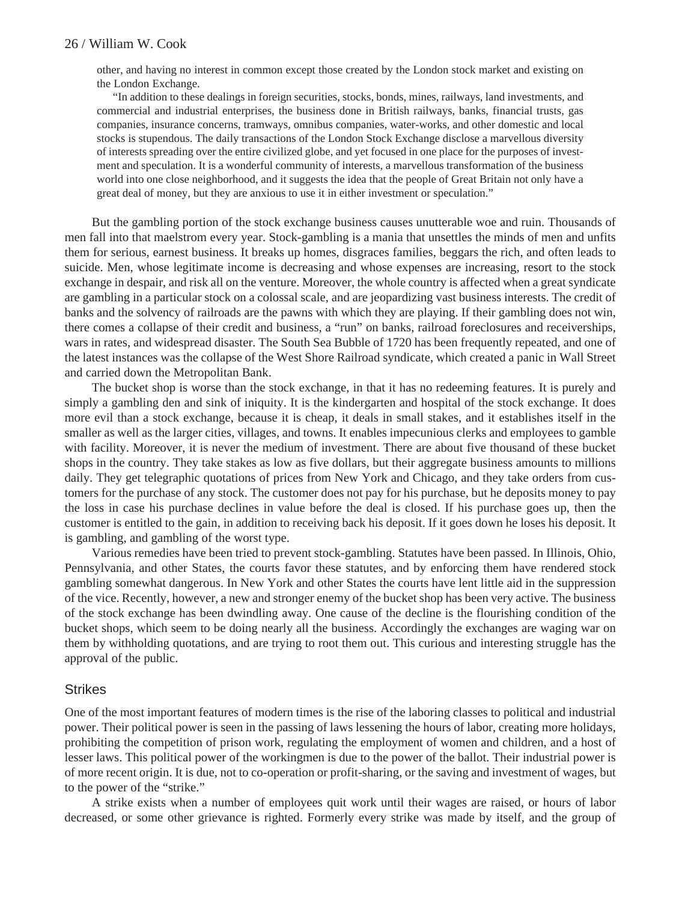> other, and having no interest in common except those created by the London stock market and existing on the London Exchange.
>
> "In addition to these dealings in foreign securities, stocks, bonds, mines, railways, land investments, and commercial and industrial enterprises, the business done in British railways, banks, financial trusts, gas companies, insurance concerns, tramways, omnibus companies, water-works, and other domestic and local stocks is stupendous. The daily transactions of the London Stock Exchange disclose a marvellous diversity of interests spreading over the entire civilized globe, and yet focused in one place for the purposes of investment and speculation. It is a wonderful community of interests, a marvellous transformation of the business world into one close neighborhood, and it suggests the idea that the people of Great Britain not only have a great deal of money, but they are anxious to use it in either investment or speculation."

But the gambling portion of the stock exchange business causes unutterable woe and ruin. Thousands of men fall into that maelstrom every year. Stock-gambling is a mania that unsettles the minds of men and unfits them for serious, earnest business. It breaks up homes, disgraces families, beggars the rich, and often leads to suicide. Men, whose legitimate income is decreasing and whose expenses are increasing, resort to the stock exchange in despair, and risk all on the venture. Moreover, the whole country is affected when a great syndicate are gambling in a particular stock on a colossal scale, and are jeopardizing vast business interests. The credit of banks and the solvency of railroads are the pawns with which they are playing. If their gambling does not win, there comes a collapse of their credit and business, a "run" on banks, railroad foreclosures and receiverships, wars in rates, and widespread disaster. The South Sea Bubble of 1720 has been frequently repeated, and one of the latest instances was the collapse of the West Shore Railroad syndicate, which created a panic in Wall Street and carried down the Metropolitan Bank.

The bucket shop is worse than the stock exchange, in that it has no redeeming features. It is purely and simply a gambling den and sink of iniquity. It is the kindergarten and hospital of the stock exchange. It does more evil than a stock exchange, because it is cheap, it deals in small stakes, and it establishes itself in the smaller as well as the larger cities, villages, and towns. It enables impecunious clerks and employees to gamble with facility. Moreover, it is never the medium of investment. There are about five thousand of these bucket shops in the country. They take stakes as low as five dollars, but their aggregate business amounts to millions daily. They get telegraphic quotations of prices from New York and Chicago, and they take orders from customers for the purchase of any stock. The customer does not pay for his purchase, but he deposits money to pay the loss in case his purchase declines in value before the deal is closed. If his purchase goes up, then the customer is entitled to the gain, in addition to receiving back his deposit. If it goes down he loses his deposit. It is gambling, and gambling of the worst type.

Various remedies have been tried to prevent stock-gambling. Statutes have been passed. In Illinois, Ohio, Pennsylvania, and other States, the courts favor these statutes, and by enforcing them have rendered stock gambling somewhat dangerous. In New York and other States the courts have lent little aid in the suppression of the vice. Recently, however, a new and stronger enemy of the bucket shop has been very active. The business of the stock exchange has been dwindling away. One cause of the decline is the flourishing condition of the bucket shops, which seem to be doing nearly all the business. Accordingly the exchanges are waging war on them by withholding quotations, and are trying to root them out. This curious and interesting struggle has the approval of the public.

## Strikes

One of the most important features of modern times is the rise of the laboring classes to political and industrial power. Their political power is seen in the passing of laws lessening the hours of labor, creating more holidays, prohibiting the competition of prison work, regulating the employment of women and children, and a host of lesser laws. This political power of the workingmen is due to the power of the ballot. Their industrial power is of more recent origin. It is due, not to co-operation or profit-sharing, or the saving and investment of wages, but to the power of the "strike."

A strike exists when a number of employees quit work until their wages are raised, or hours of labor decreased, or some other grievance is righted. Formerly every strike was made by itself, and the group of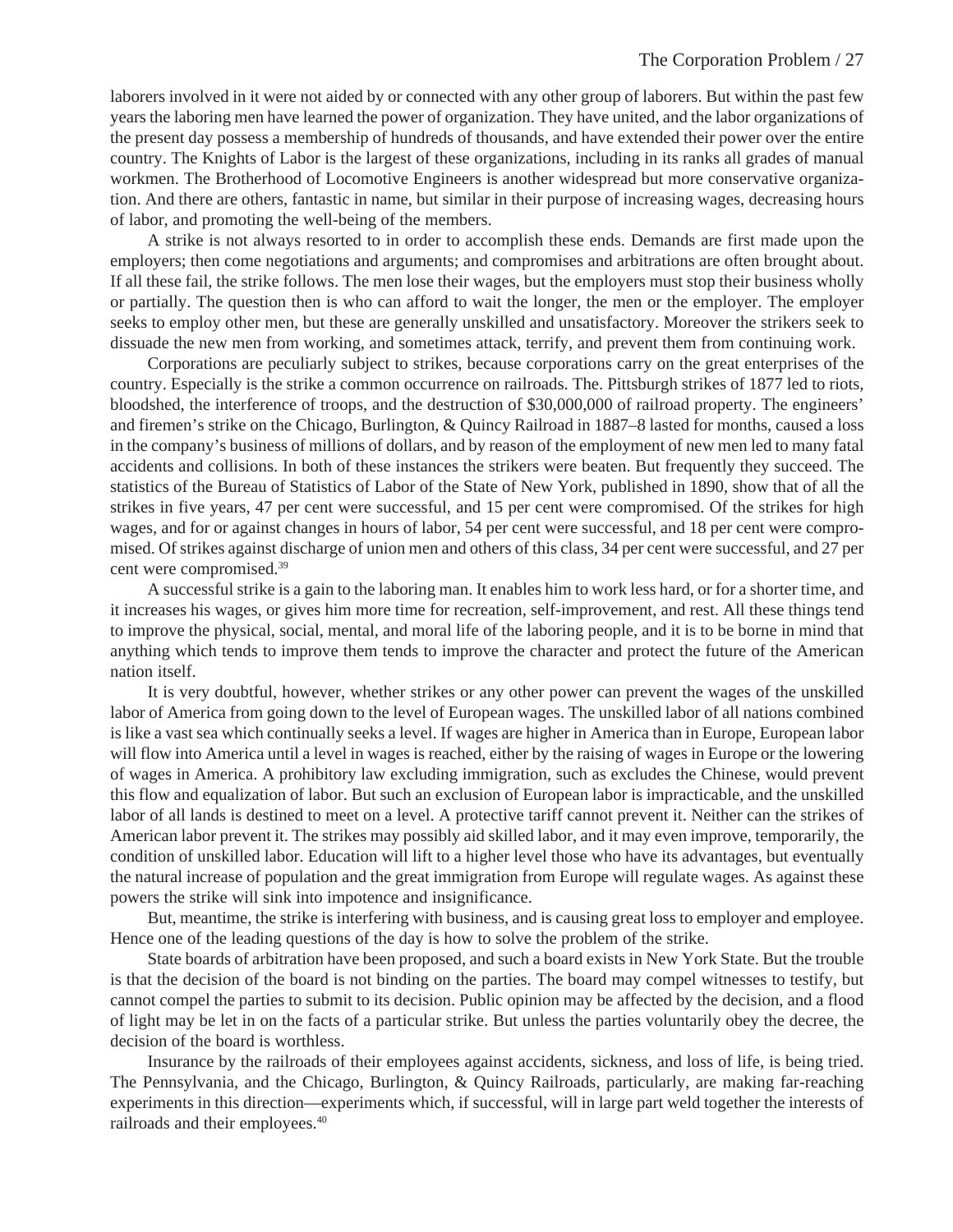laborers involved in it were not aided by or connected with any other group of laborers. But within the past few years the laboring men have learned the power of organization. They have united, and the labor organizations of the present day possess a membership of hundreds of thousands, and have extended their power over the entire country. The Knights of Labor is the largest of these organizations, including in its ranks all grades of manual workmen. The Brotherhood of Locomotive Engineers is another widespread but more conservative organization. And there are others, fantastic in name, but similar in their purpose of increasing wages, decreasing hours of labor, and promoting the well-being of the members.

A strike is not always resorted to in order to accomplish these ends. Demands are first made upon the employers; then come negotiations and arguments; and compromises and arbitrations are often brought about. If all these fail, the strike follows. The men lose their wages, but the employers must stop their business wholly or partially. The question then is who can afford to wait the longer, the men or the employer. The employer seeks to employ other men, but these are generally unskilled and unsatisfactory. Moreover the strikers seek to dissuade the new men from working, and sometimes attack, terrify, and prevent them from continuing work.

Corporations are peculiarly subject to strikes, because corporations carry on the great enterprises of the country. Especially is the strike a common occurrence on railroads. The. Pittsburgh strikes of 1877 led to riots, bloodshed, the interference of troops, and the destruction of $30,000,000 of railroad property. The engineers' and firemen's strike on the Chicago, Burlington, & Quincy Railroad in 1887–8 lasted for months, caused a loss in the company's business of millions of dollars, and by reason of the employment of new men led to many fatal accidents and collisions. In both of these instances the strikers were beaten. But frequently they succeed. The statistics of the Bureau of Statistics of Labor of the State of New York, published in 1890, show that of all the strikes in five years, 47 per cent were successful, and 15 per cent were compromised. Of the strikes for high wages, and for or against changes in hours of labor, 54 per cent were successful, and 18 per cent were compromised. Of strikes against discharge of union men and others of this class, 34 per cent were successful, and 27 per cent were compromised.[39]

A successful strike is a gain to the laboring man. It enables him to work less hard, or for a shorter time, and it increases his wages, or gives him more time for recreation, self-improvement, and rest. All these things tend to improve the physical, social, mental, and moral life of the laboring people, and it is to be borne in mind that anything which tends to improve them tends to improve the character and protect the future of the American nation itself.

It is very doubtful, however, whether strikes or any other power can prevent the wages of the unskilled labor of America from going down to the level of European wages. The unskilled labor of all nations combined is like a vast sea which continually seeks a level. If wages are higher in America than in Europe, European labor will flow into America until a level in wages is reached, either by the raising of wages in Europe or the lowering of wages in America. A prohibitory law excluding immigration, such as excludes the Chinese, would prevent this flow and equalization of labor. But such an exclusion of European labor is impracticable, and the unskilled labor of all lands is destined to meet on a level. A protective tariff cannot prevent it. Neither can the strikes of American labor prevent it. The strikes may possibly aid skilled labor, and it may even improve, temporarily, the condition of unskilled labor. Education will lift to a higher level those who have its advantages, but eventually the natural increase of population and the great immigration from Europe will regulate wages. As against these powers the strike will sink into impotence and insignificance.

But, meantime, the strike is interfering with business, and is causing great loss to employer and employee. Hence one of the leading questions of the day is how to solve the problem of the strike.

State boards of arbitration have been proposed, and such a board exists in New York State. But the trouble is that the decision of the board is not binding on the parties. The board may compel witnesses to testify, but cannot compel the parties to submit to its decision. Public opinion may be affected by the decision, and a flood of light may be let in on the facts of a particular strike. But unless the parties voluntarily obey the decree, the decision of the board is worthless.

Insurance by the railroads of their employees against accidents, sickness, and loss of life, is being tried. The Pennsylvania, and the Chicago, Burlington, & Quincy Railroads, particularly, are making far-reaching experiments in this direction—experiments which, if successful, will in large part weld together the interests of railroads and their employees.[40]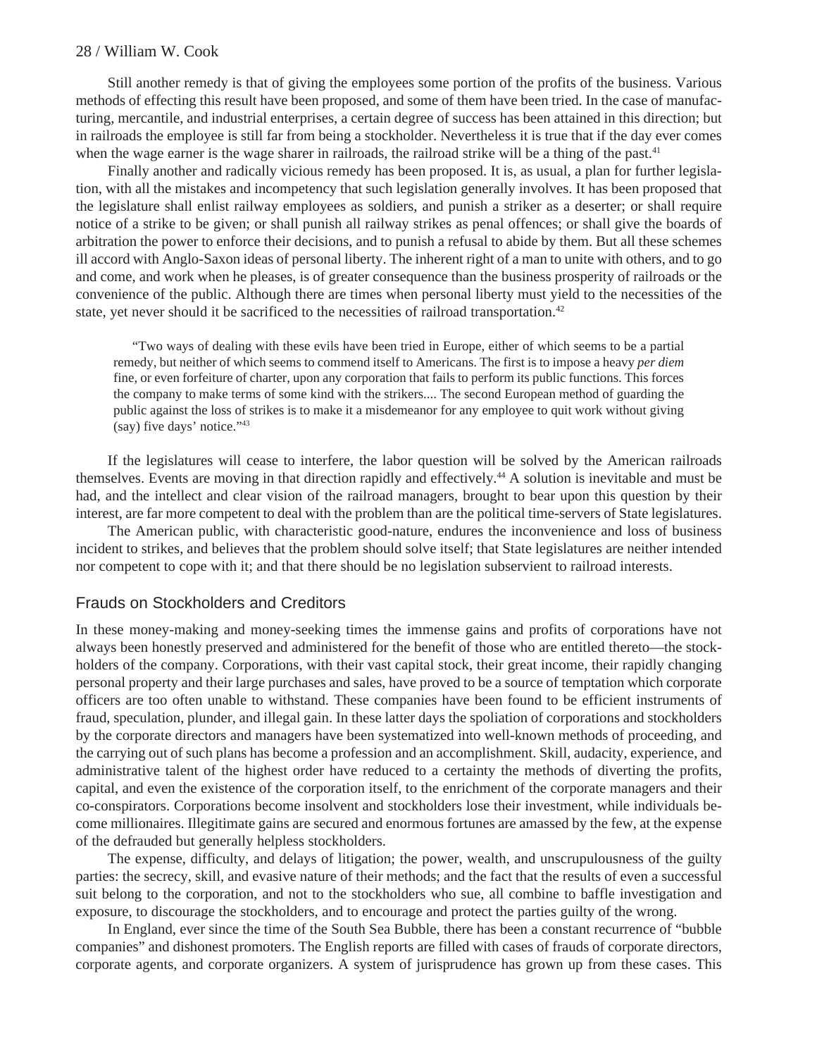Still another remedy is that of giving the employees some portion of the profits of the business. Various methods of effecting this result have been proposed, and some of them have been tried. In the case of manufacturing, mercantile, and industrial enterprises, a certain degree of success has been attained in this direction; but in railroads the employee is still far from being a stockholder. Nevertheless it is true that if the day ever comes when the wage earner is the wage sharer in railroads, the railroad strike will be a thing of the past.[41]

Finally another and radically vicious remedy has been proposed. It is, as usual, a plan for further legislation, with all the mistakes and incompetency that such legislation generally involves. It has been proposed that the legislature shall enlist railway employees as soldiers, and punish a striker as a deserter; or shall require notice of a strike to be given; or shall punish all railway strikes as penal offences; or shall give the boards of arbitration the power to enforce their decisions, and to punish a refusal to abide by them. But all these schemes ill accord with Anglo-Saxon ideas of personal liberty. The inherent right of a man to unite with others, and to go and come, and work when he pleases, is of greater consequence than the business prosperity of railroads or the convenience of the public. Although there are times when personal liberty must yield to the necessities of the state, yet never should it be sacrificed to the necessities of railroad transportation.[42]

> "Two ways of dealing with these evils have been tried in Europe, either of which seems to be a partial remedy, but neither of which seems to commend itself to Americans. The first is to impose a heavy *per diem* fine, or even forfeiture of charter, upon any corporation that fails to perform its public functions. This forces the company to make terms of some kind with the strikers.... The second European method of guarding the public against the loss of strikes is to make it a misdemeanor for any employee to quit work without giving (say) five days' notice."[43]

If the legislatures will cease to interfere, the labor question will be solved by the American railroads themselves. Events are moving in that direction rapidly and effectively.[44] A solution is inevitable and must be had, and the intellect and clear vision of the railroad managers, brought to bear upon this question by their interest, are far more competent to deal with the problem than are the political time-servers of State legislatures.

The American public, with characteristic good-nature, endures the inconvenience and loss of business incident to strikes, and believes that the problem should solve itself; that State legislatures are neither intended nor competent to cope with it; and that there should be no legislation subservient to railroad interests.

## Frauds on Stockholders and Creditors

In these money-making and money-seeking times the immense gains and profits of corporations have not always been honestly preserved and administered for the benefit of those who are entitled thereto—the stockholders of the company. Corporations, with their vast capital stock, their great income, their rapidly changing personal property and their large purchases and sales, have proved to be a source of temptation which corporate officers are too often unable to withstand. These companies have been found to be efficient instruments of fraud, speculation, plunder, and illegal gain. In these latter days the spoliation of corporations and stockholders by the corporate directors and managers have been systematized into well-known methods of proceeding, and the carrying out of such plans has become a profession and an accomplishment. Skill, audacity, experience, and administrative talent of the highest order have reduced to a certainty the methods of diverting the profits, capital, and even the existence of the corporation itself, to the enrichment of the corporate managers and their co-conspirators. Corporations become insolvent and stockholders lose their investment, while individuals become millionaires. Illegitimate gains are secured and enormous fortunes are amassed by the few, at the expense of the defrauded but generally helpless stockholders.

The expense, difficulty, and delays of litigation; the power, wealth, and unscrupulousness of the guilty parties: the secrecy, skill, and evasive nature of their methods; and the fact that the results of even a successful suit belong to the corporation, and not to the stockholders who sue, all combine to baffle investigation and exposure, to discourage the stockholders, and to encourage and protect the parties guilty of the wrong.

In England, ever since the time of the South Sea Bubble, there has been a constant recurrence of "bubble companies" and dishonest promoters. The English reports are filled with cases of frauds of corporate directors, corporate agents, and corporate organizers. A system of jurisprudence has grown up from these cases. This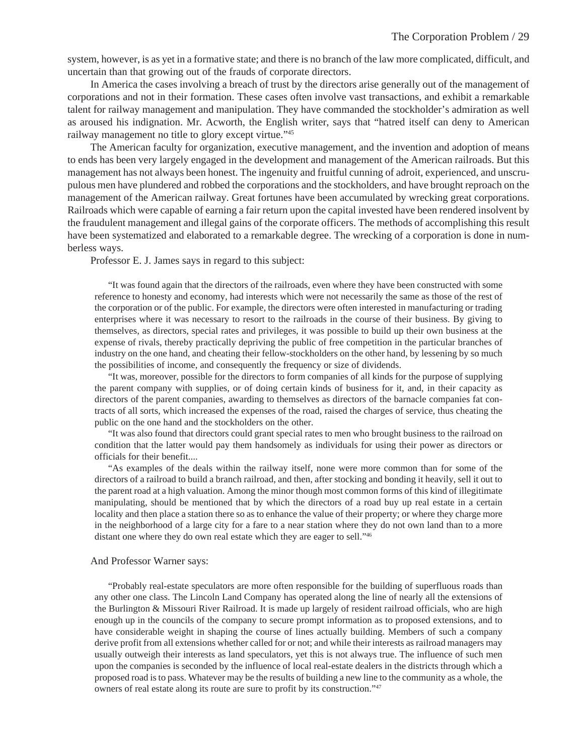system, however, is as yet in a formative state; and there is no branch of the law more complicated, difficult, and uncertain than that growing out of the frauds of corporate directors.

In America the cases involving a breach of trust by the directors arise generally out of the management of corporations and not in their formation. These cases often involve vast transactions, and exhibit a remarkable talent for railway management and manipulation. They have commanded the stockholder's admiration as well as aroused his indignation. Mr. Acworth, the English writer, says that "hatred itself can deny to American railway management no title to glory except virtue."[45]

The American faculty for organization, executive management, and the invention and adoption of means to ends has been very largely engaged in the development and management of the American railroads. But this management has not always been honest. The ingenuity and fruitful cunning of adroit, experienced, and unscrupulous men have plundered and robbed the corporations and the stockholders, and have brought reproach on the management of the American railway. Great fortunes have been accumulated by wrecking great corporations. Railroads which were capable of earning a fair return upon the capital invested have been rendered insolvent by the fraudulent management and illegal gains of the corporate officers. The methods of accomplishing this result have been systematized and elaborated to a remarkable degree. The wrecking of a corporation is done in numberless ways.

Professor E. J. James says in regard to this subject:

> "It was found again that the directors of the railroads, even where they have been constructed with some reference to honesty and economy, had interests which were not necessarily the same as those of the rest of the corporation or of the public. For example, the directors were often interested in manufacturing or trading enterprises where it was necessary to resort to the railroads in the course of their business. By giving to themselves, as directors, special rates and privileges, it was possible to build up their own business at the expense of rivals, thereby practically depriving the public of free competition in the particular branches of industry on the one hand, and cheating their fellow-stockholders on the other hand, by lessening by so much the possibilities of income, and consequently the frequency or size of dividends.
>
> "It was, moreover, possible for the directors to form companies of all kinds for the purpose of supplying the parent company with supplies, or of doing certain kinds of business for it, and, in their capacity as directors of the parent companies, awarding to themselves as directors of the barnacle companies fat contracts of all sorts, which increased the expenses of the road, raised the charges of service, thus cheating the public on the one hand and the stockholders on the other.
>
> "It was also found that directors could grant special rates to men who brought business to the railroad on condition that the latter would pay them handsomely as individuals for using their power as directors or officials for their benefit....
>
> "As examples of the deals within the railway itself, none were more common than for some of the directors of a railroad to build a branch railroad, and then, after stocking and bonding it heavily, sell it out to the parent road at a high valuation. Among the minor though most common forms of this kind of illegitimate manipulating, should be mentioned that by which the directors of a road buy up real estate in a certain locality and then place a station there so as to enhance the value of their property; or where they charge more in the neighborhood of a large city for a fare to a near station where they do not own land than to a more distant one where they do own real estate which they are eager to sell."[46]

And Professor Warner says:

> "Probably real-estate speculators are more often responsible for the building of superfluous roads than any other one class. The Lincoln Land Company has operated along the line of nearly all the extensions of the Burlington & Missouri River Railroad. It is made up largely of resident railroad officials, who are high enough up in the councils of the company to secure prompt information as to proposed extensions, and to have considerable weight in shaping the course of lines actually building. Members of such a company derive profit from all extensions whether called for or not; and while their interests as railroad managers may usually outweigh their interests as land speculators, yet this is not always true. The influence of such men upon the companies is seconded by the influence of local real-estate dealers in the districts through which a proposed road is to pass. Whatever may be the results of building a new line to the community as a whole, the owners of real estate along its route are sure to profit by its construction."[47]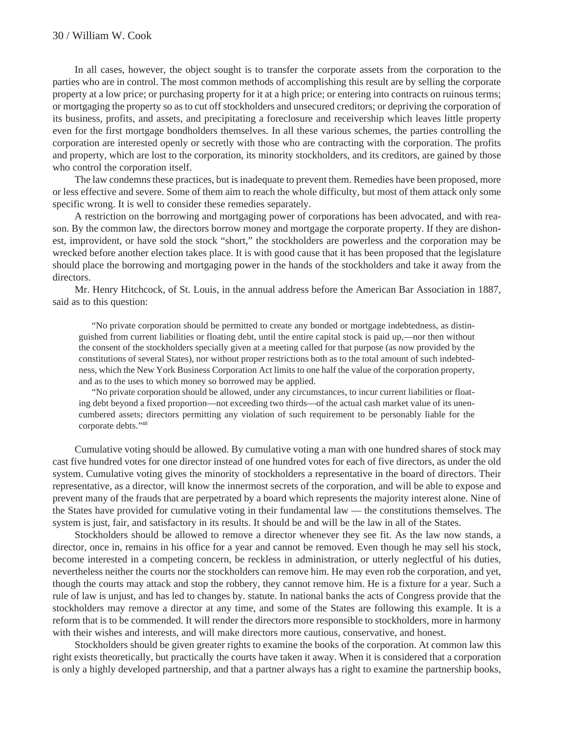In all cases, however, the object sought is to transfer the corporate assets from the corporation to the parties who are in control. The most common methods of accomplishing this result are by selling the corporate property at a low price; or purchasing property for it at a high price; or entering into contracts on ruinous terms; or mortgaging the property so as to cut off stockholders and unsecured creditors; or depriving the corporation of its business, profits, and assets, and precipitating a foreclosure and receivership which leaves little property even for the first mortgage bondholders themselves. In all these various schemes, the parties controlling the corporation are interested openly or secretly with those who are contracting with the corporation. The profits and property, which are lost to the corporation, its minority stockholders, and its creditors, are gained by those who control the corporation itself.

The law condemns these practices, but is inadequate to prevent them. Remedies have been proposed, more or less effective and severe. Some of them aim to reach the whole difficulty, but most of them attack only some specific wrong. It is well to consider these remedies separately.

A restriction on the borrowing and mortgaging power of corporations has been advocated, and with reason. By the common law, the directors borrow money and mortgage the corporate property. If they are dishonest, improvident, or have sold the stock "short," the stockholders are powerless and the corporation may be wrecked before another election takes place. It is with good cause that it has been proposed that the legislature should place the borrowing and mortgaging power in the hands of the stockholders and take it away from the directors.

Mr. Henry Hitchcock, of St. Louis, in the annual address before the American Bar Association in 1887, said as to this question:

> "No private corporation should be permitted to create any bonded or mortgage indebtedness, as distinguished from current liabilities or floating debt, until the entire capital stock is paid up,—nor then without the consent of the stockholders specially given at a meeting called for that purpose (as now provided by the constitutions of several States), nor without proper restrictions both as to the total amount of such indebtedness, which the New York Business Corporation Act limits to one half the value of the corporation property, and as to the uses to which money so borrowed may be applied.
>
> "No private corporation should be allowed, under any circumstances, to incur current liabilities or floating debt beyond a fixed proportion—not exceeding two thirds—of the actual cash market value of its unencumbered assets; directors permitting any violation of such requirement to be personably liable for the corporate debts."[48]

Cumulative voting should be allowed. By cumulative voting a man with one hundred shares of stock may cast five hundred votes for one director instead of one hundred votes for each of five directors, as under the old system. Cumulative voting gives the minority of stockholders a representative in the board of directors. Their representative, as a director, will know the innermost secrets of the corporation, and will be able to expose and prevent many of the frauds that are perpetrated by a board which represents the majority interest alone. Nine of the States have provided for cumulative voting in their fundamental law — the constitutions themselves. The system is just, fair, and satisfactory in its results. It should be and will be the law in all of the States.

Stockholders should be allowed to remove a director whenever they see fit. As the law now stands, a director, once in, remains in his office for a year and cannot be removed. Even though he may sell his stock, become interested in a competing concern, be reckless in administration, or utterly neglectful of his duties, nevertheless neither the courts nor the stockholders can remove him. He may even rob the corporation, and yet, though the courts may attack and stop the robbery, they cannot remove him. He is a fixture for a year. Such a rule of law is unjust, and has led to changes by. statute. In national banks the acts of Congress provide that the stockholders may remove a director at any time, and some of the States are following this example. It is a reform that is to be commended. It will render the directors more responsible to stockholders, more in harmony with their wishes and interests, and will make directors more cautious, conservative, and honest.

Stockholders should be given greater rights to examine the books of the corporation. At common law this right exists theoretically, but practically the courts have taken it away. When it is considered that a corporation is only a highly developed partnership, and that a partner always has a right to examine the partnership books,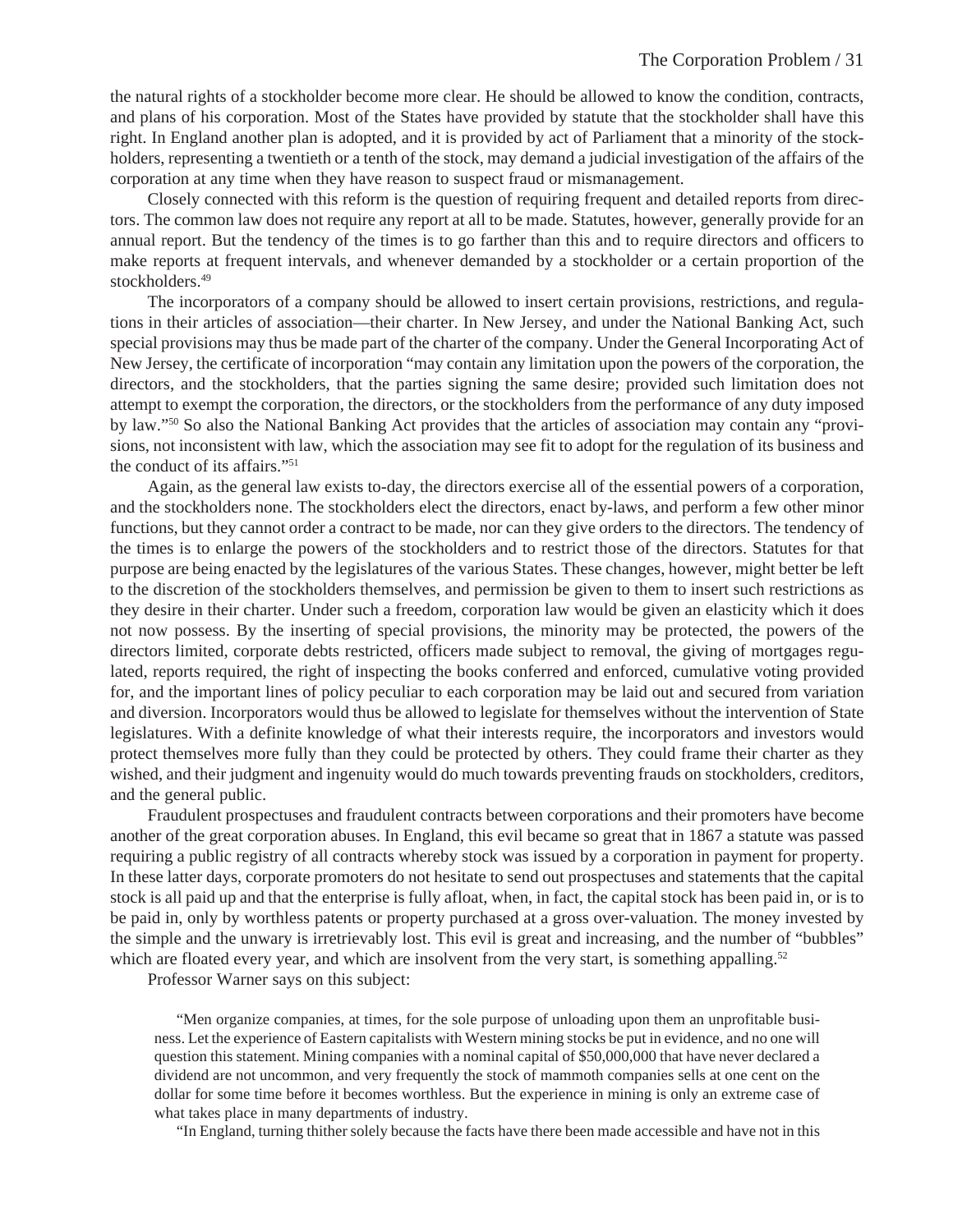the natural rights of a stockholder become more clear. He should be allowed to know the condition, contracts, and plans of his corporation. Most of the States have provided by statute that the stockholder shall have this right. In England another plan is adopted, and it is provided by act of Parliament that a minority of the stockholders, representing a twentieth or a tenth of the stock, may demand a judicial investigation of the affairs of the corporation at any time when they have reason to suspect fraud or mismanagement.

Closely connected with this reform is the question of requiring frequent and detailed reports from directors. The common law does not require any report at all to be made. Statutes, however, generally provide for an annual report. But the tendency of the times is to go farther than this and to require directors and officers to make reports at frequent intervals, and whenever demanded by a stockholder or a certain proportion of the stockholders.[49]

The incorporators of a company should be allowed to insert certain provisions, restrictions, and regulations in their articles of association—their charter. In New Jersey, and under the National Banking Act, such special provisions may thus be made part of the charter of the company. Under the General Incorporating Act of New Jersey, the certificate of incorporation "may contain any limitation upon the powers of the corporation, the directors, and the stockholders, that the parties signing the same desire; provided such limitation does not attempt to exempt the corporation, the directors, or the stockholders from the performance of any duty imposed by law."[50] So also the National Banking Act provides that the articles of association may contain any "provisions, not inconsistent with law, which the association may see fit to adopt for the regulation of its business and the conduct of its affairs."[51]

Again, as the general law exists to-day, the directors exercise all of the essential powers of a corporation, and the stockholders none. The stockholders elect the directors, enact by-laws, and perform a few other minor functions, but they cannot order a contract to be made, nor can they give orders to the directors. The tendency of the times is to enlarge the powers of the stockholders and to restrict those of the directors. Statutes for that purpose are being enacted by the legislatures of the various States. These changes, however, might better be left to the discretion of the stockholders themselves, and permission be given to them to insert such restrictions as they desire in their charter. Under such a freedom, corporation law would be given an elasticity which it does not now possess. By the inserting of special provisions, the minority may be protected, the powers of the directors limited, corporate debts restricted, officers made subject to removal, the giving of mortgages regulated, reports required, the right of inspecting the books conferred and enforced, cumulative voting provided for, and the important lines of policy peculiar to each corporation may be laid out and secured from variation and diversion. Incorporators would thus be allowed to legislate for themselves without the intervention of State legislatures. With a definite knowledge of what their interests require, the incorporators and investors would protect themselves more fully than they could be protected by others. They could frame their charter as they wished, and their judgment and ingenuity would do much towards preventing frauds on stockholders, creditors, and the general public.

Fraudulent prospectuses and fraudulent contracts between corporations and their promoters have become another of the great corporation abuses. In England, this evil became so great that in 1867 a statute was passed requiring a public registry of all contracts whereby stock was issued by a corporation in payment for property. In these latter days, corporate promoters do not hesitate to send out prospectuses and statements that the capital stock is all paid up and that the enterprise is fully afloat, when, in fact, the capital stock has been paid in, or is to be paid in, only by worthless patents or property purchased at a gross over-valuation. The money invested by the simple and the unwary is irretrievably lost. This evil is great and increasing, and the number of "bubbles" which are floated every year, and which are insolvent from the very start, is something appalling.[52]

Professor Warner says on this subject:

> "Men organize companies, at times, for the sole purpose of unloading upon them an unprofitable business. Let the experience of Eastern capitalists with Western mining stocks be put in evidence, and no one will question this statement. Mining companies with a nominal capital of $50,000,000 that have never declared a dividend are not uncommon, and very frequently the stock of mammoth companies sells at one cent on the dollar for some time before it becomes worthless. But the experience in mining is only an extreme case of what takes place in many departments of industry.
>
> "In England, turning thither solely because the facts have there been made accessible and have not in this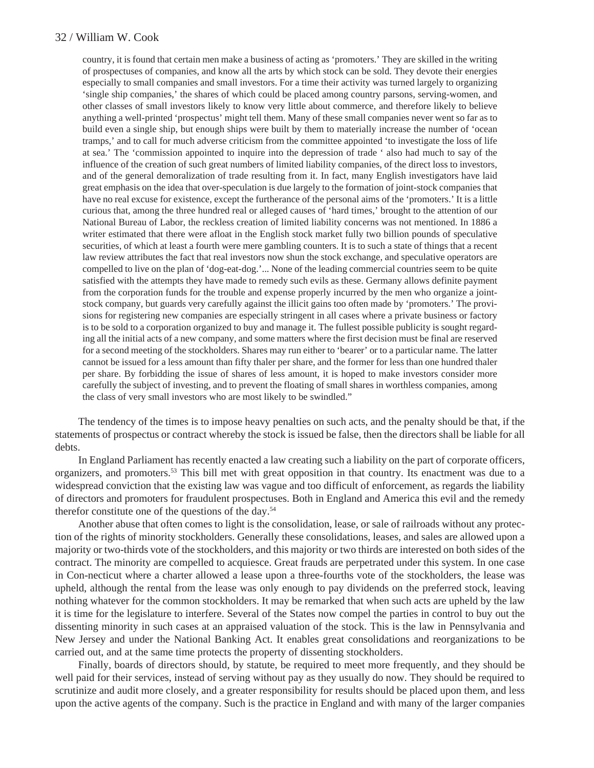> country, it is found that certain men make a business of acting as 'promoters.' They are skilled in the writing of prospectuses of companies, and know all the arts by which stock can be sold. They devote their energies especially to small companies and small investors. For a time their activity was turned largely to organizing 'single ship companies,' the shares of which could be placed among country parsons, serving-women, and other classes of small investors likely to know very little about commerce, and therefore likely to believe anything a well-printed 'prospectus' might tell them. Many of these small companies never went so far as to build even a single ship, but enough ships were built by them to materially increase the number of 'ocean tramps,' and to call for much adverse criticism from the committee appointed 'to investigate the loss of life at sea.' The 'commission appointed to inquire into the depression of trade ' also had much to say of the influence of the creation of such great numbers of limited liability companies, of the direct loss to investors, and of the general demoralization of trade resulting from it. In fact, many English investigators have laid great emphasis on the idea that over-speculation is due largely to the formation of joint-stock companies that have no real excuse for existence, except the furtherance of the personal aims of the 'promoters.' It is a little curious that, among the three hundred real or alleged causes of 'hard times,' brought to the attention of our National Bureau of Labor, the reckless creation of limited liability concerns was not mentioned. In 1886 a writer estimated that there were afloat in the English stock market fully two billion pounds of speculative securities, of which at least a fourth were mere gambling counters. It is to such a state of things that a recent law review attributes the fact that real investors now shun the stock exchange, and speculative operators are compelled to live on the plan of 'dog-eat-dog.'... None of the leading commercial countries seem to be quite satisfied with the attempts they have made to remedy such evils as these. Germany allows definite payment from the corporation funds for the trouble and expense properly incurred by the men who organize a joint-stock company, but guards very carefully against the illicit gains too often made by 'promoters.' The provisions for registering new companies are especially stringent in all cases where a private business or factory is to be sold to a corporation organized to buy and manage it. The fullest possible publicity is sought regarding all the initial acts of a new company, and some matters where the first decision must be final are reserved for a second meeting of the stockholders. Shares may run either to 'bearer' or to a particular name. The latter cannot be issued for a less amount than fifty thaler per share, and the former for less than one hundred thaler per share. By forbidding the issue of shares of less amount, it is hoped to make investors consider more carefully the subject of investing, and to prevent the floating of small shares in worthless companies, among the class of very small investors who are most likely to be swindled."

The tendency of the times is to impose heavy penalties on such acts, and the penalty should be that, if the statements of prospectus or contract whereby the stock is issued be false, then the directors shall be liable for all debts.

In England Parliament has recently enacted a law creating such a liability on the part of corporate officers, organizers, and promoters.[53] This bill met with great opposition in that country. Its enactment was due to a widespread conviction that the existing law was vague and too difficult of enforcement, as regards the liability of directors and promoters for fraudulent prospectuses. Both in England and America this evil and the remedy therefor constitute one of the questions of the day.[54]

Another abuse that often comes to light is the consolidation, lease, or sale of railroads without any protection of the rights of minority stockholders. Generally these consolidations, leases, and sales are allowed upon a majority or two-thirds vote of the stockholders, and this majority or two thirds are interested on both sides of the contract. The minority are compelled to acquiesce. Great frauds are perpetrated under this system. In one case in Con-necticut where a charter allowed a lease upon a three-fourths vote of the stockholders, the lease was upheld, although the rental from the lease was only enough to pay dividends on the preferred stock, leaving nothing whatever for the common stockholders. It may be remarked that when such acts are upheld by the law it is time for the legislature to interfere. Several of the States now compel the parties in control to buy out the dissenting minority in such cases at an appraised valuation of the stock. This is the law in Pennsylvania and New Jersey and under the National Banking Act. It enables great consolidations and reorganizations to be carried out, and at the same time protects the property of dissenting stockholders.

Finally, boards of directors should, by statute, be required to meet more frequently, and they should be well paid for their services, instead of serving without pay as they usually do now. They should be required to scrutinize and audit more closely, and a greater responsibility for results should be placed upon them, and less upon the active agents of the company. Such is the practice in England and with many of the larger companies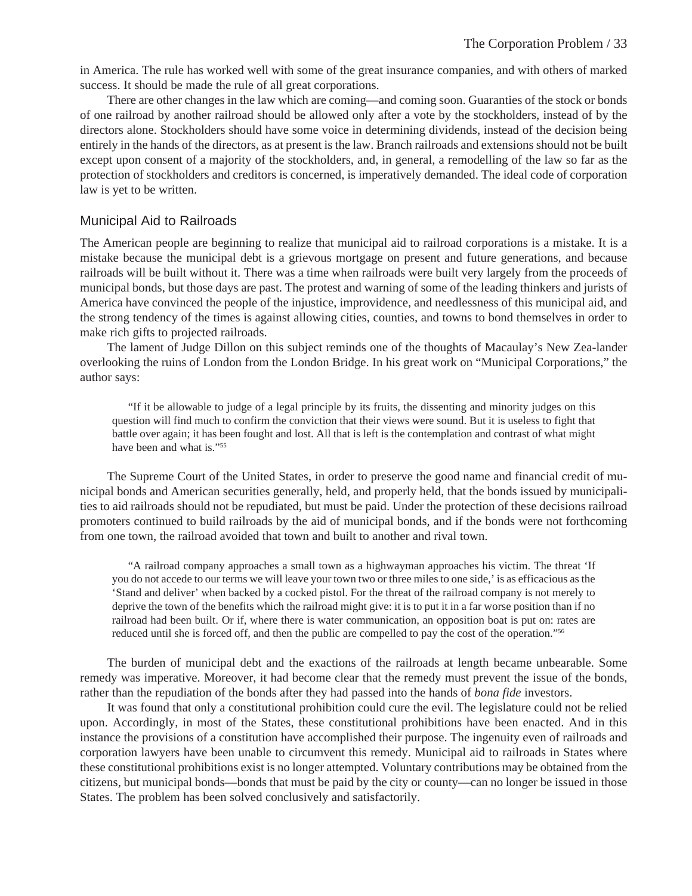in America. The rule has worked well with some of the great insurance companies, and with others of marked success. It should be made the rule of all great corporations.

There are other changes in the law which are coming—and coming soon. Guaranties of the stock or bonds of one railroad by another railroad should be allowed only after a vote by the stockholders, instead of by the directors alone. Stockholders should have some voice in determining dividends, instead of the decision being entirely in the hands of the directors, as at present is the law. Branch railroads and extensions should not be built except upon consent of a majority of the stockholders, and, in general, a remodelling of the law so far as the protection of stockholders and creditors is concerned, is imperatively demanded. The ideal code of corporation law is yet to be written.

## Municipal Aid to Railroads

The American people are beginning to realize that municipal aid to railroad corporations is a mistake. It is a mistake because the municipal debt is a grievous mortgage on present and future generations, and because railroads will be built without it. There was a time when railroads were built very largely from the proceeds of municipal bonds, but those days are past. The protest and warning of some of the leading thinkers and jurists of America have convinced the people of the injustice, improvidence, and needlessness of this municipal aid, and the strong tendency of the times is against allowing cities, counties, and towns to bond themselves in order to make rich gifts to projected railroads.

The lament of Judge Dillon on this subject reminds one of the thoughts of Macaulay's New Zea-lander overlooking the ruins of London from the London Bridge. In his great work on "Municipal Corporations," the author says:

> "If it be allowable to judge of a legal principle by its fruits, the dissenting and minority judges on this question will find much to confirm the conviction that their views were sound. But it is useless to fight that battle over again; it has been fought and lost. All that is left is the contemplation and contrast of what might have been and what is."[55]

The Supreme Court of the United States, in order to preserve the good name and financial credit of municipal bonds and American securities generally, held, and properly held, that the bonds issued by municipalities to aid railroads should not be repudiated, but must be paid. Under the protection of these decisions railroad promoters continued to build railroads by the aid of municipal bonds, and if the bonds were not forthcoming from one town, the railroad avoided that town and built to another and rival town.

> "A railroad company approaches a small town as a highwayman approaches his victim. The threat 'If you do not accede to our terms we will leave your town two or three miles to one side,' is as efficacious as the 'Stand and deliver' when backed by a cocked pistol. For the threat of the railroad company is not merely to deprive the town of the benefits which the railroad might give: it is to put it in a far worse position than if no railroad had been built. Or if, where there is water communication, an opposition boat is put on: rates are reduced until she is forced off, and then the public are compelled to pay the cost of the operation."[56]

The burden of municipal debt and the exactions of the railroads at length became unbearable. Some remedy was imperative. Moreover, it had become clear that the remedy must prevent the issue of the bonds, rather than the repudiation of the bonds after they had passed into the hands of *bona fide* investors.

It was found that only a constitutional prohibition could cure the evil. The legislature could not be relied upon. Accordingly, in most of the States, these constitutional prohibitions have been enacted. And in this instance the provisions of a constitution have accomplished their purpose. The ingenuity even of railroads and corporation lawyers have been unable to circumvent this remedy. Municipal aid to railroads in States where these constitutional prohibitions exist is no longer attempted. Voluntary contributions may be obtained from the citizens, but municipal bonds—bonds that must be paid by the city or county—can no longer be issued in those States. The problem has been solved conclusively and satisfactorily.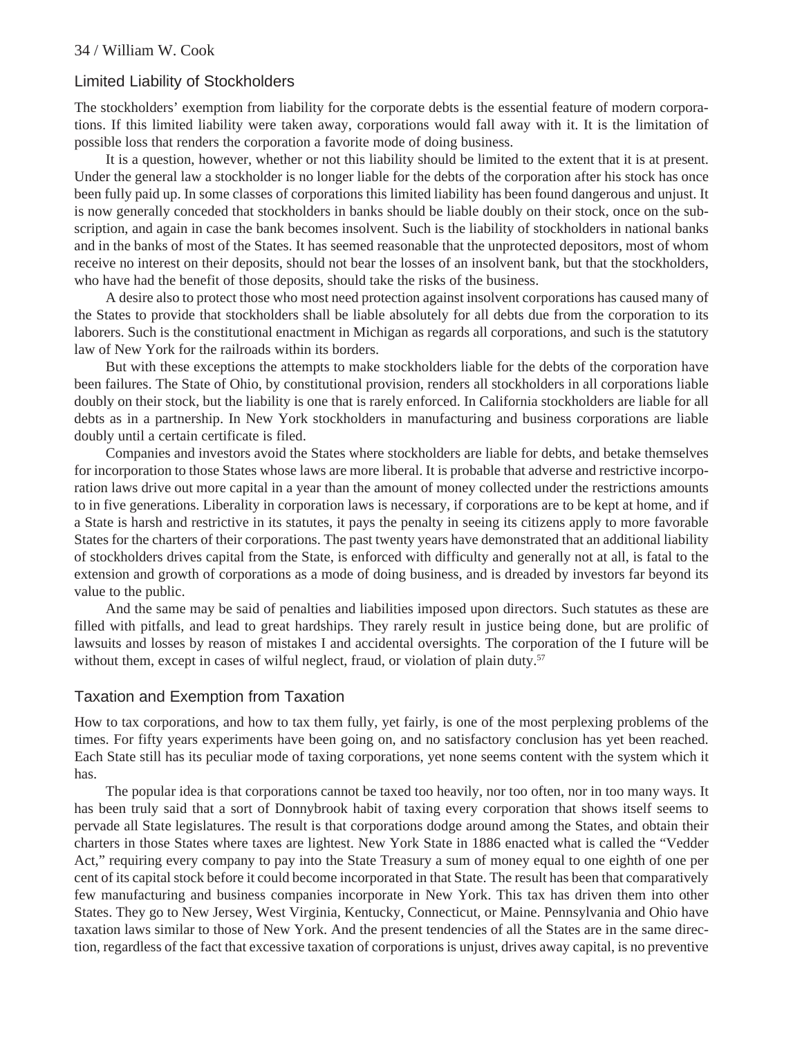## Limited Liability of Stockholders

The stockholders' exemption from liability for the corporate debts is the essential feature of modern corporations. If this limited liability were taken away, corporations would fall away with it. It is the limitation of possible loss that renders the corporation a favorite mode of doing business.

It is a question, however, whether or not this liability should be limited to the extent that it is at present. Under the general law a stockholder is no longer liable for the debts of the corporation after his stock has once been fully paid up. In some classes of corporations this limited liability has been found dangerous and unjust. It is now generally conceded that stockholders in banks should be liable doubly on their stock, once on the subscription, and again in case the bank becomes insolvent. Such is the liability of stockholders in national banks and in the banks of most of the States. It has seemed reasonable that the unprotected depositors, most of whom receive no interest on their deposits, should not bear the losses of an insolvent bank, but that the stockholders, who have had the benefit of those deposits, should take the risks of the business.

A desire also to protect those who most need protection against insolvent corporations has caused many of the States to provide that stockholders shall be liable absolutely for all debts due from the corporation to its laborers. Such is the constitutional enactment in Michigan as regards all corporations, and such is the statutory law of New York for the railroads within its borders.

But with these exceptions the attempts to make stockholders liable for the debts of the corporation have been failures. The State of Ohio, by constitutional provision, renders all stockholders in all corporations liable doubly on their stock, but the liability is one that is rarely enforced. In California stockholders are liable for all debts as in a partnership. In New York stockholders in manufacturing and business corporations are liable doubly until a certain certificate is filed.

Companies and investors avoid the States where stockholders are liable for debts, and betake themselves for incorporation to those States whose laws are more liberal. It is probable that adverse and restrictive incorporation laws drive out more capital in a year than the amount of money collected under the restrictions amounts to in five generations. Liberality in corporation laws is necessary, if corporations are to be kept at home, and if a State is harsh and restrictive in its statutes, it pays the penalty in seeing its citizens apply to more favorable States for the charters of their corporations. The past twenty years have demonstrated that an additional liability of stockholders drives capital from the State, is enforced with difficulty and generally not at all, is fatal to the extension and growth of corporations as a mode of doing business, and is dreaded by investors far beyond its value to the public.

And the same may be said of penalties and liabilities imposed upon directors. Such statutes as these are filled with pitfalls, and lead to great hardships. They rarely result in justice being done, but are prolific of lawsuits and losses by reason of mistakes I and accidental oversights. The corporation of the I future will be without them, except in cases of wilful neglect, fraud, or violation of plain duty.[57]

## Taxation and Exemption from Taxation

How to tax corporations, and how to tax them fully, yet fairly, is one of the most perplexing problems of the times. For fifty years experiments have been going on, and no satisfactory conclusion has yet been reached. Each State still has its peculiar mode of taxing corporations, yet none seems content with the system which it has.

The popular idea is that corporations cannot be taxed too heavily, nor too often, nor in too many ways. It has been truly said that a sort of Donnybrook habit of taxing every corporation that shows itself seems to pervade all State legislatures. The result is that corporations dodge around among the States, and obtain their charters in those States where taxes are lightest. New York State in 1886 enacted what is called the "Vedder Act," requiring every company to pay into the State Treasury a sum of money equal to one eighth of one per cent of its capital stock before it could become incorporated in that State. The result has been that comparatively few manufacturing and business companies incorporate in New York. This tax has driven them into other States. They go to New Jersey, West Virginia, Kentucky, Connecticut, or Maine. Pennsylvania and Ohio have taxation laws similar to those of New York. And the present tendencies of all the States are in the same direction, regardless of the fact that excessive taxation of corporations is unjust, drives away capital, is no preventive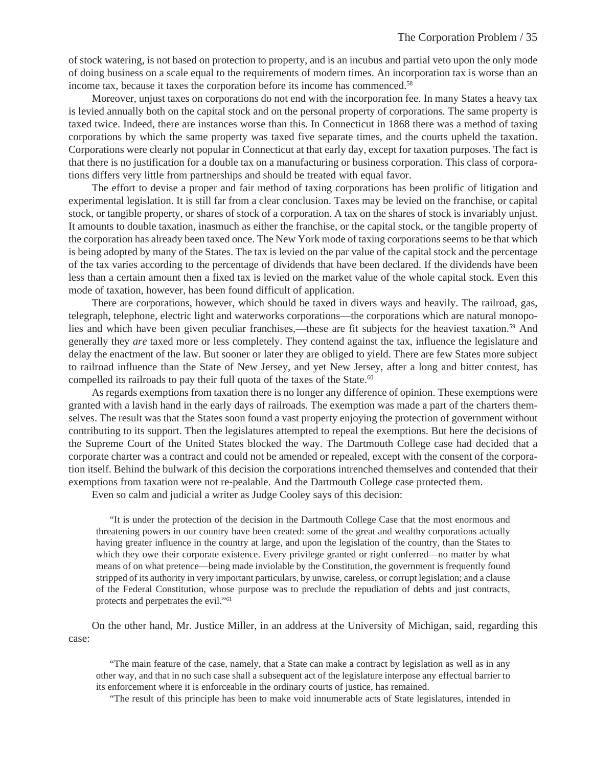of stock watering, is not based on protection to property, and is an incubus and partial veto upon the only mode of doing business on a scale equal to the requirements of modern times. An incorporation tax is worse than an income tax, because it taxes the corporation before its income has commenced.[58]

Moreover, unjust taxes on corporations do not end with the incorporation fee. In many States a heavy tax is levied annually both on the capital stock and on the personal property of corporations. The same property is taxed twice. Indeed, there are instances worse than this. In Connecticut in 1868 there was a method of taxing corporations by which the same property was taxed five separate times, and the courts upheld the taxation. Corporations were clearly not popular in Connecticut at that early day, except for taxation purposes. The fact is that there is no justification for a double tax on a manufacturing or business corporation. This class of corporations differs very little from partnerships and should be treated with equal favor.

The effort to devise a proper and fair method of taxing corporations has been prolific of litigation and experimental legislation. It is still far from a clear conclusion. Taxes may be levied on the franchise, or capital stock, or tangible property, or shares of stock of a corporation. A tax on the shares of stock is invariably unjust. It amounts to double taxation, inasmuch as either the franchise, or the capital stock, or the tangible property of the corporation has already been taxed once. The New York mode of taxing corporations seems to be that which is being adopted by many of the States. The tax is levied on the par value of the capital stock and the percentage of the tax varies according to the percentage of dividends that have been declared. If the dividends have been less than a certain amount then a fixed tax is levied on the market value of the whole capital stock. Even this mode of taxation, however, has been found difficult of application.

There are corporations, however, which should be taxed in divers ways and heavily. The railroad, gas, telegraph, telephone, electric light and waterworks corporations—the corporations which are natural monopolies and which have been given peculiar franchises,—these are fit subjects for the heaviest taxation.[59] And generally they *are* taxed more or less completely. They contend against the tax, influence the legislature and delay the enactment of the law. But sooner or later they are obliged to yield. There are few States more subject to railroad influence than the State of New Jersey, and yet New Jersey, after a long and bitter contest, has compelled its railroads to pay their full quota of the taxes of the State.[60]

As regards exemptions from taxation there is no longer any difference of opinion. These exemptions were granted with a lavish hand in the early days of railroads. The exemption was made a part of the charters themselves. The result was that the States soon found a vast property enjoying the protection of government without contributing to its support. Then the legislatures attempted to repeal the exemptions. But here the decisions of the Supreme Court of the United States blocked the way. The Dartmouth College case had decided that a corporate charter was a contract and could not be amended or repealed, except with the consent of the corporation itself. Behind the bulwark of this decision the corporations intrenched themselves and contended that their exemptions from taxation were not re-pealable. And the Dartmouth College case protected them.

Even so calm and judicial a writer as Judge Cooley says of this decision:

> "It is under the protection of the decision in the Dartmouth College Case that the most enormous and threatening powers in our country have been created: some of the great and wealthy corporations actually having greater influence in the country at large, and upon the legislation of the country, than the States to which they owe their corporate existence. Every privilege granted or right conferred—no matter by what means of on what pretence—being made inviolable by the Constitution, the government is frequently found stripped of its authority in very important particulars, by unwise, careless, or corrupt legislation; and a clause of the Federal Constitution, whose purpose was to preclude the repudiation of debts and just contracts, protects and perpetrates the evil."[61]

On the other hand, Mr. Justice Miller, in an address at the University of Michigan, said, regarding this case:

> "The main feature of the case, namely, that a State can make a contract by legislation as well as in any other way, and that in no such case shall a subsequent act of the legislature interpose any effectual barrier to its enforcement where it is enforceable in the ordinary courts of justice, has remained.
>
> "The result of this principle has been to make void innumerable acts of State legislatures, intended in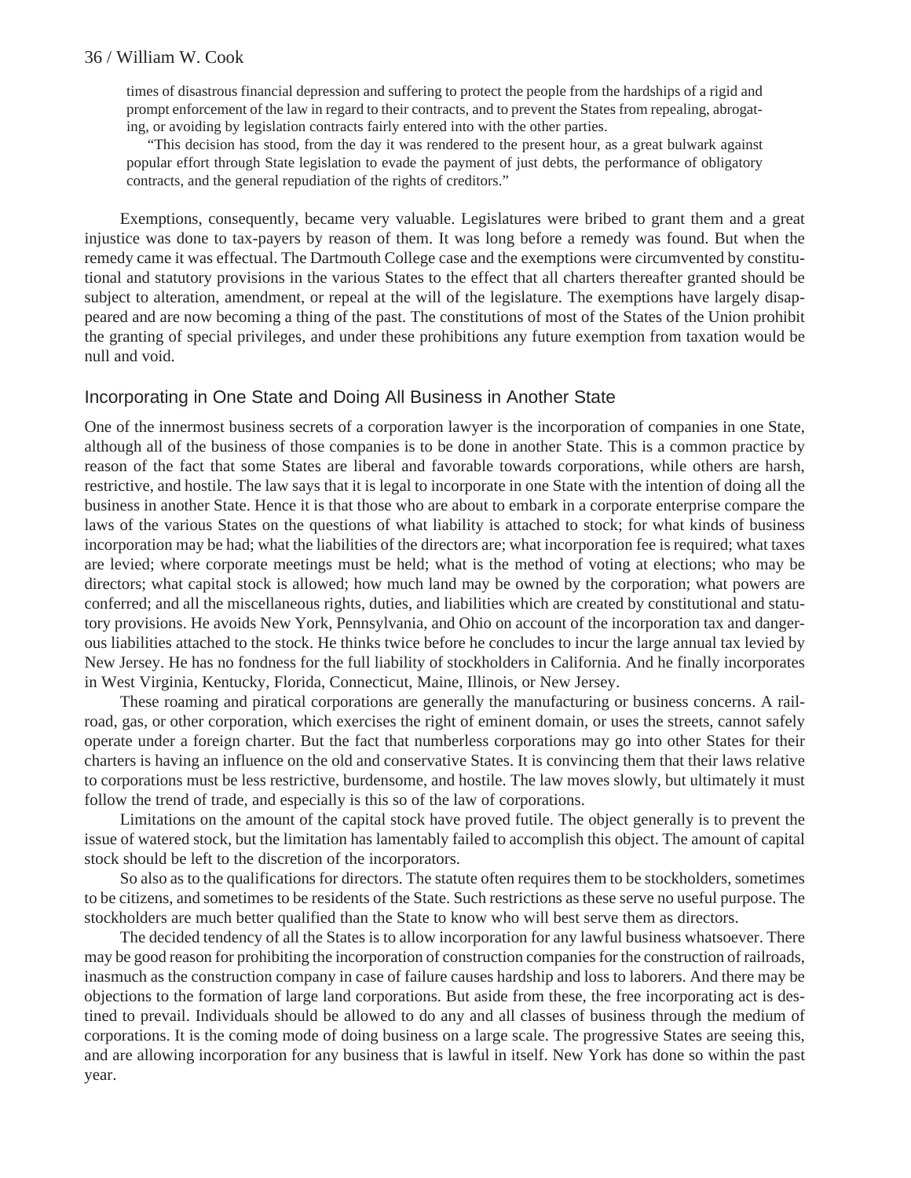times of disastrous financial depression and suffering to protect the people from the hardships of a rigid and prompt enforcement of the law in regard to their contracts, and to prevent the States from repealing, abrogating, or avoiding by legislation contracts fairly entered into with the other parties.

"This decision has stood, from the day it was rendered to the present hour, as a great bulwark against popular effort through State legislation to evade the payment of just debts, the performance of obligatory contracts, and the general repudiation of the rights of creditors."

Exemptions, consequently, became very valuable. Legislatures were bribed to grant them and a great injustice was done to tax-payers by reason of them. It was long before a remedy was found. But when the remedy came it was effectual. The Dartmouth College case and the exemptions were circumvented by constitutional and statutory provisions in the various States to the effect that all charters thereafter granted should be subject to alteration, amendment, or repeal at the will of the legislature. The exemptions have largely disappeared and are now becoming a thing of the past. The constitutions of most of the States of the Union prohibit the granting of special privileges, and under these prohibitions any future exemption from taxation would be null and void.

## Incorporating in One State and Doing All Business in Another State

One of the innermost business secrets of a corporation lawyer is the incorporation of companies in one State, although all of the business of those companies is to be done in another State. This is a common practice by reason of the fact that some States are liberal and favorable towards corporations, while others are harsh, restrictive, and hostile. The law says that it is legal to incorporate in one State with the intention of doing all the business in another State. Hence it is that those who are about to embark in a corporate enterprise compare the laws of the various States on the questions of what liability is attached to stock; for what kinds of business incorporation may be had; what the liabilities of the directors are; what incorporation fee is required; what taxes are levied; where corporate meetings must be held; what is the method of voting at elections; who may be directors; what capital stock is allowed; how much land may be owned by the corporation; what powers are conferred; and all the miscellaneous rights, duties, and liabilities which are created by constitutional and statutory provisions. He avoids New York, Pennsylvania, and Ohio on account of the incorporation tax and dangerous liabilities attached to the stock. He thinks twice before he concludes to incur the large annual tax levied by New Jersey. He has no fondness for the full liability of stockholders in California. And he finally incorporates in West Virginia, Kentucky, Florida, Connecticut, Maine, Illinois, or New Jersey.

These roaming and piratical corporations are generally the manufacturing or business concerns. A railroad, gas, or other corporation, which exercises the right of eminent domain, or uses the streets, cannot safely operate under a foreign charter. But the fact that numberless corporations may go into other States for their charters is having an influence on the old and conservative States. It is convincing them that their laws relative to corporations must be less restrictive, burdensome, and hostile. The law moves slowly, but ultimately it must follow the trend of trade, and especially is this so of the law of corporations.

Limitations on the amount of the capital stock have proved futile. The object generally is to prevent the issue of watered stock, but the limitation has lamentably failed to accomplish this object. The amount of capital stock should be left to the discretion of the incorporators.

So also as to the qualifications for directors. The statute often requires them to be stockholders, sometimes to be citizens, and sometimes to be residents of the State. Such restrictions as these serve no useful purpose. The stockholders are much better qualified than the State to know who will best serve them as directors.

The decided tendency of all the States is to allow incorporation for any lawful business whatsoever. There may be good reason for prohibiting the incorporation of construction companies for the construction of railroads, inasmuch as the construction company in case of failure causes hardship and loss to laborers. And there may be objections to the formation of large land corporations. But aside from these, the free incorporating act is destined to prevail. Individuals should be allowed to do any and all classes of business through the medium of corporations. It is the coming mode of doing business on a large scale. The progressive States are seeing this, and are allowing incorporation for any business that is lawful in itself. New York has done so within the past year.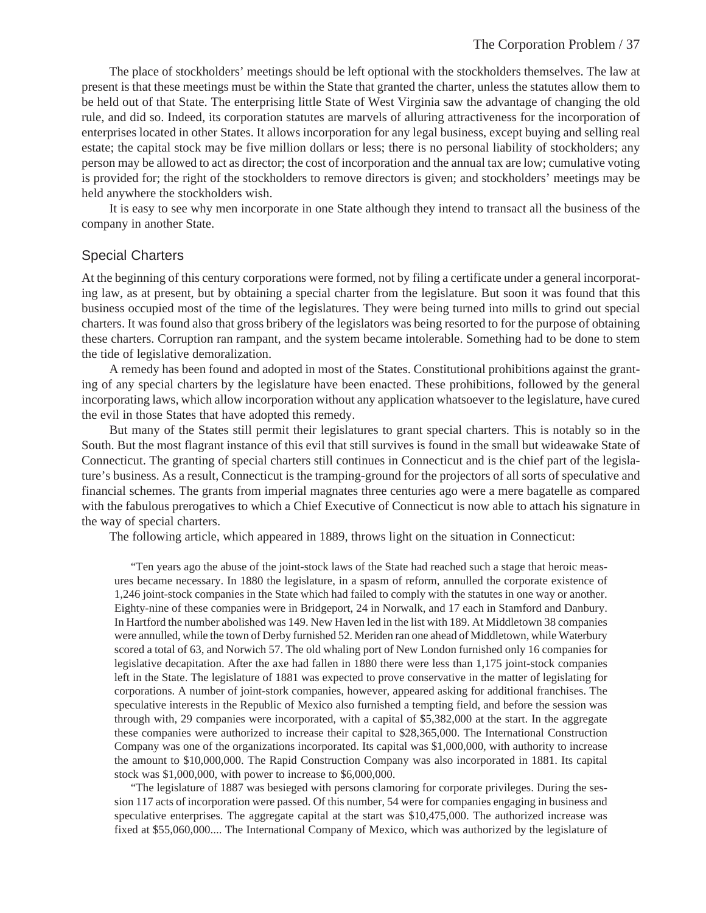The place of stockholders' meetings should be left optional with the stockholders themselves. The law at present is that these meetings must be within the State that granted the charter, unless the statutes allow them to be held out of that State. The enterprising little State of West Virginia saw the advantage of changing the old rule, and did so. Indeed, its corporation statutes are marvels of alluring attractiveness for the incorporation of enterprises located in other States. It allows incorporation for any legal business, except buying and selling real estate; the capital stock may be five million dollars or less; there is no personal liability of stockholders; any person may be allowed to act as director; the cost of incorporation and the annual tax are low; cumulative voting is provided for; the right of the stockholders to remove directors is given; and stockholders' meetings may be held anywhere the stockholders wish.

It is easy to see why men incorporate in one State although they intend to transact all the business of the company in another State.

## Special Charters

At the beginning of this century corporations were formed, not by filing a certificate under a general incorporating law, as at present, but by obtaining a special charter from the legislature. But soon it was found that this business occupied most of the time of the legislatures. They were being turned into mills to grind out special charters. It was found also that gross bribery of the legislators was being resorted to for the purpose of obtaining these charters. Corruption ran rampant, and the system became intolerable. Something had to be done to stem the tide of legislative demoralization.

A remedy has been found and adopted in most of the States. Constitutional prohibitions against the granting of any special charters by the legislature have been enacted. These prohibitions, followed by the general incorporating laws, which allow incorporation without any application whatsoever to the legislature, have cured the evil in those States that have adopted this remedy.

But many of the States still permit their legislatures to grant special charters. This is notably so in the South. But the most flagrant instance of this evil that still survives is found in the small but wideawake State of Connecticut. The granting of special charters still continues in Connecticut and is the chief part of the legislature's business. As a result, Connecticut is the tramping-ground for the projectors of all sorts of speculative and financial schemes. The grants from imperial magnates three centuries ago were a mere bagatelle as compared with the fabulous prerogatives to which a Chief Executive of Connecticut is now able to attach his signature in the way of special charters.

The following article, which appeared in 1889, throws light on the situation in Connecticut:

> "Ten years ago the abuse of the joint-stock laws of the State had reached such a stage that heroic measures became necessary. In 1880 the legislature, in a spasm of reform, annulled the corporate existence of 1,246 joint-stock companies in the State which had failed to comply with the statutes in one way or another. Eighty-nine of these companies were in Bridgeport, 24 in Norwalk, and 17 each in Stamford and Danbury. In Hartford the number abolished was 149. New Haven led in the list with 189. At Middletown 38 companies were annulled, while the town of Derby furnished 52. Meriden ran one ahead of Middletown, while Waterbury scored a total of 63, and Norwich 57. The old whaling port of New London furnished only 16 companies for legislative decapitation. After the axe had fallen in 1880 there were less than 1,175 joint-stock companies left in the State. The legislature of 1881 was expected to prove conservative in the matter of legislating for corporations. A number of joint-stork companies, however, appeared asking for additional franchises. The speculative interests in the Republic of Mexico also furnished a tempting field, and before the session was through with, 29 companies were incorporated, with a capital of $5,382,000 at the start. In the aggregate these companies were authorized to increase their capital to $28,365,000. The International Construction Company was one of the organizations incorporated. Its capital was $1,000,000, with authority to increase the amount to $10,000,000. The Rapid Construction Company was also incorporated in 1881. Its capital stock was $1,000,000, with power to increase to $6,000,000.
>
> "The legislature of 1887 was besieged with persons clamoring for corporate privileges. During the session 117 acts of incorporation were passed. Of this number, 54 were for companies engaging in business and speculative enterprises. The aggregate capital at the start was $10,475,000. The authorized increase was fixed at $55,060,000.... The International Company of Mexico, which was authorized by the legislature of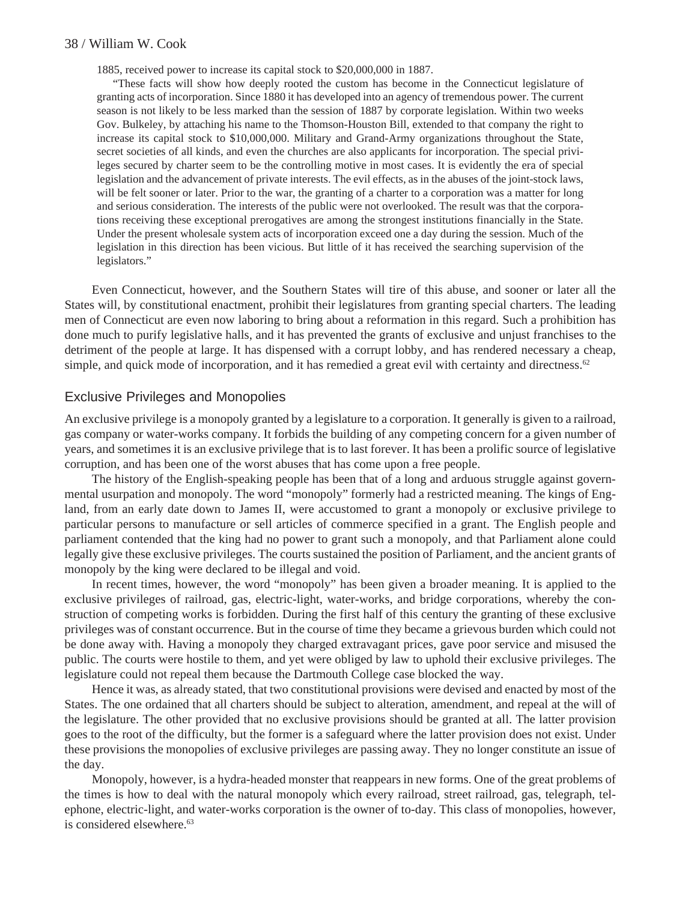> 1885, received power to increase its capital stock to $20,000,000 in 1887.
>
> "These facts will show how deeply rooted the custom has become in the Connecticut legislature of granting acts of incorporation. Since 1880 it has developed into an agency of tremendous power. The current season is not likely to be less marked than the session of 1887 by corporate legislation. Within two weeks Gov. Bulkeley, by attaching his name to the Thomson-Houston Bill, extended to that company the right to increase its capital stock to $10,000,000. Military and Grand-Army organizations throughout the State, secret societies of all kinds, and even the churches are also applicants for incorporation. The special privileges secured by charter seem to be the controlling motive in most cases. It is evidently the era of special legislation and the advancement of private interests. The evil effects, as in the abuses of the joint-stock laws, will be felt sooner or later. Prior to the war, the granting of a charter to a corporation was a matter for long and serious consideration. The interests of the public were not overlooked. The result was that the corporations receiving these exceptional prerogatives are among the strongest institutions financially in the State. Under the present wholesale system acts of incorporation exceed one a day during the session. Much of the legislation in this direction has been vicious. But little of it has received the searching supervision of the legislators."

Even Connecticut, however, and the Southern States will tire of this abuse, and sooner or later all the States will, by constitutional enactment, prohibit their legislatures from granting special charters. The leading men of Connecticut are even now laboring to bring about a reformation in this regard. Such a prohibition has done much to purify legislative halls, and it has prevented the grants of exclusive and unjust franchises to the detriment of the people at large. It has dispensed with a corrupt lobby, and has rendered necessary a cheap, simple, and quick mode of incorporation, and it has remedied a great evil with certainty and directness.[62]

## Exclusive Privileges and Monopolies

An exclusive privilege is a monopoly granted by a legislature to a corporation. It generally is given to a railroad, gas company or water-works company. It forbids the building of any competing concern for a given number of years, and sometimes it is an exclusive privilege that is to last forever. It has been a prolific source of legislative corruption, and has been one of the worst abuses that has come upon a free people.

The history of the English-speaking people has been that of a long and arduous struggle against governmental usurpation and monopoly. The word "monopoly" formerly had a restricted meaning. The kings of England, from an early date down to James II, were accustomed to grant a monopoly or exclusive privilege to particular persons to manufacture or sell articles of commerce specified in a grant. The English people and parliament contended that the king had no power to grant such a monopoly, and that Parliament alone could legally give these exclusive privileges. The courts sustained the position of Parliament, and the ancient grants of monopoly by the king were declared to be illegal and void.

In recent times, however, the word "monopoly" has been given a broader meaning. It is applied to the exclusive privileges of railroad, gas, electric-light, water-works, and bridge corporations, whereby the construction of competing works is forbidden. During the first half of this century the granting of these exclusive privileges was of constant occurrence. But in the course of time they became a grievous burden which could not be done away with. Having a monopoly they charged extravagant prices, gave poor service and misused the public. The courts were hostile to them, and yet were obliged by law to uphold their exclusive privileges. The legislature could not repeal them because the Dartmouth College case blocked the way.

Hence it was, as already stated, that two constitutional provisions were devised and enacted by most of the States. The one ordained that all charters should be subject to alteration, amendment, and repeal at the will of the legislature. The other provided that no exclusive provisions should be granted at all. The latter provision goes to the root of the difficulty, but the former is a safeguard where the latter provision does not exist. Under these provisions the monopolies of exclusive privileges are passing away. They no longer constitute an issue of the day.

Monopoly, however, is a hydra-headed monster that reappears in new forms. One of the great problems of the times is how to deal with the natural monopoly which every railroad, street railroad, gas, telegraph, telephone, electric-light, and water-works corporation is the owner of to-day. This class of monopolies, however, is considered elsewhere.[63]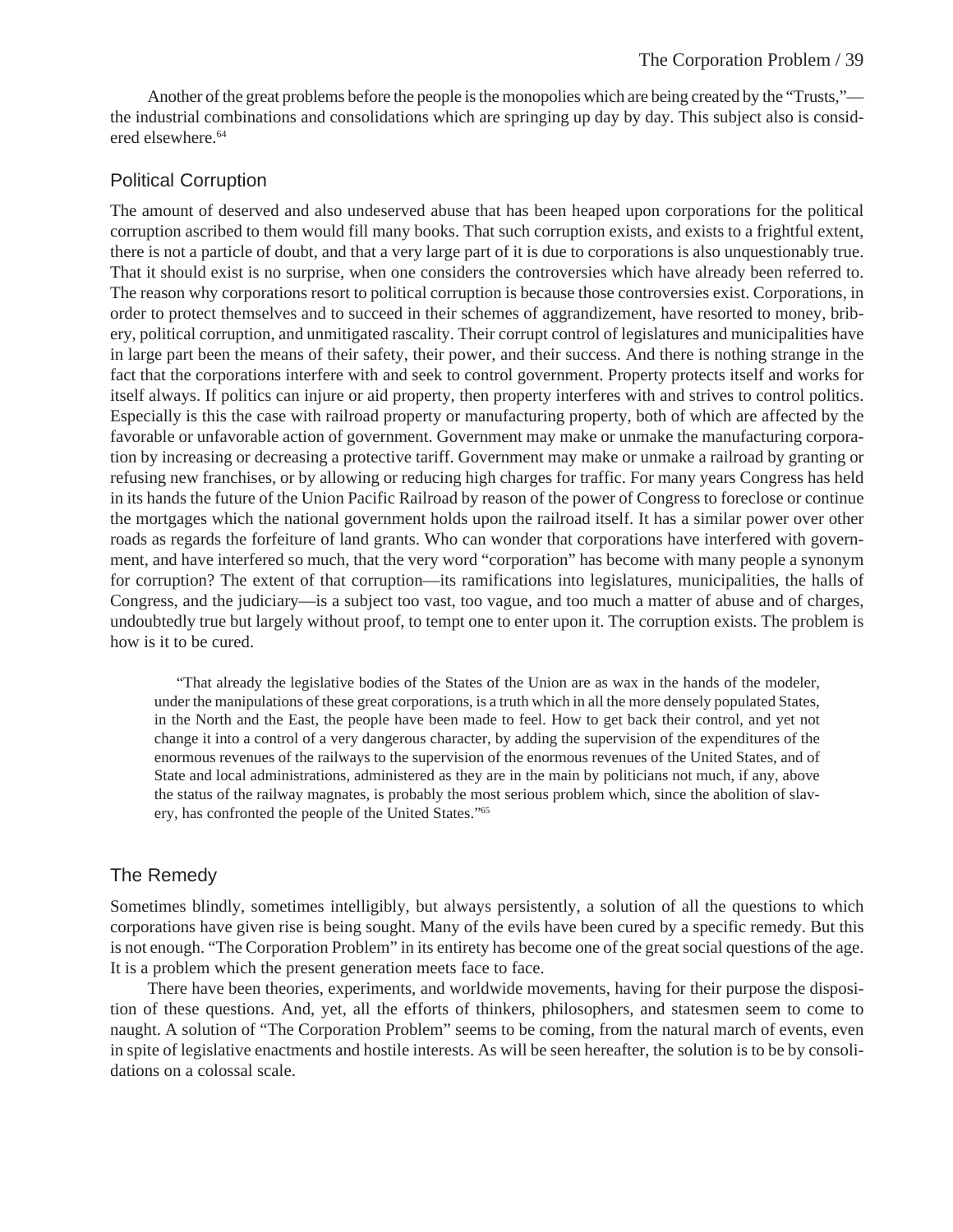Another of the great problems before the people is the monopolies which are being created by the "Trusts,"—the industrial combinations and consolidations which are springing up day by day. This subject also is considered elsewhere.[64]

## Political Corruption

The amount of deserved and also undeserved abuse that has been heaped upon corporations for the political corruption ascribed to them would fill many books. That such corruption exists, and exists to a frightful extent, there is not a particle of doubt, and that a very large part of it is due to corporations is also unquestionably true. That it should exist is no surprise, when one considers the controversies which have already been referred to. The reason why corporations resort to political corruption is because those controversies exist. Corporations, in order to protect themselves and to succeed in their schemes of aggrandizement, have resorted to money, bribery, political corruption, and unmitigated rascality. Their corrupt control of legislatures and municipalities have in large part been the means of their safety, their power, and their success. And there is nothing strange in the fact that the corporations interfere with and seek to control government. Property protects itself and works for itself always. If politics can injure or aid property, then property interferes with and strives to control politics. Especially is this the case with railroad property or manufacturing property, both of which are affected by the favorable or unfavorable action of government. Government may make or unmake the manufacturing corporation by increasing or decreasing a protective tariff. Government may make or unmake a railroad by granting or refusing new franchises, or by allowing or reducing high charges for traffic. For many years Congress has held in its hands the future of the Union Pacific Railroad by reason of the power of Congress to foreclose or continue the mortgages which the national government holds upon the railroad itself. It has a similar power over other roads as regards the forfeiture of land grants. Who can wonder that corporations have interfered with government, and have interfered so much, that the very word "corporation" has become with many people a synonym for corruption? The extent of that corruption—its ramifications into legislatures, municipalities, the halls of Congress, and the judiciary—is a subject too vast, too vague, and too much a matter of abuse and of charges, undoubtedly true but largely without proof, to tempt one to enter upon it. The corruption exists. The problem is how is it to be cured.

> "That already the legislative bodies of the States of the Union are as wax in the hands of the modeler, under the manipulations of these great corporations, is a truth which in all the more densely populated States, in the North and the East, the people have been made to feel. How to get back their control, and yet not change it into a control of a very dangerous character, by adding the supervision of the expenditures of the enormous revenues of the railways to the supervision of the enormous revenues of the United States, and of State and local administrations, administered as they are in the main by politicians not much, if any, above the status of the railway magnates, is probably the most serious problem which, since the abolition of slavery, has confronted the people of the United States."[65]

## The Remedy

Sometimes blindly, sometimes intelligibly, but always persistently, a solution of all the questions to which corporations have given rise is being sought. Many of the evils have been cured by a specific remedy. But this is not enough. "The Corporation Problem" in its entirety has become one of the great social questions of the age. It is a problem which the present generation meets face to face.

There have been theories, experiments, and worldwide movements, having for their purpose the disposition of these questions. And, yet, all the efforts of thinkers, philosophers, and statesmen seem to come to naught. A solution of "The Corporation Problem" seems to be coming, from the natural march of events, even in spite of legislative enactments and hostile interests. As will be seen hereafter, the solution is to be by consolidations on a colossal scale.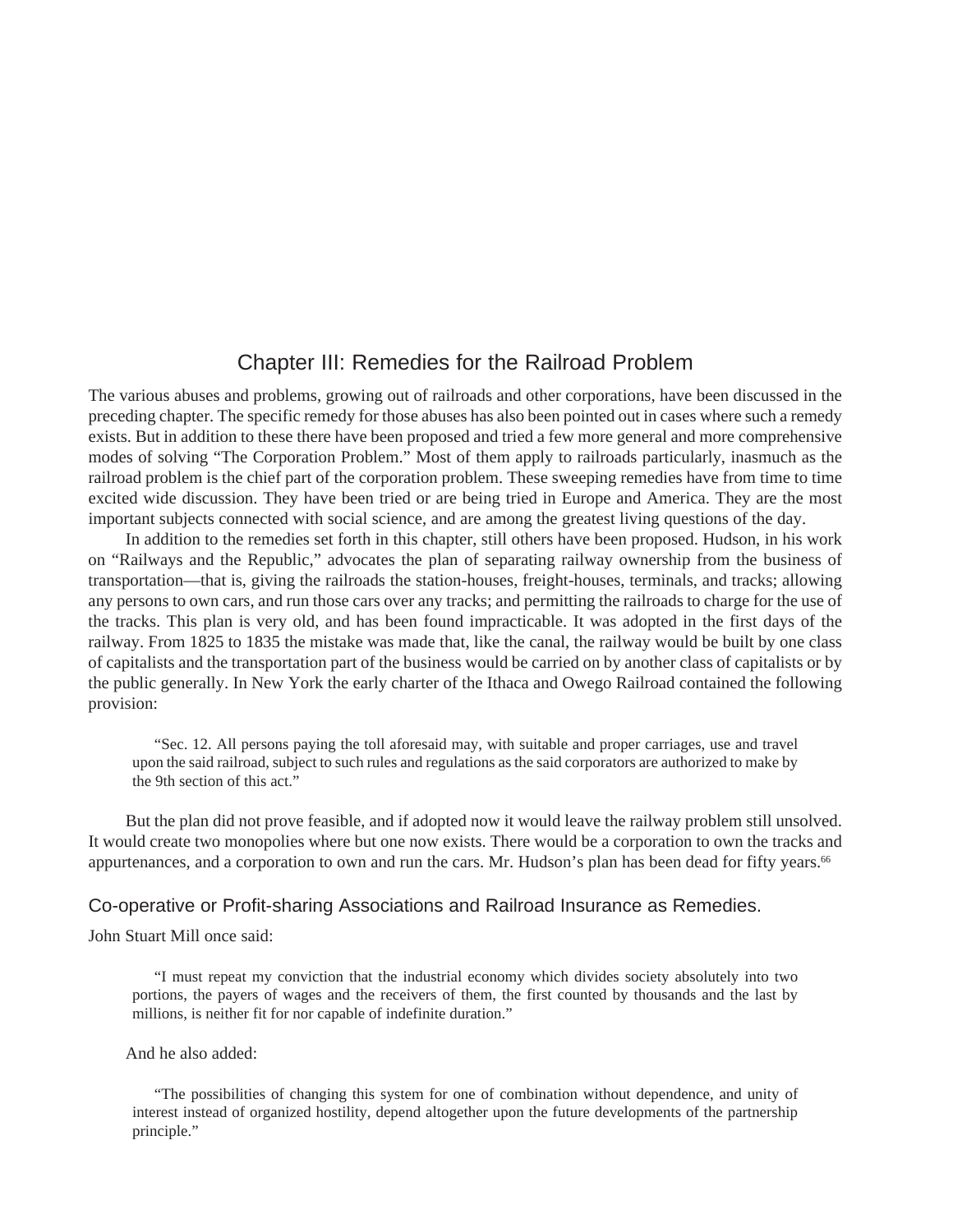# Chapter III: Remedies for the Railroad Problem

The various abuses and problems, growing out of railroads and other corporations, have been discussed in the preceding chapter. The specific remedy for those abuses has also been pointed out in cases where such a remedy exists. But in addition to these there have been proposed and tried a few more general and more comprehensive modes of solving "The Corporation Problem." Most of them apply to railroads particularly, inasmuch as the railroad problem is the chief part of the corporation problem. These sweeping remedies have from time to time excited wide discussion. They have been tried or are being tried in Europe and America. They are the most important subjects connected with social science, and are among the greatest living questions of the day.

In addition to the remedies set forth in this chapter, still others have been proposed. Hudson, in his work on "Railways and the Republic," advocates the plan of separating railway ownership from the business of transportation—that is, giving the railroads the station-houses, freight-houses, terminals, and tracks; allowing any persons to own cars, and run those cars over any tracks; and permitting the railroads to charge for the use of the tracks. This plan is very old, and has been found impracticable. It was adopted in the first days of the railway. From 1825 to 1835 the mistake was made that, like the canal, the railway would be built by one class of capitalists and the transportation part of the business would be carried on by another class of capitalists or by the public generally. In New York the early charter of the Ithaca and Owego Railroad contained the following provision:

> "Sec. 12. All persons paying the toll aforesaid may, with suitable and proper carriages, use and travel upon the said railroad, subject to such rules and regulations as the said corporators are authorized to make by the 9th section of this act."

But the plan did not prove feasible, and if adopted now it would leave the railway problem still unsolved. It would create two monopolies where but one now exists. There would be a corporation to own the tracks and appurtenances, and a corporation to own and run the cars. Mr. Hudson's plan has been dead for fifty years.[66]

## Co-operative or Profit-sharing Associations and Railroad Insurance as Remedies.

John Stuart Mill once said:

> "I must repeat my conviction that the industrial economy which divides society absolutely into two portions, the payers of wages and the receivers of them, the first counted by thousands and the last by millions, is neither fit for nor capable of indefinite duration."

And he also added:

> "The possibilities of changing this system for one of combination without dependence, and unity of interest instead of organized hostility, depend altogether upon the future developments of the partnership principle."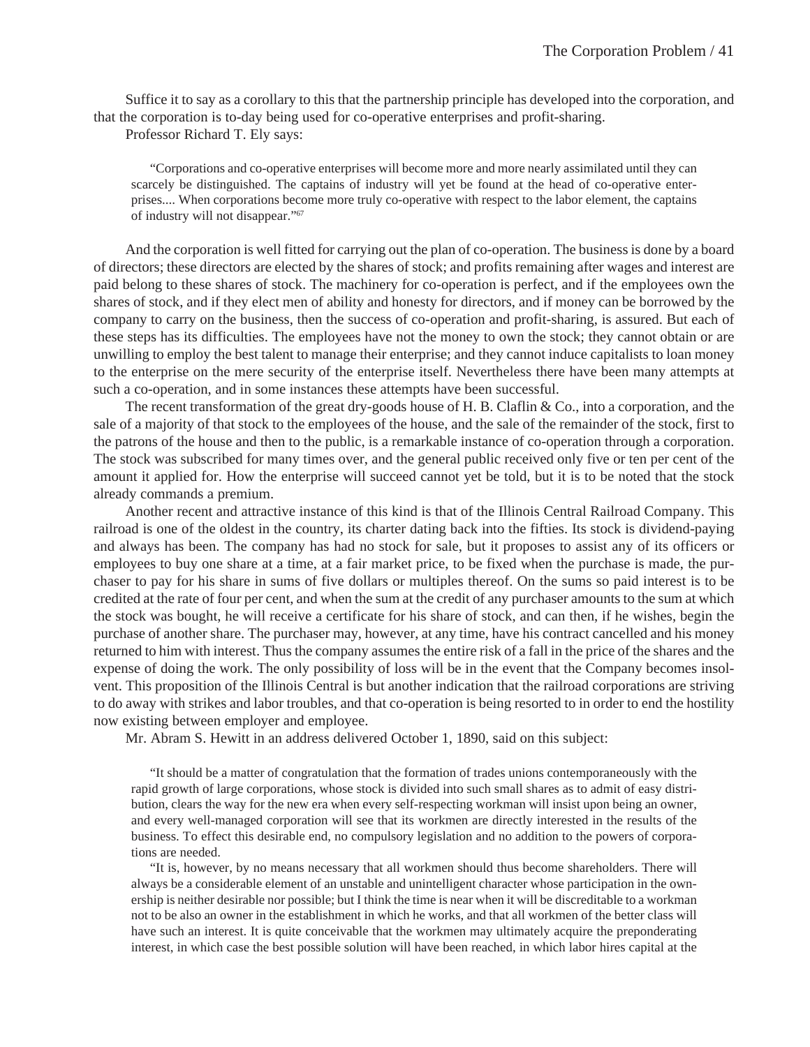Suffice it to say as a corollary to this that the partnership principle has developed into the corporation, and that the corporation is to-day being used for co-operative enterprises and profit-sharing.

Professor Richard T. Ely says:

> "Corporations and co-operative enterprises will become more and more nearly assimilated until they can scarcely be distinguished. The captains of industry will yet be found at the head of co-operative enterprises.... When corporations become more truly co-operative with respect to the labor element, the captains of industry will not disappear."[67]

And the corporation is well fitted for carrying out the plan of co-operation. The business is done by a board of directors; these directors are elected by the shares of stock; and profits remaining after wages and interest are paid belong to these shares of stock. The machinery for co-operation is perfect, and if the employees own the shares of stock, and if they elect men of ability and honesty for directors, and if money can be borrowed by the company to carry on the business, then the success of co-operation and profit-sharing, is assured. But each of these steps has its difficulties. The employees have not the money to own the stock; they cannot obtain or are unwilling to employ the best talent to manage their enterprise; and they cannot induce capitalists to loan money to the enterprise on the mere security of the enterprise itself. Nevertheless there have been many attempts at such a co-operation, and in some instances these attempts have been successful.

The recent transformation of the great dry-goods house of H. B. Claflin & Co., into a corporation, and the sale of a majority of that stock to the employees of the house, and the sale of the remainder of the stock, first to the patrons of the house and then to the public, is a remarkable instance of co-operation through a corporation. The stock was subscribed for many times over, and the general public received only five or ten per cent of the amount it applied for. How the enterprise will succeed cannot yet be told, but it is to be noted that the stock already commands a premium.

Another recent and attractive instance of this kind is that of the Illinois Central Railroad Company. This railroad is one of the oldest in the country, its charter dating back into the fifties. Its stock is dividend-paying and always has been. The company has had no stock for sale, but it proposes to assist any of its officers or employees to buy one share at a time, at a fair market price, to be fixed when the purchase is made, the purchaser to pay for his share in sums of five dollars or multiples thereof. On the sums so paid interest is to be credited at the rate of four per cent, and when the sum at the credit of any purchaser amounts to the sum at which the stock was bought, he will receive a certificate for his share of stock, and can then, if he wishes, begin the purchase of another share. The purchaser may, however, at any time, have his contract cancelled and his money returned to him with interest. Thus the company assumes the entire risk of a fall in the price of the shares and the expense of doing the work. The only possibility of loss will be in the event that the Company becomes insolvent. This proposition of the Illinois Central is but another indication that the railroad corporations are striving to do away with strikes and labor troubles, and that co-operation is being resorted to in order to end the hostility now existing between employer and employee.

Mr. Abram S. Hewitt in an address delivered October 1, 1890, said on this subject:

> "It should be a matter of congratulation that the formation of trades unions contemporaneously with the rapid growth of large corporations, whose stock is divided into such small shares as to admit of easy distribution, clears the way for the new era when every self-respecting workman will insist upon being an owner, and every well-managed corporation will see that its workmen are directly interested in the results of the business. To effect this desirable end, no compulsory legislation and no addition to the powers of corporations are needed.
>
> "It is, however, by no means necessary that all workmen should thus become shareholders. There will always be a considerable element of an unstable and unintelligent character whose participation in the ownership is neither desirable nor possible; but I think the time is near when it will be discreditable to a workman not to be also an owner in the establishment in which he works, and that all workmen of the better class will have such an interest. It is quite conceivable that the workmen may ultimately acquire the preponderating interest, in which case the best possible solution will have been reached, in which labor hires capital at the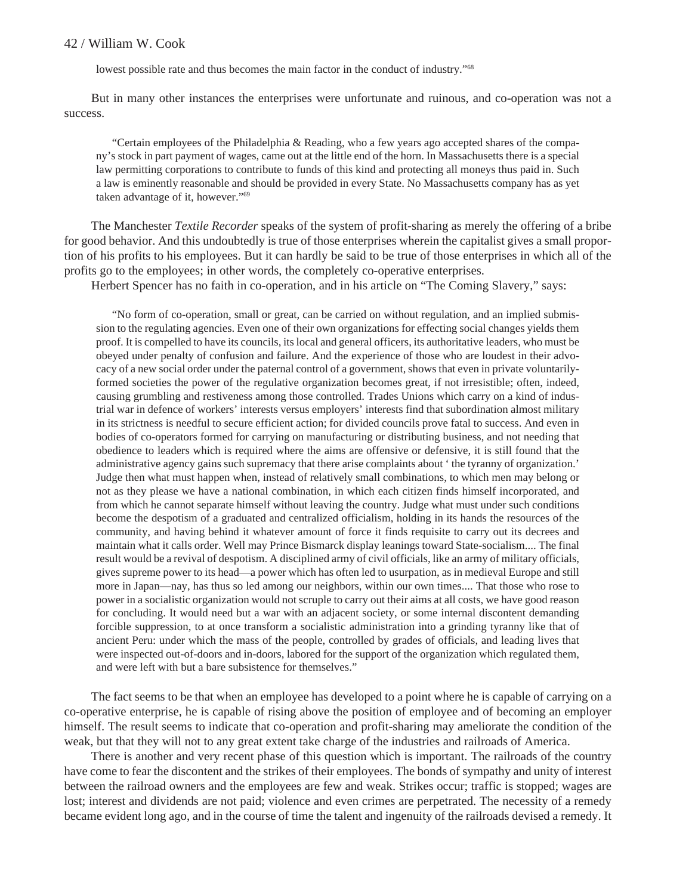lowest possible rate and thus becomes the main factor in the conduct of industry."[68]

But in many other instances the enterprises were unfortunate and ruinous, and co-operation was not a success.

> "Certain employees of the Philadelphia & Reading, who a few years ago accepted shares of the company's stock in part payment of wages, came out at the little end of the horn. In Massachusetts there is a special law permitting corporations to contribute to funds of this kind and protecting all moneys thus paid in. Such a law is eminently reasonable and should be provided in every State. No Massachusetts company has as yet taken advantage of it, however."[69]

The Manchester *Textile Recorder* speaks of the system of profit-sharing as merely the offering of a bribe for good behavior. And this undoubtedly is true of those enterprises wherein the capitalist gives a small proportion of his profits to his employees. But it can hardly be said to be true of those enterprises in which all of the profits go to the employees; in other words, the completely co-operative enterprises.

Herbert Spencer has no faith in co-operation, and in his article on "The Coming Slavery," says:

> "No form of co-operation, small or great, can be carried on without regulation, and an implied submission to the regulating agencies. Even one of their own organizations for effecting social changes yields them proof. It is compelled to have its councils, its local and general officers, its authoritative leaders, who must be obeyed under penalty of confusion and failure. And the experience of those who are loudest in their advocacy of a new social order under the paternal control of a government, shows that even in private voluntarily-formed societies the power of the regulative organization becomes great, if not irresistible; often, indeed, causing grumbling and restiveness among those controlled. Trades Unions which carry on a kind of industrial war in defence of workers' interests versus employers' interests find that subordination almost military in its strictness is needful to secure efficient action; for divided councils prove fatal to success. And even in bodies of co-operators formed for carrying on manufacturing or distributing business, and not needing that obedience to leaders which is required where the aims are offensive or defensive, it is still found that the administrative agency gains such supremacy that there arise complaints about ' the tyranny of organization.' Judge then what must happen when, instead of relatively small combinations, to which men may belong or not as they please we have a national combination, in which each citizen finds himself incorporated, and from which he cannot separate himself without leaving the country. Judge what must under such conditions become the despotism of a graduated and centralized officialism, holding in its hands the resources of the community, and having behind it whatever amount of force it finds requisite to carry out its decrees and maintain what it calls order. Well may Prince Bismarck display leanings toward State-socialism.... The final result would be a revival of despotism. A disciplined army of civil officials, like an army of military officials, gives supreme power to its head—a power which has often led to usurpation, as in medieval Europe and still more in Japan—nay, has thus so led among our neighbors, within our own times.... That those who rose to power in a socialistic organization would not scruple to carry out their aims at all costs, we have good reason for concluding. It would need but a war with an adjacent society, or some internal discontent demanding forcible suppression, to at once transform a socialistic administration into a grinding tyranny like that of ancient Peru: under which the mass of the people, controlled by grades of officials, and leading lives that were inspected out-of-doors and in-doors, labored for the support of the organization which regulated them, and were left with but a bare subsistence for themselves."

The fact seems to be that when an employee has developed to a point where he is capable of carrying on a co-operative enterprise, he is capable of rising above the position of employee and of becoming an employer himself. The result seems to indicate that co-operation and profit-sharing may ameliorate the condition of the weak, but that they will not to any great extent take charge of the industries and railroads of America.

There is another and very recent phase of this question which is important. The railroads of the country have come to fear the discontent and the strikes of their employees. The bonds of sympathy and unity of interest between the railroad owners and the employees are few and weak. Strikes occur; traffic is stopped; wages are lost; interest and dividends are not paid; violence and even crimes are perpetrated. The necessity of a remedy became evident long ago, and in the course of time the talent and ingenuity of the railroads devised a remedy. It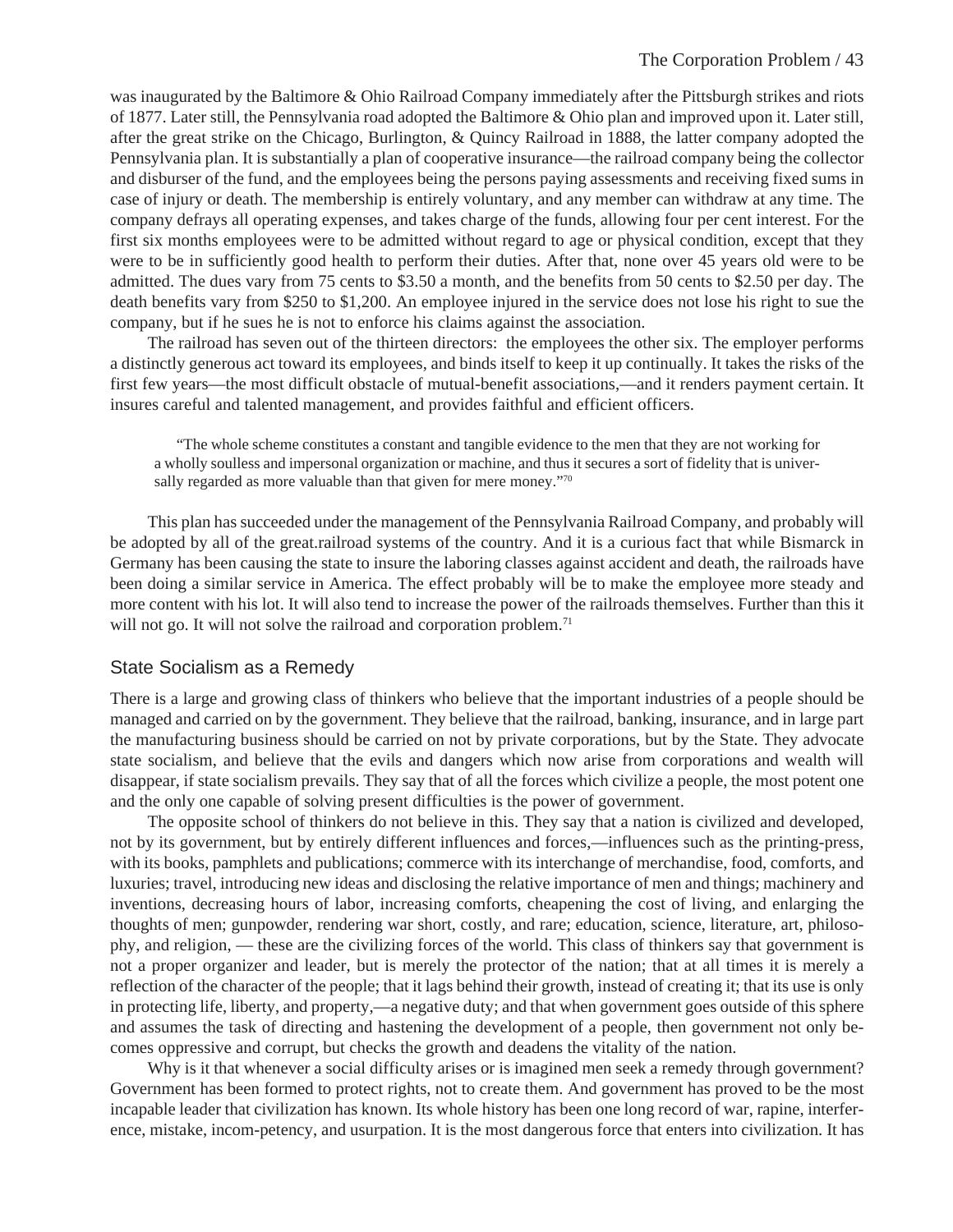was inaugurated by the Baltimore & Ohio Railroad Company immediately after the Pittsburgh strikes and riots of 1877. Later still, the Pennsylvania road adopted the Baltimore & Ohio plan and improved upon it. Later still, after the great strike on the Chicago, Burlington, & Quincy Railroad in 1888, the latter company adopted the Pennsylvania plan. It is substantially a plan of cooperative insurance—the railroad company being the collector and disburser of the fund, and the employees being the persons paying assessments and receiving fixed sums in case of injury or death. The membership is entirely voluntary, and any member can withdraw at any time. The company defrays all operating expenses, and takes charge of the funds, allowing four per cent interest. For the first six months employees were to be admitted without regard to age or physical condition, except that they were to be in sufficiently good health to perform their duties. After that, none over 45 years old were to be admitted. The dues vary from 75 cents to $3.50 a month, and the benefits from 50 cents to $2.50 per day. The death benefits vary from $250 to $1,200. An employee injured in the service does not lose his right to sue the company, but if he sues he is not to enforce his claims against the association.

The railroad has seven out of the thirteen directors: the employees the other six. The employer performs a distinctly generous act toward its employees, and binds itself to keep it up continually. It takes the risks of the first few years—the most difficult obstacle of mutual-benefit associations,—and it renders payment certain. It insures careful and talented management, and provides faithful and efficient officers.

> "The whole scheme constitutes a constant and tangible evidence to the men that they are not working for a wholly soulless and impersonal organization or machine, and thus it secures a sort of fidelity that is universally regarded as more valuable than that given for mere money."[70]

This plan has succeeded under the management of the Pennsylvania Railroad Company, and probably will be adopted by all of the great.railroad systems of the country. And it is a curious fact that while Bismarck in Germany has been causing the state to insure the laboring classes against accident and death, the railroads have been doing a similar service in America. The effect probably will be to make the employee more steady and more content with his lot. It will also tend to increase the power of the railroads themselves. Further than this it will not go. It will not solve the railroad and corporation problem.[71]

## State Socialism as a Remedy

There is a large and growing class of thinkers who believe that the important industries of a people should be managed and carried on by the government. They believe that the railroad, banking, insurance, and in large part the manufacturing business should be carried on not by private corporations, but by the State. They advocate state socialism, and believe that the evils and dangers which now arise from corporations and wealth will disappear, if state socialism prevails. They say that of all the forces which civilize a people, the most potent one and the only one capable of solving present difficulties is the power of government.

The opposite school of thinkers do not believe in this. They say that a nation is civilized and developed, not by its government, but by entirely different influences and forces,—influences such as the printing-press, with its books, pamphlets and publications; commerce with its interchange of merchandise, food, comforts, and luxuries; travel, introducing new ideas and disclosing the relative importance of men and things; machinery and inventions, decreasing hours of labor, increasing comforts, cheapening the cost of living, and enlarging the thoughts of men; gunpowder, rendering war short, costly, and rare; education, science, literature, art, philosophy, and religion, — these are the civilizing forces of the world. This class of thinkers say that government is not a proper organizer and leader, but is merely the protector of the nation; that at all times it is merely a reflection of the character of the people; that it lags behind their growth, instead of creating it; that its use is only in protecting life, liberty, and property,—a negative duty; and that when government goes outside of this sphere and assumes the task of directing and hastening the development of a people, then government not only becomes oppressive and corrupt, but checks the growth and deadens the vitality of the nation.

Why is it that whenever a social difficulty arises or is imagined men seek a remedy through government? Government has been formed to protect rights, not to create them. And government has proved to be the most incapable leader that civilization has known. Its whole history has been one long record of war, rapine, interference, mistake, incom-petency, and usurpation. It is the most dangerous force that enters into civilization. It has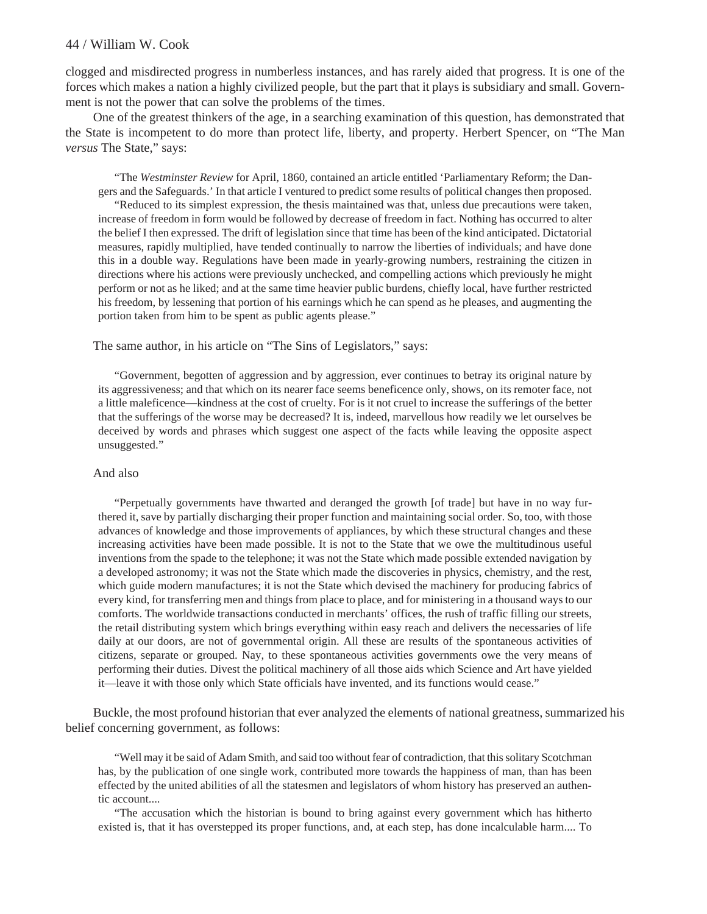clogged and misdirected progress in numberless instances, and has rarely aided that progress. It is one of the forces which makes a nation a highly civilized people, but the part that it plays is subsidiary and small. Government is not the power that can solve the problems of the times.

One of the greatest thinkers of the age, in a searching examination of this question, has demonstrated that the State is incompetent to do more than protect life, liberty, and property. Herbert Spencer, on "The Man *versus* The State," says:

> "The *Westminster Review* for April, 1860, contained an article entitled 'Parliamentary Reform; the Dangers and the Safeguards.' In that article I ventured to predict some results of political changes then proposed.
>
> "Reduced to its simplest expression, the thesis maintained was that, unless due precautions were taken, increase of freedom in form would be followed by decrease of freedom in fact. Nothing has occurred to alter the belief I then expressed. The drift of legislation since that time has been of the kind anticipated. Dictatorial measures, rapidly multiplied, have tended continually to narrow the liberties of individuals; and have done this in a double way. Regulations have been made in yearly-growing numbers, restraining the citizen in directions where his actions were previously unchecked, and compelling actions which previously he might perform or not as he liked; and at the same time heavier public burdens, chiefly local, have further restricted his freedom, by lessening that portion of his earnings which he can spend as he pleases, and augmenting the portion taken from him to be spent as public agents please."

The same author, in his article on "The Sins of Legislators," says:

> "Government, begotten of aggression and by aggression, ever continues to betray its original nature by its aggressiveness; and that which on its nearer face seems beneficence only, shows, on its remoter face, not a little maleficence—kindness at the cost of cruelty. For is it not cruel to increase the sufferings of the better that the sufferings of the worse may be decreased? It is, indeed, marvellous how readily we let ourselves be deceived by words and phrases which suggest one aspect of the facts while leaving the opposite aspect unsuggested."

And also

> "Perpetually governments have thwarted and deranged the growth [of trade] but have in no way furthered it, save by partially discharging their proper function and maintaining social order. So, too, with those advances of knowledge and those improvements of appliances, by which these structural changes and these increasing activities have been made possible. It is not to the State that we owe the multitudinous useful inventions from the spade to the telephone; it was not the State which made possible extended navigation by a developed astronomy; it was not the State which made the discoveries in physics, chemistry, and the rest, which guide modern manufactures; it is not the State which devised the machinery for producing fabrics of every kind, for transferring men and things from place to place, and for ministering in a thousand ways to our comforts. The worldwide transactions conducted in merchants' offices, the rush of traffic filling our streets, the retail distributing system which brings everything within easy reach and delivers the necessaries of life daily at our doors, are not of governmental origin. All these are results of the spontaneous activities of citizens, separate or grouped. Nay, to these spontaneous activities governments owe the very means of performing their duties. Divest the political machinery of all those aids which Science and Art have yielded it—leave it with those only which State officials have invented, and its functions would cease."

Buckle, the most profound historian that ever analyzed the elements of national greatness, summarized his belief concerning government, as follows:

> "Well may it be said of Adam Smith, and said too without fear of contradiction, that this solitary Scotchman has, by the publication of one single work, contributed more towards the happiness of man, than has been effected by the united abilities of all the statesmen and legislators of whom history has preserved an authentic account....
>
> "The accusation which the historian is bound to bring against every government which has hitherto existed is, that it has overstepped its proper functions, and, at each step, has done incalculable harm.... To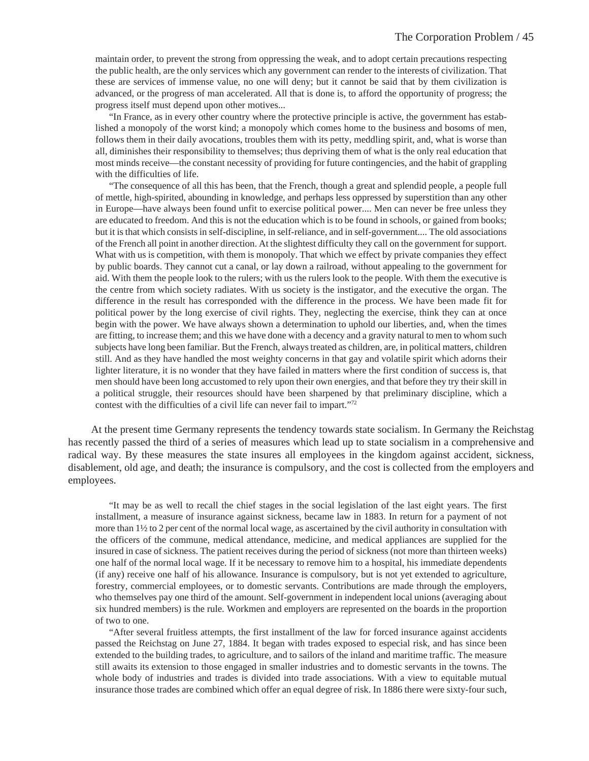maintain order, to prevent the strong from oppressing the weak, and to adopt certain precautions respecting the public health, are the only services which any government can render to the interests of civilization. That these are services of immense value, no one will deny; but it cannot be said that by them civilization is advanced, or the progress of man accelerated. All that is done is, to afford the opportunity of progress; the progress itself must depend upon other motives...

"In France, as in every other country where the protective principle is active, the government has established a monopoly of the worst kind; a monopoly which comes home to the business and bosoms of men, follows them in their daily avocations, troubles them with its petty, meddling spirit, and, what is worse than all, diminishes their responsibility to themselves; thus depriving them of what is the only real education that most minds receive—the constant necessity of providing for future contingencies, and the habit of grappling with the difficulties of life.

"The consequence of all this has been, that the French, though a great and splendid people, a people full of mettle, high-spirited, abounding in knowledge, and perhaps less oppressed by superstition than any other in Europe—have always been found unfit to exercise political power.... Men can never be free unless they are educated to freedom. And this is not the education which is to be found in schools, or gained from books; but it is that which consists in self-discipline, in self-reliance, and in self-government.... The old associations of the French all point in another direction. At the slightest difficulty they call on the government for support. What with us is competition, with them is monopoly. That which we effect by private companies they effect by public boards. They cannot cut a canal, or lay down a railroad, without appealing to the government for aid. With them the people look to the rulers; with us the rulers look to the people. With them the executive is the centre from which society radiates. With us society is the instigator, and the executive the organ. The difference in the result has corresponded with the difference in the process. We have been made fit for political power by the long exercise of civil rights. They, neglecting the exercise, think they can at once begin with the power. We have always shown a determination to uphold our liberties, and, when the times are fitting, to increase them; and this we have done with a decency and a gravity natural to men to whom such subjects have long been familiar. But the French, always treated as children, are, in political matters, children still. And as they have handled the most weighty concerns in that gay and volatile spirit which adorns their lighter literature, it is no wonder that they have failed in matters where the first condition of success is, that men should have been long accustomed to rely upon their own energies, and that before they try their skill in a political struggle, their resources should have been sharpened by that preliminary discipline, which a contest with the difficulties of a civil life can never fail to impart."[72]

At the present time Germany represents the tendency towards state socialism. In Germany the Reichstag has recently passed the third of a series of measures which lead up to state socialism in a comprehensive and radical way. By these measures the state insures all employees in the kingdom against accident, sickness, disablement, old age, and death; the insurance is compulsory, and the cost is collected from the employers and employees.

"It may be as well to recall the chief stages in the social legislation of the last eight years. The first installment, a measure of insurance against sickness, became law in 1883. In return for a payment of not more than 1½ to 2 per cent of the normal local wage, as ascertained by the civil authority in consultation with the officers of the commune, medical attendance, medicine, and medical appliances are supplied for the insured in case of sickness. The patient receives during the period of sickness (not more than thirteen weeks) one half of the normal local wage. If it be necessary to remove him to a hospital, his immediate dependents (if any) receive one half of his allowance. Insurance is compulsory, but is not yet extended to agriculture, forestry, commercial employees, or to domestic servants. Contributions are made through the employers, who themselves pay one third of the amount. Self-government in independent local unions (averaging about six hundred members) is the rule. Workmen and employers are represented on the boards in the proportion of two to one.

"After several fruitless attempts, the first installment of the law for forced insurance against accidents passed the Reichstag on June 27, 1884. It began with trades exposed to especial risk, and has since been extended to the building trades, to agriculture, and to sailors of the inland and maritime traffic. The measure still awaits its extension to those engaged in smaller industries and to domestic servants in the towns. The whole body of industries and trades is divided into trade associations. With a view to equitable mutual insurance those trades are combined which offer an equal degree of risk. In 1886 there were sixty-four such,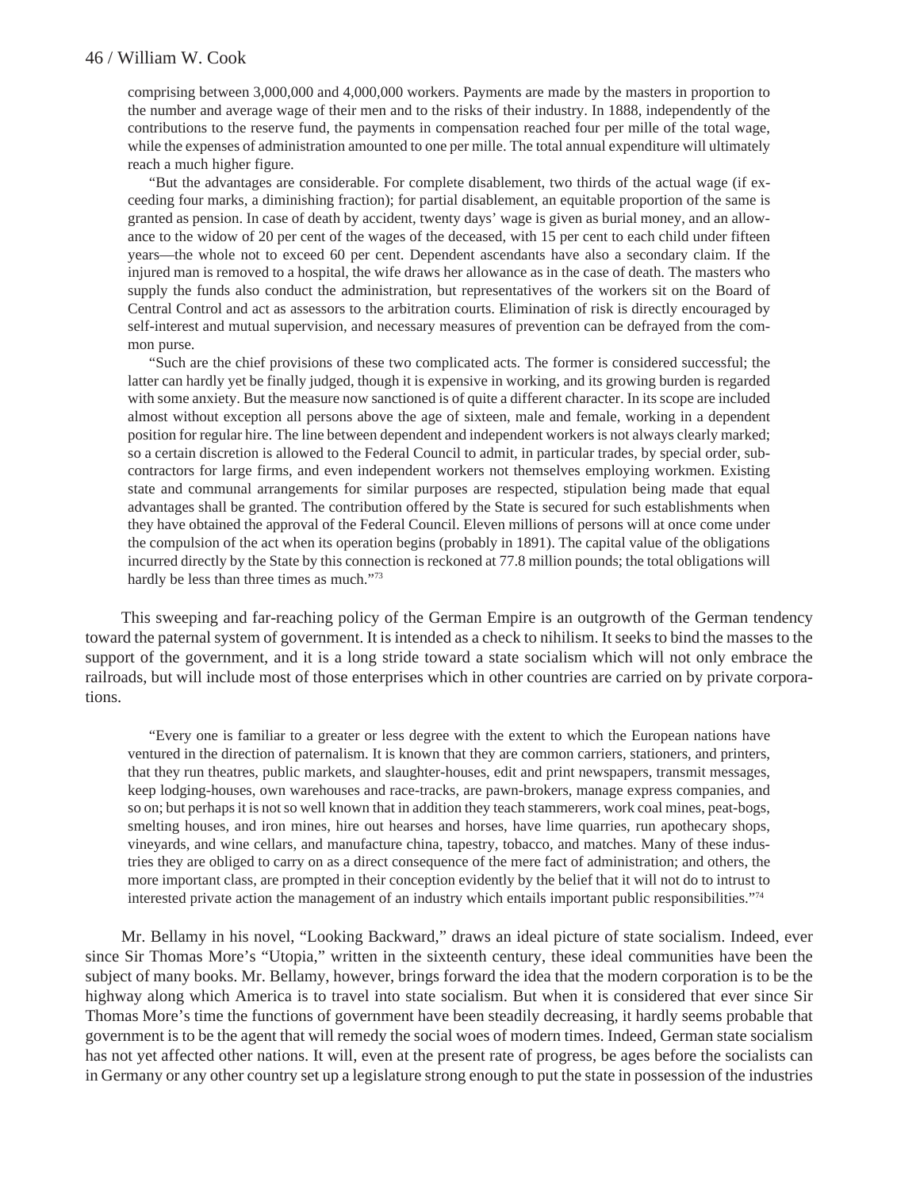comprising between 3,000,000 and 4,000,000 workers. Payments are made by the masters in proportion to the number and average wage of their men and to the risks of their industry. In 1888, independently of the contributions to the reserve fund, the payments in compensation reached four per mille of the total wage, while the expenses of administration amounted to one per mille. The total annual expenditure will ultimately reach a much higher figure.

"But the advantages are considerable. For complete disablement, two thirds of the actual wage (if exceeding four marks, a diminishing fraction); for partial disablement, an equitable proportion of the same is granted as pension. In case of death by accident, twenty days' wage is given as burial money, and an allowance to the widow of 20 per cent of the wages of the deceased, with 15 per cent to each child under fifteen years—the whole not to exceed 60 per cent. Dependent ascendants have also a secondary claim. If the injured man is removed to a hospital, the wife draws her allowance as in the case of death. The masters who supply the funds also conduct the administration, but representatives of the workers sit on the Board of Central Control and act as assessors to the arbitration courts. Elimination of risk is directly encouraged by self-interest and mutual supervision, and necessary measures of prevention can be defrayed from the common purse.

"Such are the chief provisions of these two complicated acts. The former is considered successful; the latter can hardly yet be finally judged, though it is expensive in working, and its growing burden is regarded with some anxiety. But the measure now sanctioned is of quite a different character. In its scope are included almost without exception all persons above the age of sixteen, male and female, working in a dependent position for regular hire. The line between dependent and independent workers is not always clearly marked; so a certain discretion is allowed to the Federal Council to admit, in particular trades, by special order, subcontractors for large firms, and even independent workers not themselves employing workmen. Existing state and communal arrangements for similar purposes are respected, stipulation being made that equal advantages shall be granted. The contribution offered by the State is secured for such establishments when they have obtained the approval of the Federal Council. Eleven millions of persons will at once come under the compulsion of the act when its operation begins (probably in 1891). The capital value of the obligations incurred directly by the State by this connection is reckoned at 77.8 million pounds; the total obligations will hardly be less than three times as much."[73]

This sweeping and far-reaching policy of the German Empire is an outgrowth of the German tendency toward the paternal system of government. It is intended as a check to nihilism. It seeks to bind the masses to the support of the government, and it is a long stride toward a state socialism which will not only embrace the railroads, but will include most of those enterprises which in other countries are carried on by private corporations.

"Every one is familiar to a greater or less degree with the extent to which the European nations have ventured in the direction of paternalism. It is known that they are common carriers, stationers, and printers, that they run theatres, public markets, and slaughter-houses, edit and print newspapers, transmit messages, keep lodging-houses, own warehouses and race-tracks, are pawn-brokers, manage express companies, and so on; but perhaps it is not so well known that in addition they teach stammerers, work coal mines, peat-bogs, smelting houses, and iron mines, hire out hearses and horses, have lime quarries, run apothecary shops, vineyards, and wine cellars, and manufacture china, tapestry, tobacco, and matches. Many of these industries they are obliged to carry on as a direct consequence of the mere fact of administration; and others, the more important class, are prompted in their conception evidently by the belief that it will not do to intrust to interested private action the management of an industry which entails important public responsibilities."[74]

Mr. Bellamy in his novel, "Looking Backward," draws an ideal picture of state socialism. Indeed, ever since Sir Thomas More's "Utopia," written in the sixteenth century, these ideal communities have been the subject of many books. Mr. Bellamy, however, brings forward the idea that the modern corporation is to be the highway along which America is to travel into state socialism. But when it is considered that ever since Sir Thomas More's time the functions of government have been steadily decreasing, it hardly seems probable that government is to be the agent that will remedy the social woes of modern times. Indeed, German state socialism has not yet affected other nations. It will, even at the present rate of progress, be ages before the socialists can in Germany or any other country set up a legislature strong enough to put the state in possession of the industries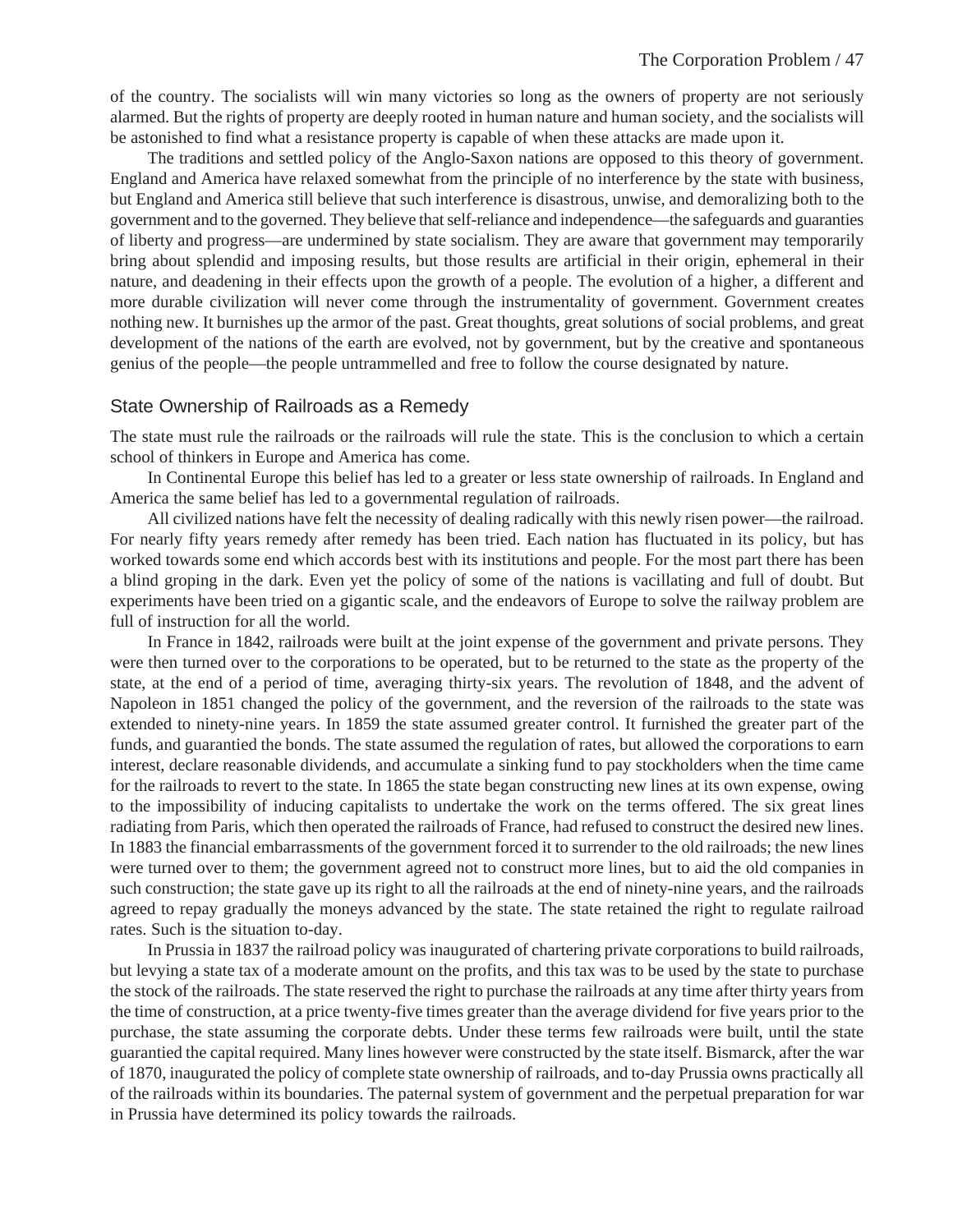of the country. The socialists will win many victories so long as the owners of property are not seriously alarmed. But the rights of property are deeply rooted in human nature and human society, and the socialists will be astonished to find what a resistance property is capable of when these attacks are made upon it.

The traditions and settled policy of the Anglo-Saxon nations are opposed to this theory of government. England and America have relaxed somewhat from the principle of no interference by the state with business, but England and America still believe that such interference is disastrous, unwise, and demoralizing both to the government and to the governed. They believe that self-reliance and independence—the safeguards and guaranties of liberty and progress—are undermined by state socialism. They are aware that government may temporarily bring about splendid and imposing results, but those results are artificial in their origin, ephemeral in their nature, and deadening in their effects upon the growth of a people. The evolution of a higher, a different and more durable civilization will never come through the instrumentality of government. Government creates nothing new. It burnishes up the armor of the past. Great thoughts, great solutions of social problems, and great development of the nations of the earth are evolved, not by government, but by the creative and spontaneous genius of the people—the people untrammelled and free to follow the course designated by nature.

## State Ownership of Railroads as a Remedy

The state must rule the railroads or the railroads will rule the state. This is the conclusion to which a certain school of thinkers in Europe and America has come.

In Continental Europe this belief has led to a greater or less state ownership of railroads. In England and America the same belief has led to a governmental regulation of railroads.

All civilized nations have felt the necessity of dealing radically with this newly risen power—the railroad. For nearly fifty years remedy after remedy has been tried. Each nation has fluctuated in its policy, but has worked towards some end which accords best with its institutions and people. For the most part there has been a blind groping in the dark. Even yet the policy of some of the nations is vacillating and full of doubt. But experiments have been tried on a gigantic scale, and the endeavors of Europe to solve the railway problem are full of instruction for all the world.

In France in 1842, railroads were built at the joint expense of the government and private persons. They were then turned over to the corporations to be operated, but to be returned to the state as the property of the state, at the end of a period of time, averaging thirty-six years. The revolution of 1848, and the advent of Napoleon in 1851 changed the policy of the government, and the reversion of the railroads to the state was extended to ninety-nine years. In 1859 the state assumed greater control. It furnished the greater part of the funds, and guarantied the bonds. The state assumed the regulation of rates, but allowed the corporations to earn interest, declare reasonable dividends, and accumulate a sinking fund to pay stockholders when the time came for the railroads to revert to the state. In 1865 the state began constructing new lines at its own expense, owing to the impossibility of inducing capitalists to undertake the work on the terms offered. The six great lines radiating from Paris, which then operated the railroads of France, had refused to construct the desired new lines. In 1883 the financial embarrassments of the government forced it to surrender to the old railroads; the new lines were turned over to them; the government agreed not to construct more lines, but to aid the old companies in such construction; the state gave up its right to all the railroads at the end of ninety-nine years, and the railroads agreed to repay gradually the moneys advanced by the state. The state retained the right to regulate railroad rates. Such is the situation to-day.

In Prussia in 1837 the railroad policy was inaugurated of chartering private corporations to build railroads, but levying a state tax of a moderate amount on the profits, and this tax was to be used by the state to purchase the stock of the railroads. The state reserved the right to purchase the railroads at any time after thirty years from the time of construction, at a price twenty-five times greater than the average dividend for five years prior to the purchase, the state assuming the corporate debts. Under these terms few railroads were built, until the state guarantied the capital required. Many lines however were constructed by the state itself. Bismarck, after the war of 1870, inaugurated the policy of complete state ownership of railroads, and to-day Prussia owns practically all of the railroads within its boundaries. The paternal system of government and the perpetual preparation for war in Prussia have determined its policy towards the railroads.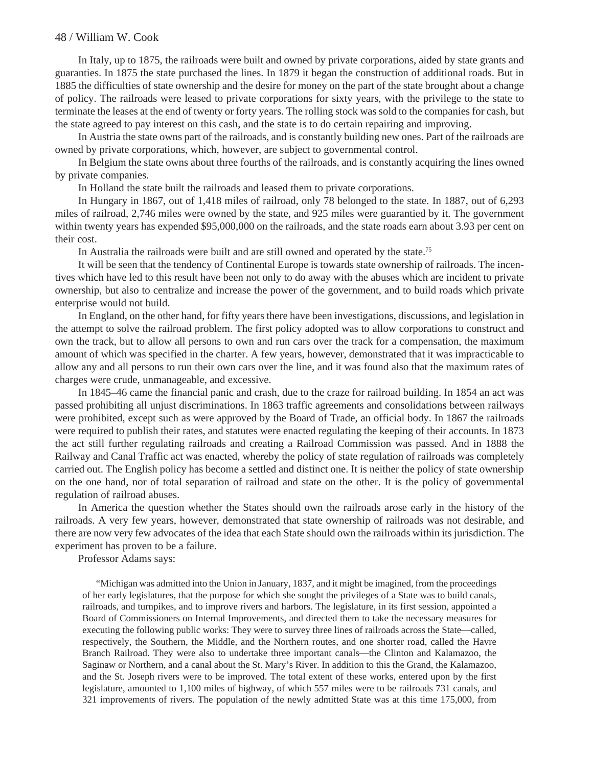In Italy, up to 1875, the railroads were built and owned by private corporations, aided by state grants and guaranties. In 1875 the state purchased the lines. In 1879 it began the construction of additional roads. But in 1885 the difficulties of state ownership and the desire for money on the part of the state brought about a change of policy. The railroads were leased to private corporations for sixty years, with the privilege to the state to terminate the leases at the end of twenty or forty years. The rolling stock was sold to the companies for cash, but the state agreed to pay interest on this cash, and the state is to do certain repairing and improving.

In Austria the state owns part of the railroads, and is constantly building new ones. Part of the railroads are owned by private corporations, which, however, are subject to governmental control.

In Belgium the state owns about three fourths of the railroads, and is constantly acquiring the lines owned by private companies.

In Holland the state built the railroads and leased them to private corporations.

In Hungary in 1867, out of 1,418 miles of railroad, only 78 belonged to the state. In 1887, out of 6,293 miles of railroad, 2,746 miles were owned by the state, and 925 miles were guarantied by it. The government within twenty years has expended $95,000,000 on the railroads, and the state roads earn about 3.93 per cent on their cost.

In Australia the railroads were built and are still owned and operated by the state.[75]

It will be seen that the tendency of Continental Europe is towards state ownership of railroads. The incentives which have led to this result have been not only to do away with the abuses which are incident to private ownership, but also to centralize and increase the power of the government, and to build roads which private enterprise would not build.

In England, on the other hand, for fifty years there have been investigations, discussions, and legislation in the attempt to solve the railroad problem. The first policy adopted was to allow corporations to construct and own the track, but to allow all persons to own and run cars over the track for a compensation, the maximum amount of which was specified in the charter. A few years, however, demonstrated that it was impracticable to allow any and all persons to run their own cars over the line, and it was found also that the maximum rates of charges were crude, unmanageable, and excessive.

In 1845–46 came the financial panic and crash, due to the craze for railroad building. In 1854 an act was passed prohibiting all unjust discriminations. In 1863 traffic agreements and consolidations between railways were prohibited, except such as were approved by the Board of Trade, an official body. In 1867 the railroads were required to publish their rates, and statutes were enacted regulating the keeping of their accounts. In 1873 the act still further regulating railroads and creating a Railroad Commission was passed. And in 1888 the Railway and Canal Traffic act was enacted, whereby the policy of state regulation of railroads was completely carried out. The English policy has become a settled and distinct one. It is neither the policy of state ownership on the one hand, nor of total separation of railroad and state on the other. It is the policy of governmental regulation of railroad abuses.

In America the question whether the States should own the railroads arose early in the history of the railroads. A very few years, however, demonstrated that state ownership of railroads was not desirable, and there are now very few advocates of the idea that each State should own the railroads within its jurisdiction. The experiment has proven to be a failure.

Professor Adams says:

> "Michigan was admitted into the Union in January, 1837, and it might be imagined, from the proceedings of her early legislatures, that the purpose for which she sought the privileges of a State was to build canals, railroads, and turnpikes, and to improve rivers and harbors. The legislature, in its first session, appointed a Board of Commissioners on Internal Improvements, and directed them to take the necessary measures for executing the following public works: They were to survey three lines of railroads across the State—called, respectively, the Southern, the Middle, and the Northern routes, and one shorter road, called the Havre Branch Railroad. They were also to undertake three important canals—the Clinton and Kalamazoo, the Saginaw or Northern, and a canal about the St. Mary's River. In addition to this the Grand, the Kalamazoo, and the St. Joseph rivers were to be improved. The total extent of these works, entered upon by the first legislature, amounted to 1,100 miles of highway, of which 557 miles were to be railroads 731 canals, and 321 improvements of rivers. The population of the newly admitted State was at this time 175,000, from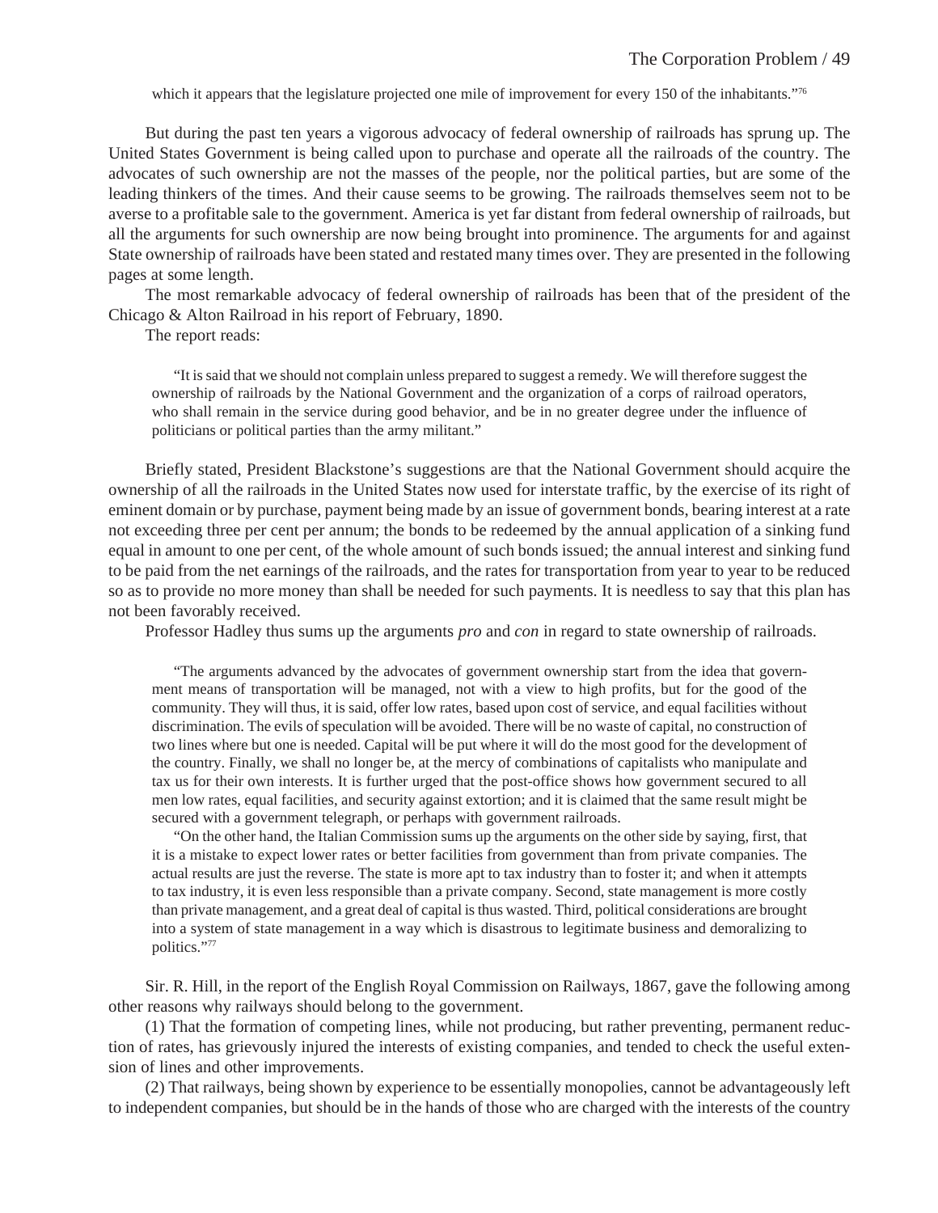which it appears that the legislature projected one mile of improvement for every 150 of the inhabitants."[76]

But during the past ten years a vigorous advocacy of federal ownership of railroads has sprung up. The United States Government is being called upon to purchase and operate all the railroads of the country. The advocates of such ownership are not the masses of the people, nor the political parties, but are some of the leading thinkers of the times. And their cause seems to be growing. The railroads themselves seem not to be averse to a profitable sale to the government. America is yet far distant from federal ownership of railroads, but all the arguments for such ownership are now being brought into prominence. The arguments for and against State ownership of railroads have been stated and restated many times over. They are presented in the following pages at some length.

The most remarkable advocacy of federal ownership of railroads has been that of the president of the Chicago & Alton Railroad in his report of February, 1890.

The report reads:

> "It is said that we should not complain unless prepared to suggest a remedy. We will therefore suggest the ownership of railroads by the National Government and the organization of a corps of railroad operators, who shall remain in the service during good behavior, and be in no greater degree under the influence of politicians or political parties than the army militant."

Briefly stated, President Blackstone's suggestions are that the National Government should acquire the ownership of all the railroads in the United States now used for interstate traffic, by the exercise of its right of eminent domain or by purchase, payment being made by an issue of government bonds, bearing interest at a rate not exceeding three per cent per annum; the bonds to be redeemed by the annual application of a sinking fund equal in amount to one per cent, of the whole amount of such bonds issued; the annual interest and sinking fund to be paid from the net earnings of the railroads, and the rates for transportation from year to year to be reduced so as to provide no more money than shall be needed for such payments. It is needless to say that this plan has not been favorably received.

Professor Hadley thus sums up the arguments *pro* and *con* in regard to state ownership of railroads.

> "The arguments advanced by the advocates of government ownership start from the idea that government means of transportation will be managed, not with a view to high profits, but for the good of the community. They will thus, it is said, offer low rates, based upon cost of service, and equal facilities without discrimination. The evils of speculation will be avoided. There will be no waste of capital, no construction of two lines where but one is needed. Capital will be put where it will do the most good for the development of the country. Finally, we shall no longer be, at the mercy of combinations of capitalists who manipulate and tax us for their own interests. It is further urged that the post-office shows how government secured to all men low rates, equal facilities, and security against extortion; and it is claimed that the same result might be secured with a government telegraph, or perhaps with government railroads.
>
> "On the other hand, the Italian Commission sums up the arguments on the other side by saying, first, that it is a mistake to expect lower rates or better facilities from government than from private companies. The actual results are just the reverse. The state is more apt to tax industry than to foster it; and when it attempts to tax industry, it is even less responsible than a private company. Second, state management is more costly than private management, and a great deal of capital is thus wasted. Third, political considerations are brought into a system of state management in a way which is disastrous to legitimate business and demoralizing to politics."[77]

Sir. R. Hill, in the report of the English Royal Commission on Railways, 1867, gave the following among other reasons why railways should belong to the government.

(1) That the formation of competing lines, while not producing, but rather preventing, permanent reduction of rates, has grievously injured the interests of existing companies, and tended to check the useful extension of lines and other improvements.

(2) That railways, being shown by experience to be essentially monopolies, cannot be advantageously left to independent companies, but should be in the hands of those who are charged with the interests of the country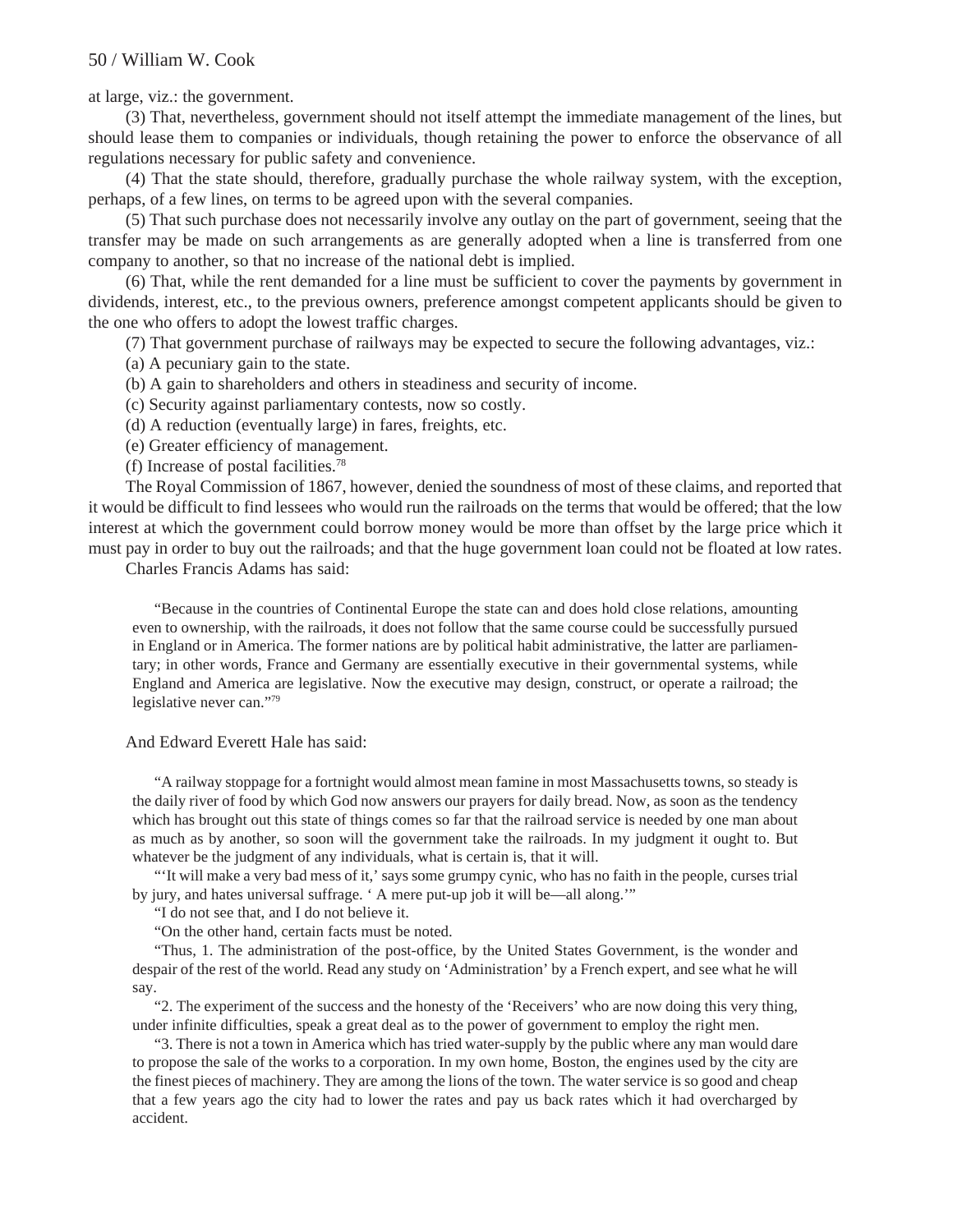at large, viz.: the government.

(3) That, nevertheless, government should not itself attempt the immediate management of the lines, but should lease them to companies or individuals, though retaining the power to enforce the observance of all regulations necessary for public safety and convenience.

(4) That the state should, therefore, gradually purchase the whole railway system, with the exception, perhaps, of a few lines, on terms to be agreed upon with the several companies.

(5) That such purchase does not necessarily involve any outlay on the part of government, seeing that the transfer may be made on such arrangements as are generally adopted when a line is transferred from one company to another, so that no increase of the national debt is implied.

(6) That, while the rent demanded for a line must be sufficient to cover the payments by government in dividends, interest, etc., to the previous owners, preference amongst competent applicants should be given to the one who offers to adopt the lowest traffic charges.

(7) That government purchase of railways may be expected to secure the following advantages, viz.:

(a) A pecuniary gain to the state.

(b) A gain to shareholders and others in steadiness and security of income.

(c) Security against parliamentary contests, now so costly.

(d) A reduction (eventually large) in fares, freights, etc.

(e) Greater efficiency of management.

(f) Increase of postal facilities.[78]

The Royal Commission of 1867, however, denied the soundness of most of these claims, and reported that it would be difficult to find lessees who would run the railroads on the terms that would be offered; that the low interest at which the government could borrow money would be more than offset by the large price which it must pay in order to buy out the railroads; and that the huge government loan could not be floated at low rates.

Charles Francis Adams has said:

> "Because in the countries of Continental Europe the state can and does hold close relations, amounting even to ownership, with the railroads, it does not follow that the same course could be successfully pursued in England or in America. The former nations are by political habit administrative, the latter are parliamentary; in other words, France and Germany are essentially executive in their governmental systems, while England and America are legislative. Now the executive may design, construct, or operate a railroad; the legislative never can."[79]

And Edward Everett Hale has said:

> "A railway stoppage for a fortnight would almost mean famine in most Massachusetts towns, so steady is the daily river of food by which God now answers our prayers for daily bread. Now, as soon as the tendency which has brought out this state of things comes so far that the railroad service is needed by one man about as much as by another, so soon will the government take the railroads. In my judgment it ought to. But whatever be the judgment of any individuals, what is certain is, that it will.
>
> "'It will make a very bad mess of it,' says some grumpy cynic, who has no faith in the people, curses trial by jury, and hates universal suffrage. ' A mere put-up job it will be—all along.'"
>
> "I do not see that, and I do not believe it.
>
> "On the other hand, certain facts must be noted.
>
> "Thus, 1. The administration of the post-office, by the United States Government, is the wonder and despair of the rest of the world. Read any study on 'Administration' by a French expert, and see what he will say.
>
> "2. The experiment of the success and the honesty of the 'Receivers' who are now doing this very thing, under infinite difficulties, speak a great deal as to the power of government to employ the right men.
>
> "3. There is not a town in America which has tried water-supply by the public where any man would dare to propose the sale of the works to a corporation. In my own home, Boston, the engines used by the city are the finest pieces of machinery. They are among the lions of the town. The water service is so good and cheap that a few years ago the city had to lower the rates and pay us back rates which it had overcharged by accident.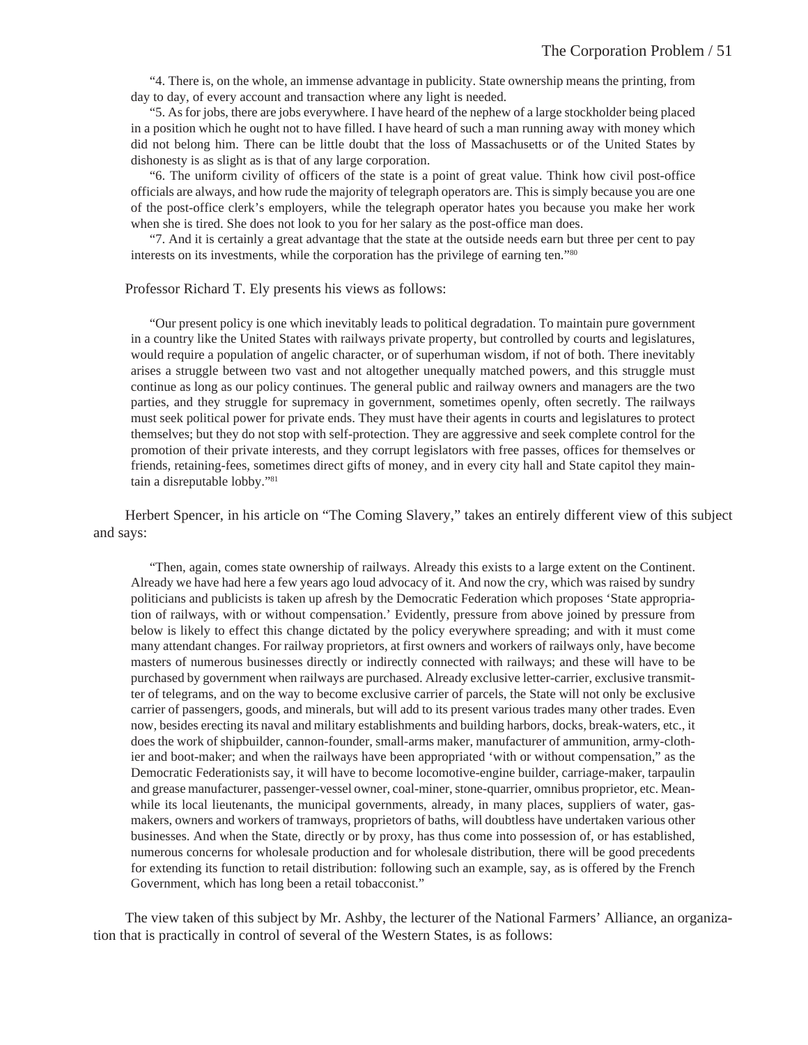"4. There is, on the whole, an immense advantage in publicity. State ownership means the printing, from day to day, of every account and transaction where any light is needed.

"5. As for jobs, there are jobs everywhere. I have heard of the nephew of a large stockholder being placed in a position which he ought not to have filled. I have heard of such a man running away with money which did not belong him. There can be little doubt that the loss of Massachusetts or of the United States by dishonesty is as slight as is that of any large corporation.

"6. The uniform civility of officers of the state is a point of great value. Think how civil post-office officials are always, and how rude the majority of telegraph operators are. This is simply because you are one of the post-office clerk's employers, while the telegraph operator hates you because you make her work when she is tired. She does not look to you for her salary as the post-office man does.

"7. And it is certainly a great advantage that the state at the outside needs earn but three per cent to pay interests on its investments, while the corporation has the privilege of earning ten."[80]

Professor Richard T. Ely presents his views as follows:

"Our present policy is one which inevitably leads to political degradation. To maintain pure government in a country like the United States with railways private property, but controlled by courts and legislatures, would require a population of angelic character, or of superhuman wisdom, if not of both. There inevitably arises a struggle between two vast and not altogether unequally matched powers, and this struggle must continue as long as our policy continues. The general public and railway owners and managers are the two parties, and they struggle for supremacy in government, sometimes openly, often secretly. The railways must seek political power for private ends. They must have their agents in courts and legislatures to protect themselves; but they do not stop with self-protection. They are aggressive and seek complete control for the promotion of their private interests, and they corrupt legislators with free passes, offices for themselves or friends, retaining-fees, sometimes direct gifts of money, and in every city hall and State capitol they maintain a disreputable lobby."[81]

Herbert Spencer, in his article on "The Coming Slavery," takes an entirely different view of this subject and says:

"Then, again, comes state ownership of railways. Already this exists to a large extent on the Continent. Already we have had here a few years ago loud advocacy of it. And now the cry, which was raised by sundry politicians and publicists is taken up afresh by the Democratic Federation which proposes 'State appropriation of railways, with or without compensation.' Evidently, pressure from above joined by pressure from below is likely to effect this change dictated by the policy everywhere spreading; and with it must come many attendant changes. For railway proprietors, at first owners and workers of railways only, have become masters of numerous businesses directly or indirectly connected with railways; and these will have to be purchased by government when railways are purchased. Already exclusive letter-carrier, exclusive transmitter of telegrams, and on the way to become exclusive carrier of parcels, the State will not only be exclusive carrier of passengers, goods, and minerals, but will add to its present various trades many other trades. Even now, besides erecting its naval and military establishments and building harbors, docks, break-waters, etc., it does the work of shipbuilder, cannon-founder, small-arms maker, manufacturer of ammunition, army-clothier and boot-maker; and when the railways have been appropriated 'with or without compensation," as the Democratic Federationists say, it will have to become locomotive-engine builder, carriage-maker, tarpaulin and grease manufacturer, passenger-vessel owner, coal-miner, stone-quarrier, omnibus proprietor, etc. Meanwhile its local lieutenants, the municipal governments, already, in many places, suppliers of water, gas-makers, owners and workers of tramways, proprietors of baths, will doubtless have undertaken various other businesses. And when the State, directly or by proxy, has thus come into possession of, or has established, numerous concerns for wholesale production and for wholesale distribution, there will be good precedents for extending its function to retail distribution: following such an example, say, as is offered by the French Government, which has long been a retail tobacconist."

The view taken of this subject by Mr. Ashby, the lecturer of the National Farmers' Alliance, an organization that is practically in control of several of the Western States, is as follows: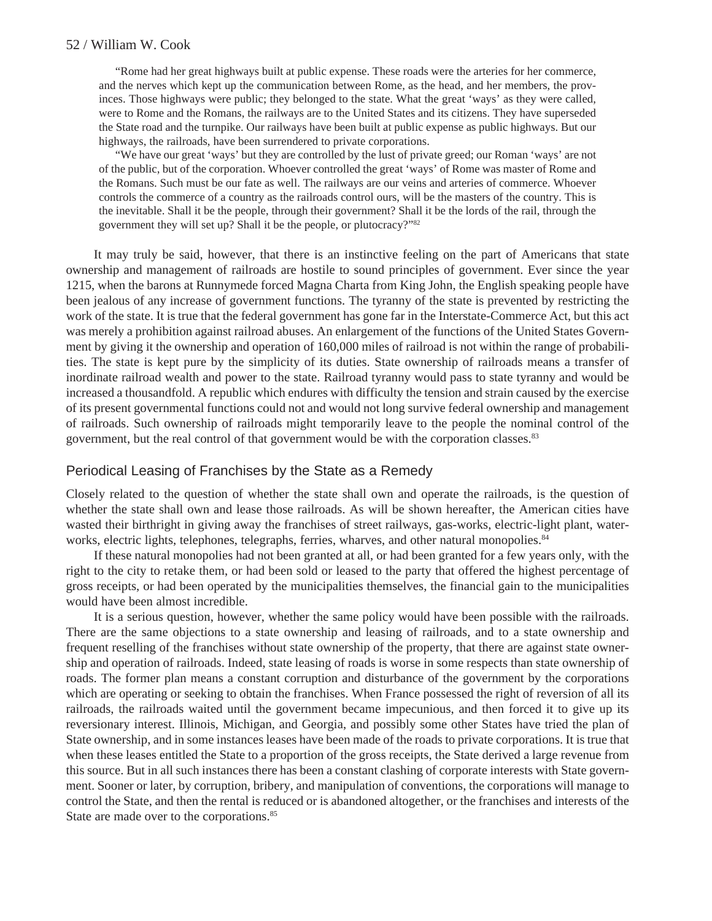> "Rome had her great highways built at public expense. These roads were the arteries for her commerce, and the nerves which kept up the communication between Rome, as the head, and her members, the provinces. Those highways were public; they belonged to the state. What the great 'ways' as they were called, were to Rome and the Romans, the railways are to the United States and its citizens. They have superseded the State road and the turnpike. Our railways have been built at public expense as public highways. But our highways, the railroads, have been surrendered to private corporations.
>
> "We have our great 'ways' but they are controlled by the lust of private greed; our Roman 'ways' are not of the public, but of the corporation. Whoever controlled the great 'ways' of Rome was master of Rome and the Romans. Such must be our fate as well. The railways are our veins and arteries of commerce. Whoever controls the commerce of a country as the railroads control ours, will be the masters of the country. This is the inevitable. Shall it be the people, through their government? Shall it be the lords of the rail, through the government they will set up? Shall it be the people, or plutocracy?"[82]

It may truly be said, however, that there is an instinctive feeling on the part of Americans that state ownership and management of railroads are hostile to sound principles of government. Ever since the year 1215, when the barons at Runnymede forced Magna Charta from King John, the English speaking people have been jealous of any increase of government functions. The tyranny of the state is prevented by restricting the work of the state. It is true that the federal government has gone far in the Interstate-Commerce Act, but this act was merely a prohibition against railroad abuses. An enlargement of the functions of the United States Government by giving it the ownership and operation of 160,000 miles of railroad is not within the range of probabilities. The state is kept pure by the simplicity of its duties. State ownership of railroads means a transfer of inordinate railroad wealth and power to the state. Railroad tyranny would pass to state tyranny and would be increased a thousandfold. A republic which endures with difficulty the tension and strain caused by the exercise of its present governmental functions could not and would not long survive federal ownership and management of railroads. Such ownership of railroads might temporarily leave to the people the nominal control of the government, but the real control of that government would be with the corporation classes.[83]

## Periodical Leasing of Franchises by the State as a Remedy

Closely related to the question of whether the state shall own and operate the railroads, is the question of whether the state shall own and lease those railroads. As will be shown hereafter, the American cities have wasted their birthright in giving away the franchises of street railways, gas-works, electric-light plant, water-works, electric lights, telephones, telegraphs, ferries, wharves, and other natural monopolies.[84]

If these natural monopolies had not been granted at all, or had been granted for a few years only, with the right to the city to retake them, or had been sold or leased to the party that offered the highest percentage of gross receipts, or had been operated by the municipalities themselves, the financial gain to the municipalities would have been almost incredible.

It is a serious question, however, whether the same policy would have been possible with the railroads. There are the same objections to a state ownership and leasing of railroads, and to a state ownership and frequent reselling of the franchises without state ownership of the property, that there are against state ownership and operation of railroads. Indeed, state leasing of roads is worse in some respects than state ownership of roads. The former plan means a constant corruption and disturbance of the government by the corporations which are operating or seeking to obtain the franchises. When France possessed the right of reversion of all its railroads, the railroads waited until the government became impecunious, and then forced it to give up its reversionary interest. Illinois, Michigan, and Georgia, and possibly some other States have tried the plan of State ownership, and in some instances leases have been made of the roads to private corporations. It is true that when these leases entitled the State to a proportion of the gross receipts, the State derived a large revenue from this source. But in all such instances there has been a constant clashing of corporate interests with State government. Sooner or later, by corruption, bribery, and manipulation of conventions, the corporations will manage to control the State, and then the rental is reduced or is abandoned altogether, or the franchises and interests of the State are made over to the corporations.[85]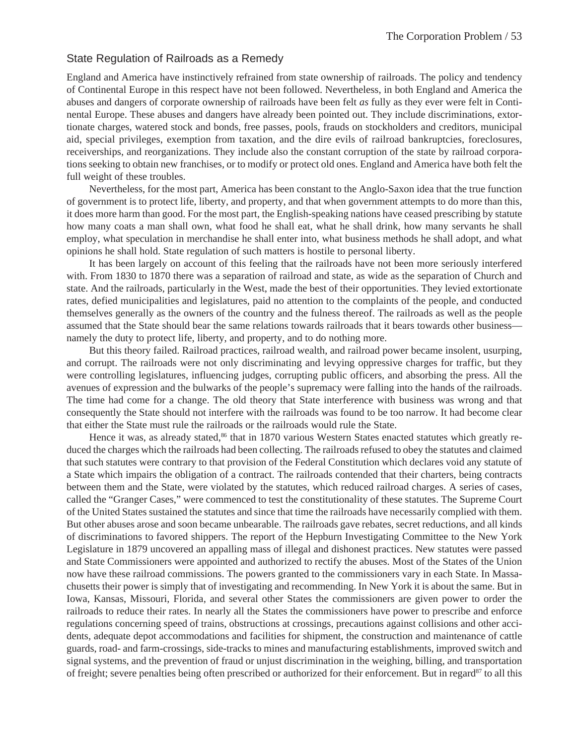## State Regulation of Railroads as a Remedy

England and America have instinctively refrained from state ownership of railroads. The policy and tendency of Continental Europe in this respect have not been followed. Nevertheless, in both England and America the abuses and dangers of corporate ownership of railroads have been felt *as* fully as they ever were felt in Continental Europe. These abuses and dangers have already been pointed out. They include discriminations, extortionate charges, watered stock and bonds, free passes, pools, frauds on stockholders and creditors, municipal aid, special privileges, exemption from taxation, and the dire evils of railroad bankruptcies, foreclosures, receiverships, and reorganizations. They include also the constant corruption of the state by railroad corporations seeking to obtain new franchises, or to modify or protect old ones. England and America have both felt the full weight of these troubles.

Nevertheless, for the most part, America has been constant to the Anglo-Saxon idea that the true function of government is to protect life, liberty, and property, and that when government attempts to do more than this, it does more harm than good. For the most part, the English-speaking nations have ceased prescribing by statute how many coats a man shall own, what food he shall eat, what he shall drink, how many servants he shall employ, what speculation in merchandise he shall enter into, what business methods he shall adopt, and what opinions he shall hold. State regulation of such matters is hostile to personal liberty.

It has been largely on account of this feeling that the railroads have not been more seriously interfered with. From 1830 to 1870 there was a separation of railroad and state, as wide as the separation of Church and state. And the railroads, particularly in the West, made the best of their opportunities. They levied extortionate rates, defied municipalities and legislatures, paid no attention to the complaints of the people, and conducted themselves generally as the owners of the country and the fulness thereof. The railroads as well as the people assumed that the State should bear the same relations towards railroads that it bears towards other business—namely the duty to protect life, liberty, and property, and to do nothing more.

But this theory failed. Railroad practices, railroad wealth, and railroad power became insolent, usurping, and corrupt. The railroads were not only discriminating and levying oppressive charges for traffic, but they were controlling legislatures, influencing judges, corrupting public officers, and absorbing the press. All the avenues of expression and the bulwarks of the people's supremacy were falling into the hands of the railroads. The time had come for a change. The old theory that State interference with business was wrong and that consequently the State should not interfere with the railroads was found to be too narrow. It had become clear that either the State must rule the railroads or the railroads would rule the State.

Hence it was, as already stated,[86] that in 1870 various Western States enacted statutes which greatly reduced the charges which the railroads had been collecting. The railroads refused to obey the statutes and claimed that such statutes were contrary to that provision of the Federal Constitution which declares void any statute of a State which impairs the obligation of a contract. The railroads contended that their charters, being contracts between them and the State, were violated by the statutes, which reduced railroad charges. A series of cases, called the "Granger Cases," were commenced to test the constitutionality of these statutes. The Supreme Court of the United States sustained the statutes and since that time the railroads have necessarily complied with them. But other abuses arose and soon became unbearable. The railroads gave rebates, secret reductions, and all kinds of discriminations to favored shippers. The report of the Hepburn Investigating Committee to the New York Legislature in 1879 uncovered an appalling mass of illegal and dishonest practices. New statutes were passed and State Commissioners were appointed and authorized to rectify the abuses. Most of the States of the Union now have these railroad commissions. The powers granted to the commissioners vary in each State. In Massachusetts their power is simply that of investigating and recommending. In New York it is about the same. But in Iowa, Kansas, Missouri, Florida, and several other States the commissioners are given power to order the railroads to reduce their rates. In nearly all the States the commissioners have power to prescribe and enforce regulations concerning speed of trains, obstructions at crossings, precautions against collisions and other accidents, adequate depot accommodations and facilities for shipment, the construction and maintenance of cattle guards, road- and farm-crossings, side-tracks to mines and manufacturing establishments, improved switch and signal systems, and the prevention of fraud or unjust discrimination in the weighing, billing, and transportation of freight; severe penalties being often prescribed or authorized for their enforcement. But in regard[87] to all this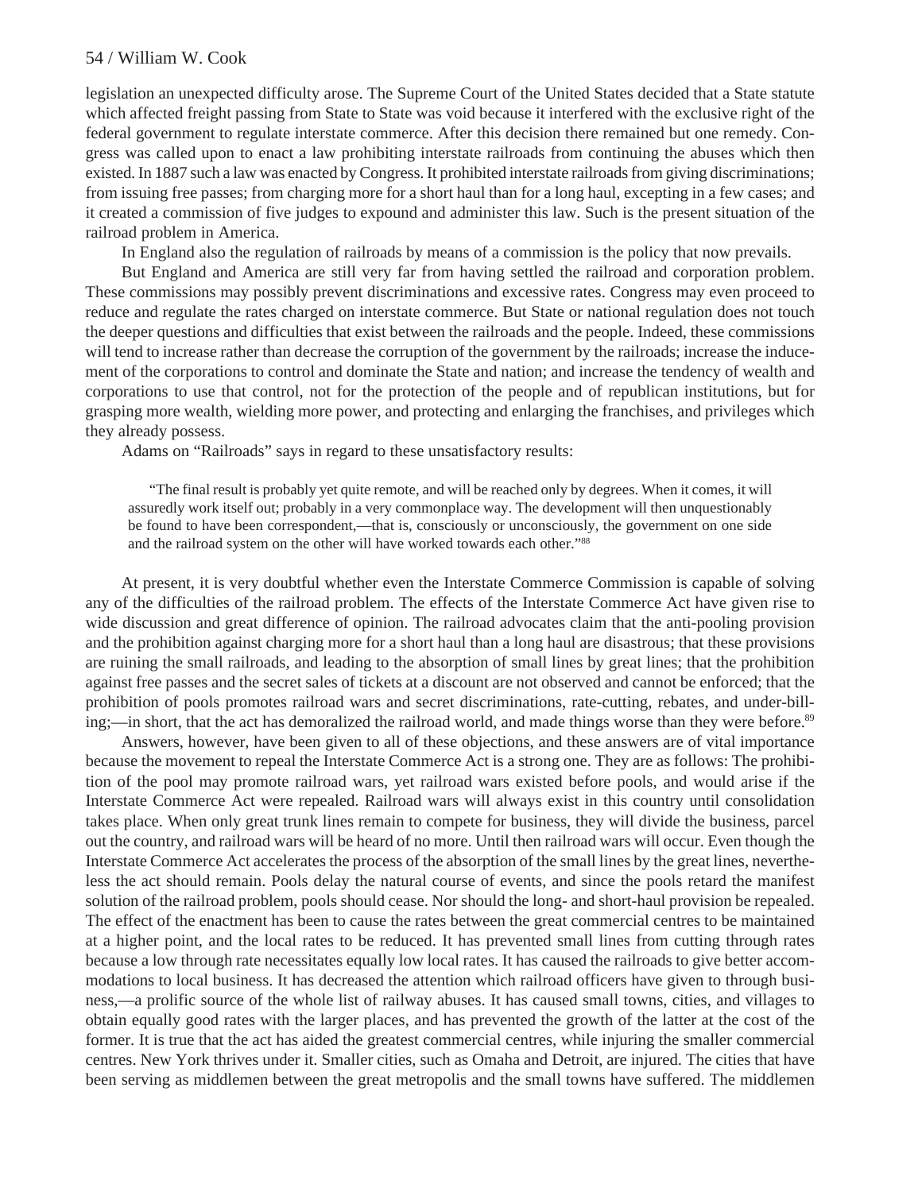legislation an unexpected difficulty arose. The Supreme Court of the United States decided that a State statute which affected freight passing from State to State was void because it interfered with the exclusive right of the federal government to regulate interstate commerce. After this decision there remained but one remedy. Congress was called upon to enact a law prohibiting interstate railroads from continuing the abuses which then existed. In 1887 such a law was enacted by Congress. It prohibited interstate railroads from giving discriminations; from issuing free passes; from charging more for a short haul than for a long haul, excepting in a few cases; and it created a commission of five judges to expound and administer this law. Such is the present situation of the railroad problem in America.

In England also the regulation of railroads by means of a commission is the policy that now prevails.

But England and America are still very far from having settled the railroad and corporation problem. These commissions may possibly prevent discriminations and excessive rates. Congress may even proceed to reduce and regulate the rates charged on interstate commerce. But State or national regulation does not touch the deeper questions and difficulties that exist between the railroads and the people. Indeed, these commissions will tend to increase rather than decrease the corruption of the government by the railroads; increase the inducement of the corporations to control and dominate the State and nation; and increase the tendency of wealth and corporations to use that control, not for the protection of the people and of republican institutions, but for grasping more wealth, wielding more power, and protecting and enlarging the franchises, and privileges which they already possess.

Adams on "Railroads" says in regard to these unsatisfactory results:

> "The final result is probably yet quite remote, and will be reached only by degrees. When it comes, it will assuredly work itself out; probably in a very commonplace way. The development will then unquestionably be found to have been correspondent,—that is, consciously or unconsciously, the government on one side and the railroad system on the other will have worked towards each other."[88]

At present, it is very doubtful whether even the Interstate Commerce Commission is capable of solving any of the difficulties of the railroad problem. The effects of the Interstate Commerce Act have given rise to wide discussion and great difference of opinion. The railroad advocates claim that the anti-pooling provision and the prohibition against charging more for a short haul than a long haul are disastrous; that these provisions are ruining the small railroads, and leading to the absorption of small lines by great lines; that the prohibition against free passes and the secret sales of tickets at a discount are not observed and cannot be enforced; that the prohibition of pools promotes railroad wars and secret discriminations, rate-cutting, rebates, and under-billing;—in short, that the act has demoralized the railroad world, and made things worse than they were before.[89]

Answers, however, have been given to all of these objections, and these answers are of vital importance because the movement to repeal the Interstate Commerce Act is a strong one. They are as follows: The prohibition of the pool may promote railroad wars, yet railroad wars existed before pools, and would arise if the Interstate Commerce Act were repealed. Railroad wars will always exist in this country until consolidation takes place. When only great trunk lines remain to compete for business, they will divide the business, parcel out the country, and railroad wars will be heard of no more. Until then railroad wars will occur. Even though the Interstate Commerce Act accelerates the process of the absorption of the small lines by the great lines, nevertheless the act should remain. Pools delay the natural course of events, and since the pools retard the manifest solution of the railroad problem, pools should cease. Nor should the long- and short-haul provision be repealed. The effect of the enactment has been to cause the rates between the great commercial centres to be maintained at a higher point, and the local rates to be reduced. It has prevented small lines from cutting through rates because a low through rate necessitates equally low local rates. It has caused the railroads to give better accommodations to local business. It has decreased the attention which railroad officers have given to through business,—a prolific source of the whole list of railway abuses. It has caused small towns, cities, and villages to obtain equally good rates with the larger places, and has prevented the growth of the latter at the cost of the former. It is true that the act has aided the greatest commercial centres, while injuring the smaller commercial centres. New York thrives under it. Smaller cities, such as Omaha and Detroit, are injured. The cities that have been serving as middlemen between the great metropolis and the small towns have suffered. The middlemen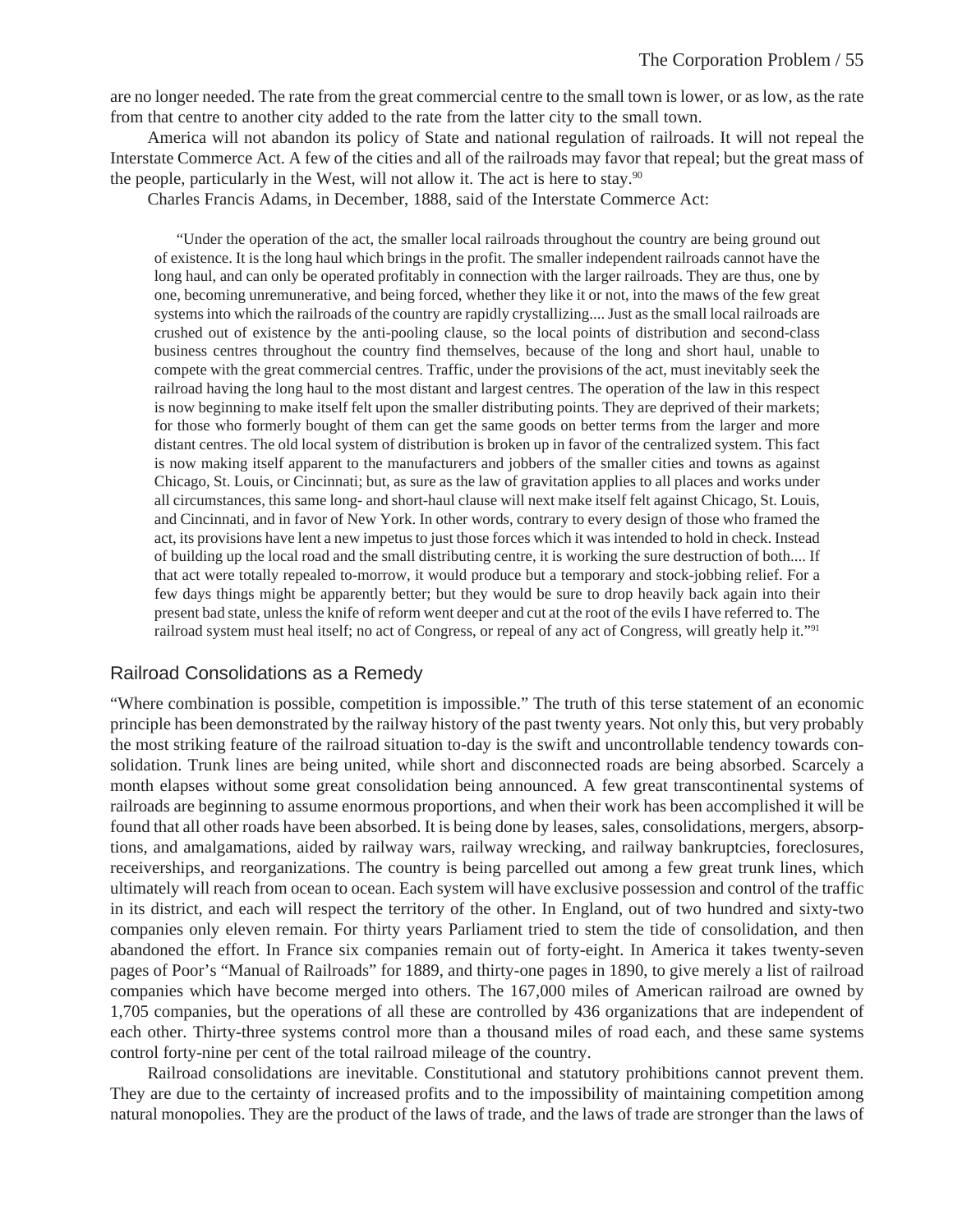are no longer needed. The rate from the great commercial centre to the small town is lower, or as low, as the rate from that centre to another city added to the rate from the latter city to the small town.

America will not abandon its policy of State and national regulation of railroads. It will not repeal the Interstate Commerce Act. A few of the cities and all of the railroads may favor that repeal; but the great mass of the people, particularly in the West, will not allow it. The act is here to stay.[90]

Charles Francis Adams, in December, 1888, said of the Interstate Commerce Act:

> "Under the operation of the act, the smaller local railroads throughout the country are being ground out of existence. It is the long haul which brings in the profit. The smaller independent railroads cannot have the long haul, and can only be operated profitably in connection with the larger railroads. They are thus, one by one, becoming unremunerative, and being forced, whether they like it or not, into the maws of the few great systems into which the railroads of the country are rapidly crystallizing.... Just as the small local railroads are crushed out of existence by the anti-pooling clause, so the local points of distribution and second-class business centres throughout the country find themselves, because of the long and short haul, unable to compete with the great commercial centres. Traffic, under the provisions of the act, must inevitably seek the railroad having the long haul to the most distant and largest centres. The operation of the law in this respect is now beginning to make itself felt upon the smaller distributing points. They are deprived of their markets; for those who formerly bought of them can get the same goods on better terms from the larger and more distant centres. The old local system of distribution is broken up in favor of the centralized system. This fact is now making itself apparent to the manufacturers and jobbers of the smaller cities and towns as against Chicago, St. Louis, or Cincinnati; but, as sure as the law of gravitation applies to all places and works under all circumstances, this same long- and short-haul clause will next make itself felt against Chicago, St. Louis, and Cincinnati, and in favor of New York. In other words, contrary to every design of those who framed the act, its provisions have lent a new impetus to just those forces which it was intended to hold in check. Instead of building up the local road and the small distributing centre, it is working the sure destruction of both.... If that act were totally repealed to-morrow, it would produce but a temporary and stock-jobbing relief. For a few days things might be apparently better; but they would be sure to drop heavily back again into their present bad state, unless the knife of reform went deeper and cut at the root of the evils I have referred to. The railroad system must heal itself; no act of Congress, or repeal of any act of Congress, will greatly help it."[91]

## Railroad Consolidations as a Remedy

"Where combination is possible, competition is impossible." The truth of this terse statement of an economic principle has been demonstrated by the railway history of the past twenty years. Not only this, but very probably the most striking feature of the railroad situation to-day is the swift and uncontrollable tendency towards consolidation. Trunk lines are being united, while short and disconnected roads are being absorbed. Scarcely a month elapses without some great consolidation being announced. A few great transcontinental systems of railroads are beginning to assume enormous proportions, and when their work has been accomplished it will be found that all other roads have been absorbed. It is being done by leases, sales, consolidations, mergers, absorptions, and amalgamations, aided by railway wars, railway wrecking, and railway bankruptcies, foreclosures, receiverships, and reorganizations. The country is being parcelled out among a few great trunk lines, which ultimately will reach from ocean to ocean. Each system will have exclusive possession and control of the traffic in its district, and each will respect the territory of the other. In England, out of two hundred and sixty-two companies only eleven remain. For thirty years Parliament tried to stem the tide of consolidation, and then abandoned the effort. In France six companies remain out of forty-eight. In America it takes twenty-seven pages of Poor's "Manual of Railroads" for 1889, and thirty-one pages in 1890, to give merely a list of railroad companies which have become merged into others. The 167,000 miles of American railroad are owned by 1,705 companies, but the operations of all these are controlled by 436 organizations that are independent of each other. Thirty-three systems control more than a thousand miles of road each, and these same systems control forty-nine per cent of the total railroad mileage of the country.

Railroad consolidations are inevitable. Constitutional and statutory prohibitions cannot prevent them. They are due to the certainty of increased profits and to the impossibility of maintaining competition among natural monopolies. They are the product of the laws of trade, and the laws of trade are stronger than the laws of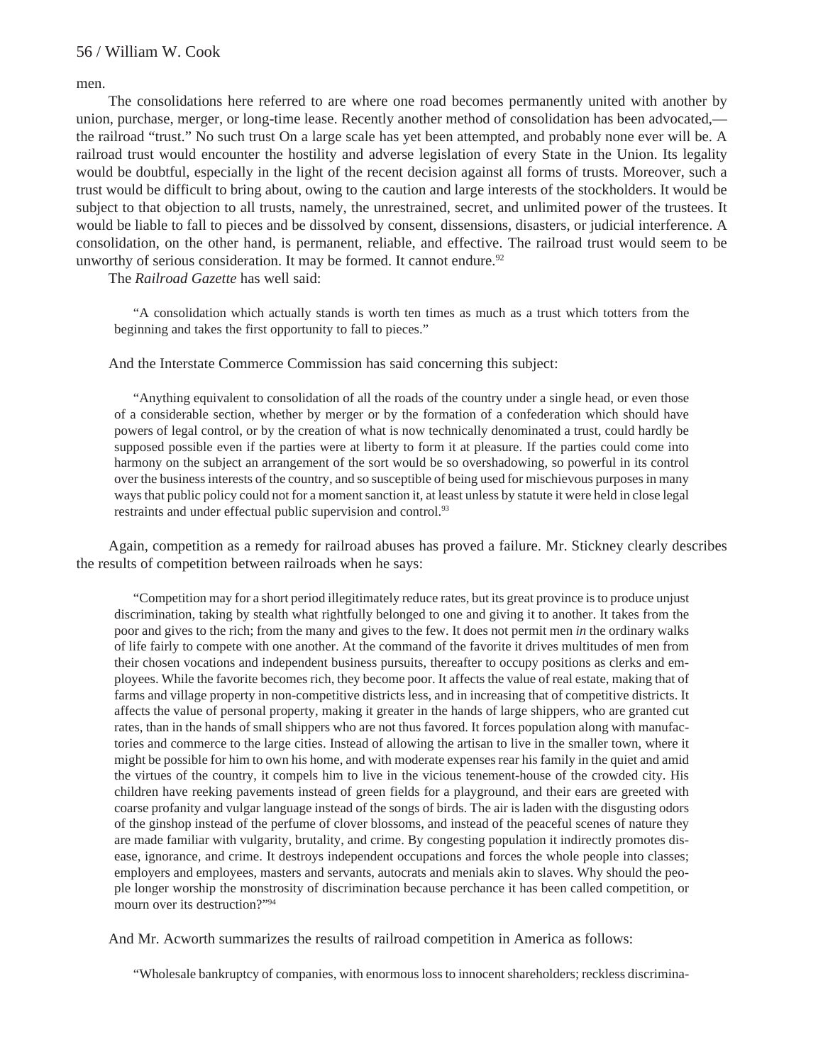men.

The consolidations here referred to are where one road becomes permanently united with another by union, purchase, merger, or long-time lease. Recently another method of consolidation has been advocated,—the railroad "trust." No such trust On a large scale has yet been attempted, and probably none ever will be. A railroad trust would encounter the hostility and adverse legislation of every State in the Union. Its legality would be doubtful, especially in the light of the recent decision against all forms of trusts. Moreover, such a trust would be difficult to bring about, owing to the caution and large interests of the stockholders. It would be subject to that objection to all trusts, namely, the unrestrained, secret, and unlimited power of the trustees. It would be liable to fall to pieces and be dissolved by consent, dissensions, disasters, or judicial interference. A consolidation, on the other hand, is permanent, reliable, and effective. The railroad trust would seem to be unworthy of serious consideration. It may be formed. It cannot endure.[92]

The *Railroad Gazette* has well said:

> "A consolidation which actually stands is worth ten times as much as a trust which totters from the beginning and takes the first opportunity to fall to pieces."

And the Interstate Commerce Commission has said concerning this subject:

> "Anything equivalent to consolidation of all the roads of the country under a single head, or even those of a considerable section, whether by merger or by the formation of a confederation which should have powers of legal control, or by the creation of what is now technically denominated a trust, could hardly be supposed possible even if the parties were at liberty to form it at pleasure. If the parties could come into harmony on the subject an arrangement of the sort would be so overshadowing, so powerful in its control over the business interests of the country, and so susceptible of being used for mischievous purposes in many ways that public policy could not for a moment sanction it, at least unless by statute it were held in close legal restraints and under effectual public supervision and control.[93]

Again, competition as a remedy for railroad abuses has proved a failure. Mr. Stickney clearly describes the results of competition between railroads when he says:

> "Competition may for a short period illegitimately reduce rates, but its great province is to produce unjust discrimination, taking by stealth what rightfully belonged to one and giving it to another. It takes from the poor and gives to the rich; from the many and gives to the few. It does not permit men *in* the ordinary walks of life fairly to compete with one another. At the command of the favorite it drives multitudes of men from their chosen vocations and independent business pursuits, thereafter to occupy positions as clerks and employees. While the favorite becomes rich, they become poor. It affects the value of real estate, making that of farms and village property in non-competitive districts less, and in increasing that of competitive districts. It affects the value of personal property, making it greater in the hands of large shippers, who are granted cut rates, than in the hands of small shippers who are not thus favored. It forces population along with manufactories and commerce to the large cities. Instead of allowing the artisan to live in the smaller town, where it might be possible for him to own his home, and with moderate expenses rear his family in the quiet and amid the virtues of the country, it compels him to live in the vicious tenement-house of the crowded city. His children have reeking pavements instead of green fields for a playground, and their ears are greeted with coarse profanity and vulgar language instead of the songs of birds. The air is laden with the disgusting odors of the ginshop instead of the perfume of clover blossoms, and instead of the peaceful scenes of nature they are made familiar with vulgarity, brutality, and crime. By congesting population it indirectly promotes disease, ignorance, and crime. It destroys independent occupations and forces the whole people into classes; employers and employees, masters and servants, autocrats and menials akin to slaves. Why should the people longer worship the monstrosity of discrimination because perchance it has been called competition, or mourn over its destruction?"[94]

And Mr. Acworth summarizes the results of railroad competition in America as follows:

> "Wholesale bankruptcy of companies, with enormous loss to innocent shareholders; reckless discrimina-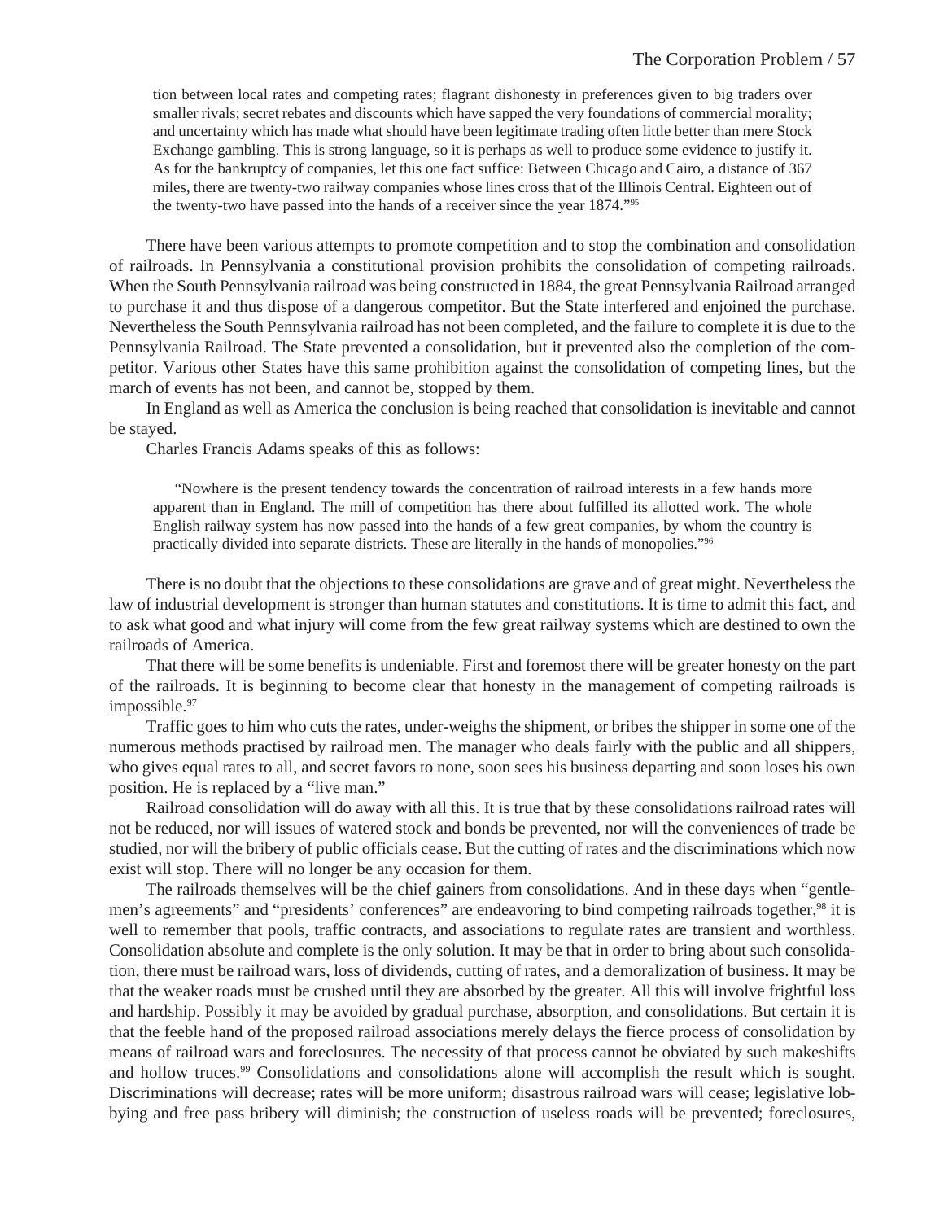> tion between local rates and competing rates; flagrant dishonesty in preferences given to big traders over smaller rivals; secret rebates and discounts which have sapped the very foundations of commercial morality; and uncertainty which has made what should have been legitimate trading often little better than mere Stock Exchange gambling. This is strong language, so it is perhaps as well to produce some evidence to justify it. As for the bankruptcy of companies, let this one fact suffice: Between Chicago and Cairo, a distance of 367 miles, there are twenty-two railway companies whose lines cross that of the Illinois Central. Eighteen out of the twenty-two have passed into the hands of a receiver since the year 1874."[95]

There have been various attempts to promote competition and to stop the combination and consolidation of railroads. In Pennsylvania a constitutional provision prohibits the consolidation of competing railroads. When the South Pennsylvania railroad was being constructed in 1884, the great Pennsylvania Railroad arranged to purchase it and thus dispose of a dangerous competitor. But the State interfered and enjoined the purchase. Nevertheless the South Pennsylvania railroad has not been completed, and the failure to complete it is due to the Pennsylvania Railroad. The State prevented a consolidation, but it prevented also the completion of the competitor. Various other States have this same prohibition against the consolidation of competing lines, but the march of events has not been, and cannot be, stopped by them.

In England as well as America the conclusion is being reached that consolidation is inevitable and cannot be stayed.

Charles Francis Adams speaks of this as follows:

> "Nowhere is the present tendency towards the concentration of railroad interests in a few hands more apparent than in England. The mill of competition has there about fulfilled its allotted work. The whole English railway system has now passed into the hands of a few great companies, by whom the country is practically divided into separate districts. These are literally in the hands of monopolies."[96]

There is no doubt that the objections to these consolidations are grave and of great might. Nevertheless the law of industrial development is stronger than human statutes and constitutions. It is time to admit this fact, and to ask what good and what injury will come from the few great railway systems which are destined to own the railroads of America.

That there will be some benefits is undeniable. First and foremost there will be greater honesty on the part of the railroads. It is beginning to become clear that honesty in the management of competing railroads is impossible.[97]

Traffic goes to him who cuts the rates, under-weighs the shipment, or bribes the shipper in some one of the numerous methods practised by railroad men. The manager who deals fairly with the public and all shippers, who gives equal rates to all, and secret favors to none, soon sees his business departing and soon loses his own position. He is replaced by a "live man."

Railroad consolidation will do away with all this. It is true that by these consolidations railroad rates will not be reduced, nor will issues of watered stock and bonds be prevented, nor will the conveniences of trade be studied, nor will the bribery of public officials cease. But the cutting of rates and the discriminations which now exist will stop. There will no longer be any occasion for them.

The railroads themselves will be the chief gainers from consolidations. And in these days when "gentlemen's agreements" and "presidents' conferences" are endeavoring to bind competing railroads together,[98] it is well to remember that pools, traffic contracts, and associations to regulate rates are transient and worthless. Consolidation absolute and complete is the only solution. It may be that in order to bring about such consolidation, there must be railroad wars, loss of dividends, cutting of rates, and a demoralization of business. It may be that the weaker roads must be crushed until they are absorbed by tbe greater. All this will involve frightful loss and hardship. Possibly it may be avoided by gradual purchase, absorption, and consolidations. But certain it is that the feeble hand of the proposed railroad associations merely delays the fierce process of consolidation by means of railroad wars and foreclosures. The necessity of that process cannot be obviated by such makeshifts and hollow truces.[99] Consolidations and consolidations alone will accomplish the result which is sought. Discriminations will decrease; rates will be more uniform; disastrous railroad wars will cease; legislative lobbying and free pass bribery will diminish; the construction of useless roads will be prevented; foreclosures,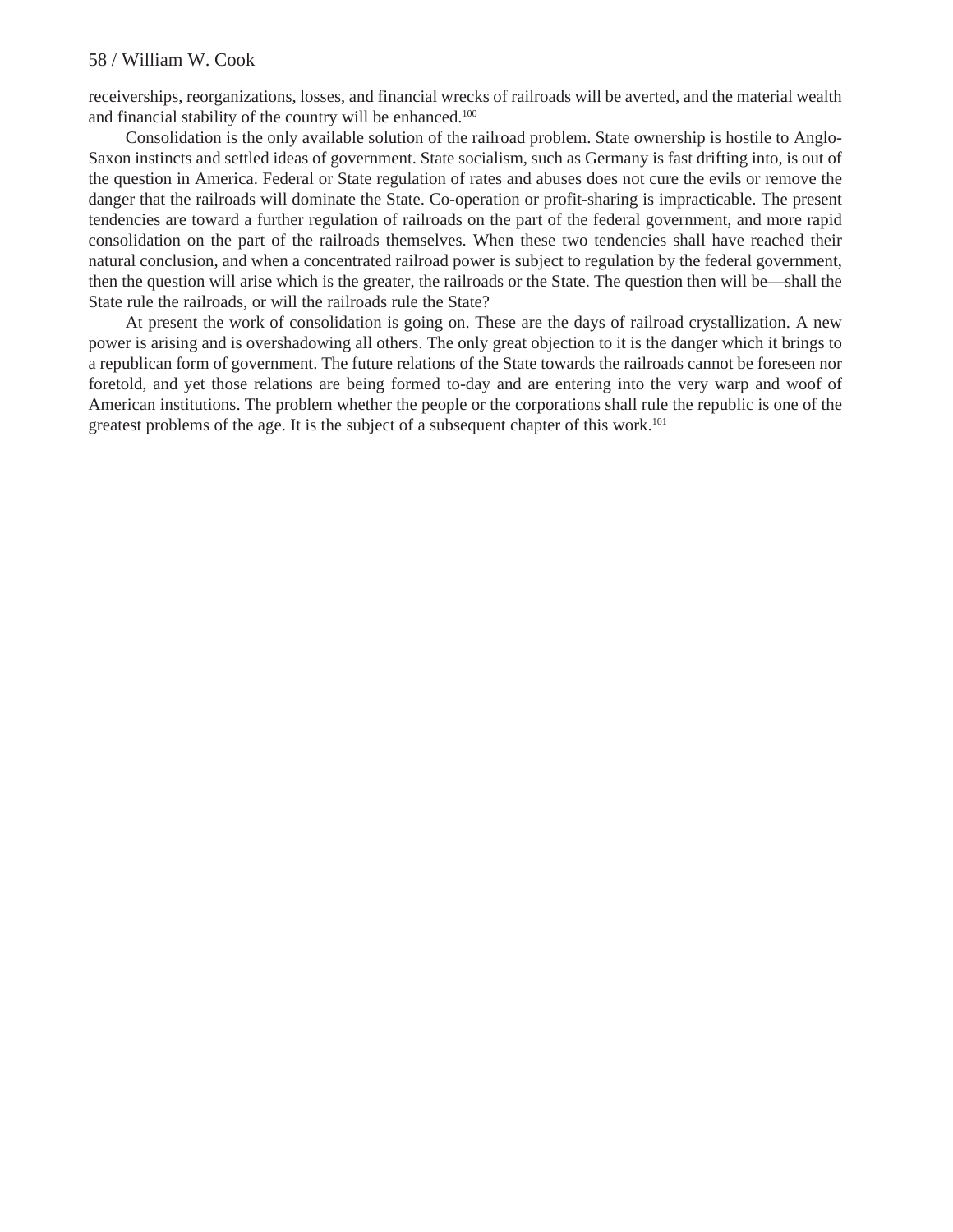receiverships, reorganizations, losses, and financial wrecks of railroads will be averted, and the material wealth and financial stability of the country will be enhanced.[100]

Consolidation is the only available solution of the railroad problem. State ownership is hostile to Anglo-Saxon instincts and settled ideas of government. State socialism, such as Germany is fast drifting into, is out of the question in America. Federal or State regulation of rates and abuses does not cure the evils or remove the danger that the railroads will dominate the State. Co-operation or profit-sharing is impracticable. The present tendencies are toward a further regulation of railroads on the part of the federal government, and more rapid consolidation on the part of the railroads themselves. When these two tendencies shall have reached their natural conclusion, and when a concentrated railroad power is subject to regulation by the federal government, then the question will arise which is the greater, the railroads or the State. The question then will be—shall the State rule the railroads, or will the railroads rule the State?

At present the work of consolidation is going on. These are the days of railroad crystallization. A new power is arising and is overshadowing all others. The only great objection to it is the danger which it brings to a republican form of government. The future relations of the State towards the railroads cannot be foreseen nor foretold, and yet those relations are being formed to-day and are entering into the very warp and woof of American institutions. The problem whether the people or the corporations shall rule the republic is one of the greatest problems of the age. It is the subject of a subsequent chapter of this work.[101]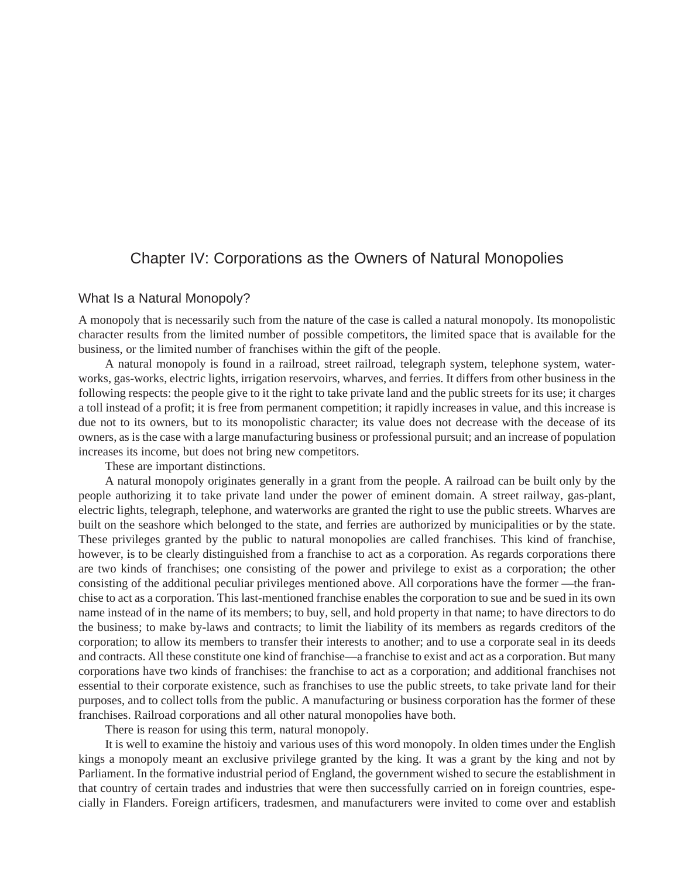# Chapter IV: Corporations as the Owners of Natural Monopolies

## What Is a Natural Monopoly?

A monopoly that is necessarily such from the nature of the case is called a natural monopoly. Its monopolistic character results from the limited number of possible competitors, the limited space that is available for the business, or the limited number of franchises within the gift of the people.

A natural monopoly is found in a railroad, street railroad, telegraph system, telephone system, water-works, gas-works, electric lights, irrigation reservoirs, wharves, and ferries. It differs from other business in the following respects: the people give to it the right to take private land and the public streets for its use; it charges a toll instead of a profit; it is free from permanent competition; it rapidly increases in value, and this increase is due not to its owners, but to its monopolistic character; its value does not decrease with the decease of its owners, as is the case with a large manufacturing business or professional pursuit; and an increase of population increases its income, but does not bring new competitors.

These are important distinctions.

A natural monopoly originates generally in a grant from the people. A railroad can be built only by the people authorizing it to take private land under the power of eminent domain. A street railway, gas-plant, electric lights, telegraph, telephone, and waterworks are granted the right to use the public streets. Wharves are built on the seashore which belonged to the state, and ferries are authorized by municipalities or by the state. These privileges granted by the public to natural monopolies are called franchises. This kind of franchise, however, is to be clearly distinguished from a franchise to act as a corporation. As regards corporations there are two kinds of franchises; one consisting of the power and privilege to exist as a corporation; the other consisting of the additional peculiar privileges mentioned above. All corporations have the former —the franchise to act as a corporation. This last-mentioned franchise enables the corporation to sue and be sued in its own name instead of in the name of its members; to buy, sell, and hold property in that name; to have directors to do the business; to make by-laws and contracts; to limit the liability of its members as regards creditors of the corporation; to allow its members to transfer their interests to another; and to use a corporate seal in its deeds and contracts. All these constitute one kind of franchise—a franchise to exist and act as a corporation. But many corporations have two kinds of franchises: the franchise to act as a corporation; and additional franchises not essential to their corporate existence, such as franchises to use the public streets, to take private land for their purposes, and to collect tolls from the public. A manufacturing or business corporation has the former of these franchises. Railroad corporations and all other natural monopolies have both.

There is reason for using this term, natural monopoly.

It is well to examine the histoiy and various uses of this word monopoly. In olden times under the English kings a monopoly meant an exclusive privilege granted by the king. It was a grant by the king and not by Parliament. In the formative industrial period of England, the government wished to secure the establishment in that country of certain trades and industries that were then successfully carried on in foreign countries, especially in Flanders. Foreign artificers, tradesmen, and manufacturers were invited to come over and establish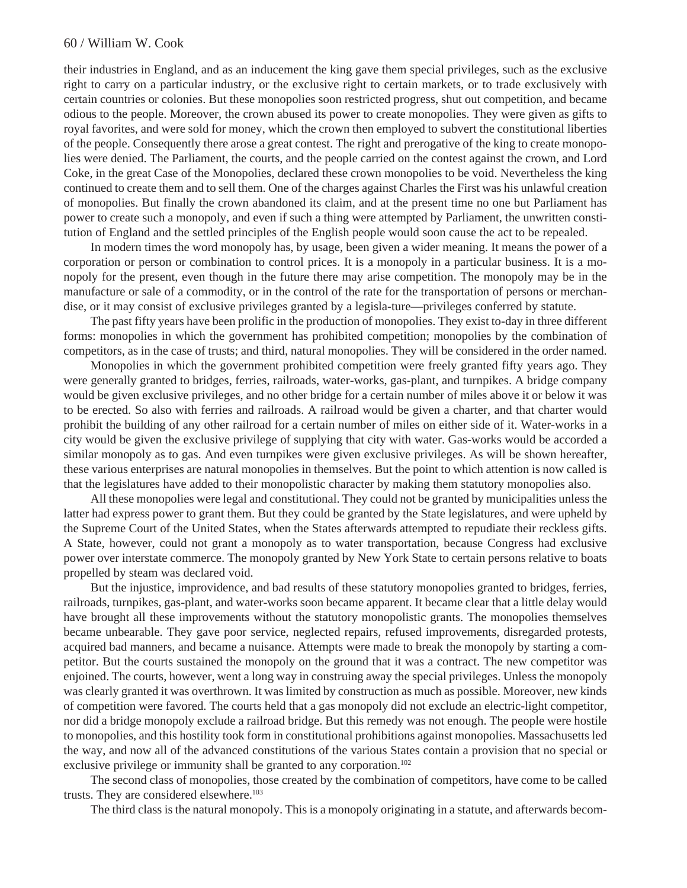their industries in England, and as an inducement the king gave them special privileges, such as the exclusive right to carry on a particular industry, or the exclusive right to certain markets, or to trade exclusively with certain countries or colonies. But these monopolies soon restricted progress, shut out competition, and became odious to the people. Moreover, the crown abused its power to create monopolies. They were given as gifts to royal favorites, and were sold for money, which the crown then employed to subvert the constitutional liberties of the people. Consequently there arose a great contest. The right and prerogative of the king to create monopolies were denied. The Parliament, the courts, and the people carried on the contest against the crown, and Lord Coke, in the great Case of the Monopolies, declared these crown monopolies to be void. Nevertheless the king continued to create them and to sell them. One of the charges against Charles the First was his unlawful creation of monopolies. But finally the crown abandoned its claim, and at the present time no one but Parliament has power to create such a monopoly, and even if such a thing were attempted by Parliament, the unwritten constitution of England and the settled principles of the English people would soon cause the act to be repealed.

In modern times the word monopoly has, by usage, been given a wider meaning. It means the power of a corporation or person or combination to control prices. It is a monopoly in a particular business. It is a monopoly for the present, even though in the future there may arise competition. The monopoly may be in the manufacture or sale of a commodity, or in the control of the rate for the transportation of persons or merchandise, or it may consist of exclusive privileges granted by a legisla-ture—privileges conferred by statute.

The past fifty years have been prolific in the production of monopolies. They exist to-day in three different forms: monopolies in which the government has prohibited competition; monopolies by the combination of competitors, as in the case of trusts; and third, natural monopolies. They will be considered in the order named.

Monopolies in which the government prohibited competition were freely granted fifty years ago. They were generally granted to bridges, ferries, railroads, water-works, gas-plant, and turnpikes. A bridge company would be given exclusive privileges, and no other bridge for a certain number of miles above it or below it was to be erected. So also with ferries and railroads. A railroad would be given a charter, and that charter would prohibit the building of any other railroad for a certain number of miles on either side of it. Water-works in a city would be given the exclusive privilege of supplying that city with water. Gas-works would be accorded a similar monopoly as to gas. And even turnpikes were given exclusive privileges. As will be shown hereafter, these various enterprises are natural monopolies in themselves. But the point to which attention is now called is that the legislatures have added to their monopolistic character by making them statutory monopolies also.

All these monopolies were legal and constitutional. They could not be granted by municipalities unless the latter had express power to grant them. But they could be granted by the State legislatures, and were upheld by the Supreme Court of the United States, when the States afterwards attempted to repudiate their reckless gifts. A State, however, could not grant a monopoly as to water transportation, because Congress had exclusive power over interstate commerce. The monopoly granted by New York State to certain persons relative to boats propelled by steam was declared void.

But the injustice, improvidence, and bad results of these statutory monopolies granted to bridges, ferries, railroads, turnpikes, gas-plant, and water-works soon became apparent. It became clear that a little delay would have brought all these improvements without the statutory monopolistic grants. The monopolies themselves became unbearable. They gave poor service, neglected repairs, refused improvements, disregarded protests, acquired bad manners, and became a nuisance. Attempts were made to break the monopoly by starting a competitor. But the courts sustained the monopoly on the ground that it was a contract. The new competitor was enjoined. The courts, however, went a long way in construing away the special privileges. Unless the monopoly was clearly granted it was overthrown. It was limited by construction as much as possible. Moreover, new kinds of competition were favored. The courts held that a gas monopoly did not exclude an electric-light competitor, nor did a bridge monopoly exclude a railroad bridge. But this remedy was not enough. The people were hostile to monopolies, and this hostility took form in constitutional prohibitions against monopolies. Massachusetts led the way, and now all of the advanced constitutions of the various States contain a provision that no special or exclusive privilege or immunity shall be granted to any corporation.[102]

The second class of monopolies, those created by the combination of competitors, have come to be called trusts. They are considered elsewhere.[103]

The third class is the natural monopoly. This is a monopoly originating in a statute, and afterwards becom-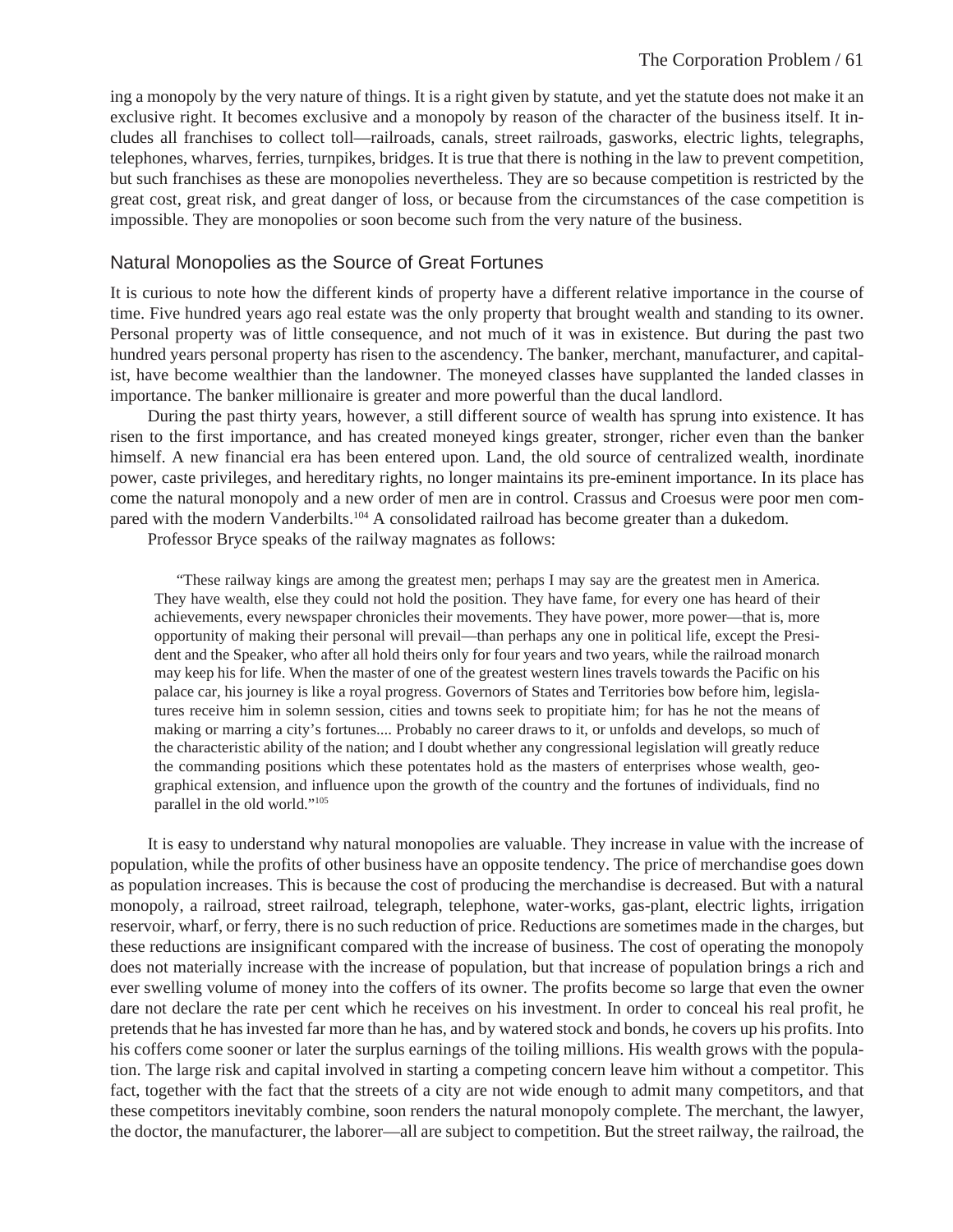ing a monopoly by the very nature of things. It is a right given by statute, and yet the statute does not make it an exclusive right. It becomes exclusive and a monopoly by reason of the character of the business itself. It includes all franchises to collect toll—railroads, canals, street railroads, gasworks, electric lights, telegraphs, telephones, wharves, ferries, turnpikes, bridges. It is true that there is nothing in the law to prevent competition, but such franchises as these are monopolies nevertheless. They are so because competition is restricted by the great cost, great risk, and great danger of loss, or because from the circumstances of the case competition is impossible. They are monopolies or soon become such from the very nature of the business.

## Natural Monopolies as the Source of Great Fortunes

It is curious to note how the different kinds of property have a different relative importance in the course of time. Five hundred years ago real estate was the only property that brought wealth and standing to its owner. Personal property was of little consequence, and not much of it was in existence. But during the past two hundred years personal property has risen to the ascendency. The banker, merchant, manufacturer, and capitalist, have become wealthier than the landowner. The moneyed classes have supplanted the landed classes in importance. The banker millionaire is greater and more powerful than the ducal landlord.

During the past thirty years, however, a still different source of wealth has sprung into existence. It has risen to the first importance, and has created moneyed kings greater, stronger, richer even than the banker himself. A new financial era has been entered upon. Land, the old source of centralized wealth, inordinate power, caste privileges, and hereditary rights, no longer maintains its pre-eminent importance. In its place has come the natural monopoly and a new order of men are in control. Crassus and Croesus were poor men compared with the modern Vanderbilts.[104] A consolidated railroad has become greater than a dukedom.

Professor Bryce speaks of the railway magnates as follows:

> "These railway kings are among the greatest men; perhaps I may say are the greatest men in America. They have wealth, else they could not hold the position. They have fame, for every one has heard of their achievements, every newspaper chronicles their movements. They have power, more power—that is, more opportunity of making their personal will prevail—than perhaps any one in political life, except the President and the Speaker, who after all hold theirs only for four years and two years, while the railroad monarch may keep his for life. When the master of one of the greatest western lines travels towards the Pacific on his palace car, his journey is like a royal progress. Governors of States and Territories bow before him, legislatures receive him in solemn session, cities and towns seek to propitiate him; for has he not the means of making or marring a city's fortunes.... Probably no career draws to it, or unfolds and develops, so much of the characteristic ability of the nation; and I doubt whether any congressional legislation will greatly reduce the commanding positions which these potentates hold as the masters of enterprises whose wealth, geographical extension, and influence upon the growth of the country and the fortunes of individuals, find no parallel in the old world."[105]

It is easy to understand why natural monopolies are valuable. They increase in value with the increase of population, while the profits of other business have an opposite tendency. The price of merchandise goes down as population increases. This is because the cost of producing the merchandise is decreased. But with a natural monopoly, a railroad, street railroad, telegraph, telephone, water-works, gas-plant, electric lights, irrigation reservoir, wharf, or ferry, there is no such reduction of price. Reductions are sometimes made in the charges, but these reductions are insignificant compared with the increase of business. The cost of operating the monopoly does not materially increase with the increase of population, but that increase of population brings a rich and ever swelling volume of money into the coffers of its owner. The profits become so large that even the owner dare not declare the rate per cent which he receives on his investment. In order to conceal his real profit, he pretends that he has invested far more than he has, and by watered stock and bonds, he covers up his profits. Into his coffers come sooner or later the surplus earnings of the toiling millions. His wealth grows with the population. The large risk and capital involved in starting a competing concern leave him without a competitor. This fact, together with the fact that the streets of a city are not wide enough to admit many competitors, and that these competitors inevitably combine, soon renders the natural monopoly complete. The merchant, the lawyer, the doctor, the manufacturer, the laborer—all are subject to competition. But the street railway, the railroad, the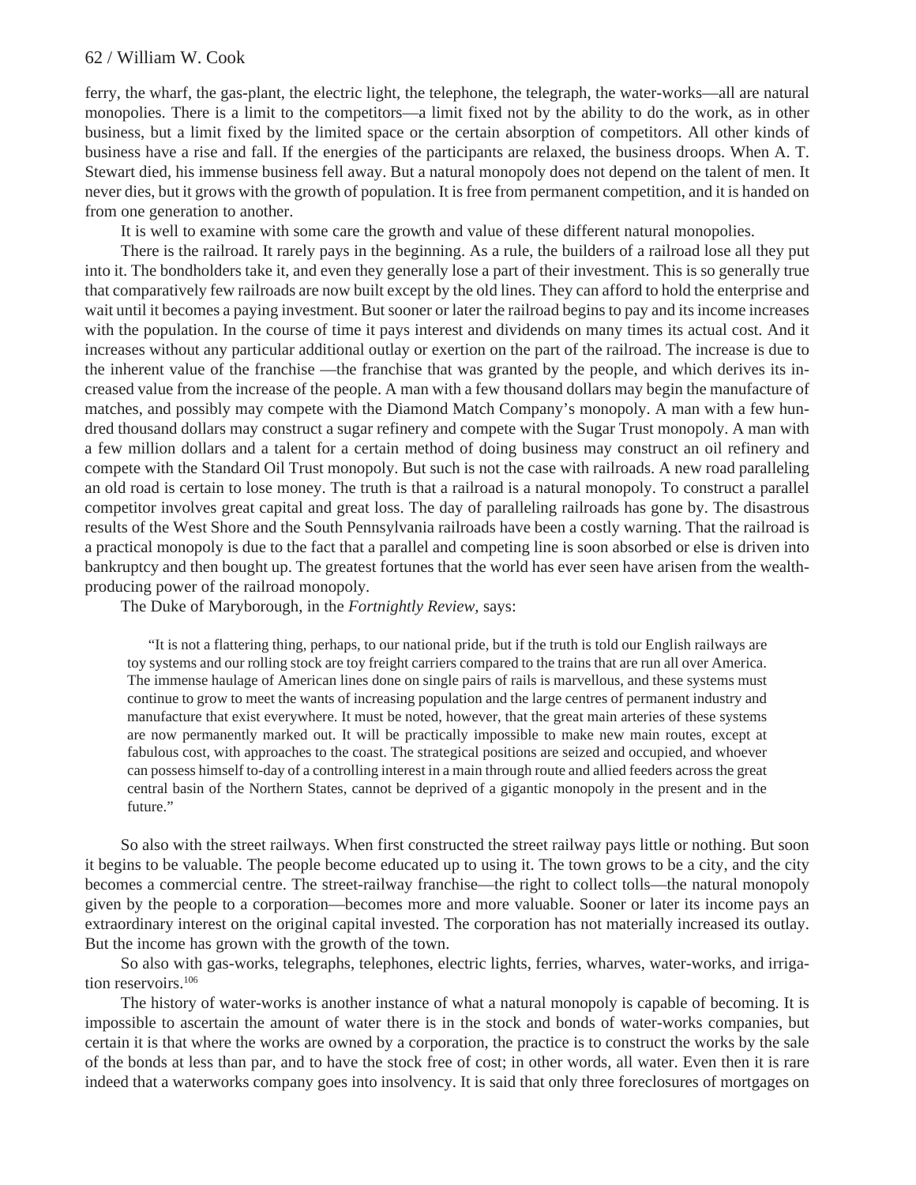ferry, the wharf, the gas-plant, the electric light, the telephone, the telegraph, the water-works—all are natural monopolies. There is a limit to the competitors—a limit fixed not by the ability to do the work, as in other business, but a limit fixed by the limited space or the certain absorption of competitors. All other kinds of business have a rise and fall. If the energies of the participants are relaxed, the business droops. When A. T. Stewart died, his immense business fell away. But a natural monopoly does not depend on the talent of men. It never dies, but it grows with the growth of population. It is free from permanent competition, and it is handed on from one generation to another.

It is well to examine with some care the growth and value of these different natural monopolies.

There is the railroad. It rarely pays in the beginning. As a rule, the builders of a railroad lose all they put into it. The bondholders take it, and even they generally lose a part of their investment. This is so generally true that comparatively few railroads are now built except by the old lines. They can afford to hold the enterprise and wait until it becomes a paying investment. But sooner or later the railroad begins to pay and its income increases with the population. In the course of time it pays interest and dividends on many times its actual cost. And it increases without any particular additional outlay or exertion on the part of the railroad. The increase is due to the inherent value of the franchise —the franchise that was granted by the people, and which derives its increased value from the increase of the people. A man with a few thousand dollars may begin the manufacture of matches, and possibly may compete with the Diamond Match Company's monopoly. A man with a few hundred thousand dollars may construct a sugar refinery and compete with the Sugar Trust monopoly. A man with a few million dollars and a talent for a certain method of doing business may construct an oil refinery and compete with the Standard Oil Trust monopoly. But such is not the case with railroads. A new road paralleling an old road is certain to lose money. The truth is that a railroad is a natural monopoly. To construct a parallel competitor involves great capital and great loss. The day of paralleling railroads has gone by. The disastrous results of the West Shore and the South Pennsylvania railroads have been a costly warning. That the railroad is a practical monopoly is due to the fact that a parallel and competing line is soon absorbed or else is driven into bankruptcy and then bought up. The greatest fortunes that the world has ever seen have arisen from the wealth-producing power of the railroad monopoly.

The Duke of Maryborough, in the *Fortnightly Review,* says:

> "It is not a flattering thing, perhaps, to our national pride, but if the truth is told our English railways are toy systems and our rolling stock are toy freight carriers compared to the trains that are run all over America. The immense haulage of American lines done on single pairs of rails is marvellous, and these systems must continue to grow to meet the wants of increasing population and the large centres of permanent industry and manufacture that exist everywhere. It must be noted, however, that the great main arteries of these systems are now permanently marked out. It will be practically impossible to make new main routes, except at fabulous cost, with approaches to the coast. The strategical positions are seized and occupied, and whoever can possess himself to-day of a controlling interest in a main through route and allied feeders across the great central basin of the Northern States, cannot be deprived of a gigantic monopoly in the present and in the future."

So also with the street railways. When first constructed the street railway pays little or nothing. But soon it begins to be valuable. The people become educated up to using it. The town grows to be a city, and the city becomes a commercial centre. The street-railway franchise—the right to collect tolls—the natural monopoly given by the people to a corporation—becomes more and more valuable. Sooner or later its income pays an extraordinary interest on the original capital invested. The corporation has not materially increased its outlay. But the income has grown with the growth of the town.

So also with gas-works, telegraphs, telephones, electric lights, ferries, wharves, water-works, and irrigation reservoirs.[106]

The history of water-works is another instance of what a natural monopoly is capable of becoming. It is impossible to ascertain the amount of water there is in the stock and bonds of water-works companies, but certain it is that where the works are owned by a corporation, the practice is to construct the works by the sale of the bonds at less than par, and to have the stock free of cost; in other words, all water. Even then it is rare indeed that a waterworks company goes into insolvency. It is said that only three foreclosures of mortgages on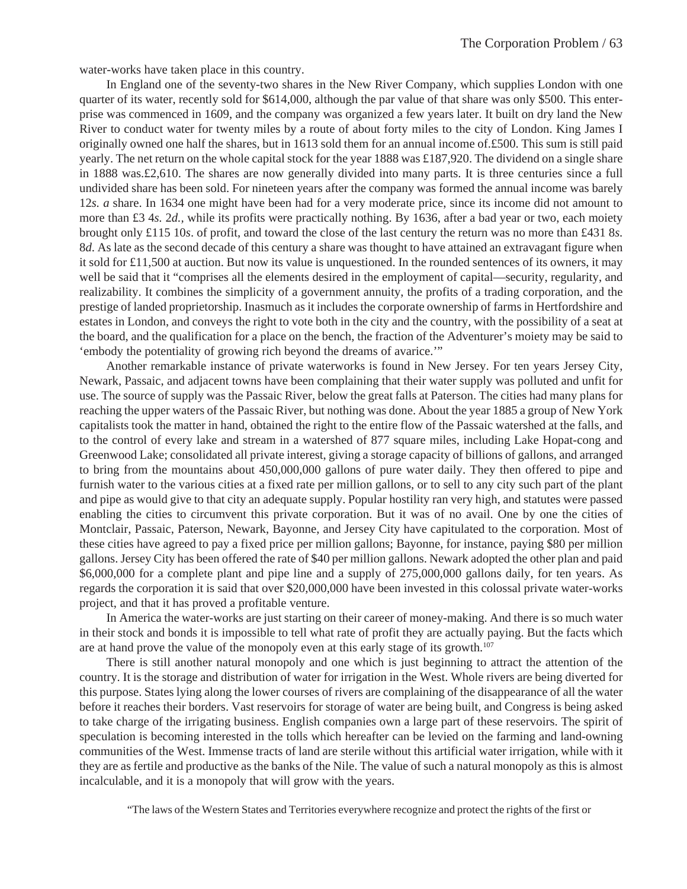water-works have taken place in this country.

In England one of the seventy-two shares in the New River Company, which supplies London with one quarter of its water, recently sold for $614,000, although the par value of that share was only $500. This enterprise was commenced in 1609, and the company was organized a few years later. It built on dry land the New River to conduct water for twenty miles by a route of about forty miles to the city of London. King James I originally owned one half the shares, but in 1613 sold them for an annual income of.£500. This sum is still paid yearly. The net return on the whole capital stock for the year 1888 was £187,920. The dividend on a single share in 1888 was.£2,610. The shares are now generally divided into many parts. It is three centuries since a full undivided share has been sold. For nineteen years after the company was formed the annual income was barely 12*s.* *a* share. In 1634 one might have been had for a very moderate price, since its income did not amount to more than £3 4*s.* 2*d.*, while its profits were practically nothing. By 1636, after a bad year or two, each moiety brought only £115 10*s*. of profit, and toward the close of the last century the return was no more than £431 8*s.* 8*d*. As late as the second decade of this century a share was thought to have attained an extravagant figure when it sold for £11,500 at auction. But now its value is unquestioned. In the rounded sentences of its owners, it may well be said that it "comprises all the elements desired in the employment of capital—security, regularity, and realizability. It combines the simplicity of a government annuity, the profits of a trading corporation, and the prestige of landed proprietorship. Inasmuch as it includes the corporate ownership of farms in Hertfordshire and estates in London, and conveys the right to vote both in the city and the country, with the possibility of a seat at the board, and the qualification for a place on the bench, the fraction of the Adventurer's moiety may be said to 'embody the potentiality of growing rich beyond the dreams of avarice.'"

Another remarkable instance of private waterworks is found in New Jersey. For ten years Jersey City, Newark, Passaic, and adjacent towns have been complaining that their water supply was polluted and unfit for use. The source of supply was the Passaic River, below the great falls at Paterson. The cities had many plans for reaching the upper waters of the Passaic River, but nothing was done. About the year 1885 a group of New York capitalists took the matter in hand, obtained the right to the entire flow of the Passaic watershed at the falls, and to the control of every lake and stream in a watershed of 877 square miles, including Lake Hopat-cong and Greenwood Lake; consolidated all private interest, giving a storage capacity of billions of gallons, and arranged to bring from the mountains about 450,000,000 gallons of pure water daily. They then offered to pipe and furnish water to the various cities at a fixed rate per million gallons, or to sell to any city such part of the plant and pipe as would give to that city an adequate supply. Popular hostility ran very high, and statutes were passed enabling the cities to circumvent this private corporation. But it was of no avail. One by one the cities of Montclair, Passaic, Paterson, Newark, Bayonne, and Jersey City have capitulated to the corporation. Most of these cities have agreed to pay a fixed price per million gallons; Bayonne, for instance, paying $80 per million gallons. Jersey City has been offered the rate of $40 per million gallons. Newark adopted the other plan and paid $6,000,000 for a complete plant and pipe line and a supply of 275,000,000 gallons daily, for ten years. As regards the corporation it is said that over $20,000,000 have been invested in this colossal private water-works project, and that it has proved a profitable venture.

In America the water-works are just starting on their career of money-making. And there is so much water in their stock and bonds it is impossible to tell what rate of profit they are actually paying. But the facts which are at hand prove the value of the monopoly even at this early stage of its growth.[107]

There is still another natural monopoly and one which is just beginning to attract the attention of the country. It is the storage and distribution of water for irrigation in the West. Whole rivers are being diverted for this purpose. States lying along the lower courses of rivers are complaining of the disappearance of all the water before it reaches their borders. Vast reservoirs for storage of water are being built, and Congress is being asked to take charge of the irrigating business. English companies own a large part of these reservoirs. The spirit of speculation is becoming interested in the tolls which hereafter can be levied on the farming and land-owning communities of the West. Immense tracts of land are sterile without this artificial water irrigation, while with it they are as fertile and productive as the banks of the Nile. The value of such a natural monopoly as this is almost incalculable, and it is a monopoly that will grow with the years.

"The laws of the Western States and Territories everywhere recognize and protect the rights of the first or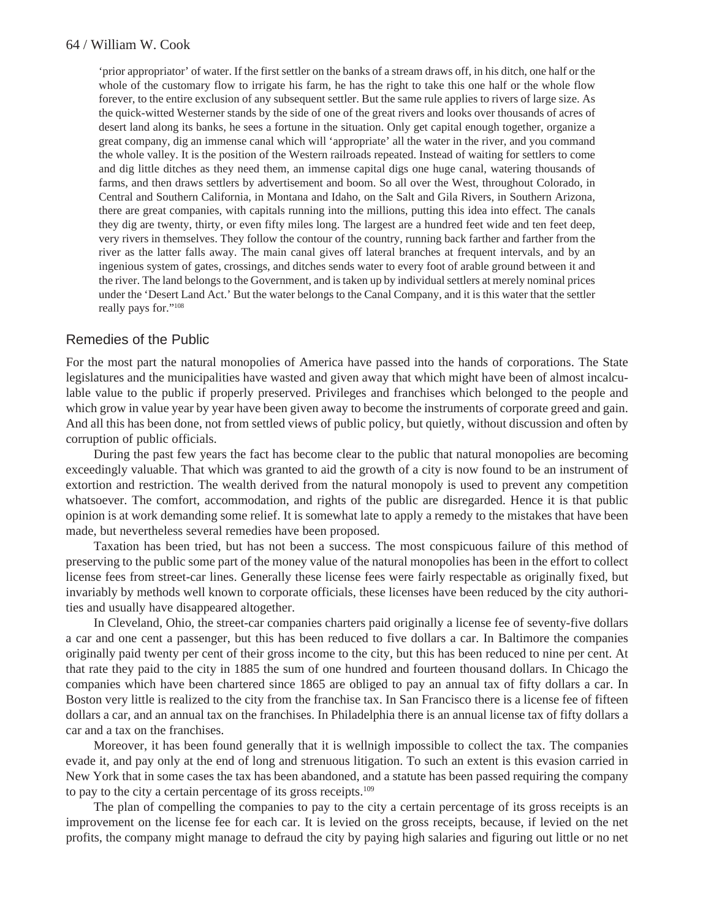> 'prior appropriator' of water. If the first settler on the banks of a stream draws off, in his ditch, one half or the whole of the customary flow to irrigate his farm, he has the right to take this one half or the whole flow forever, to the entire exclusion of any subsequent settler. But the same rule applies to rivers of large size. As the quick-witted Westerner stands by the side of one of the great rivers and looks over thousands of acres of desert land along its banks, he sees a fortune in the situation. Only get capital enough together, organize a great company, dig an immense canal which will 'appropriate' all the water in the river, and you command the whole valley. It is the position of the Western railroads repeated. Instead of waiting for settlers to come and dig little ditches as they need them, an immense capital digs one huge canal, watering thousands of farms, and then draws settlers by advertisement and boom. So all over the West, throughout Colorado, in Central and Southern California, in Montana and Idaho, on the Salt and Gila Rivers, in Southern Arizona, there are great companies, with capitals running into the millions, putting this idea into effect. The canals they dig are twenty, thirty, or even fifty miles long. The largest are a hundred feet wide and ten feet deep, very rivers in themselves. They follow the contour of the country, running back farther and farther from the river as the latter falls away. The main canal gives off lateral branches at frequent intervals, and by an ingenious system of gates, crossings, and ditches sends water to every foot of arable ground between it and the river. The land belongs to the Government, and is taken up by individual settlers at merely nominal prices under the 'Desert Land Act.' But the water belongs to the Canal Company, and it is this water that the settler really pays for."[108]

## Remedies of the Public

For the most part the natural monopolies of America have passed into the hands of corporations. The State legislatures and the municipalities have wasted and given away that which might have been of almost incalculable value to the public if properly preserved. Privileges and franchises which belonged to the people and which grow in value year by year have been given away to become the instruments of corporate greed and gain. And all this has been done, not from settled views of public policy, but quietly, without discussion and often by corruption of public officials.

During the past few years the fact has become clear to the public that natural monopolies are becoming exceedingly valuable. That which was granted to aid the growth of a city is now found to be an instrument of extortion and restriction. The wealth derived from the natural monopoly is used to prevent any competition whatsoever. The comfort, accommodation, and rights of the public are disregarded. Hence it is that public opinion is at work demanding some relief. It is somewhat late to apply a remedy to the mistakes that have been made, but nevertheless several remedies have been proposed.

Taxation has been tried, but has not been a success. The most conspicuous failure of this method of preserving to the public some part of the money value of the natural monopolies has been in the effort to collect license fees from street-car lines. Generally these license fees were fairly respectable as originally fixed, but invariably by methods well known to corporate officials, these licenses have been reduced by the city authorities and usually have disappeared altogether.

In Cleveland, Ohio, the street-car companies charters paid originally a license fee of seventy-five dollars a car and one cent a passenger, but this has been reduced to five dollars a car. In Baltimore the companies originally paid twenty per cent of their gross income to the city, but this has been reduced to nine per cent. At that rate they paid to the city in 1885 the sum of one hundred and fourteen thousand dollars. In Chicago the companies which have been chartered since 1865 are obliged to pay an annual tax of fifty dollars a car. In Boston very little is realized to the city from the franchise tax. In San Francisco there is a license fee of fifteen dollars a car, and an annual tax on the franchises. In Philadelphia there is an annual license tax of fifty dollars a car and a tax on the franchises.

Moreover, it has been found generally that it is wellnigh impossible to collect the tax. The companies evade it, and pay only at the end of long and strenuous litigation. To such an extent is this evasion carried in New York that in some cases the tax has been abandoned, and a statute has been passed requiring the company to pay to the city a certain percentage of its gross receipts.[109]

The plan of compelling the companies to pay to the city a certain percentage of its gross receipts is an improvement on the license fee for each car. It is levied on the gross receipts, because, if levied on the net profits, the company might manage to defraud the city by paying high salaries and figuring out little or no net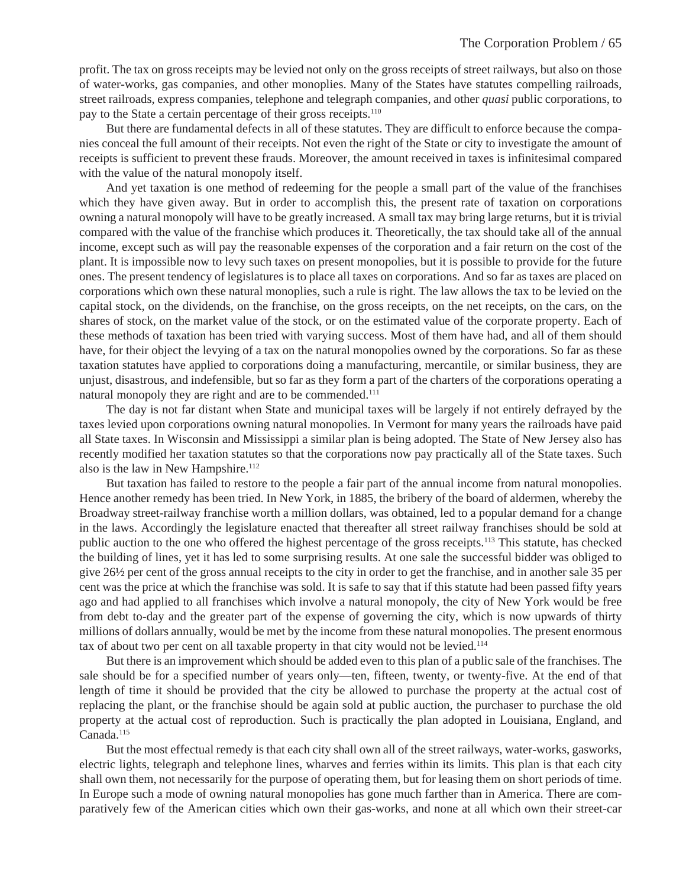profit. The tax on gross receipts may be levied not only on the gross receipts of street railways, but also on those of water-works, gas companies, and other monoplies. Many of the States have statutes compelling railroads, street railroads, express companies, telephone and telegraph companies, and other *quasi* public corporations, to pay to the State a certain percentage of their gross receipts.[110]

But there are fundamental defects in all of these statutes. They are difficult to enforce because the companies conceal the full amount of their receipts. Not even the right of the State or city to investigate the amount of receipts is sufficient to prevent these frauds. Moreover, the amount received in taxes is infinitesimal compared with the value of the natural monopoly itself.

And yet taxation is one method of redeeming for the people a small part of the value of the franchises which they have given away. But in order to accomplish this, the present rate of taxation on corporations owning a natural monopoly will have to be greatly increased. A small tax may bring large returns, but it is trivial compared with the value of the franchise which produces it. Theoretically, the tax should take all of the annual income, except such as will pay the reasonable expenses of the corporation and a fair return on the cost of the plant. It is impossible now to levy such taxes on present monopolies, but it is possible to provide for the future ones. The present tendency of legislatures is to place all taxes on corporations. And so far as taxes are placed on corporations which own these natural monoplies, such a rule is right. The law allows the tax to be levied on the capital stock, on the dividends, on the franchise, on the gross receipts, on the net receipts, on the cars, on the shares of stock, on the market value of the stock, or on the estimated value of the corporate property. Each of these methods of taxation has been tried with varying success. Most of them have had, and all of them should have, for their object the levying of a tax on the natural monopolies owned by the corporations. So far as these taxation statutes have applied to corporations doing a manufacturing, mercantile, or similar business, they are unjust, disastrous, and indefensible, but so far as they form a part of the charters of the corporations operating a natural monopoly they are right and are to be commended.[111]

The day is not far distant when State and municipal taxes will be largely if not entirely defrayed by the taxes levied upon corporations owning natural monopolies. In Vermont for many years the railroads have paid all State taxes. In Wisconsin and Mississippi a similar plan is being adopted. The State of New Jersey also has recently modified her taxation statutes so that the corporations now pay practically all of the State taxes. Such also is the law in New Hampshire.[112]

But taxation has failed to restore to the people a fair part of the annual income from natural monopolies. Hence another remedy has been tried. In New York, in 1885, the bribery of the board of aldermen, whereby the Broadway street-railway franchise worth a million dollars, was obtained, led to a popular demand for a change in the laws. Accordingly the legislature enacted that thereafter all street railway franchises should be sold at public auction to the one who offered the highest percentage of the gross receipts.[113] This statute, has checked the building of lines, yet it has led to some surprising results. At one sale the successful bidder was obliged to give 26½ per cent of the gross annual receipts to the city in order to get the franchise, and in another sale 35 per cent was the price at which the franchise was sold. It is safe to say that if this statute had been passed fifty years ago and had applied to all franchises which involve a natural monopoly, the city of New York would be free from debt to-day and the greater part of the expense of governing the city, which is now upwards of thirty millions of dollars annually, would be met by the income from these natural monopolies. The present enormous tax of about two per cent on all taxable property in that city would not be levied.[114]

But there is an improvement which should be added even to this plan of a public sale of the franchises. The sale should be for a specified number of years only—ten, fifteen, twenty, or twenty-five. At the end of that length of time it should be provided that the city be allowed to purchase the property at the actual cost of replacing the plant, or the franchise should be again sold at public auction, the purchaser to purchase the old property at the actual cost of reproduction. Such is practically the plan adopted in Louisiana, England, and Canada.[115]

But the most effectual remedy is that each city shall own all of the street railways, water-works, gasworks, electric lights, telegraph and telephone lines, wharves and ferries within its limits. This plan is that each city shall own them, not necessarily for the purpose of operating them, but for leasing them on short periods of time. In Europe such a mode of owning natural monopolies has gone much farther than in America. There are comparatively few of the American cities which own their gas-works, and none at all which own their street-car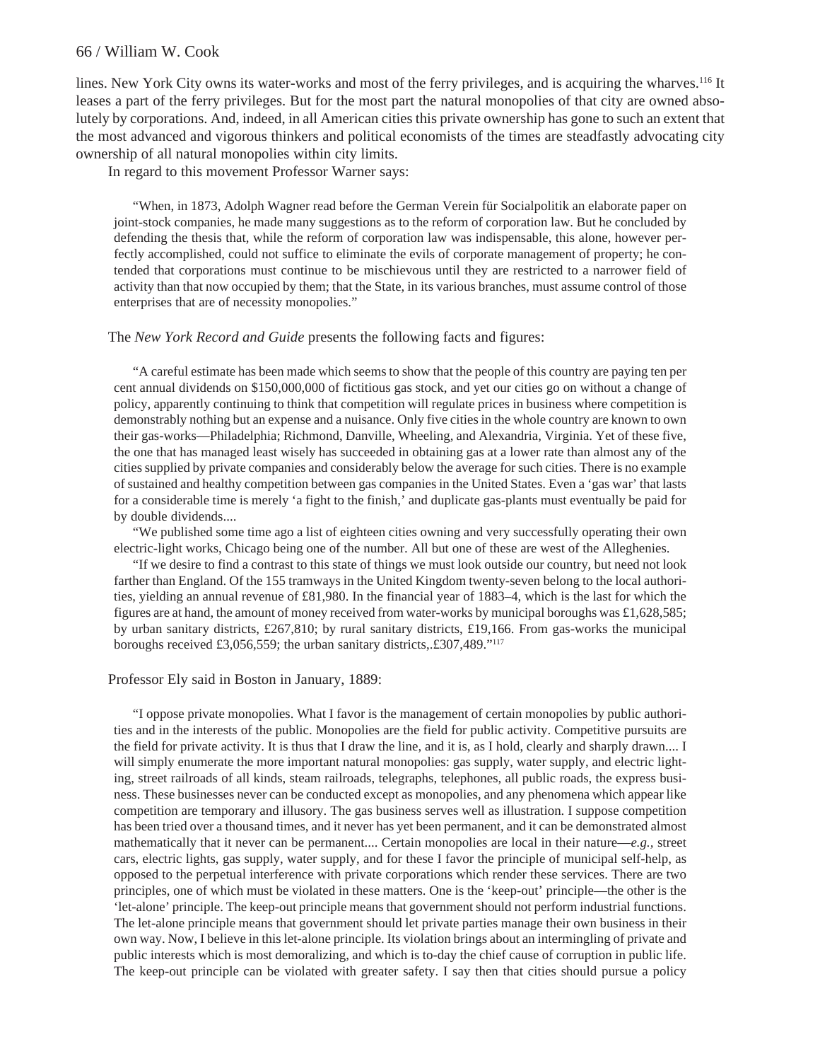lines. New York City owns its water-works and most of the ferry privileges, and is acquiring the wharves.[116] It leases a part of the ferry privileges. But for the most part the natural monopolies of that city are owned absolutely by corporations. And, indeed, in all American cities this private ownership has gone to such an extent that the most advanced and vigorous thinkers and political economists of the times are steadfastly advocating city ownership of all natural monopolies within city limits.

In regard to this movement Professor Warner says:

> "When, in 1873, Adolph Wagner read before the German Verein für Socialpolitik an elaborate paper on joint-stock companies, he made many suggestions as to the reform of corporation law. But he concluded by defending the thesis that, while the reform of corporation law was indispensable, this alone, however perfectly accomplished, could not suffice to eliminate the evils of corporate management of property; he contended that corporations must continue to be mischievous until they are restricted to a narrower field of activity than that now occupied by them; that the State, in its various branches, must assume control of those enterprises that are of necessity monopolies."

The *New York Record and Guide* presents the following facts and figures:

> "A careful estimate has been made which seems to show that the people of this country are paying ten per cent annual dividends on $150,000,000 of fictitious gas stock, and yet our cities go on without a change of policy, apparently continuing to think that competition will regulate prices in business where competition is demonstrably nothing but an expense and a nuisance. Only five cities in the whole country are known to own their gas-works—Philadelphia; Richmond, Danville, Wheeling, and Alexandria, Virginia. Yet of these five, the one that has managed least wisely has succeeded in obtaining gas at a lower rate than almost any of the cities supplied by private companies and considerably below the average for such cities. There is no example of sustained and healthy competition between gas companies in the United States. Even a 'gas war' that lasts for a considerable time is merely 'a fight to the finish,' and duplicate gas-plants must eventually be paid for by double dividends....
>
> "We published some time ago a list of eighteen cities owning and very successfully operating their own electric-light works, Chicago being one of the number. All but one of these are west of the Alleghenies.
>
> "If we desire to find a contrast to this state of things we must look outside our country, but need not look farther than England. Of the 155 tramways in the United Kingdom twenty-seven belong to the local authorities, yielding an annual revenue of £81,980. In the financial year of 1883–4, which is the last for which the figures are at hand, the amount of money received from water-works by municipal boroughs was £1,628,585; by urban sanitary districts, £267,810; by rural sanitary districts, £19,166. From gas-works the municipal boroughs received £3,056,559; the urban sanitary districts,.£307,489."[117]

Professor Ely said in Boston in January, 1889:

> "I oppose private monopolies. What I favor is the management of certain monopolies by public authorities and in the interests of the public. Monopolies are the field for public activity. Competitive pursuits are the field for private activity. It is thus that I draw the line, and it is, as I hold, clearly and sharply drawn.... I will simply enumerate the more important natural monopolies: gas supply, water supply, and electric lighting, street railroads of all kinds, steam railroads, telegraphs, telephones, all public roads, the express business. These businesses never can be conducted except as monopolies, and any phenomena which appear like competition are temporary and illusory. The gas business serves well as illustration. I suppose competition has been tried over a thousand times, and it never has yet been permanent, and it can be demonstrated almost mathematically that it never can be permanent.... Certain monopolies are local in their nature—*e.g.,* street cars, electric lights, gas supply, water supply, and for these I favor the principle of municipal self-help, as opposed to the perpetual interference with private corporations which render these services. There are two principles, one of which must be violated in these matters. One is the 'keep-out' principle—the other is the 'let-alone' principle. The keep-out principle means that government should not perform industrial functions. The let-alone principle means that government should let private parties manage their own business in their own way. Now, I believe in this let-alone principle. Its violation brings about an intermingling of private and public interests which is most demoralizing, and which is to-day the chief cause of corruption in public life. The keep-out principle can be violated with greater safety. I say then that cities should pursue a policy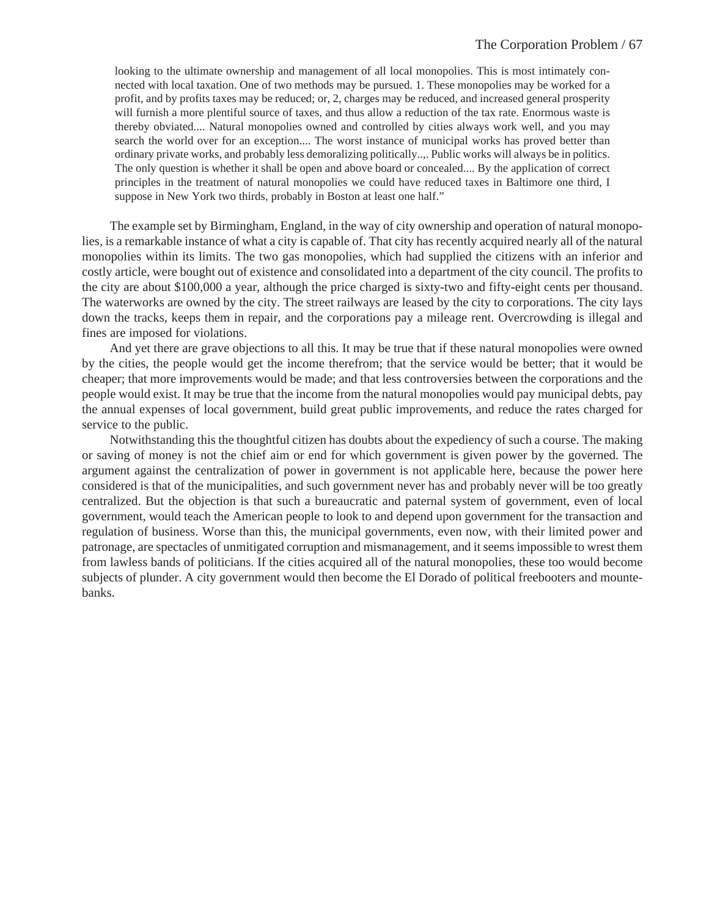> looking to the ultimate ownership and management of all local monopolies. This is most intimately connected with local taxation. One of two methods may be pursued. 1. These monopolies may be worked for a profit, and by profits taxes may be reduced; or, 2, charges may be reduced, and increased general prosperity will furnish a more plentiful source of taxes, and thus allow a reduction of the tax rate. Enormous waste is thereby obviated.... Natural monopolies owned and controlled by cities always work well, and you may search the world over for an exception.... The worst instance of municipal works has proved better than ordinary private works, and probably less demoralizing politically..,. Public works will always be in politics. The only question is whether it shall be open and above board or concealed.... By the application of correct principles in the treatment of natural monopolies we could have reduced taxes in Baltimore one third, I suppose in New York two thirds, probably in Boston at least one half."

The example set by Birmingham, England, in the way of city ownership and operation of natural monopolies, is a remarkable instance of what a city is capable of. That city has recently acquired nearly all of the natural monopolies within its limits. The two gas monopolies, which had supplied the citizens with an inferior and costly article, were bought out of existence and consolidated into a department of the city council. The profits to the city are about $100,000 a year, although the price charged is sixty-two and fifty-eight cents per thousand. The waterworks are owned by the city. The street railways are leased by the city to corporations. The city lays down the tracks, keeps them in repair, and the corporations pay a mileage rent. Overcrowding is illegal and fines are imposed for violations.

And yet there are grave objections to all this. It may be true that if these natural monopolies were owned by the cities, the people would get the income therefrom; that the service would be better; that it would be cheaper; that more improvements would be made; and that less controversies between the corporations and the people would exist. It may be true that the income from the natural monopolies would pay municipal debts, pay the annual expenses of local government, build great public improvements, and reduce the rates charged for service to the public.

Notwithstanding this the thoughtful citizen has doubts about the expediency of such a course. The making or saving of money is not the chief aim or end for which government is given power by the governed. The argument against the centralization of power in government is not applicable here, because the power here considered is that of the municipalities, and such government never has and probably never will be too greatly centralized. But the objection is that such a bureaucratic and paternal system of government, even of local government, would teach the American people to look to and depend upon government for the transaction and regulation of business. Worse than this, the municipal governments, even now, with their limited power and patronage, are spectacles of unmitigated corruption and mismanagement, and it seems impossible to wrest them from lawless bands of politicians. If the cities acquired all of the natural monopolies, these too would become subjects of plunder. A city government would then become the El Dorado of political freebooters and mountebanks.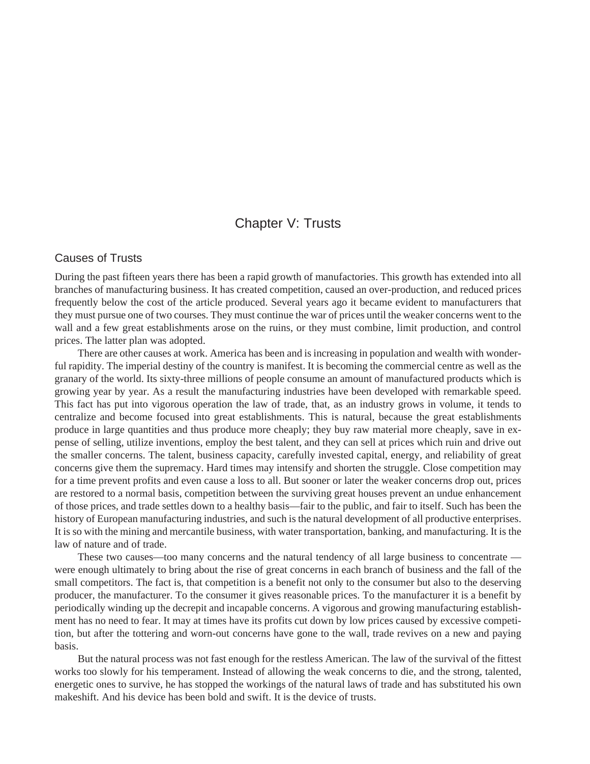# Chapter V: Trusts

## Causes of Trusts

During the past fifteen years there has been a rapid growth of manufactories. This growth has extended into all branches of manufacturing business. It has created competition, caused an over-production, and reduced prices frequently below the cost of the article produced. Several years ago it became evident to manufacturers that they must pursue one of two courses. They must continue the war of prices until the weaker concerns went to the wall and a few great establishments arose on the ruins, or they must combine, limit production, and control prices. The latter plan was adopted.

There are other causes at work. America has been and is increasing in population and wealth with wonderful rapidity. The imperial destiny of the country is manifest. It is becoming the commercial centre as well as the granary of the world. Its sixty-three millions of people consume an amount of manufactured products which is growing year by year. As a result the manufacturing industries have been developed with remarkable speed. This fact has put into vigorous operation the law of trade, that, as an industry grows in volume, it tends to centralize and become focused into great establishments. This is natural, because the great establishments produce in large quantities and thus produce more cheaply; they buy raw material more cheaply, save in expense of selling, utilize inventions, employ the best talent, and they can sell at prices which ruin and drive out the smaller concerns. The talent, business capacity, carefully invested capital, energy, and reliability of great concerns give them the supremacy. Hard times may intensify and shorten the struggle. Close competition may for a time prevent profits and even cause a loss to all. But sooner or later the weaker concerns drop out, prices are restored to a normal basis, competition between the surviving great houses prevent an undue enhancement of those prices, and trade settles down to a healthy basis—fair to the public, and fair to itself. Such has been the history of European manufacturing industries, and such is the natural development of all productive enterprises. It is so with the mining and mercantile business, with water transportation, banking, and manufacturing. It is the law of nature and of trade.

These two causes—too many concerns and the natural tendency of all large business to concentrate —were enough ultimately to bring about the rise of great concerns in each branch of business and the fall of the small competitors. The fact is, that competition is a benefit not only to the consumer but also to the deserving producer, the manufacturer. To the consumer it gives reasonable prices. To the manufacturer it is a benefit by periodically winding up the decrepit and incapable concerns. A vigorous and growing manufacturing establishment has no need to fear. It may at times have its profits cut down by low prices caused by excessive competition, but after the tottering and worn-out concerns have gone to the wall, trade revives on a new and paying basis.

But the natural process was not fast enough for the restless American. The law of the survival of the fittest works too slowly for his temperament. Instead of allowing the weak concerns to die, and the strong, talented, energetic ones to survive, he has stopped the workings of the natural laws of trade and has substituted his own makeshift. And his device has been bold and swift. It is the device of trusts.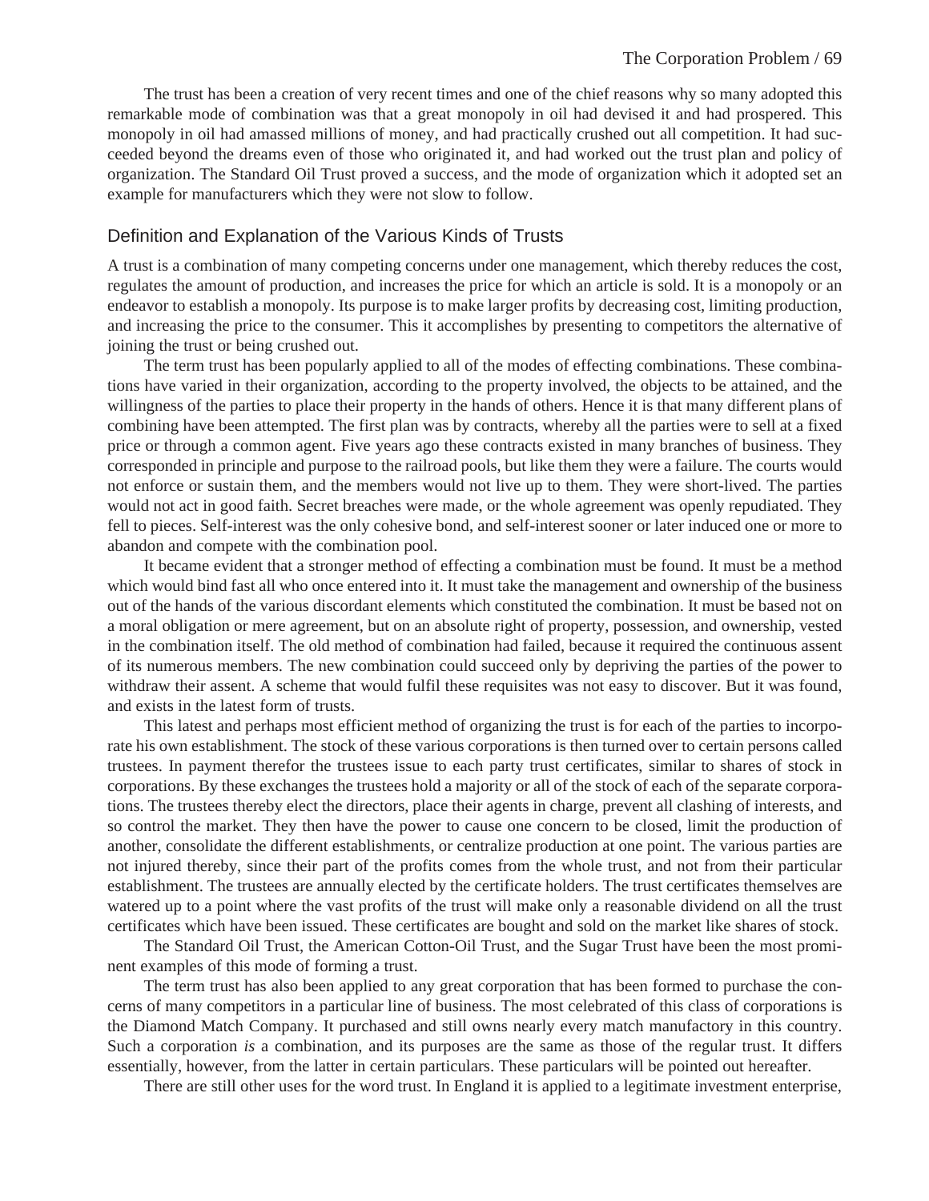The trust has been a creation of very recent times and one of the chief reasons why so many adopted this remarkable mode of combination was that a great monopoly in oil had devised it and had prospered. This monopoly in oil had amassed millions of money, and had practically crushed out all competition. It had succeeded beyond the dreams even of those who originated it, and had worked out the trust plan and policy of organization. The Standard Oil Trust proved a success, and the mode of organization which it adopted set an example for manufacturers which they were not slow to follow.

## Definition and Explanation of the Various Kinds of Trusts

A trust is a combination of many competing concerns under one management, which thereby reduces the cost, regulates the amount of production, and increases the price for which an article is sold. It is a monopoly or an endeavor to establish a monopoly. Its purpose is to make larger profits by decreasing cost, limiting production, and increasing the price to the consumer. This it accomplishes by presenting to competitors the alternative of joining the trust or being crushed out.

The term trust has been popularly applied to all of the modes of effecting combinations. These combinations have varied in their organization, according to the property involved, the objects to be attained, and the willingness of the parties to place their property in the hands of others. Hence it is that many different plans of combining have been attempted. The first plan was by contracts, whereby all the parties were to sell at a fixed price or through a common agent. Five years ago these contracts existed in many branches of business. They corresponded in principle and purpose to the railroad pools, but like them they were a failure. The courts would not enforce or sustain them, and the members would not live up to them. They were short-lived. The parties would not act in good faith. Secret breaches were made, or the whole agreement was openly repudiated. They fell to pieces. Self-interest was the only cohesive bond, and self-interest sooner or later induced one or more to abandon and compete with the combination pool.

It became evident that a stronger method of effecting a combination must be found. It must be a method which would bind fast all who once entered into it. It must take the management and ownership of the business out of the hands of the various discordant elements which constituted the combination. It must be based not on a moral obligation or mere agreement, but on an absolute right of property, possession, and ownership, vested in the combination itself. The old method of combination had failed, because it required the continuous assent of its numerous members. The new combination could succeed only by depriving the parties of the power to withdraw their assent. A scheme that would fulfil these requisites was not easy to discover. But it was found, and exists in the latest form of trusts.

This latest and perhaps most efficient method of organizing the trust is for each of the parties to incorporate his own establishment. The stock of these various corporations is then turned over to certain persons called trustees. In payment therefor the trustees issue to each party trust certificates, similar to shares of stock in corporations. By these exchanges the trustees hold a majority or all of the stock of each of the separate corporations. The trustees thereby elect the directors, place their agents in charge, prevent all clashing of interests, and so control the market. They then have the power to cause one concern to be closed, limit the production of another, consolidate the different establishments, or centralize production at one point. The various parties are not injured thereby, since their part of the profits comes from the whole trust, and not from their particular establishment. The trustees are annually elected by the certificate holders. The trust certificates themselves are watered up to a point where the vast profits of the trust will make only a reasonable dividend on all the trust certificates which have been issued. These certificates are bought and sold on the market like shares of stock.

The Standard Oil Trust, the American Cotton-Oil Trust, and the Sugar Trust have been the most prominent examples of this mode of forming a trust.

The term trust has also been applied to any great corporation that has been formed to purchase the concerns of many competitors in a particular line of business. The most celebrated of this class of corporations is the Diamond Match Company. It purchased and still owns nearly every match manufactory in this country. Such a corporation *is* a combination, and its purposes are the same as those of the regular trust. It differs essentially, however, from the latter in certain particulars. These particulars will be pointed out hereafter.

There are still other uses for the word trust. In England it is applied to a legitimate investment enterprise,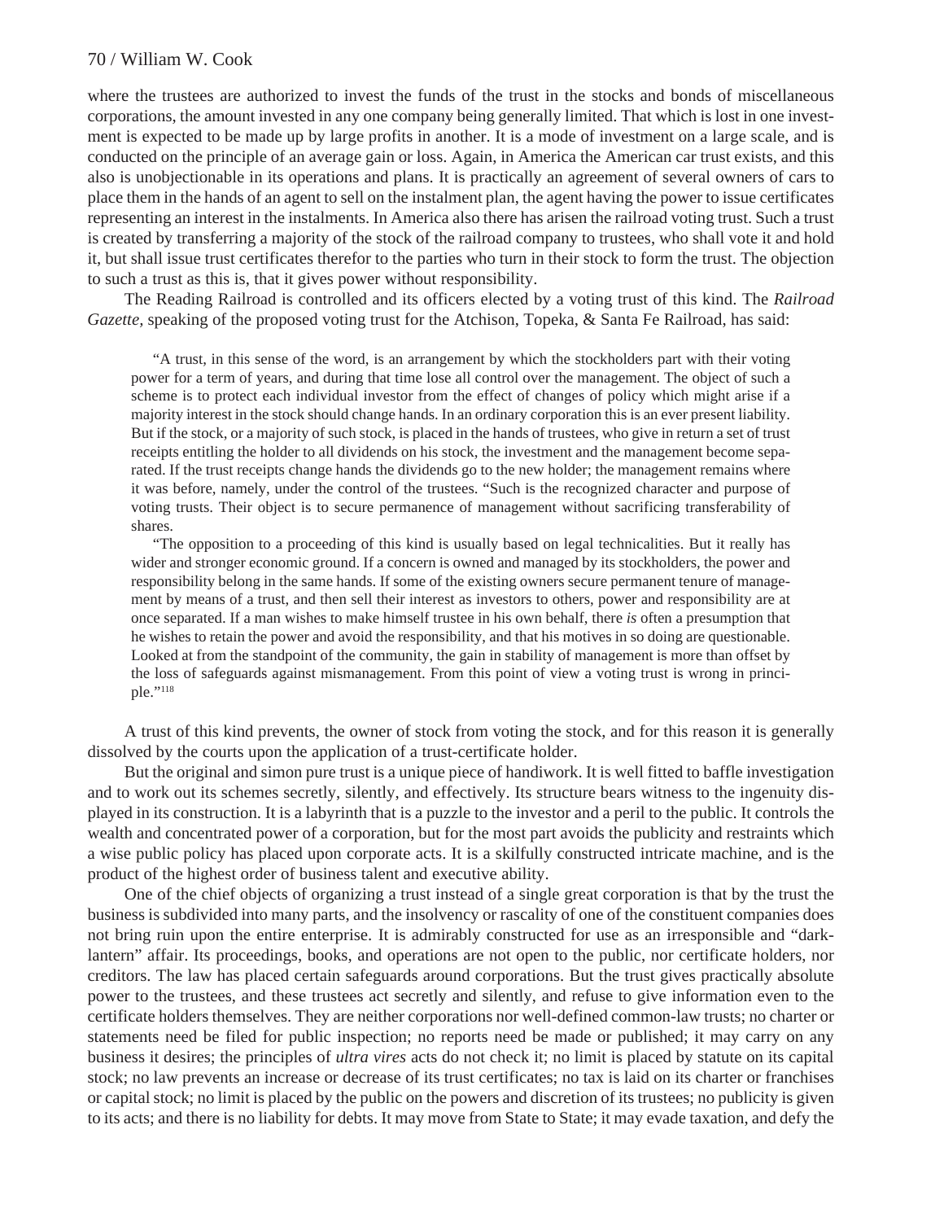where the trustees are authorized to invest the funds of the trust in the stocks and bonds of miscellaneous corporations, the amount invested in any one company being generally limited. That which is lost in one investment is expected to be made up by large profits in another. It is a mode of investment on a large scale, and is conducted on the principle of an average gain or loss. Again, in America the American car trust exists, and this also is unobjectionable in its operations and plans. It is practically an agreement of several owners of cars to place them in the hands of an agent to sell on the instalment plan, the agent having the power to issue certificates representing an interest in the instalments. In America also there has arisen the railroad voting trust. Such a trust is created by transferring a majority of the stock of the railroad company to trustees, who shall vote it and hold it, but shall issue trust certificates therefor to the parties who turn in their stock to form the trust. The objection to such a trust as this is, that it gives power without responsibility.

The Reading Railroad is controlled and its officers elected by a voting trust of this kind. The *Railroad Gazette*, speaking of the proposed voting trust for the Atchison, Topeka, & Santa Fe Railroad, has said:

> "A trust, in this sense of the word, is an arrangement by which the stockholders part with their voting power for a term of years, and during that time lose all control over the management. The object of such a scheme is to protect each individual investor from the effect of changes of policy which might arise if a majority interest in the stock should change hands. In an ordinary corporation this is an ever present liability. But if the stock, or a majority of such stock, is placed in the hands of trustees, who give in return a set of trust receipts entitling the holder to all dividends on his stock, the investment and the management become separated. If the trust receipts change hands the dividends go to the new holder; the management remains where it was before, namely, under the control of the trustees. "Such is the recognized character and purpose of voting trusts. Their object is to secure permanence of management without sacrificing transferability of shares.
>
> "The opposition to a proceeding of this kind is usually based on legal technicalities. But it really has wider and stronger economic ground. If a concern is owned and managed by its stockholders, the power and responsibility belong in the same hands. If some of the existing owners secure permanent tenure of management by means of a trust, and then sell their interest as investors to others, power and responsibility are at once separated. If a man wishes to make himself trustee in his own behalf, there *is* often a presumption that he wishes to retain the power and avoid the responsibility, and that his motives in so doing are questionable. Looked at from the standpoint of the community, the gain in stability of management is more than offset by the loss of safeguards against mismanagement. From this point of view a voting trust is wrong in principle."[118]

A trust of this kind prevents, the owner of stock from voting the stock, and for this reason it is generally dissolved by the courts upon the application of a trust-certificate holder.

But the original and simon pure trust is a unique piece of handiwork. It is well fitted to baffle investigation and to work out its schemes secretly, silently, and effectively. Its structure bears witness to the ingenuity displayed in its construction. It is a labyrinth that is a puzzle to the investor and a peril to the public. It controls the wealth and concentrated power of a corporation, but for the most part avoids the publicity and restraints which a wise public policy has placed upon corporate acts. It is a skilfully constructed intricate machine, and is the product of the highest order of business talent and executive ability.

One of the chief objects of organizing a trust instead of a single great corporation is that by the trust the business is subdivided into many parts, and the insolvency or rascality of one of the constituent companies does not bring ruin upon the entire enterprise. It is admirably constructed for use as an irresponsible and "dark-lantern" affair. Its proceedings, books, and operations are not open to the public, nor certificate holders, nor creditors. The law has placed certain safeguards around corporations. But the trust gives practically absolute power to the trustees, and these trustees act secretly and silently, and refuse to give information even to the certificate holders themselves. They are neither corporations nor well-defined common-law trusts; no charter or statements need be filed for public inspection; no reports need be made or published; it may carry on any business it desires; the principles of *ultra vires* acts do not check it; no limit is placed by statute on its capital stock; no law prevents an increase or decrease of its trust certificates; no tax is laid on its charter or franchises or capital stock; no limit is placed by the public on the powers and discretion of its trustees; no publicity is given to its acts; and there is no liability for debts. It may move from State to State; it may evade taxation, and defy the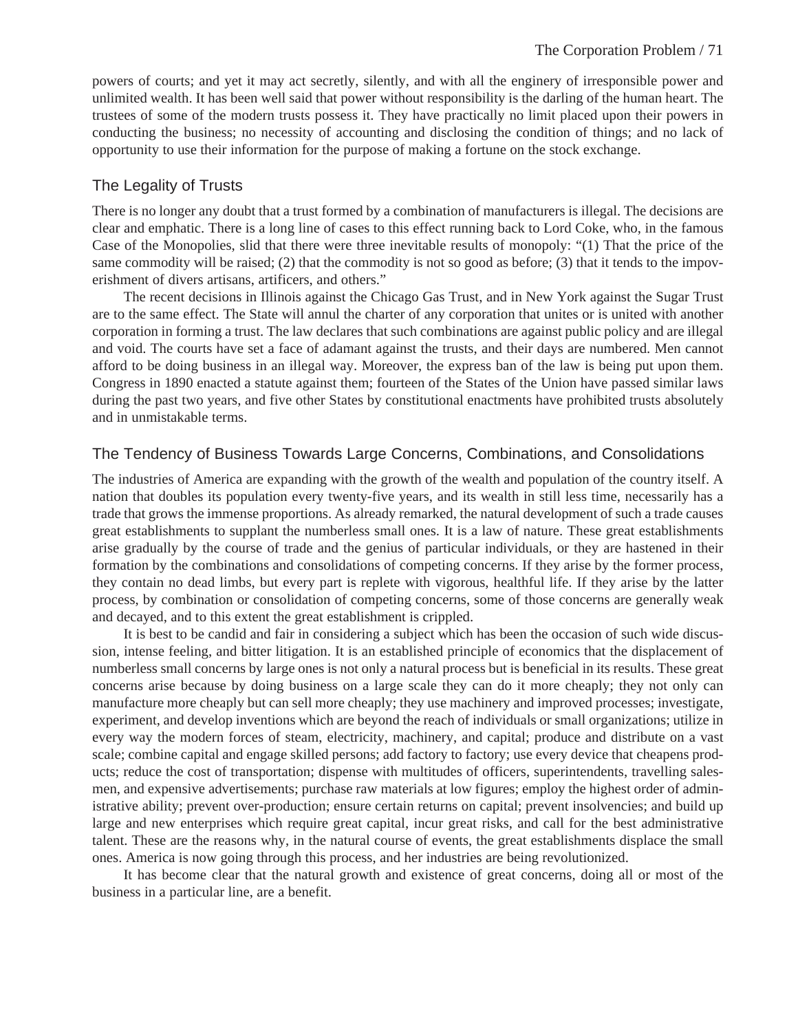powers of courts; and yet it may act secretly, silently, and with all the enginery of irresponsible power and unlimited wealth. It has been well said that power without responsibility is the darling of the human heart. The trustees of some of the modern trusts possess it. They have practically no limit placed upon their powers in conducting the business; no necessity of accounting and disclosing the condition of things; and no lack of opportunity to use their information for the purpose of making a fortune on the stock exchange.

## The Legality of Trusts

There is no longer any doubt that a trust formed by a combination of manufacturers is illegal. The decisions are clear and emphatic. There is a long line of cases to this effect running back to Lord Coke, who, in the famous Case of the Monopolies, slid that there were three inevitable results of monopoly: "(1) That the price of the same commodity will be raised; (2) that the commodity is not so good as before; (3) that it tends to the impoverishment of divers artisans, artificers, and others."

The recent decisions in Illinois against the Chicago Gas Trust, and in New York against the Sugar Trust are to the same effect. The State will annul the charter of any corporation that unites or is united with another corporation in forming a trust. The law declares that such combinations are against public policy and are illegal and void. The courts have set a face of adamant against the trusts, and their days are numbered. Men cannot afford to be doing business in an illegal way. Moreover, the express ban of the law is being put upon them. Congress in 1890 enacted a statute against them; fourteen of the States of the Union have passed similar laws during the past two years, and five other States by constitutional enactments have prohibited trusts absolutely and in unmistakable terms.

## The Tendency of Business Towards Large Concerns, Combinations, and Consolidations

The industries of America are expanding with the growth of the wealth and population of the country itself. A nation that doubles its population every twenty-five years, and its wealth in still less time, necessarily has a trade that grows the immense proportions. As already remarked, the natural development of such a trade causes great establishments to supplant the numberless small ones. It is a law of nature. These great establishments arise gradually by the course of trade and the genius of particular individuals, or they are hastened in their formation by the combinations and consolidations of competing concerns. If they arise by the former process, they contain no dead limbs, but every part is replete with vigorous, healthful life. If they arise by the latter process, by combination or consolidation of competing concerns, some of those concerns are generally weak and decayed, and to this extent the great establishment is crippled.

It is best to be candid and fair in considering a subject which has been the occasion of such wide discussion, intense feeling, and bitter litigation. It is an established principle of economics that the displacement of numberless small concerns by large ones is not only a natural process but is beneficial in its results. These great concerns arise because by doing business on a large scale they can do it more cheaply; they not only can manufacture more cheaply but can sell more cheaply; they use machinery and improved processes; investigate, experiment, and develop inventions which are beyond the reach of individuals or small organizations; utilize in every way the modern forces of steam, electricity, machinery, and capital; produce and distribute on a vast scale; combine capital and engage skilled persons; add factory to factory; use every device that cheapens products; reduce the cost of transportation; dispense with multitudes of officers, superintendents, travelling salesmen, and expensive advertisements; purchase raw materials at low figures; employ the highest order of administrative ability; prevent over-production; ensure certain returns on capital; prevent insolvencies; and build up large and new enterprises which require great capital, incur great risks, and call for the best administrative talent. These are the reasons why, in the natural course of events, the great establishments displace the small ones. America is now going through this process, and her industries are being revolutionized.

It has become clear that the natural growth and existence of great concerns, doing all or most of the business in a particular line, are a benefit.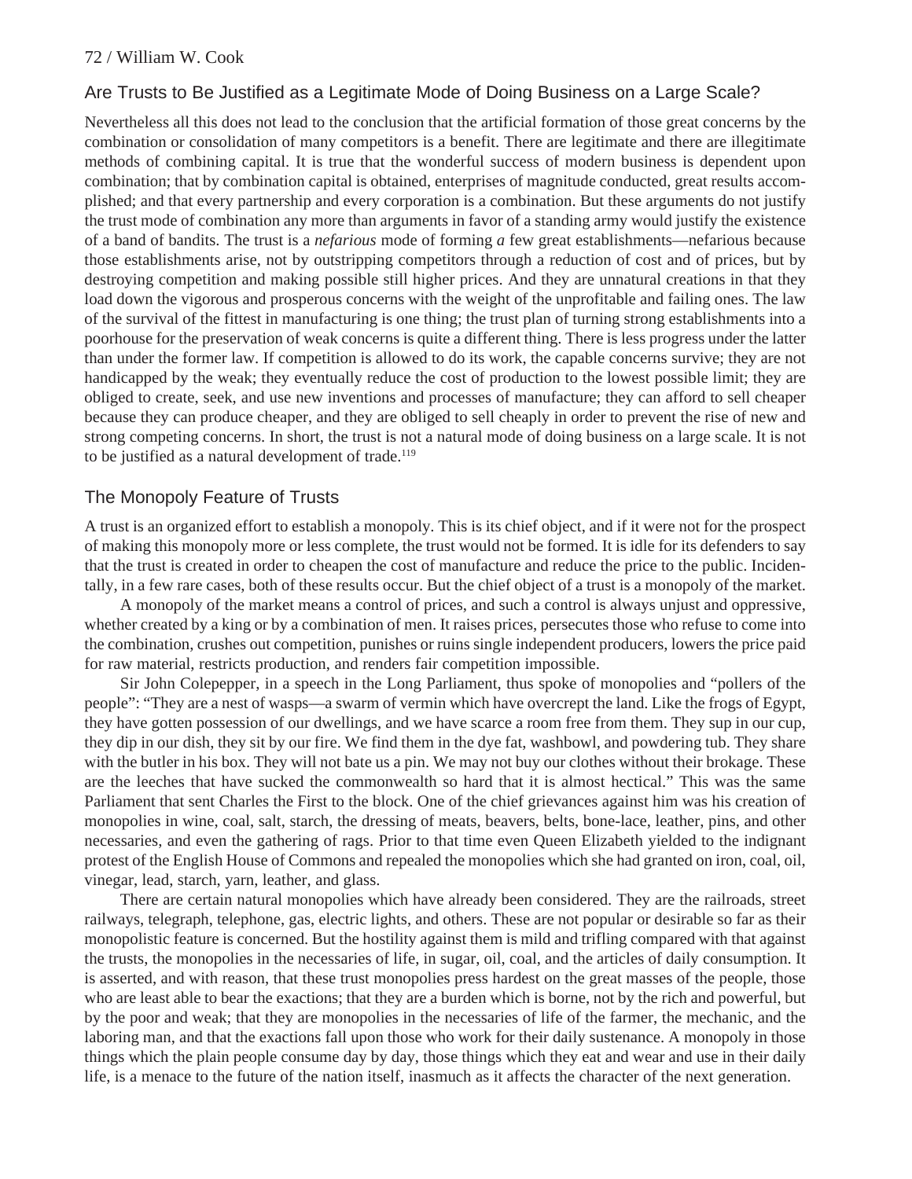## Are Trusts to Be Justified as a Legitimate Mode of Doing Business on a Large Scale?

Nevertheless all this does not lead to the conclusion that the artificial formation of those great concerns by the combination or consolidation of many competitors is a benefit. There are legitimate and there are illegitimate methods of combining capital. It is true that the wonderful success of modern business is dependent upon combination; that by combination capital is obtained, enterprises of magnitude conducted, great results accomplished; and that every partnership and every corporation is a combination. But these arguments do not justify the trust mode of combination any more than arguments in favor of a standing army would justify the existence of a band of bandits. The trust is a *nefarious* mode of forming *a* few great establishments—nefarious because those establishments arise, not by outstripping competitors through a reduction of cost and of prices, but by destroying competition and making possible still higher prices. And they are unnatural creations in that they load down the vigorous and prosperous concerns with the weight of the unprofitable and failing ones. The law of the survival of the fittest in manufacturing is one thing; the trust plan of turning strong establishments into a poorhouse for the preservation of weak concerns is quite a different thing. There is less progress under the latter than under the former law. If competition is allowed to do its work, the capable concerns survive; they are not handicapped by the weak; they eventually reduce the cost of production to the lowest possible limit; they are obliged to create, seek, and use new inventions and processes of manufacture; they can afford to sell cheaper because they can produce cheaper, and they are obliged to sell cheaply in order to prevent the rise of new and strong competing concerns. In short, the trust is not a natural mode of doing business on a large scale. It is not to be justified as a natural development of trade.[119]

## The Monopoly Feature of Trusts

A trust is an organized effort to establish a monopoly. This is its chief object, and if it were not for the prospect of making this monopoly more or less complete, the trust would not be formed. It is idle for its defenders to say that the trust is created in order to cheapen the cost of manufacture and reduce the price to the public. Incidentally, in a few rare cases, both of these results occur. But the chief object of a trust is a monopoly of the market.

A monopoly of the market means a control of prices, and such a control is always unjust and oppressive, whether created by a king or by a combination of men. It raises prices, persecutes those who refuse to come into the combination, crushes out competition, punishes or ruins single independent producers, lowers the price paid for raw material, restricts production, and renders fair competition impossible.

Sir John Colepepper, in a speech in the Long Parliament, thus spoke of monopolies and "pollers of the people": "They are a nest of wasps—a swarm of vermin which have overcrept the land. Like the frogs of Egypt, they have gotten possession of our dwellings, and we have scarce a room free from them. They sup in our cup, they dip in our dish, they sit by our fire. We find them in the dye fat, washbowl, and powdering tub. They share with the butler in his box. They will not bate us a pin. We may not buy our clothes without their brokage. These are the leeches that have sucked the commonwealth so hard that it is almost hectical." This was the same Parliament that sent Charles the First to the block. One of the chief grievances against him was his creation of monopolies in wine, coal, salt, starch, the dressing of meats, beavers, belts, bone-lace, leather, pins, and other necessaries, and even the gathering of rags. Prior to that time even Queen Elizabeth yielded to the indignant protest of the English House of Commons and repealed the monopolies which she had granted on iron, coal, oil, vinegar, lead, starch, yarn, leather, and glass.

There are certain natural monopolies which have already been considered. They are the railroads, street railways, telegraph, telephone, gas, electric lights, and others. These are not popular or desirable so far as their monopolistic feature is concerned. But the hostility against them is mild and trifling compared with that against the trusts, the monopolies in the necessaries of life, in sugar, oil, coal, and the articles of daily consumption. It is asserted, and with reason, that these trust monopolies press hardest on the great masses of the people, those who are least able to bear the exactions; that they are a burden which is borne, not by the rich and powerful, but by the poor and weak; that they are monopolies in the necessaries of life of the farmer, the mechanic, and the laboring man, and that the exactions fall upon those who work for their daily sustenance. A monopoly in those things which the plain people consume day by day, those things which they eat and wear and use in their daily life, is a menace to the future of the nation itself, inasmuch as it affects the character of the next generation.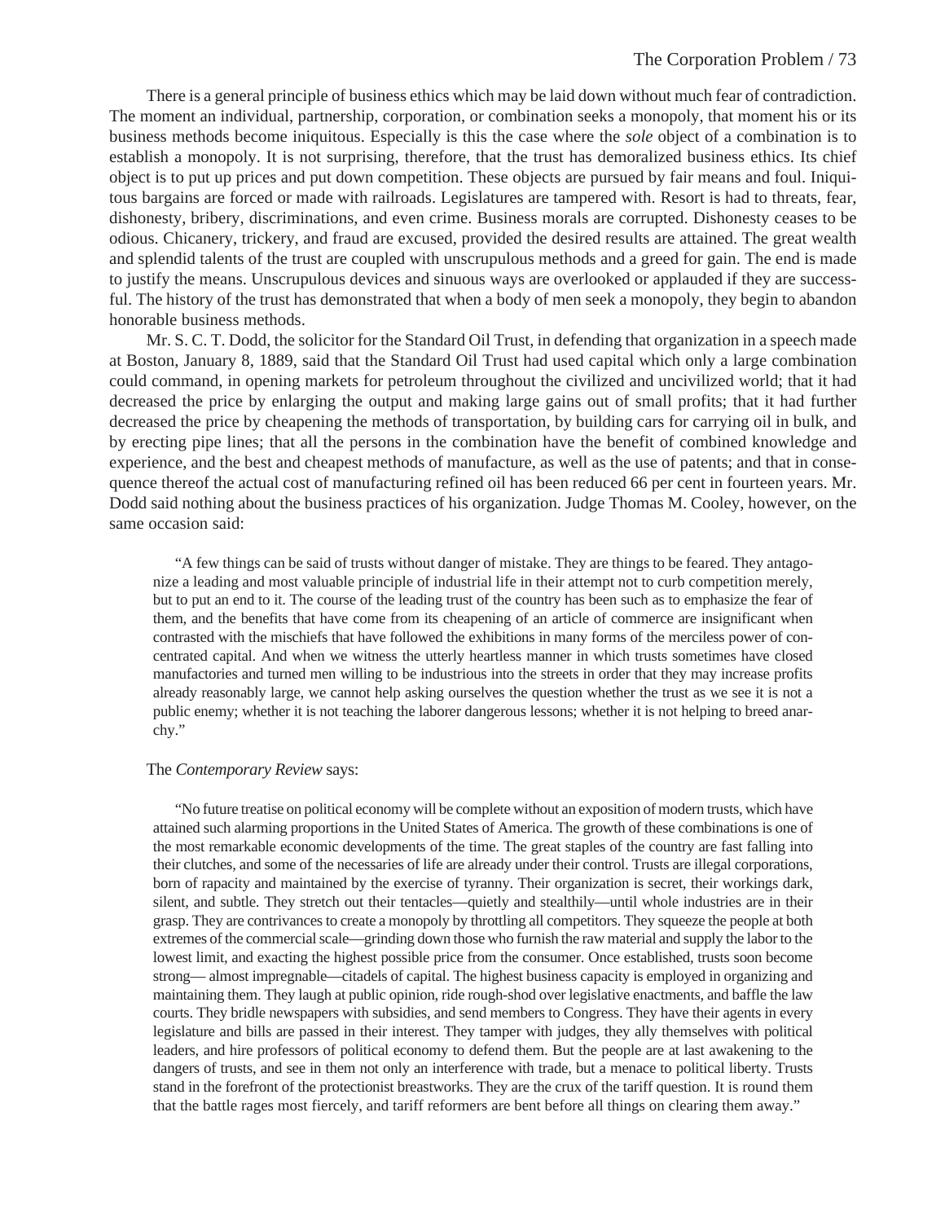There is a general principle of business ethics which may be laid down without much fear of contradiction. The moment an individual, partnership, corporation, or combination seeks a monopoly, that moment his or its business methods become iniquitous. Especially is this the case where the *sole* object of a combination is to establish a monopoly. It is not surprising, therefore, that the trust has demoralized business ethics. Its chief object is to put up prices and put down competition. These objects are pursued by fair means and foul. Iniquitous bargains are forced or made with railroads. Legislatures are tampered with. Resort is had to threats, fear, dishonesty, bribery, discriminations, and even crime. Business morals are corrupted. Dishonesty ceases to be odious. Chicanery, trickery, and fraud are excused, provided the desired results are attained. The great wealth and splendid talents of the trust are coupled with unscrupulous methods and a greed for gain. The end is made to justify the means. Unscrupulous devices and sinuous ways are overlooked or applauded if they are successful. The history of the trust has demonstrated that when a body of men seek a monopoly, they begin to abandon honorable business methods.

Mr. S. C. T. Dodd, the solicitor for the Standard Oil Trust, in defending that organization in a speech made at Boston, January 8, 1889, said that the Standard Oil Trust had used capital which only a large combination could command, in opening markets for petroleum throughout the civilized and uncivilized world; that it had decreased the price by enlarging the output and making large gains out of small profits; that it had further decreased the price by cheapening the methods of transportation, by building cars for carrying oil in bulk, and by erecting pipe lines; that all the persons in the combination have the benefit of combined knowledge and experience, and the best and cheapest methods of manufacture, as well as the use of patents; and that in consequence thereof the actual cost of manufacturing refined oil has been reduced 66 per cent in fourteen years. Mr. Dodd said nothing about the business practices of his organization. Judge Thomas M. Cooley, however, on the same occasion said:

> "A few things can be said of trusts without danger of mistake. They are things to be feared. They antagonize a leading and most valuable principle of industrial life in their attempt not to curb competition merely, but to put an end to it. The course of the leading trust of the country has been such as to emphasize the fear of them, and the benefits that have come from its cheapening of an article of commerce are insignificant when contrasted with the mischiefs that have followed the exhibitions in many forms of the merciless power of concentrated capital. And when we witness the utterly heartless manner in which trusts sometimes have closed manufactories and turned men willing to be industrious into the streets in order that they may increase profits already reasonably large, we cannot help asking ourselves the question whether the trust as we see it is not a public enemy; whether it is not teaching the laborer dangerous lessons; whether it is not helping to breed anarchy."

The *Contemporary Review* says:

> "No future treatise on political economy will be complete without an exposition of modern trusts, which have attained such alarming proportions in the United States of America. The growth of these combinations is one of the most remarkable economic developments of the time. The great staples of the country are fast falling into their clutches, and some of the necessaries of life are already under their control. Trusts are illegal corporations, born of rapacity and maintained by the exercise of tyranny. Their organization is secret, their workings dark, silent, and subtle. They stretch out their tentacles—quietly and stealthily—until whole industries are in their grasp. They are contrivances to create a monopoly by throttling all competitors. They squeeze the people at both extremes of the commercial scale—grinding down those who furnish the raw material and supply the labor to the lowest limit, and exacting the highest possible price from the consumer. Once established, trusts soon become strong— almost impregnable—citadels of capital. The highest business capacity is employed in organizing and maintaining them. They laugh at public opinion, ride rough-shod over legislative enactments, and baffle the law courts. They bridle newspapers with subsidies, and send members to Congress. They have their agents in every legislature and bills are passed in their interest. They tamper with judges, they ally themselves with political leaders, and hire professors of political economy to defend them. But the people are at last awakening to the dangers of trusts, and see in them not only an interference with trade, but a menace to political liberty. Trusts stand in the forefront of the protectionist breastworks. They are the crux of the tariff question. It is round them that the battle rages most fiercely, and tariff reformers are bent before all things on clearing them away."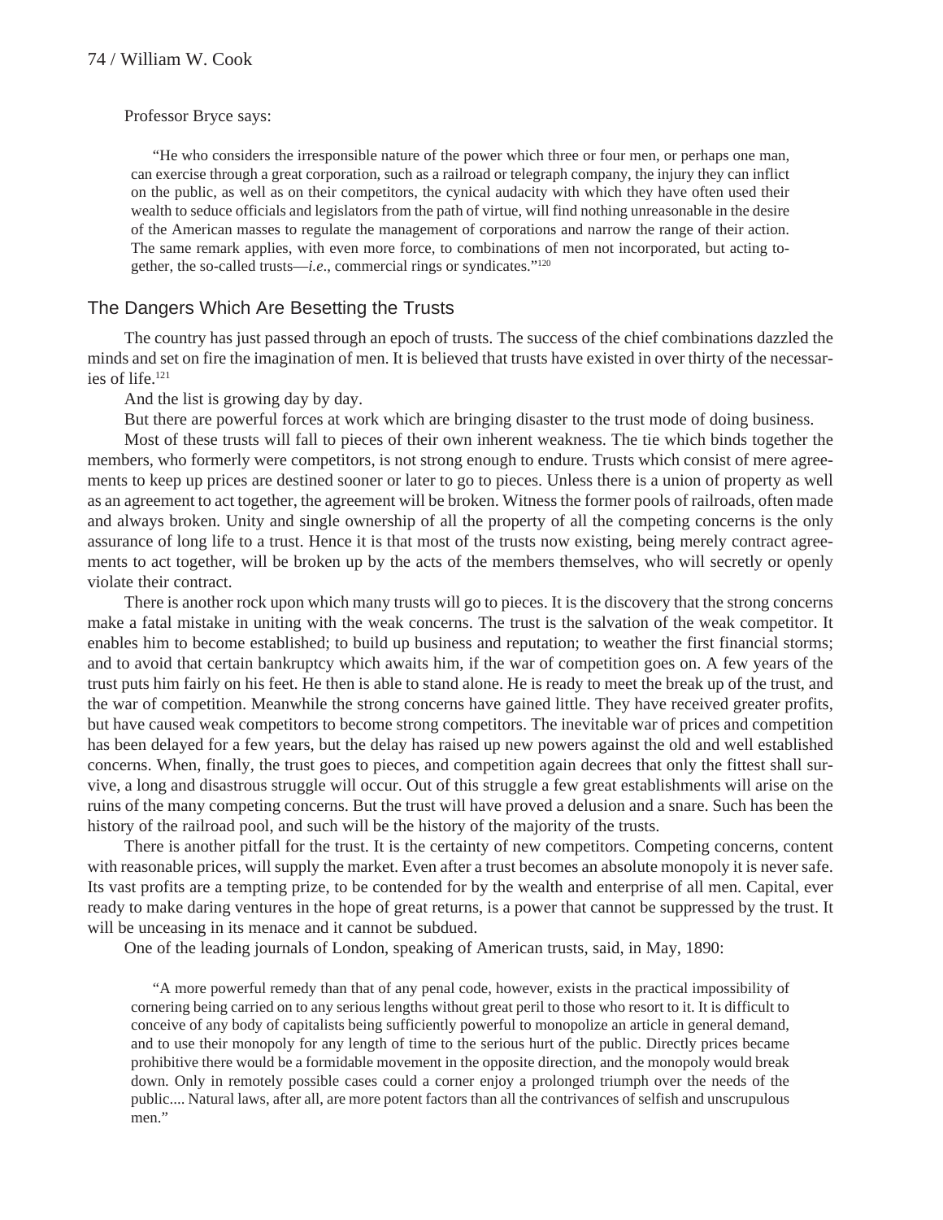Professor Bryce says:

> "He who considers the irresponsible nature of the power which three or four men, or perhaps one man, can exercise through a great corporation, such as a railroad or telegraph company, the injury they can inflict on the public, as well as on their competitors, the cynical audacity with which they have often used their wealth to seduce officials and legislators from the path of virtue, will find nothing unreasonable in the desire of the American masses to regulate the management of corporations and narrow the range of their action. The same remark applies, with even more force, to combinations of men not incorporated, but acting together, the so-called trusts—*i.e.*, commercial rings or syndicates."[120]

## The Dangers Which Are Besetting the Trusts

The country has just passed through an epoch of trusts. The success of the chief combinations dazzled the minds and set on fire the imagination of men. It is believed that trusts have existed in over thirty of the necessaries of life.[121]

And the list is growing day by day.

But there are powerful forces at work which are bringing disaster to the trust mode of doing business.

Most of these trusts will fall to pieces of their own inherent weakness. The tie which binds together the members, who formerly were competitors, is not strong enough to endure. Trusts which consist of mere agreements to keep up prices are destined sooner or later to go to pieces. Unless there is a union of property as well as an agreement to act together, the agreement will be broken. Witness the former pools of railroads, often made and always broken. Unity and single ownership of all the property of all the competing concerns is the only assurance of long life to a trust. Hence it is that most of the trusts now existing, being merely contract agreements to act together, will be broken up by the acts of the members themselves, who will secretly or openly violate their contract.

There is another rock upon which many trusts will go to pieces. It is the discovery that the strong concerns make a fatal mistake in uniting with the weak concerns. The trust is the salvation of the weak competitor. It enables him to become established; to build up business and reputation; to weather the first financial storms; and to avoid that certain bankruptcy which awaits him, if the war of competition goes on. A few years of the trust puts him fairly on his feet. He then is able to stand alone. He is ready to meet the break up of the trust, and the war of competition. Meanwhile the strong concerns have gained little. They have received greater profits, but have caused weak competitors to become strong competitors. The inevitable war of prices and competition has been delayed for a few years, but the delay has raised up new powers against the old and well established concerns. When, finally, the trust goes to pieces, and competition again decrees that only the fittest shall survive, a long and disastrous struggle will occur. Out of this struggle a few great establishments will arise on the ruins of the many competing concerns. But the trust will have proved a delusion and a snare. Such has been the history of the railroad pool, and such will be the history of the majority of the trusts.

There is another pitfall for the trust. It is the certainty of new competitors. Competing concerns, content with reasonable prices, will supply the market. Even after a trust becomes an absolute monopoly it is never safe. Its vast profits are a tempting prize, to be contended for by the wealth and enterprise of all men. Capital, ever ready to make daring ventures in the hope of great returns, is a power that cannot be suppressed by the trust. It will be unceasing in its menace and it cannot be subdued.

One of the leading journals of London, speaking of American trusts, said, in May, 1890:

> "A more powerful remedy than that of any penal code, however, exists in the practical impossibility of cornering being carried on to any serious lengths without great peril to those who resort to it. It is difficult to conceive of any body of capitalists being sufficiently powerful to monopolize an article in general demand, and to use their monopoly for any length of time to the serious hurt of the public. Directly prices became prohibitive there would be a formidable movement in the opposite direction, and the monopoly would break down. Only in remotely possible cases could a corner enjoy a prolonged triumph over the needs of the public.... Natural laws, after all, are more potent factors than all the contrivances of selfish and unscrupulous men."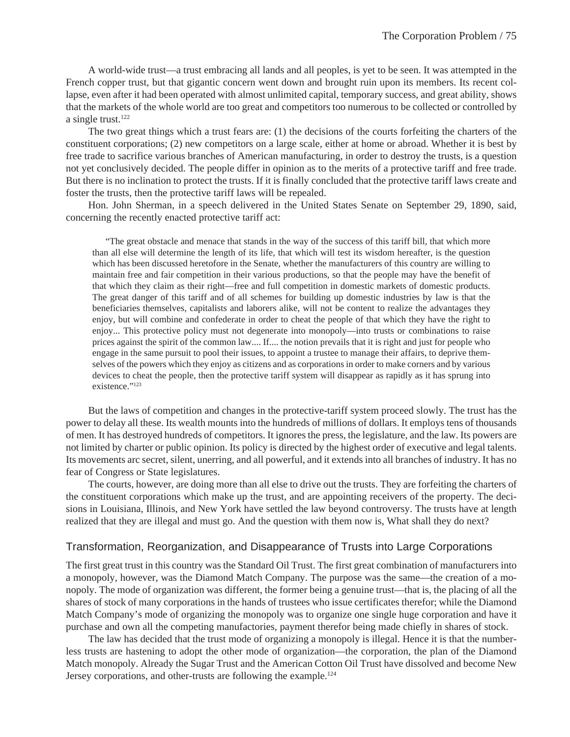A world-wide trust—a trust embracing all lands and all peoples, is yet to be seen. It was attempted in the French copper trust, but that gigantic concern went down and brought ruin upon its members. Its recent collapse, even after it had been operated with almost unlimited capital, temporary success, and great ability, shows that the markets of the whole world are too great and competitors too numerous to be collected or controlled by a single trust.[122]

The two great things which a trust fears are: (1) the decisions of the courts forfeiting the charters of the constituent corporations; (2) new competitors on a large scale, either at home or abroad. Whether it is best by free trade to sacrifice various branches of American manufacturing, in order to destroy the trusts, is a question not yet conclusively decided. The people differ in opinion as to the merits of a protective tariff and free trade. But there is no inclination to protect the trusts. If it is finally concluded that the protective tariff laws create and foster the trusts, then the protective tariff laws will be repealed.

Hon. John Sherman, in a speech delivered in the United States Senate on September 29, 1890, said, concerning the recently enacted protective tariff act:

> "The great obstacle and menace that stands in the way of the success of this tariff bill, that which more than all else will determine the length of its life, that which will test its wisdom hereafter, is the question which has been discussed heretofore in the Senate, whether the manufacturers of this country are willing to maintain free and fair competition in their various productions, so that the people may have the benefit of that which they claim as their right—free and full competition in domestic markets of domestic products. The great danger of this tariff and of all schemes for building up domestic industries by law is that the beneficiaries themselves, capitalists and laborers alike, will not be content to realize the advantages they enjoy, but will combine and confederate in order to cheat the people of that which they have the right to enjoy... This protective policy must not degenerate into monopoly—into trusts or combinations to raise prices against the spirit of the common law.... If.... the notion prevails that it is right and just for people who engage in the same pursuit to pool their issues, to appoint a trustee to manage their affairs, to deprive themselves of the powers which they enjoy as citizens and as corporations in order to make corners and by various devices to cheat the people, then the protective tariff system will disappear as rapidly as it has sprung into existence."[123]

But the laws of competition and changes in the protective-tariff system proceed slowly. The trust has the power to delay all these. Its wealth mounts into the hundreds of millions of dollars. It employs tens of thousands of men. It has destroyed hundreds of competitors. It ignores the press, the legislature, and the law. Its powers are not limited by charter or public opinion. Its policy is directed by the highest order of executive and legal talents. Its movements arc secret, silent, unerring, and all powerful, and it extends into all branches of industry. It has no fear of Congress or State legislatures.

The courts, however, are doing more than all else to drive out the trusts. They are forfeiting the charters of the constituent corporations which make up the trust, and are appointing receivers of the property. The decisions in Louisiana, Illinois, and New York have settled the law beyond controversy. The trusts have at length realized that they are illegal and must go. And the question with them now is, What shall they do next?

## Transformation, Reorganization, and Disappearance of Trusts into Large Corporations

The first great trust in this country was the Standard Oil Trust. The first great combination of manufacturers into a monopoly, however, was the Diamond Match Company. The purpose was the same—the creation of a monopoly. The mode of organization was different, the former being a genuine trust—that is, the placing of all the shares of stock of many corporations in the hands of trustees who issue certificates therefor; while the Diamond Match Company's mode of organizing the monopoly was to organize one single huge corporation and have it purchase and own all the competing manufactories, payment therefor being made chiefly in shares of stock.

The law has decided that the trust mode of organizing a monopoly is illegal. Hence it is that the numberless trusts are hastening to adopt the other mode of organization—the corporation, the plan of the Diamond Match monopoly. Already the Sugar Trust and the American Cotton Oil Trust have dissolved and become New Jersey corporations, and other-trusts are following the example.[124]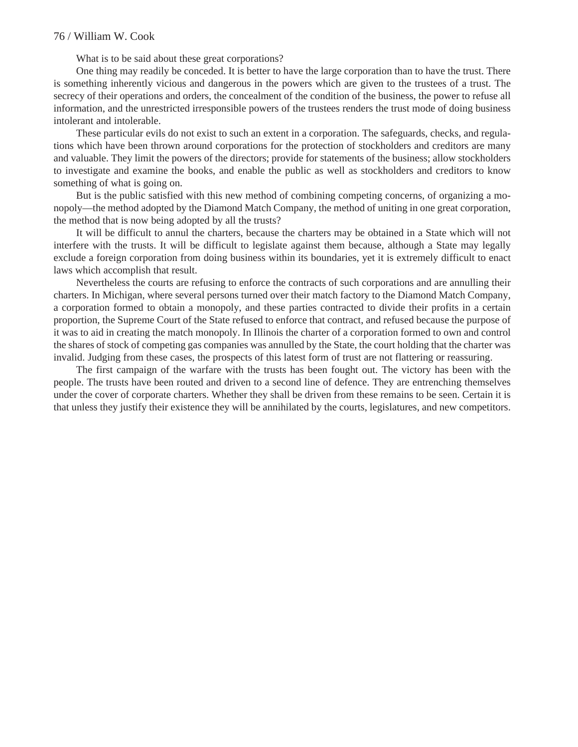What is to be said about these great corporations?

One thing may readily be conceded. It is better to have the large corporation than to have the trust. There is something inherently vicious and dangerous in the powers which are given to the trustees of a trust. The secrecy of their operations and orders, the concealment of the condition of the business, the power to refuse all information, and the unrestricted irresponsible powers of the trustees renders the trust mode of doing business intolerant and intolerable.

These particular evils do not exist to such an extent in a corporation. The safeguards, checks, and regulations which have been thrown around corporations for the protection of stockholders and creditors are many and valuable. They limit the powers of the directors; provide for statements of the business; allow stockholders to investigate and examine the books, and enable the public as well as stockholders and creditors to know something of what is going on.

But is the public satisfied with this new method of combining competing concerns, of organizing a monopoly—the method adopted by the Diamond Match Company, the method of uniting in one great corporation, the method that is now being adopted by all the trusts?

It will be difficult to annul the charters, because the charters may be obtained in a State which will not interfere with the trusts. It will be difficult to legislate against them because, although a State may legally exclude a foreign corporation from doing business within its boundaries, yet it is extremely difficult to enact laws which accomplish that result.

Nevertheless the courts are refusing to enforce the contracts of such corporations and are annulling their charters. In Michigan, where several persons turned over their match factory to the Diamond Match Company, a corporation formed to obtain a monopoly, and these parties contracted to divide their profits in a certain proportion, the Supreme Court of the State refused to enforce that contract, and refused because the purpose of it was to aid in creating the match monopoly. In Illinois the charter of a corporation formed to own and control the shares of stock of competing gas companies was annulled by the State, the court holding that the charter was invalid. Judging from these cases, the prospects of this latest form of trust are not flattering or reassuring.

The first campaign of the warfare with the trusts has been fought out. The victory has been with the people. The trusts have been routed and driven to a second line of defence. They are entrenching themselves under the cover of corporate charters. Whether they shall be driven from these remains to be seen. Certain it is that unless they justify their existence they will be annihilated by the courts, legislatures, and new competitors.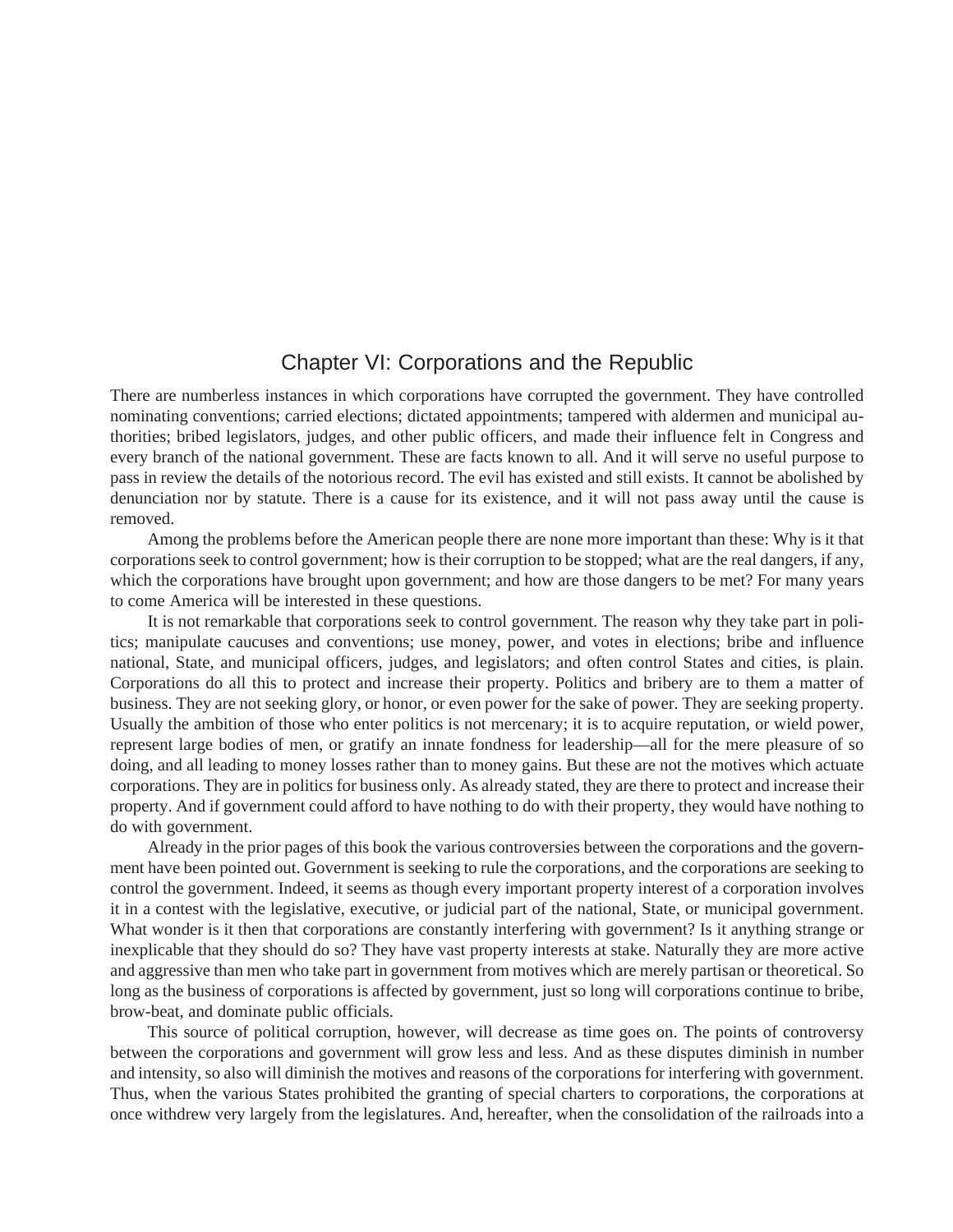# Chapter VI: Corporations and the Republic

There are numberless instances in which corporations have corrupted the government. They have controlled nominating conventions; carried elections; dictated appointments; tampered with aldermen and municipal authorities; bribed legislators, judges, and other public officers, and made their influence felt in Congress and every branch of the national government. These are facts known to all. And it will serve no useful purpose to pass in review the details of the notorious record. The evil has existed and still exists. It cannot be abolished by denunciation nor by statute. There is a cause for its existence, and it will not pass away until the cause is removed.

Among the problems before the American people there are none more important than these: Why is it that corporations seek to control government; how is their corruption to be stopped; what are the real dangers, if any, which the corporations have brought upon government; and how are those dangers to be met? For many years to come America will be interested in these questions.

It is not remarkable that corporations seek to control government. The reason why they take part in politics; manipulate caucuses and conventions; use money, power, and votes in elections; bribe and influence national, State, and municipal officers, judges, and legislators; and often control States and cities, is plain. Corporations do all this to protect and increase their property. Politics and bribery are to them a matter of business. They are not seeking glory, or honor, or even power for the sake of power. They are seeking property. Usually the ambition of those who enter politics is not mercenary; it is to acquire reputation, or wield power, represent large bodies of men, or gratify an innate fondness for leadership—all for the mere pleasure of so doing, and all leading to money losses rather than to money gains. But these are not the motives which actuate corporations. They are in politics for business only. As already stated, they are there to protect and increase their property. And if government could afford to have nothing to do with their property, they would have nothing to do with government.

Already in the prior pages of this book the various controversies between the corporations and the government have been pointed out. Government is seeking to rule the corporations, and the corporations are seeking to control the government. Indeed, it seems as though every important property interest of a corporation involves it in a contest with the legislative, executive, or judicial part of the national, State, or municipal government. What wonder is it then that corporations are constantly interfering with government? Is it anything strange or inexplicable that they should do so? They have vast property interests at stake. Naturally they are more active and aggressive than men who take part in government from motives which are merely partisan or theoretical. So long as the business of corporations is affected by government, just so long will corporations continue to bribe, brow-beat, and dominate public officials.

This source of political corruption, however, will decrease as time goes on. The points of controversy between the corporations and government will grow less and less. And as these disputes diminish in number and intensity, so also will diminish the motives and reasons of the corporations for interfering with government. Thus, when the various States prohibited the granting of special charters to corporations, the corporations at once withdrew very largely from the legislatures. And, hereafter, when the consolidation of the railroads into a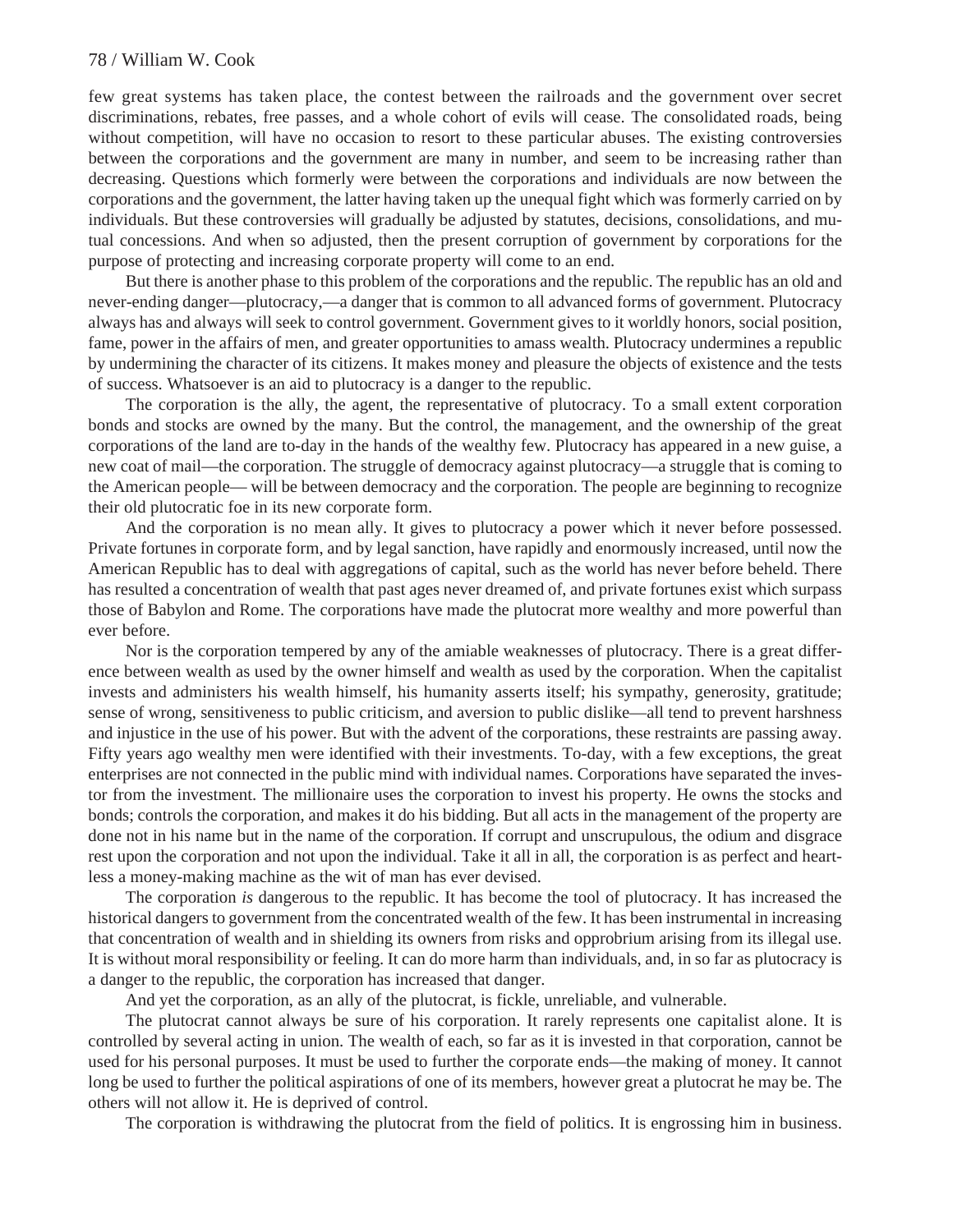few great systems has taken place, the contest between the railroads and the government over secret discriminations, rebates, free passes, and a whole cohort of evils will cease. The consolidated roads, being without competition, will have no occasion to resort to these particular abuses. The existing controversies between the corporations and the government are many in number, and seem to be increasing rather than decreasing. Questions which formerly were between the corporations and individuals are now between the corporations and the government, the latter having taken up the unequal fight which was formerly carried on by individuals. But these controversies will gradually be adjusted by statutes, decisions, consolidations, and mutual concessions. And when so adjusted, then the present corruption of government by corporations for the purpose of protecting and increasing corporate property will come to an end.

But there is another phase to this problem of the corporations and the republic. The republic has an old and never-ending danger—plutocracy,—a danger that is common to all advanced forms of government. Plutocracy always has and always will seek to control government. Government gives to it worldly honors, social position, fame, power in the affairs of men, and greater opportunities to amass wealth. Plutocracy undermines a republic by undermining the character of its citizens. It makes money and pleasure the objects of existence and the tests of success. Whatsoever is an aid to plutocracy is a danger to the republic.

The corporation is the ally, the agent, the representative of plutocracy. To a small extent corporation bonds and stocks are owned by the many. But the control, the management, and the ownership of the great corporations of the land are to-day in the hands of the wealthy few. Plutocracy has appeared in a new guise, a new coat of mail—the corporation. The struggle of democracy against plutocracy—a struggle that is coming to the American people— will be between democracy and the corporation. The people are beginning to recognize their old plutocratic foe in its new corporate form.

And the corporation is no mean ally. It gives to plutocracy a power which it never before possessed. Private fortunes in corporate form, and by legal sanction, have rapidly and enormously increased, until now the American Republic has to deal with aggregations of capital, such as the world has never before beheld. There has resulted a concentration of wealth that past ages never dreamed of, and private fortunes exist which surpass those of Babylon and Rome. The corporations have made the plutocrat more wealthy and more powerful than ever before.

Nor is the corporation tempered by any of the amiable weaknesses of plutocracy. There is a great difference between wealth as used by the owner himself and wealth as used by the corporation. When the capitalist invests and administers his wealth himself, his humanity asserts itself; his sympathy, generosity, gratitude; sense of wrong, sensitiveness to public criticism, and aversion to public dislike—all tend to prevent harshness and injustice in the use of his power. But with the advent of the corporations, these restraints are passing away. Fifty years ago wealthy men were identified with their investments. To-day, with a few exceptions, the great enterprises are not connected in the public mind with individual names. Corporations have separated the investor from the investment. The millionaire uses the corporation to invest his property. He owns the stocks and bonds; controls the corporation, and makes it do his bidding. But all acts in the management of the property are done not in his name but in the name of the corporation. If corrupt and unscrupulous, the odium and disgrace rest upon the corporation and not upon the individual. Take it all in all, the corporation is as perfect and heartless a money-making machine as the wit of man has ever devised.

The corporation *is* dangerous to the republic. It has become the tool of plutocracy. It has increased the historical dangers to government from the concentrated wealth of the few. It has been instrumental in increasing that concentration of wealth and in shielding its owners from risks and opprobrium arising from its illegal use. It is without moral responsibility or feeling. It can do more harm than individuals, and, in so far as plutocracy is a danger to the republic, the corporation has increased that danger.

And yet the corporation, as an ally of the plutocrat, is fickle, unreliable, and vulnerable.

The plutocrat cannot always be sure of his corporation. It rarely represents one capitalist alone. It is controlled by several acting in union. The wealth of each, so far as it is invested in that corporation, cannot be used for his personal purposes. It must be used to further the corporate ends—the making of money. It cannot long be used to further the political aspirations of one of its members, however great a plutocrat he may be. The others will not allow it. He is deprived of control.

The corporation is withdrawing the plutocrat from the field of politics. It is engrossing him in business.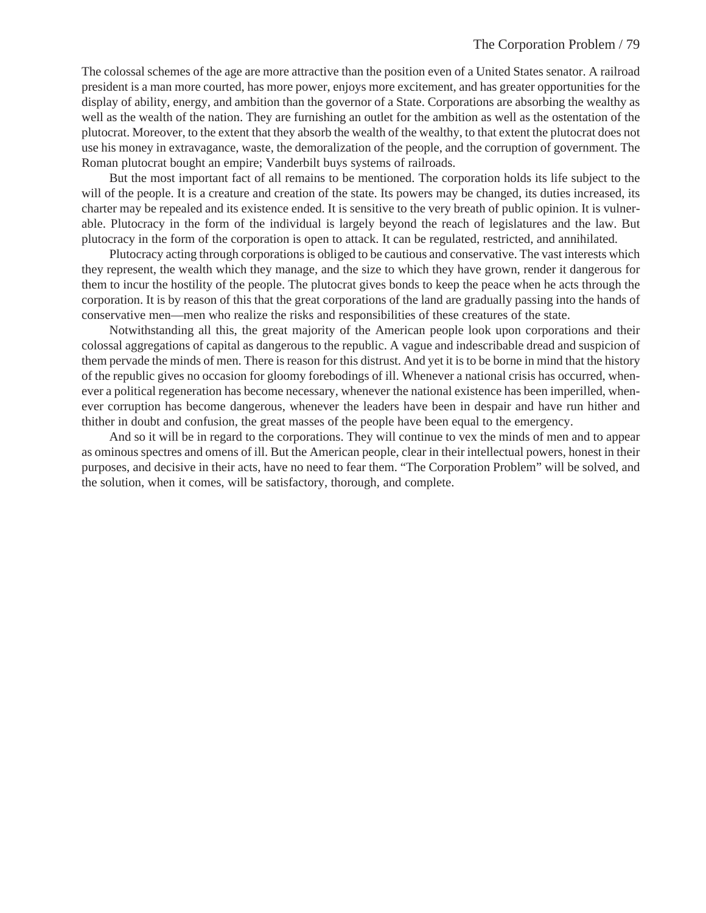The colossal schemes of the age are more attractive than the position even of a United States senator. A railroad president is a man more courted, has more power, enjoys more excitement, and has greater opportunities for the display of ability, energy, and ambition than the governor of a State. Corporations are absorbing the wealthy as well as the wealth of the nation. They are furnishing an outlet for the ambition as well as the ostentation of the plutocrat. Moreover, to the extent that they absorb the wealth of the wealthy, to that extent the plutocrat does not use his money in extravagance, waste, the demoralization of the people, and the corruption of government. The Roman plutocrat bought an empire; Vanderbilt buys systems of railroads.

But the most important fact of all remains to be mentioned. The corporation holds its life subject to the will of the people. It is a creature and creation of the state. Its powers may be changed, its duties increased, its charter may be repealed and its existence ended. It is sensitive to the very breath of public opinion. It is vulnerable. Plutocracy in the form of the individual is largely beyond the reach of legislatures and the law. But plutocracy in the form of the corporation is open to attack. It can be regulated, restricted, and annihilated.

Plutocracy acting through corporations is obliged to be cautious and conservative. The vast interests which they represent, the wealth which they manage, and the size to which they have grown, render it dangerous for them to incur the hostility of the people. The plutocrat gives bonds to keep the peace when he acts through the corporation. It is by reason of this that the great corporations of the land are gradually passing into the hands of conservative men—men who realize the risks and responsibilities of these creatures of the state.

Notwithstanding all this, the great majority of the American people look upon corporations and their colossal aggregations of capital as dangerous to the republic. A vague and indescribable dread and suspicion of them pervade the minds of men. There is reason for this distrust. And yet it is to be borne in mind that the history of the republic gives no occasion for gloomy forebodings of ill. Whenever a national crisis has occurred, whenever a political regeneration has become necessary, whenever the national existence has been imperilled, whenever corruption has become dangerous, whenever the leaders have been in despair and have run hither and thither in doubt and confusion, the great masses of the people have been equal to the emergency.

And so it will be in regard to the corporations. They will continue to vex the minds of men and to appear as ominous spectres and omens of ill. But the American people, clear in their intellectual powers, honest in their purposes, and decisive in their acts, have no need to fear them. "The Corporation Problem" will be solved, and the solution, when it comes, will be satisfactory, thorough, and complete.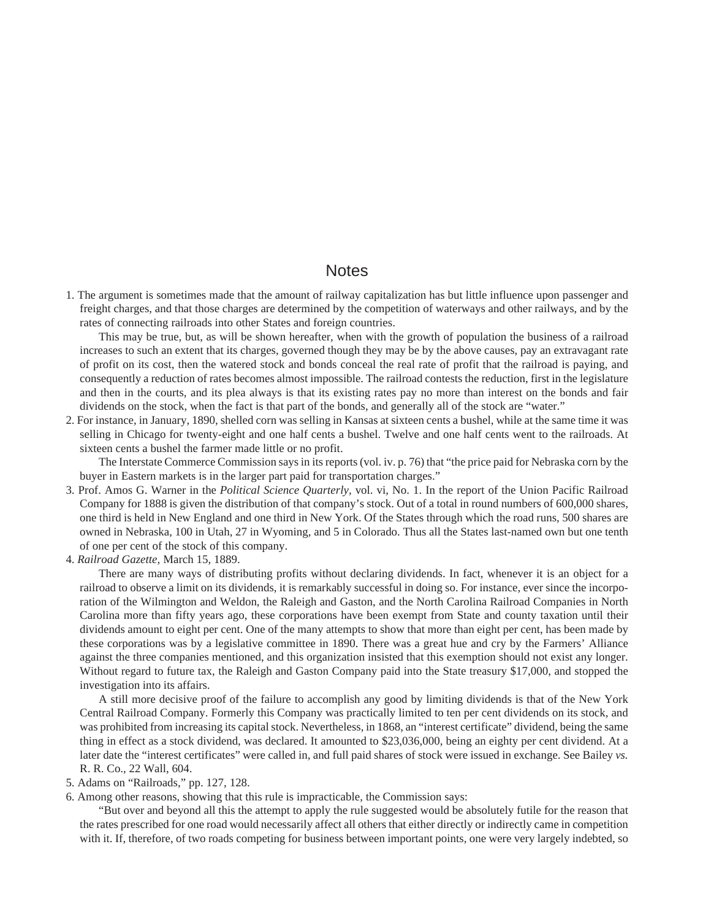# Notes

1. The argument is sometimes made that the amount of railway capitalization has but little influence upon passenger and freight charges, and that those charges are determined by the competition of waterways and other railways, and by the rates of connecting railroads into other States and foreign countries.

   This may be true, but, as will be shown hereafter, when with the growth of population the business of a railroad increases to such an extent that its charges, governed though they may be by the above causes, pay an extravagant rate of profit on its cost, then the watered stock and bonds conceal the real rate of profit that the railroad is paying, and consequently a reduction of rates becomes almost impossible. The railroad contests the reduction, first in the legislature and then in the courts, and its plea always is that its existing rates pay no more than interest on the bonds and fair dividends on the stock, when the fact is that part of the bonds, and generally all of the stock are "water."

2. For instance, in January, 1890, shelled corn was selling in Kansas at sixteen cents a bushel, while at the same time it was selling in Chicago for twenty-eight and one half cents a bushel. Twelve and one half cents went to the railroads. At sixteen cents a bushel the farmer made little or no profit.

   The Interstate Commerce Commission says in its reports (vol. iv. p. 76) that "the price paid for Nebraska corn by the buyer in Eastern markets is in the larger part paid for transportation charges."

3. Prof. Amos G. Warner in the *Political Science Quarterly*, vol. vi, No. 1. In the report of the Union Pacific Railroad Company for 1888 is given the distribution of that company's stock. Out of a total in round numbers of 600,000 shares, one third is held in New England and one third in New York. Of the States through which the road runs, 500 shares are owned in Nebraska, 100 in Utah, 27 in Wyoming, and 5 in Colorado. Thus all the States last-named own but one tenth of one per cent of the stock of this company.

4. *Railroad Gazette*, March 15, 1889.

   There are many ways of distributing profits without declaring dividends. In fact, whenever it is an object for a railroad to observe a limit on its dividends, it is remarkably successful in doing so. For instance, ever since the incorporation of the Wilmington and Weldon, the Raleigh and Gaston, and the North Carolina Railroad Companies in North Carolina more than fifty years ago, these corporations have been exempt from State and county taxation until their dividends amount to eight per cent. One of the many attempts to show that more than eight per cent, has been made by these corporations was by a legislative committee in 1890. There was a great hue and cry by the Farmers' Alliance against the three companies mentioned, and this organization insisted that this exemption should not exist any longer. Without regard to future tax, the Raleigh and Gaston Company paid into the State treasury $17,000, and stopped the investigation into its affairs.

   A still more decisive proof of the failure to accomplish any good by limiting dividends is that of the New York Central Railroad Company. Formerly this Company was practically limited to ten per cent dividends on its stock, and was prohibited from increasing its capital stock. Nevertheless, in 1868, an "interest certificate" dividend, being the same thing in effect as a stock dividend, was declared. It amounted to $23,036,000, being an eighty per cent dividend. At a later date the "interest certificates" were called in, and full paid shares of stock were issued in exchange. See Bailey *vs.* R. R. Co., 22 Wall, 604.

5. Adams on "Railroads," pp. 127, 128.

6. Among other reasons, showing that this rule is impracticable, the Commission says:

   "But over and beyond all this the attempt to apply the rule suggested would be absolutely futile for the reason that the rates prescribed for one road would necessarily affect all others that either directly or indirectly came in competition with it. If, therefore, of two roads competing for business between important points, one were very largely indebted, so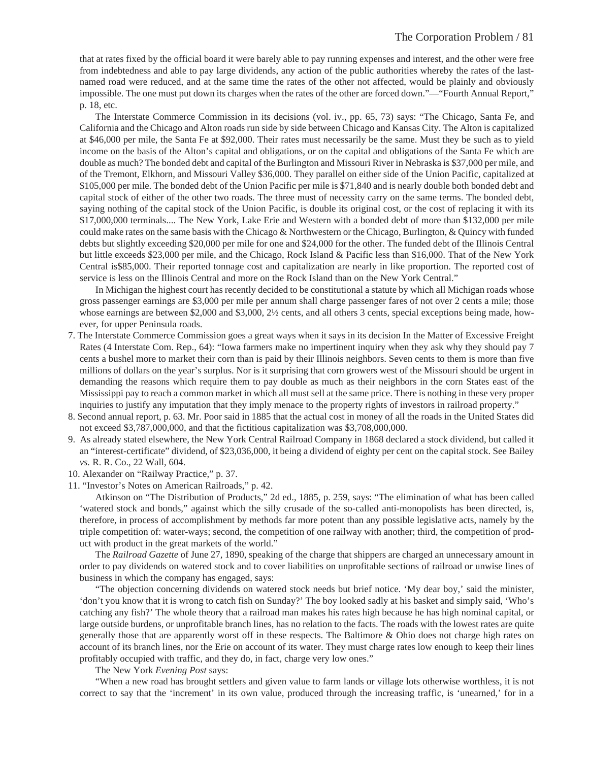that at rates fixed by the official board it were barely able to pay running expenses and interest, and the other were free from indebtedness and able to pay large dividends, any action of the public authorities whereby the rates of the last-named road were reduced, and at the same time the rates of the other not affected, would be plainly and obviously impossible. The one must put down its charges when the rates of the other are forced down."—"Fourth Annual Report," p. 18, etc.

The Interstate Commerce Commission in its decisions (vol. iv., pp. 65, 73) says: "The Chicago, Santa Fe, and California and the Chicago and Alton roads run side by side between Chicago and Kansas City. The Alton is capitalized at $46,000 per mile, the Santa Fe at $92,000. Their rates must necessarily be the same. Must they be such as to yield income on the basis of the Alton's capital and obligations, or on the capital and obligations of the Santa Fe which are double as much? The bonded debt and capital of the Burlington and Missouri River in Nebraska is $37,000 per mile, and of the Tremont, Elkhorn, and Missouri Valley $36,000. They parallel on either side of the Union Pacific, capitalized at $105,000 per mile. The bonded debt of the Union Pacific per mile is $71,840 and is nearly double both bonded debt and capital stock of either of the other two roads. The three must of necessity carry on the same terms. The bonded debt, saying nothing of the capital stock of the Union Pacific, is double its original cost, or the cost of replacing it with its $17,000,000 terminals.... The New York, Lake Erie and Western with a bonded debt of more than $132,000 per mile could make rates on the same basis with the Chicago & Northwestern or the Chicago, Burlington, & Quincy with funded debts but slightly exceeding $20,000 per mile for one and $24,000 for the other. The funded debt of the Illinois Central but little exceeds $23,000 per mile, and the Chicago, Rock Island & Pacific less than $16,000. That of the New York Central is$85,000. Their reported tonnage cost and capitalization are nearly in like proportion. The reported cost of service is less on the Illinois Central and more on the Rock Island than on the New York Central."

In Michigan the highest court has recently decided to be constitutional a statute by which all Michigan roads whose gross passenger earnings are $3,000 per mile per annum shall charge passenger fares of not over 2 cents a mile; those whose earnings are between $2,000 and $3,000, 2½ cents, and all others 3 cents, special exceptions being made, however, for upper Peninsula roads.

7. The Interstate Commerce Commission goes a great ways when it says in its decision In the Matter of Excessive Freight Rates (4 Interstate Com. Rep., 64): "Iowa farmers make no impertinent inquiry when they ask why they should pay 7 cents a bushel more to market their corn than is paid by their Illinois neighbors. Seven cents to them is more than five millions of dollars on the year's surplus. Nor is it surprising that corn growers west of the Missouri should be urgent in demanding the reasons which require them to pay double as much as their neighbors in the corn States east of the Mississippi pay to reach a common market in which all must sell at the same price. There is nothing in these very proper inquiries to justify any imputation that they imply menace to the property rights of investors in railroad property."
8. Second annual report, p. 63. Mr. Poor said in 1885 that the actual cost in money of all the roads in the United States did not exceed $3,787,000,000, and that the fictitious capitalization was $3,708,000,000.
9. As already stated elsewhere, the New York Central Railroad Company in 1868 declared a stock dividend, but called it an "interest-certificate" dividend, of $23,036,000, it being a dividend of eighty per cent on the capital stock. See Bailey *vs.* R. R. Co., 22 Wall, 604.
10. Alexander on "Railway Practice," p. 37.
11. "Investor's Notes on American Railroads," p. 42.

Atkinson on "The Distribution of Products," 2d ed., 1885, p. 259, says: "The elimination of what has been called 'watered stock and bonds," against which the silly crusade of the so-called anti-monopolists has been directed, is, therefore, in process of accomplishment by methods far more potent than any possible legislative acts, namely by the triple competition of: water-ways; second, the competition of one railway with another; third, the competition of product with product in the great markets of the world."

The *Railroad Gazette* of June 27, 1890, speaking of the charge that shippers are charged an unnecessary amount in order to pay dividends on watered stock and to cover liabilities on unprofitable sections of railroad or unwise lines of business in which the company has engaged, says:

"The objection concerning dividends on watered stock needs but brief notice. 'My dear boy,' said the minister, 'don't you know that it is wrong to catch fish on Sunday?' The boy looked sadly at his basket and simply said, 'Who's catching any fish?' The whole theory that a railroad man makes his rates high because he has high nominal capital, or large outside burdens, or unprofitable branch lines, has no relation to the facts. The roads with the lowest rates are quite generally those that are apparently worst off in these respects. The Baltimore & Ohio does not charge high rates on account of its branch lines, nor the Erie on account of its water. They must charge rates low enough to keep their lines profitably occupied with traffic, and they do, in fact, charge very low ones."

The New York *Evening Post* says:

"When a new road has brought settlers and given value to farm lands or village lots otherwise worthless, it is not correct to say that the 'increment' in its own value, produced through the increasing traffic, is 'unearned,' for in a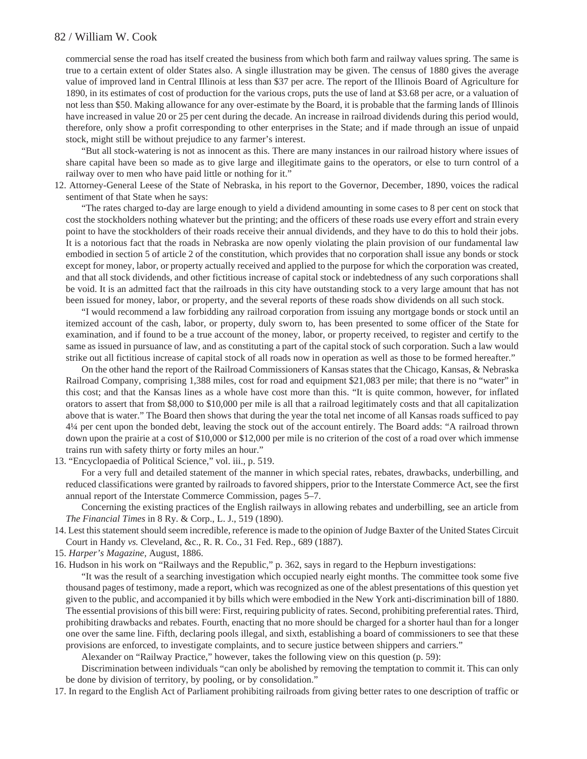commercial sense the road has itself created the business from which both farm and railway values spring. The same is true to a certain extent of older States also. A single illustration may be given. The census of 1880 gives the average value of improved land in Central Illinois at less than $37 per acre. The report of the Illinois Board of Agriculture for 1890, in its estimates of cost of production for the various crops, puts the use of land at $3.68 per acre, or a valuation of not less than $50. Making allowance for any over-estimate by the Board, it is probable that the farming lands of Illinois have increased in value 20 or 25 per cent during the decade. An increase in railroad dividends during this period would, therefore, only show a profit corresponding to other enterprises in the State; and if made through an issue of unpaid stock, might still be without prejudice to any farmer's interest.

"But all stock-watering is not as innocent as this. There are many instances in our railroad history where issues of share capital have been so made as to give large and illegitimate gains to the operators, or else to turn control of a railway over to men who have paid little or nothing for it."

12. Attorney-General Leese of the State of Nebraska, in his report to the Governor, December, 1890, voices the radical sentiment of that State when he says:

"The rates charged to-day are large enough to yield a dividend amounting in some cases to 8 per cent on stock that cost the stockholders nothing whatever but the printing; and the officers of these roads use every effort and strain every point to have the stockholders of their roads receive their annual dividends, and they have to do this to hold their jobs. It is a notorious fact that the roads in Nebraska are now openly violating the plain provision of our fundamental law embodied in section 5 of article 2 of the constitution, which provides that no corporation shall issue any bonds or stock except for money, labor, or property actually received and applied to the purpose for which the corporation was created, and that all stock dividends, and other fictitious increase of capital stock or indebtedness of any such corporations shall be void. It is an admitted fact that the railroads in this city have outstanding stock to a very large amount that has not been issued for money, labor, or property, and the several reports of these roads show dividends on all such stock.

"I would recommend a law forbidding any railroad corporation from issuing any mortgage bonds or stock until an itemized account of the cash, labor, or property, duly sworn to, has been presented to some officer of the State for examination, and if found to be a true account of the money, labor, or property received, to register and certify to the same as issued in pursuance of law, and as constituting a part of the capital stock of such corporation. Such a law would strike out all fictitious increase of capital stock of all roads now in operation as well as those to be formed hereafter."

On the other hand the report of the Railroad Commissioners of Kansas states that the Chicago, Kansas, & Nebraska Railroad Company, comprising 1,388 miles, cost for road and equipment $21,083 per mile; that there is no "water" in this cost; and that the Kansas lines as a whole have cost more than this. "It is quite common, however, for inflated orators to assert that from $8,000 to $10,000 per mile is all that a railroad legitimately costs and that all capitalization above that is water." The Board then shows that during the year the total net income of all Kansas roads sufficed to pay 4¼ per cent upon the bonded debt, leaving the stock out of the account entirely. The Board adds: "A railroad thrown down upon the prairie at a cost of $10,000 or $12,000 per mile is no criterion of the cost of a road over which immense trains run with safety thirty or forty miles an hour."

13. "Encyclopaedia of Political Science," vol. iii., p. 519.

For a very full and detailed statement of the manner in which special rates, rebates, drawbacks, underbilling, and reduced classifications were granted by railroads to favored shippers, prior to the Interstate Commerce Act, see the first annual report of the Interstate Commerce Commission, pages 5–7.

Concerning the existing practices of the English railways in allowing rebates and underbilling, see an article from *The Financial Times* in 8 Ry. & Corp., L. J., 519 (1890).

14. Lest this statement should seem incredible, reference is made to the opinion of Judge Baxter of the United States Circuit Court in Handy *vs.* Cleveland, &c., R. R. Co., 31 Fed. Rep., 689 (1887).

15. *Harper's Magazine*, August, 1886.

16. Hudson in his work on "Railways and the Republic," p. 362, says in regard to the Hepburn investigations:

"It was the result of a searching investigation which occupied nearly eight months. The committee took some five thousand pages of testimony, made a report, which was recognized as one of the ablest presentations of this question yet given to the public, and accompanied it by bills which were embodied in the New York anti-discrimination bill of 1880. The essential provisions of this bill were: First, requiring publicity of rates. Second, prohibiting preferential rates. Third, prohibiting drawbacks and rebates. Fourth, enacting that no more should be charged for a shorter haul than for a longer one over the same line. Fifth, declaring pools illegal, and sixth, establishing a board of commissioners to see that these provisions are enforced, to investigate complaints, and to secure justice between shippers and carriers."

Alexander on "Railway Practice," however, takes the following view on this question (p. 59):

Discrimination between individuals "can only be abolished by removing the temptation to commit it. This can only be done by division of territory, by pooling, or by consolidation."

17. In regard to the English Act of Parliament prohibiting railroads from giving better rates to one description of traffic or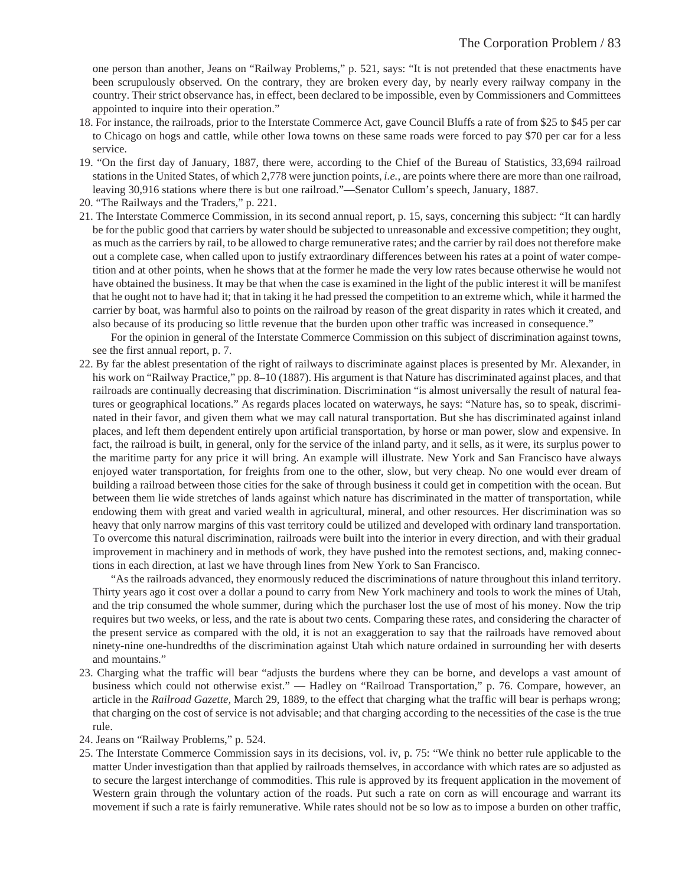one person than another, Jeans on "Railway Problems," p. 521, says: "It is not pretended that these enactments have been scrupulously observed. On the contrary, they are broken every day, by nearly every railway company in the country. Their strict observance has, in effect, been declared to be impossible, even by Commissioners and Committees appointed to inquire into their operation."

18. For instance, the railroads, prior to the Interstate Commerce Act, gave Council Bluffs a rate of from $25 to $45 per car to Chicago on hogs and cattle, while other Iowa towns on these same roads were forced to pay $70 per car for a less service.
19. "On the first day of January, 1887, there were, according to the Chief of the Bureau of Statistics, 33,694 railroad stations in the United States, of which 2,778 were junction points, *i.e.,* are points where there are more than one railroad, leaving 30,916 stations where there is but one railroad."—Senator Cullom's speech, January, 1887.
20. "The Railways and the Traders," p. 221.
21. The Interstate Commerce Commission, in its second annual report, p. 15, says, concerning this subject: "It can hardly be for the public good that carriers by water should be subjected to unreasonable and excessive competition; they ought, as much as the carriers by rail, to be allowed to charge remunerative rates; and the carrier by rail does not therefore make out a complete case, when called upon to justify extraordinary differences between his rates at a point of water competition and at other points, when he shows that at the former he made the very low rates because otherwise he would not have obtained the business. It may be that when the case is examined in the light of the public interest it will be manifest that he ought not to have had it; that in taking it he had pressed the competition to an extreme which, while it harmed the carrier by boat, was harmful also to points on the railroad by reason of the great disparity in rates which it created, and also because of its producing so little revenue that the burden upon other traffic was increased in consequence."

    For the opinion in general of the Interstate Commerce Commission on this subject of discrimination against towns, see the first annual report, p. 7.
22. By far the ablest presentation of the right of railways to discriminate against places is presented by Mr. Alexander, in his work on "Railway Practice," pp. 8–10 (1887). His argument is that Nature has discriminated against places, and that railroads are continually decreasing that discrimination. Discrimination "is almost universally the result of natural features or geographical locations." As regards places located on waterways, he says: "Nature has, so to speak, discriminated in their favor, and given them what we may call natural transportation. But she has discriminated against inland places, and left them dependent entirely upon artificial transportation, by horse or man power, slow and expensive. In fact, the railroad is built, in general, only for the service of the inland party, and it sells, as it were, its surplus power to the maritime party for any price it will bring. An example will illustrate. New York and San Francisco have always enjoyed water transportation, for freights from one to the other, slow, but very cheap. No one would ever dream of building a railroad between those cities for the sake of through business it could get in competition with the ocean. But between them lie wide stretches of lands against which nature has discriminated in the matter of transportation, while endowing them with great and varied wealth in agricultural, mineral, and other resources. Her discrimination was so heavy that only narrow margins of this vast territory could be utilized and developed with ordinary land transportation. To overcome this natural discrimination, railroads were built into the interior in every direction, and with their gradual improvement in machinery and in methods of work, they have pushed into the remotest sections, and, making connections in each direction, at last we have through lines from New York to San Francisco.

    "As the railroads advanced, they enormously reduced the discriminations of nature throughout this inland territory. Thirty years ago it cost over a dollar a pound to carry from New York machinery and tools to work the mines of Utah, and the trip consumed the whole summer, during which the purchaser lost the use of most of his money. Now the trip requires but two weeks, or less, and the rate is about two cents. Comparing these rates, and considering the character of the present service as compared with the old, it is not an exaggeration to say that the railroads have removed about ninety-nine one-hundredths of the discrimination against Utah which nature ordained in surrounding her with deserts and mountains."
23. Charging what the traffic will bear "adjusts the burdens where they can be borne, and develops a vast amount of business which could not otherwise exist." — Hadley on "Railroad Transportation," p. 76. Compare, however, an article in the *Railroad Gazette,* March 29, 1889, to the effect that charging what the traffic will bear is perhaps wrong; that charging on the cost of service is not advisable; and that charging according to the necessities of the case is the true rule.
24. Jeans on "Railway Problems," p. 524.
25. The Interstate Commerce Commission says in its decisions, vol. iv, p. 75: "We think no better rule applicable to the matter Under investigation than that applied by railroads themselves, in accordance with which rates are so adjusted as to secure the largest interchange of commodities. This rule is approved by its frequent application in the movement of Western grain through the voluntary action of the roads. Put such a rate on corn as will encourage and warrant its movement if such a rate is fairly remunerative. While rates should not be so low as to impose a burden on other traffic,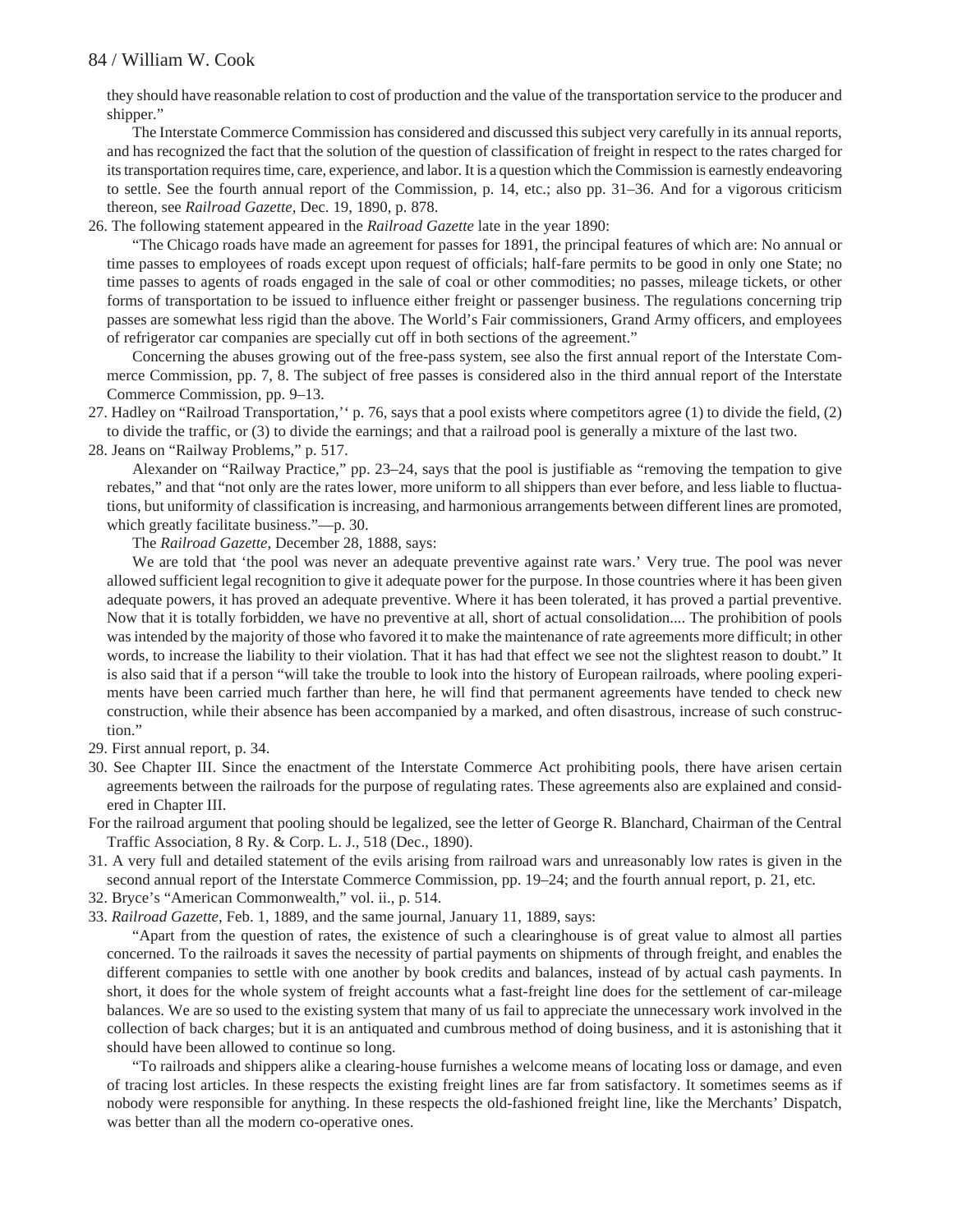they should have reasonable relation to cost of production and the value of the transportation service to the producer and shipper."

The Interstate Commerce Commission has considered and discussed this subject very carefully in its annual reports, and has recognized the fact that the solution of the question of classification of freight in respect to the rates charged for its transportation requires time, care, experience, and labor. It is a question which the Commission is earnestly endeavoring to settle. See the fourth annual report of the Commission, p. 14, etc.; also pp. 31–36. And for a vigorous criticism thereon, see *Railroad Gazette,* Dec. 19, 1890, p. 878.

26. The following statement appeared in the *Railroad Gazette* late in the year 1890:

"The Chicago roads have made an agreement for passes for 1891, the principal features of which are: No annual or time passes to employees of roads except upon request of officials; half-fare permits to be good in only one State; no time passes to agents of roads engaged in the sale of coal or other commodities; no passes, mileage tickets, or other forms of transportation to be issued to influence either freight or passenger business. The regulations concerning trip passes are somewhat less rigid than the above. The World's Fair commissioners, Grand Army officers, and employees of refrigerator car companies are specially cut off in both sections of the agreement."

Concerning the abuses growing out of the free-pass system, see also the first annual report of the Interstate Commerce Commission, pp. 7, 8. The subject of free passes is considered also in the third annual report of the Interstate Commerce Commission, pp. 9–13.

27. Hadley on "Railroad Transportation,'' p. 76, says that a pool exists where competitors agree (1) to divide the field, (2) to divide the traffic, or (3) to divide the earnings; and that a railroad pool is generally a mixture of the last two.

28. Jeans on "Railway Problems," p. 517.

Alexander on "Railway Practice," pp. 23–24, says that the pool is justifiable as "removing the tempation to give rebates," and that "not only are the rates lower, more uniform to all shippers than ever before, and less liable to fluctuations, but uniformity of classification is increasing, and harmonious arrangements between different lines are promoted, which greatly facilitate business."—p. 30.

The *Railroad Gazette,* December 28, 1888, says:

We are told that 'the pool was never an adequate preventive against rate wars.' Very true. The pool was never allowed sufficient legal recognition to give it adequate power for the purpose. In those countries where it has been given adequate powers, it has proved an adequate preventive. Where it has been tolerated, it has proved a partial preventive. Now that it is totally forbidden, we have no preventive at all, short of actual consolidation.... The prohibition of pools was intended by the majority of those who favored it to make the maintenance of rate agreements more difficult; in other words, to increase the liability to their violation. That it has had that effect we see not the slightest reason to doubt." It is also said that if a person "will take the trouble to look into the history of European railroads, where pooling experiments have been carried much farther than here, he will find that permanent agreements have tended to check new construction, while their absence has been accompanied by a marked, and often disastrous, increase of such construction."

29. First annual report, p. 34.

30. See Chapter III. Since the enactment of the Interstate Commerce Act prohibiting pools, there have arisen certain agreements between the railroads for the purpose of regulating rates. These agreements also are explained and considered in Chapter III.

For the railroad argument that pooling should be legalized, see the letter of George R. Blanchard, Chairman of the Central Traffic Association, 8 Ry. & Corp. L. J., 518 (Dec., 1890).

31. A very full and detailed statement of the evils arising from railroad wars and unreasonably low rates is given in the second annual report of the Interstate Commerce Commission, pp. 19–24; and the fourth annual report, p. 21, etc.

32. Bryce's "American Commonwealth," vol. ii., p. 514.

33. *Railroad Gazette*, Feb. 1, 1889, and the same journal, January 11, 1889, says:

"Apart from the question of rates, the existence of such a clearinghouse is of great value to almost all parties concerned. To the railroads it saves the necessity of partial payments on shipments of through freight, and enables the different companies to settle with one another by book credits and balances, instead of by actual cash payments. In short, it does for the whole system of freight accounts what a fast-freight line does for the settlement of car-mileage balances. We are so used to the existing system that many of us fail to appreciate the unnecessary work involved in the collection of back charges; but it is an antiquated and cumbrous method of doing business, and it is astonishing that it should have been allowed to continue so long.

"To railroads and shippers alike a clearing-house furnishes a welcome means of locating loss or damage, and even of tracing lost articles. In these respects the existing freight lines are far from satisfactory. It sometimes seems as if nobody were responsible for anything. In these respects the old-fashioned freight line, like the Merchants' Dispatch, was better than all the modern co-operative ones.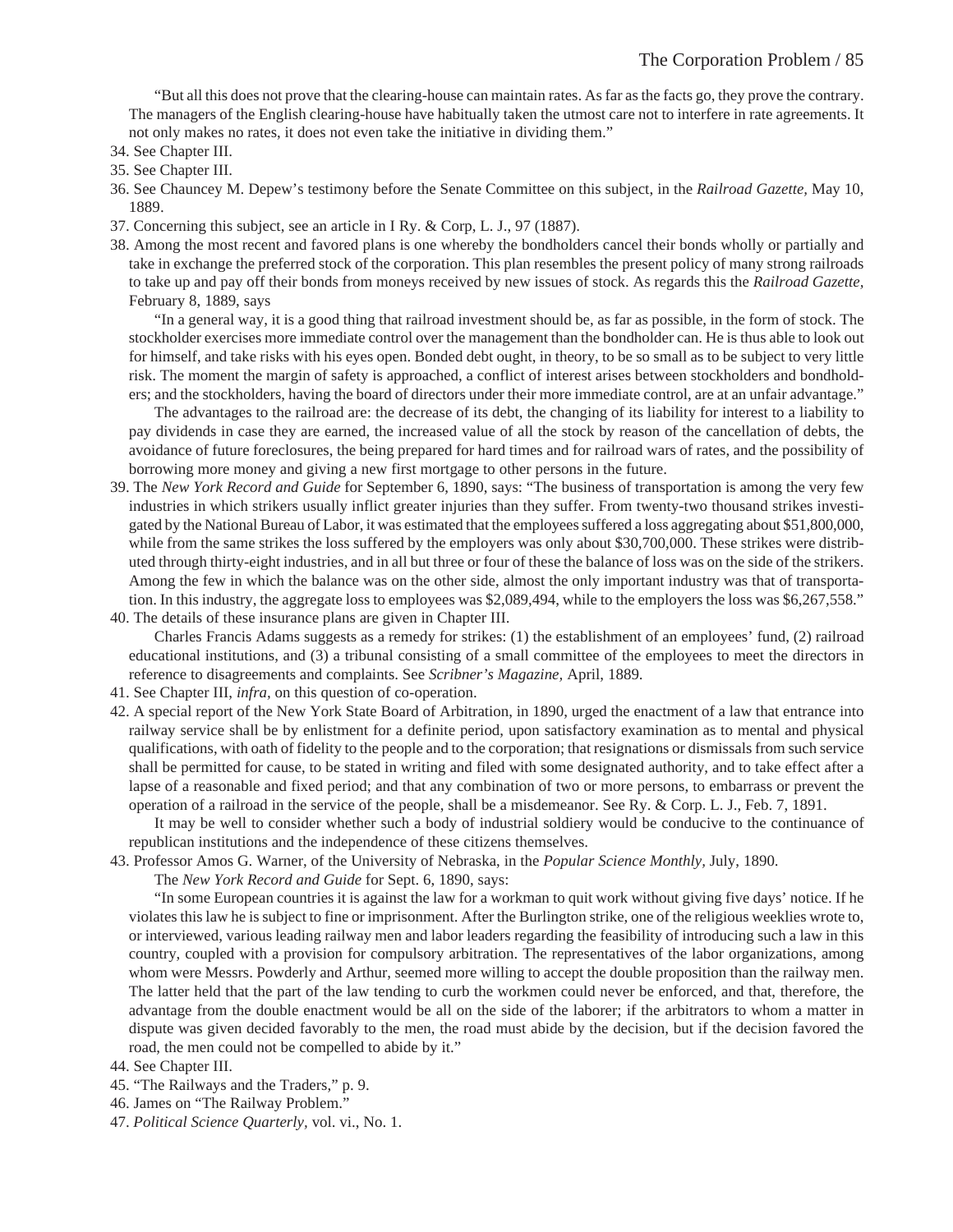"But all this does not prove that the clearing-house can maintain rates. As far as the facts go, they prove the contrary. The managers of the English clearing-house have habitually taken the utmost care not to interfere in rate agreements. It not only makes no rates, it does not even take the initiative in dividing them."

34. See Chapter III.
35. See Chapter III.
36. See Chauncey M. Depew's testimony before the Senate Committee on this subject, in the *Railroad Gazette,* May 10, 1889.
37. Concerning this subject, see an article in I Ry. & Corp, L. J., 97 (1887).
38. Among the most recent and favored plans is one whereby the bondholders cancel their bonds wholly or partially and take in exchange the preferred stock of the corporation. This plan resembles the present policy of many strong railroads to take up and pay off their bonds from moneys received by new issues of stock. As regards this the *Railroad Gazette,* February 8, 1889, says

    "In a general way, it is a good thing that railroad investment should be, as far as possible, in the form of stock. The stockholder exercises more immediate control over the management than the bondholder can. He is thus able to look out for himself, and take risks with his eyes open. Bonded debt ought, in theory, to be so small as to be subject to very little risk. The moment the margin of safety is approached, a conflict of interest arises between stockholders and bondholders; and the stockholders, having the board of directors under their more immediate control, are at an unfair advantage."

    The advantages to the railroad are: the decrease of its debt, the changing of its liability for interest to a liability to pay dividends in case they are earned, the increased value of all the stock by reason of the cancellation of debts, the avoidance of future foreclosures, the being prepared for hard times and for railroad wars of rates, and the possibility of borrowing more money and giving a new first mortgage to other persons in the future.
39. The *New York Record and Guide* for September 6, 1890, says: "The business of transportation is among the very few industries in which strikers usually inflict greater injuries than they suffer. From twenty-two thousand strikes investigated by the National Bureau of Labor, it was estimated that the employees suffered a loss aggregating about $51,800,000, while from the same strikes the loss suffered by the employers was only about $30,700,000. These strikes were distributed through thirty-eight industries, and in all but three or four of these the balance of loss was on the side of the strikers. Among the few in which the balance was on the other side, almost the only important industry was that of transportation. In this industry, the aggregate loss to employees was $2,089,494, while to the employers the loss was $6,267,558."
40. The details of these insurance plans are given in Chapter III.

    Charles Francis Adams suggests as a remedy for strikes: (1) the establishment of an employees' fund, (2) railroad educational institutions, and (3) a tribunal consisting of a small committee of the employees to meet the directors in reference to disagreements and complaints. See *Scribner's Magazine,* April, 1889.
41. See Chapter III, *infra,* on this question of co-operation.
42. A special report of the New York State Board of Arbitration, in 1890, urged the enactment of a law that entrance into railway service shall be by enlistment for a definite period, upon satisfactory examination as to mental and physical qualifications, with oath of fidelity to the people and to the corporation; that resignations or dismissals from such service shall be permitted for cause, to be stated in writing and filed with some designated authority, and to take effect after a lapse of a reasonable and fixed period; and that any combination of two or more persons, to embarrass or prevent the operation of a railroad in the service of the people, shall be a misdemeanor. See Ry. & Corp. L. J., Feb. 7, 1891.

    It may be well to consider whether such a body of industrial soldiery would be conducive to the continuance of republican institutions and the independence of these citizens themselves.
43. Professor Amos G. Warner, of the University of Nebraska, in the *Popular Science Monthly,* July, 1890.

    The *New York Record and Guide* for Sept. 6, 1890, says:

    "In some European countries it is against the law for a workman to quit work without giving five days' notice. If he violates this law he is subject to fine or imprisonment. After the Burlington strike, one of the religious weeklies wrote to, or interviewed, various leading railway men and labor leaders regarding the feasibility of introducing such a law in this country, coupled with a provision for compulsory arbitration. The representatives of the labor organizations, among whom were Messrs. Powderly and Arthur, seemed more willing to accept the double proposition than the railway men. The latter held that the part of the law tending to curb the workmen could never be enforced, and that, therefore, the advantage from the double enactment would be all on the side of the laborer; if the arbitrators to whom a matter in dispute was given decided favorably to the men, the road must abide by the decision, but if the decision favored the road, the men could not be compelled to abide by it."
44. See Chapter III.
45. "The Railways and the Traders," p. 9.
46. James on "The Railway Problem."
47. *Political Science Quarterly,* vol. vi., No. 1.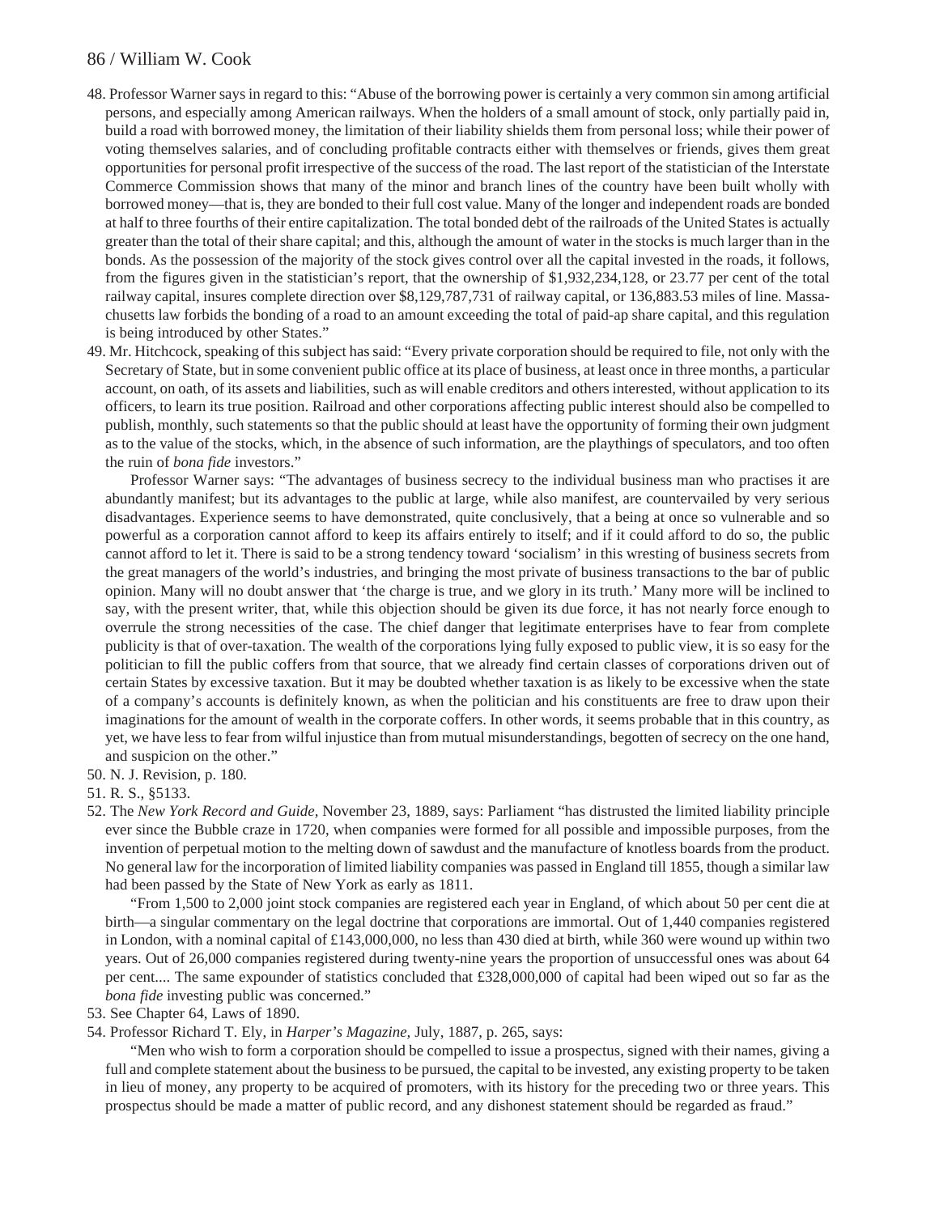48. Professor Warner says in regard to this: "Abuse of the borrowing power is certainly a very common sin among artificial persons, and especially among American railways. When the holders of a small amount of stock, only partially paid in, build a road with borrowed money, the limitation of their liability shields them from personal loss; while their power of voting themselves salaries, and of concluding profitable contracts either with themselves or friends, gives them great opportunities for personal profit irrespective of the success of the road. The last report of the statistician of the Interstate Commerce Commission shows that many of the minor and branch lines of the country have been built wholly with borrowed money—that is, they are bonded to their full cost value. Many of the longer and independent roads are bonded at half to three fourths of their entire capitalization. The total bonded debt of the railroads of the United States is actually greater than the total of their share capital; and this, although the amount of water in the stocks is much larger than in the bonds. As the possession of the majority of the stock gives control over all the capital invested in the roads, it follows, from the figures given in the statistician's report, that the ownership of $1,932,234,128, or 23.77 per cent of the total railway capital, insures complete direction over $8,129,787,731 of railway capital, or 136,883.53 miles of line. Massachusetts law forbids the bonding of a road to an amount exceeding the total of paid-ap share capital, and this regulation is being introduced by other States."

49. Mr. Hitchcock, speaking of this subject has said: "Every private corporation should be required to file, not only with the Secretary of State, but in some convenient public office at its place of business, at least once in three months, a particular account, on oath, of its assets and liabilities, such as will enable creditors and others interested, without application to its officers, to learn its true position. Railroad and other corporations affecting public interest should also be compelled to publish, monthly, such statements so that the public should at least have the opportunity of forming their own judgment as to the value of the stocks, which, in the absence of such information, are the playthings of speculators, and too often the ruin of *bona fide* investors."

    Professor Warner says: "The advantages of business secrecy to the individual business man who practises it are abundantly manifest; but its advantages to the public at large, while also manifest, are countervailed by very serious disadvantages. Experience seems to have demonstrated, quite conclusively, that a being at once so vulnerable and so powerful as a corporation cannot afford to keep its affairs entirely to itself; and if it could afford to do so, the public cannot afford to let it. There is said to be a strong tendency toward 'socialism' in this wresting of business secrets from the great managers of the world's industries, and bringing the most private of business transactions to the bar of public opinion. Many will no doubt answer that 'the charge is true, and we glory in its truth.' Many more will be inclined to say, with the present writer, that, while this objection should be given its due force, it has not nearly force enough to overrule the strong necessities of the case. The chief danger that legitimate enterprises have to fear from complete publicity is that of over-taxation. The wealth of the corporations lying fully exposed to public view, it is so easy for the politician to fill the public coffers from that source, that we already find certain classes of corporations driven out of certain States by excessive taxation. But it may be doubted whether taxation is as likely to be excessive when the state of a company's accounts is definitely known, as when the politician and his constituents are free to draw upon their imaginations for the amount of wealth in the corporate coffers. In other words, it seems probable that in this country, as yet, we have less to fear from wilful injustice than from mutual misunderstandings, begotten of secrecy on the one hand, and suspicion on the other."

50. N. J. Revision, p. 180.

51. R. S., §5133.

52. The *New York Record and Guide*, November 23, 1889, says: Parliament "has distrusted the limited liability principle ever since the Bubble craze in 1720, when companies were formed for all possible and impossible purposes, from the invention of perpetual motion to the melting down of sawdust and the manufacture of knotless boards from the product. No general law for the incorporation of limited liability companies was passed in England till 1855, though a similar law had been passed by the State of New York as early as 1811.

    "From 1,500 to 2,000 joint stock companies are registered each year in England, of which about 50 per cent die at birth—a singular commentary on the legal doctrine that corporations are immortal. Out of 1,440 companies registered in London, with a nominal capital of £143,000,000, no less than 430 died at birth, while 360 were wound up within two years. Out of 26,000 companies registered during twenty-nine years the proportion of unsuccessful ones was about 64 per cent.... The same expounder of statistics concluded that £328,000,000 of capital had been wiped out so far as the *bona fide* investing public was concerned."

53. See Chapter 64, Laws of 1890.

54. Professor Richard T. Ely, in *Harper's Magazine*, July, 1887, p. 265, says:

    "Men who wish to form a corporation should be compelled to issue a prospectus, signed with their names, giving a full and complete statement about the business to be pursued, the capital to be invested, any existing property to be taken in lieu of money, any property to be acquired of promoters, with its history for the preceding two or three years. This prospectus should be made a matter of public record, and any dishonest statement should be regarded as fraud."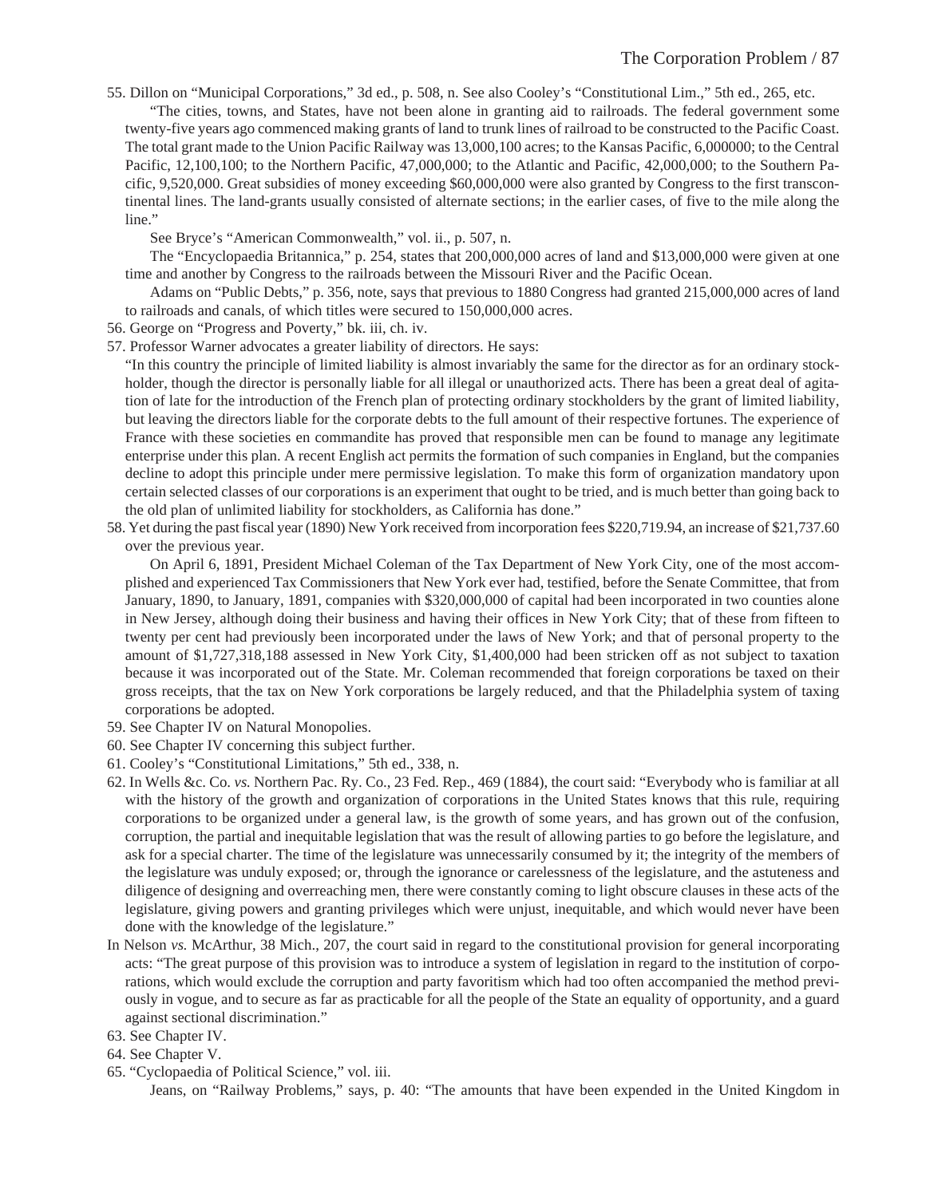55. Dillon on "Municipal Corporations," 3d ed., p. 508, n. See also Cooley's "Constitutional Lim.," 5th ed., 265, etc.

"The cities, towns, and States, have not been alone in granting aid to railroads. The federal government some twenty-five years ago commenced making grants of land to trunk lines of railroad to be constructed to the Pacific Coast. The total grant made to the Union Pacific Railway was 13,000,100 acres; to the Kansas Pacific, 6,000000; to the Central Pacific, 12,100,100; to the Northern Pacific, 47,000,000; to the Atlantic and Pacific, 42,000,000; to the Southern Pacific, 9,520,000. Great subsidies of money exceeding $60,000,000 were also granted by Congress to the first transcontinental lines. The land-grants usually consisted of alternate sections; in the earlier cases, of five to the mile along the line."

See Bryce's "American Commonwealth," vol. ii., p. 507, n.

The "Encyclopaedia Britannica," p. 254, states that 200,000,000 acres of land and $13,000,000 were given at one time and another by Congress to the railroads between the Missouri River and the Pacific Ocean.

Adams on "Public Debts," p. 356, note, says that previous to 1880 Congress had granted 215,000,000 acres of land to railroads and canals, of which titles were secured to 150,000,000 acres.

56. George on "Progress and Poverty," bk. iii, ch. iv.

57. Professor Warner advocates a greater liability of directors. He says:

"In this country the principle of limited liability is almost invariably the same for the director as for an ordinary stockholder, though the director is personally liable for all illegal or unauthorized acts. There has been a great deal of agitation of late for the introduction of the French plan of protecting ordinary stockholders by the grant of limited liability, but leaving the directors liable for the corporate debts to the full amount of their respective fortunes. The experience of France with these societies en commandite has proved that responsible men can be found to manage any legitimate enterprise under this plan. A recent English act permits the formation of such companies in England, but the companies decline to adopt this principle under mere permissive legislation. To make this form of organization mandatory upon certain selected classes of our corporations is an experiment that ought to be tried, and is much better than going back to the old plan of unlimited liability for stockholders, as California has done."

58. Yet during the past fiscal year (1890) New York received from incorporation fees $220,719.94, an increase of $21,737.60 over the previous year.

On April 6, 1891, President Michael Coleman of the Tax Department of New York City, one of the most accomplished and experienced Tax Commissioners that New York ever had, testified, before the Senate Committee, that from January, 1890, to January, 1891, companies with $320,000,000 of capital had been incorporated in two counties alone in New Jersey, although doing their business and having their offices in New York City; that of these from fifteen to twenty per cent had previously been incorporated under the laws of New York; and that of personal property to the amount of $1,727,318,188 assessed in New York City, $1,400,000 had been stricken off as not subject to taxation because it was incorporated out of the State. Mr. Coleman recommended that foreign corporations be taxed on their gross receipts, that the tax on New York corporations be largely reduced, and that the Philadelphia system of taxing corporations be adopted.

59. See Chapter IV on Natural Monopolies.

60. See Chapter IV concerning this subject further.

61. Cooley's "Constitutional Limitations," 5th ed., 338, n.

62. In Wells &c. Co. *vs.* Northern Pac. Ry. Co., 23 Fed. Rep., 469 (1884), the court said: "Everybody who is familiar at all with the history of the growth and organization of corporations in the United States knows that this rule, requiring corporations to be organized under a general law, is the growth of some years, and has grown out of the confusion, corruption, the partial and inequitable legislation that was the result of allowing parties to go before the legislature, and ask for a special charter. The time of the legislature was unnecessarily consumed by it; the integrity of the members of the legislature was unduly exposed; or, through the ignorance or carelessness of the legislature, and the astuteness and diligence of designing and overreaching men, there were constantly coming to light obscure clauses in these acts of the legislature, giving powers and granting privileges which were unjust, inequitable, and which would never have been done with the knowledge of the legislature."

In Nelson *vs.* McArthur, 38 Mich., 207, the court said in regard to the constitutional provision for general incorporating acts: "The great purpose of this provision was to introduce a system of legislation in regard to the institution of corporations, which would exclude the corruption and party favoritism which had too often accompanied the method previously in vogue, and to secure as far as practicable for all the people of the State an equality of opportunity, and a guard against sectional discrimination."

63. See Chapter IV.

64. See Chapter V.

65. "Cyclopaedia of Political Science," vol. iii.

Jeans, on "Railway Problems," says, p. 40: "The amounts that have been expended in the United Kingdom in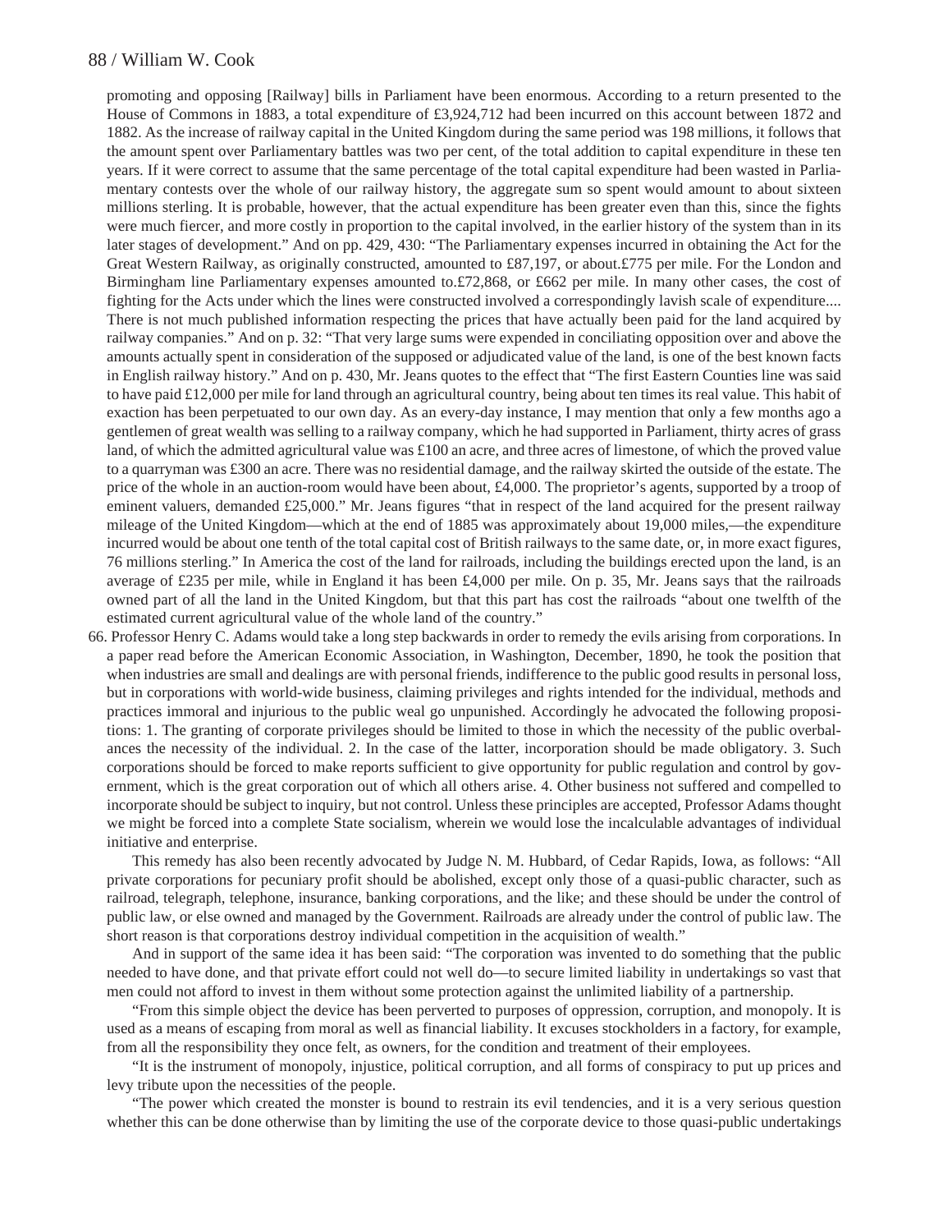promoting and opposing [Railway] bills in Parliament have been enormous. According to a return presented to the House of Commons in 1883, a total expenditure of £3,924,712 had been incurred on this account between 1872 and 1882. As the increase of railway capital in the United Kingdom during the same period was 198 millions, it follows that the amount spent over Parliamentary battles was two per cent, of the total addition to capital expenditure in these ten years. If it were correct to assume that the same percentage of the total capital expenditure had been wasted in Parliamentary contests over the whole of our railway history, the aggregate sum so spent would amount to about sixteen millions sterling. It is probable, however, that the actual expenditure has been greater even than this, since the fights were much fiercer, and more costly in proportion to the capital involved, in the earlier history of the system than in its later stages of development." And on pp. 429, 430: "The Parliamentary expenses incurred in obtaining the Act for the Great Western Railway, as originally constructed, amounted to £87,197, or about.£775 per mile. For the London and Birmingham line Parliamentary expenses amounted to.£72,868, or £662 per mile. In many other cases, the cost of fighting for the Acts under which the lines were constructed involved a correspondingly lavish scale of expenditure.... There is not much published information respecting the prices that have actually been paid for the land acquired by railway companies." And on p. 32: "That very large sums were expended in conciliating opposition over and above the amounts actually spent in consideration of the supposed or adjudicated value of the land, is one of the best known facts in English railway history." And on p. 430, Mr. Jeans quotes to the effect that "The first Eastern Counties line was said to have paid £12,000 per mile for land through an agricultural country, being about ten times its real value. This habit of exaction has been perpetuated to our own day. As an every-day instance, I may mention that only a few months ago a gentlemen of great wealth was selling to a railway company, which he had supported in Parliament, thirty acres of grass land, of which the admitted agricultural value was £100 an acre, and three acres of limestone, of which the proved value to a quarryman was £300 an acre. There was no residential damage, and the railway skirted the outside of the estate. The price of the whole in an auction-room would have been about, £4,000. The proprietor's agents, supported by a troop of eminent valuers, demanded £25,000." Mr. Jeans figures "that in respect of the land acquired for the present railway mileage of the United Kingdom—which at the end of 1885 was approximately about 19,000 miles,—the expenditure incurred would be about one tenth of the total capital cost of British railways to the same date, or, in more exact figures, 76 millions sterling." In America the cost of the land for railroads, including the buildings erected upon the land, is an average of £235 per mile, while in England it has been £4,000 per mile. On p. 35, Mr. Jeans says that the railroads owned part of all the land in the United Kingdom, but that this part has cost the railroads "about one twelfth of the estimated current agricultural value of the whole land of the country."

66. Professor Henry C. Adams would take a long step backwards in order to remedy the evils arising from corporations. In a paper read before the American Economic Association, in Washington, December, 1890, he took the position that when industries are small and dealings are with personal friends, indifference to the public good results in personal loss, but in corporations with world-wide business, claiming privileges and rights intended for the individual, methods and practices immoral and injurious to the public weal go unpunished. Accordingly he advocated the following propositions: 1. The granting of corporate privileges should be limited to those in which the necessity of the public overbalances the necessity of the individual. 2. In the case of the latter, incorporation should be made obligatory. 3. Such corporations should be forced to make reports sufficient to give opportunity for public regulation and control by government, which is the great corporation out of which all others arise. 4. Other business not suffered and compelled to incorporate should be subject to inquiry, but not control. Unless these principles are accepted, Professor Adams thought we might be forced into a complete State socialism, wherein we would lose the incalculable advantages of individual initiative and enterprise.

This remedy has also been recently advocated by Judge N. M. Hubbard, of Cedar Rapids, Iowa, as follows: "All private corporations for pecuniary profit should be abolished, except only those of a quasi-public character, such as railroad, telegraph, telephone, insurance, banking corporations, and the like; and these should be under the control of public law, or else owned and managed by the Government. Railroads are already under the control of public law. The short reason is that corporations destroy individual competition in the acquisition of wealth."

And in support of the same idea it has been said: "The corporation was invented to do something that the public needed to have done, and that private effort could not well do—to secure limited liability in undertakings so vast that men could not afford to invest in them without some protection against the unlimited liability of a partnership.

"From this simple object the device has been perverted to purposes of oppression, corruption, and monopoly. It is used as a means of escaping from moral as well as financial liability. It excuses stockholders in a factory, for example, from all the responsibility they once felt, as owners, for the condition and treatment of their employees.

"It is the instrument of monopoly, injustice, political corruption, and all forms of conspiracy to put up prices and levy tribute upon the necessities of the people.

"The power which created the monster is bound to restrain its evil tendencies, and it is a very serious question whether this can be done otherwise than by limiting the use of the corporate device to those quasi-public undertakings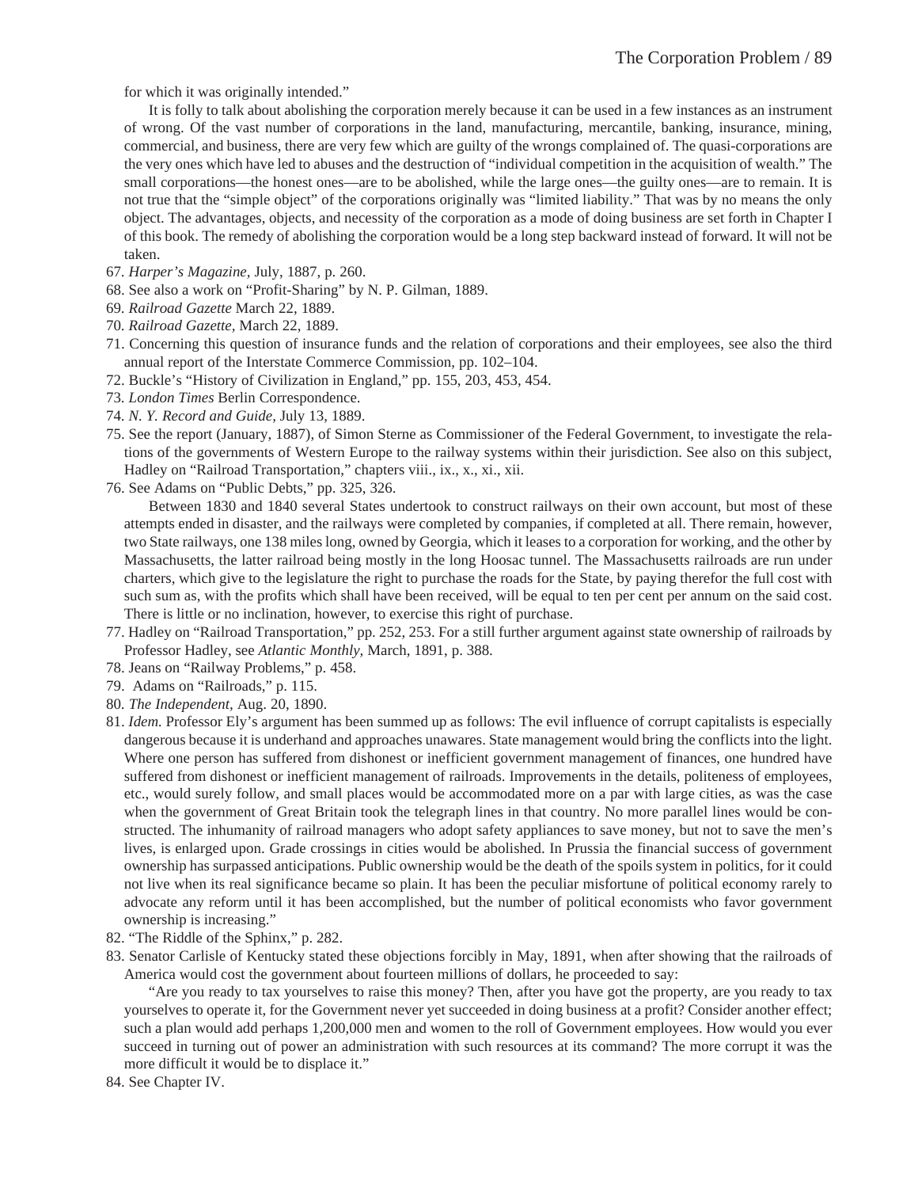for which it was originally intended."

It is folly to talk about abolishing the corporation merely because it can be used in a few instances as an instrument of wrong. Of the vast number of corporations in the land, manufacturing, mercantile, banking, insurance, mining, commercial, and business, there are very few which are guilty of the wrongs complained of. The quasi-corporations are the very ones which have led to abuses and the destruction of "individual competition in the acquisition of wealth." The small corporations—the honest ones—are to be abolished, while the large ones—the guilty ones—are to remain. It is not true that the "simple object" of the corporations originally was "limited liability." That was by no means the only object. The advantages, objects, and necessity of the corporation as a mode of doing business are set forth in Chapter I of this book. The remedy of abolishing the corporation would be a long step backward instead of forward. It will not be taken.

67. *Harper's Magazine,* July, 1887, p. 260.
68. See also a work on "Profit-Sharing" by N. P. Gilman, 1889.
69. *Railroad Gazette* March 22, 1889.
70. *Railroad Gazette*, March 22, 1889.
71. Concerning this question of insurance funds and the relation of corporations and their employees, see also the third annual report of the Interstate Commerce Commission, pp. 102–104.
72. Buckle's "History of Civilization in England," pp. 155, 203, 453, 454.
73. *London Times* Berlin Correspondence.
74. *N. Y. Record and Guide,* July 13, 1889.
75. See the report (January, 1887), of Simon Sterne as Commissioner of the Federal Government, to investigate the relations of the governments of Western Europe to the railway systems within their jurisdiction. See also on this subject, Hadley on "Railroad Transportation," chapters viii., ix., x., xi., xii.
76. See Adams on "Public Debts," pp. 325, 326.

    Between 1830 and 1840 several States undertook to construct railways on their own account, but most of these attempts ended in disaster, and the railways were completed by companies, if completed at all. There remain, however, two State railways, one 138 miles long, owned by Georgia, which it leases to a corporation for working, and the other by Massachusetts, the latter railroad being mostly in the long Hoosac tunnel. The Massachusetts railroads are run under charters, which give to the legislature the right to purchase the roads for the State, by paying therefor the full cost with such sum as, with the profits which shall have been received, will be equal to ten per cent per annum on the said cost. There is little or no inclination, however, to exercise this right of purchase.
77. Hadley on "Railroad Transportation," pp. 252, 253. For a still further argument against state ownership of railroads by Professor Hadley, see *Atlantic Monthly,* March, 1891, p. 388.
78. Jeans on "Railway Problems," p. 458.
79. Adams on "Railroads," p. 115.
80. *The Independent*, Aug. 20, 1890.
81. *Idem.* Professor Ely's argument has been summed up as follows: The evil influence of corrupt capitalists is especially dangerous because it is underhand and approaches unawares. State management would bring the conflicts into the light. Where one person has suffered from dishonest or inefficient government management of finances, one hundred have suffered from dishonest or inefficient management of railroads. Improvements in the details, politeness of employees, etc., would surely follow, and small places would be accommodated more on a par with large cities, as was the case when the government of Great Britain took the telegraph lines in that country. No more parallel lines would be constructed. The inhumanity of railroad managers who adopt safety appliances to save money, but not to save the men's lives, is enlarged upon. Grade crossings in cities would be abolished. In Prussia the financial success of government ownership has surpassed anticipations. Public ownership would be the death of the spoils system in politics, for it could not live when its real significance became so plain. It has been the peculiar misfortune of political economy rarely to advocate any reform until it has been accomplished, but the number of political economists who favor government ownership is increasing."
82. "The Riddle of the Sphinx," p. 282.
83. Senator Carlisle of Kentucky stated these objections forcibly in May, 1891, when after showing that the railroads of America would cost the government about fourteen millions of dollars, he proceeded to say:

    "Are you ready to tax yourselves to raise this money? Then, after you have got the property, are you ready to tax yourselves to operate it, for the Government never yet succeeded in doing business at a profit? Consider another effect; such a plan would add perhaps 1,200,000 men and women to the roll of Government employees. How would you ever succeed in turning out of power an administration with such resources at its command? The more corrupt it was the more difficult it would be to displace it."
84. See Chapter IV.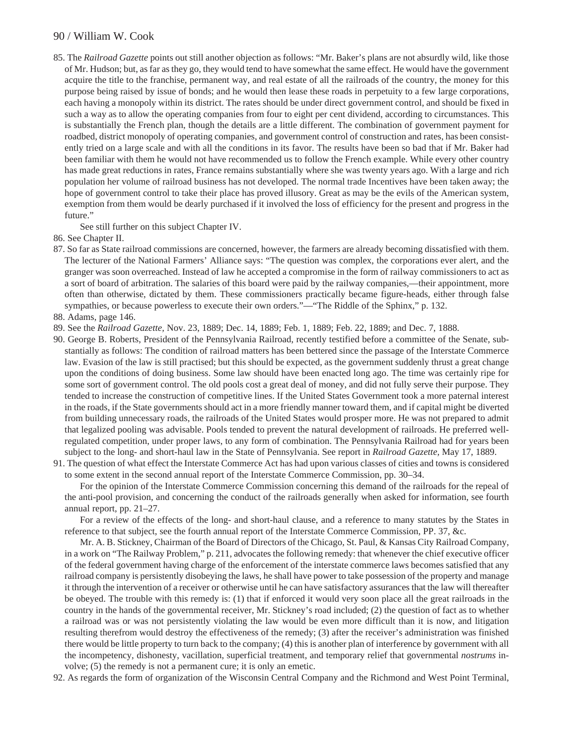85. The *Railroad Gazette* points out still another objection as follows: "Mr. Baker's plans are not absurdly wild, like those of Mr. Hudson; but, as far as they go, they would tend to have somewhat the same effect. He would have the government acquire the title to the franchise, permanent way, and real estate of all the railroads of the country, the money for this purpose being raised by issue of bonds; and he would then lease these roads in perpetuity to a few large corporations, each having a monopoly within its district. The rates should be under direct government control, and should be fixed in such a way as to allow the operating companies from four to eight per cent dividend, according to circumstances. This is substantially the French plan, though the details are a little different. The combination of government payment for roadbed, district monopoly of operating companies, and government control of construction and rates, has been consistently tried on a large scale and with all the conditions in its favor. The results have been so bad that if Mr. Baker had been familiar with them he would not have recommended us to follow the French example. While every other country has made great reductions in rates, France remains substantially where she was twenty years ago. With a large and rich population her volume of railroad business has not developed. The normal trade Incentives have been taken away; the hope of government control to take their place has proved illusory. Great as may be the evils of the American system, exemption from them would be dearly purchased if it involved the loss of efficiency for the present and progress in the future."

    See still further on this subject Chapter IV.

86. See Chapter II.

87. So far as State railroad commissions are concerned, however, the farmers are already becoming dissatisfied with them. The lecturer of the National Farmers' Alliance says: "The question was complex, the corporations ever alert, and the granger was soon overreached. Instead of law he accepted a compromise in the form of railway commissioners to act as a sort of board of arbitration. The salaries of this board were paid by the railway companies,—their appointment, more often than otherwise, dictated by them. These commissioners practically became figure-heads, either through false sympathies, or because powerless to execute their own orders."—"The Riddle of the Sphinx," p. 132.

88. Adams, page 146.

89. See the *Railroad Gazette,* Nov. 23, 1889; Dec. 14, 1889; Feb. 1, 1889; Feb. 22, 1889; and Dec. 7, 1888.

90. George B. Roberts, President of the Pennsylvania Railroad, recently testified before a committee of the Senate, substantially as follows: The condition of railroad matters has been bettered since the passage of the Interstate Commerce law. Evasion of the law is still practised; but this should be expected, as the government suddenly thrust a great change upon the conditions of doing business. Some law should have been enacted long ago. The time was certainly ripe for some sort of government control. The old pools cost a great deal of money, and did not fully serve their purpose. They tended to increase the construction of competitive lines. If the United States Government took a more paternal interest in the roads, if the State governments should act in a more friendly manner toward them, and if capital might be diverted from building unnecessary roads, the railroads of the United States would prosper more. He was not prepared to admit that legalized pooling was advisable. Pools tended to prevent the natural development of railroads. He preferred well-regulated competition, under proper laws, to any form of combination. The Pennsylvania Railroad had for years been subject to the long- and short-haul law in the State of Pennsylvania. See report in *Railroad Gazette,* May 17, 1889.

91. The question of what effect the Interstate Commerce Act has had upon various classes of cities and towns is considered to some extent in the second annual report of the Interstate Commerce Commission, pp. 30–34.

    For the opinion of the Interstate Commerce Commission concerning this demand of the railroads for the repeal of the anti-pool provision, and concerning the conduct of the railroads generally when asked for information, see fourth annual report, pp. 21–27.

    For a review of the effects of the long- and short-haul clause, and a reference to many statutes by the States in reference to that subject, see the fourth annual report of the Interstate Commerce Commission, PP. 37, &c.

    Mr. A. B. Stickney, Chairman of the Board of Directors of the Chicago, St. Paul, & Kansas City Railroad Company, in a work on "The Railway Problem," p. 211, advocates the following remedy: that whenever the chief executive officer of the federal government having charge of the enforcement of the interstate commerce laws becomes satisfied that any railroad company is persistently disobeying the laws, he shall have power to take possession of the property and manage it through the intervention of a receiver or otherwise until he can have satisfactory assurances that the law will thereafter be obeyed. The trouble with this remedy is: (1) that if enforced it would very soon place all the great railroads in the country in the hands of the governmental receiver, Mr. Stickney's road included; (2) the question of fact as to whether a railroad was or was not persistently violating the law would be even more difficult than it is now, and litigation resulting therefrom would destroy the effectiveness of the remedy; (3) after the receiver's administration was finished there would be little property to turn back to the company; (4) this is another plan of interference by government with all the incompetency, dishonesty, vacillation, superficial treatment, and temporary relief that governmental *nostrums* involve; (5) the remedy is not a permanent cure; it is only an emetic.

92. As regards the form of organization of the Wisconsin Central Company and the Richmond and West Point Terminal,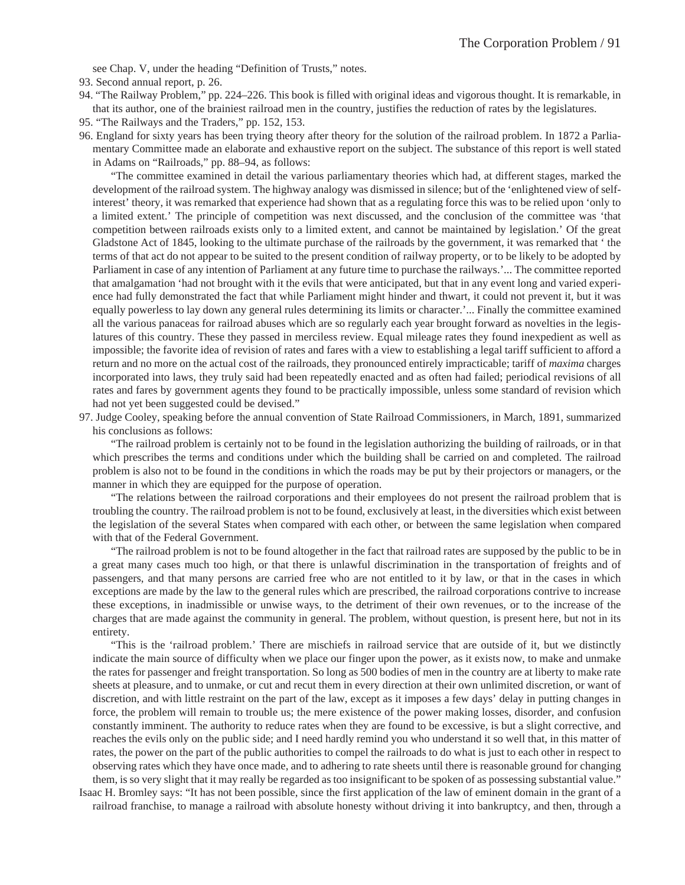see Chap. V, under the heading "Definition of Trusts," notes.

93. Second annual report, p. 26.

94. "The Railway Problem," pp. 224–226. This book is filled with original ideas and vigorous thought. It is remarkable, in that its author, one of the brainiest railroad men in the country, justifies the reduction of rates by the legislatures.

95. "The Railways and the Traders," pp. 152, 153.

96. England for sixty years has been trying theory after theory for the solution of the railroad problem. In 1872 a Parliamentary Committee made an elaborate and exhaustive report on the subject. The substance of this report is well stated in Adams on "Railroads," pp. 88–94, as follows:

"The committee examined in detail the various parliamentary theories which had, at different stages, marked the development of the railroad system. The highway analogy was dismissed in silence; but of the 'enlightened view of self-interest' theory, it was remarked that experience had shown that as a regulating force this was to be relied upon 'only to a limited extent.' The principle of competition was next discussed, and the conclusion of the committee was 'that competition between railroads exists only to a limited extent, and cannot be maintained by legislation.' Of the great Gladstone Act of 1845, looking to the ultimate purchase of the railroads by the government, it was remarked that ' the terms of that act do not appear to be suited to the present condition of railway property, or to be likely to be adopted by Parliament in case of any intention of Parliament at any future time to purchase the railways.'... The committee reported that amalgamation 'had not brought with it the evils that were anticipated, but that in any event long and varied experience had fully demonstrated the fact that while Parliament might hinder and thwart, it could not prevent it, but it was equally powerless to lay down any general rules determining its limits or character.'... Finally the committee examined all the various panaceas for railroad abuses which are so regularly each year brought forward as novelties in the legislatures of this country. These they passed in merciless review. Equal mileage rates they found inexpedient as well as impossible; the favorite idea of revision of rates and fares with a view to establishing a legal tariff sufficient to afford a return and no more on the actual cost of the railroads, they pronounced entirely impracticable; tariff of *maxima* charges incorporated into laws, they truly said had been repeatedly enacted and as often had failed; periodical revisions of all rates and fares by government agents they found to be practically impossible, unless some standard of revision which had not yet been suggested could be devised."

97. Judge Cooley, speaking before the annual convention of State Railroad Commissioners, in March, 1891, summarized his conclusions as follows:

"The railroad problem is certainly not to be found in the legislation authorizing the building of railroads, or in that which prescribes the terms and conditions under which the building shall be carried on and completed. The railroad problem is also not to be found in the conditions in which the roads may be put by their projectors or managers, or the manner in which they are equipped for the purpose of operation.

"The relations between the railroad corporations and their employees do not present the railroad problem that is troubling the country. The railroad problem is not to be found, exclusively at least, in the diversities which exist between the legislation of the several States when compared with each other, or between the same legislation when compared with that of the Federal Government.

"The railroad problem is not to be found altogether in the fact that railroad rates are supposed by the public to be in a great many cases much too high, or that there is unlawful discrimination in the transportation of freights and of passengers, and that many persons are carried free who are not entitled to it by law, or that in the cases in which exceptions are made by the law to the general rules which are prescribed, the railroad corporations contrive to increase these exceptions, in inadmissible or unwise ways, to the detriment of their own revenues, or to the increase of the charges that are made against the community in general. The problem, without question, is present here, but not in its entirety.

"This is the 'railroad problem.' There are mischiefs in railroad service that are outside of it, but we distinctly indicate the main source of difficulty when we place our finger upon the power, as it exists now, to make and unmake the rates for passenger and freight transportation. So long as 500 bodies of men in the country are at liberty to make rate sheets at pleasure, and to unmake, or cut and recut them in every direction at their own unlimited discretion, or want of discretion, and with little restraint on the part of the law, except as it imposes a few days' delay in putting changes in force, the problem will remain to trouble us; the mere existence of the power making losses, disorder, and confusion constantly imminent. The authority to reduce rates when they are found to be excessive, is but a slight corrective, and reaches the evils only on the public side; and I need hardly remind you who understand it so well that, in this matter of rates, the power on the part of the public authorities to compel the railroads to do what is just to each other in respect to observing rates which they have once made, and to adhering to rate sheets until there is reasonable ground for changing them, is so very slight that it may really be regarded as too insignificant to be spoken of as possessing substantial value."

Isaac H. Bromley says: "It has not been possible, since the first application of the law of eminent domain in the grant of a railroad franchise, to manage a railroad with absolute honesty without driving it into bankruptcy, and then, through a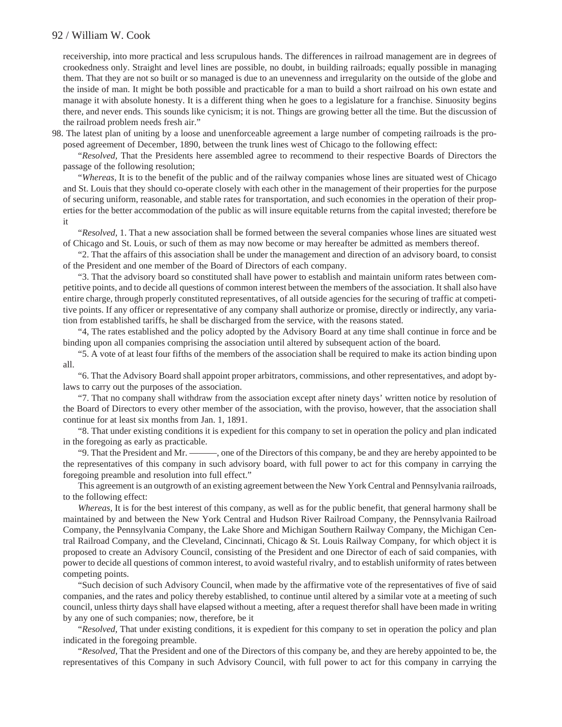receivership, into more practical and less scrupulous hands. The differences in railroad management are in degrees of crookedness only. Straight and level lines are possible, no doubt, in building railroads; equally possible in managing them. That they are not so built or so managed is due to an unevenness and irregularity on the outside of the globe and the inside of man. It might be both possible and practicable for a man to build a short railroad on his own estate and manage it with absolute honesty. It is a different thing when he goes to a legislature for a franchise. Sinuosity begins there, and never ends. This sounds like cynicism; it is not. Things are growing better all the time. But the discussion of the railroad problem needs fresh air."

98. The latest plan of uniting by a loose and unenforceable agreement a large number of competing railroads is the proposed agreement of December, 1890, between the trunk lines west of Chicago to the following effect:

"*Resolved,* That the Presidents here assembled agree to recommend to their respective Boards of Directors the passage of the following resolution;

"*Whereas,* It is to the benefit of the public and of the railway companies whose lines are situated west of Chicago and St. Louis that they should co-operate closely with each other in the management of their properties for the purpose of securing uniform, reasonable, and stable rates for transportation, and such economies in the operation of their properties for the better accommodation of the public as will insure equitable returns from the capital invested; therefore be it

"*Resolved,* 1. That a new association shall be formed between the several companies whose lines are situated west of Chicago and St. Louis, or such of them as may now become or may hereafter be admitted as members thereof.

"2. That the affairs of this association shall be under the management and direction of an advisory board, to consist of the President and one member of the Board of Directors of each company.

"3. That the advisory board so constituted shall have power to establish and maintain uniform rates between competitive points, and to decide all questions of common interest between the members of the association. It shall also have entire charge, through properly constituted representatives, of all outside agencies for the securing of traffic at competitive points. If any officer or representative of any company shall authorize or promise, directly or indirectly, any variation from established tariffs, he shall be discharged from the service, with the reasons stated.

"4, The rates established and the policy adopted by the Advisory Board at any time shall continue in force and be binding upon all companies comprising the association until altered by subsequent action of the board.

"5. A vote of at least four fifths of the members of the association shall be required to make its action binding upon all.

"6. That the Advisory Board shall appoint proper arbitrators, commissions, and other representatives, and adopt by-laws to carry out the purposes of the association.

"7. That no company shall withdraw from the association except after ninety days' written notice by resolution of the Board of Directors to every other member of the association, with the proviso, however, that the association shall continue for at least six months from Jan. 1, 1891.

"8. That under existing conditions it is expedient for this company to set in operation the policy and plan indicated in the foregoing as early as practicable.

"9. That the President and Mr. ———, one of the Directors of this company, be and they are hereby appointed to be the representatives of this company in such advisory board, with full power to act for this company in carrying the foregoing preamble and resolution into full effect."

This agreement is an outgrowth of an existing agreement between the New York Central and Pennsylvania railroads, to the following effect:

*Whereas,* It is for the best interest of this company, as well as for the public benefit, that general harmony shall be maintained by and between the New York Central and Hudson River Railroad Company, the Pennsylvania Railroad Company, the Pennsylvania Company, the Lake Shore and Michigan Southern Railway Company, the Michigan Central Railroad Company, and the Cleveland, Cincinnati, Chicago & St. Louis Railway Company, for which object it is proposed to create an Advisory Council, consisting of the President and one Director of each of said companies, with power to decide all questions of common interest, to avoid wasteful rivalry, and to establish uniformity of rates between competing points.

"Such decision of such Advisory Council, when made by the affirmative vote of the representatives of five of said companies, and the rates and policy thereby established, to continue until altered by a similar vote at a meeting of such council, unless thirty days shall have elapsed without a meeting, after a request therefor shall have been made in writing by any one of such companies; now, therefore, be it

"*Resolved,* That under existing conditions, it is expedient for this company to set in operation the policy and plan indicated in the foregoing preamble.

"*Resolved,* That the President and one of the Directors of this company be, and they are hereby appointed to be, the representatives of this Company in such Advisory Council, with full power to act for this company in carrying the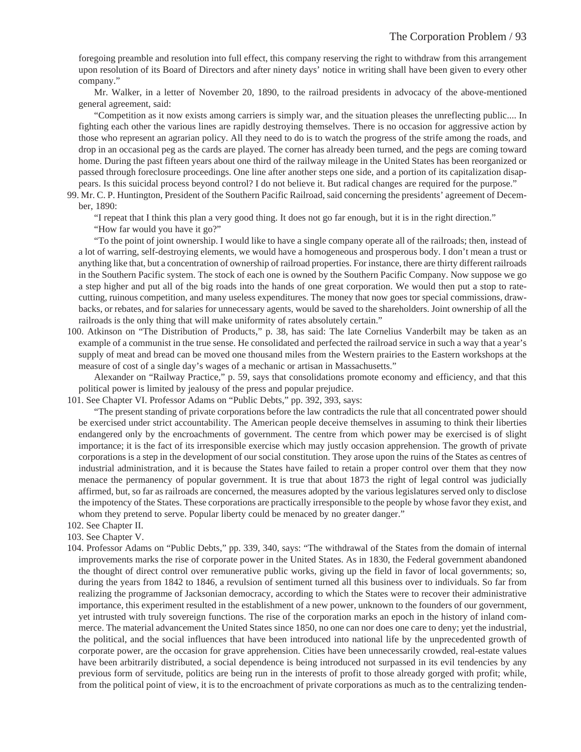foregoing preamble and resolution into full effect, this company reserving the right to withdraw from this arrangement upon resolution of its Board of Directors and after ninety days' notice in writing shall have been given to every other company."

Mr. Walker, in a letter of November 20, 1890, to the railroad presidents in advocacy of the above-mentioned general agreement, said:

"Competition as it now exists among carriers is simply war, and the situation pleases the unreflecting public.... In fighting each other the various lines are rapidly destroying themselves. There is no occasion for aggressive action by those who represent an agrarian policy. All they need to do is to watch the progress of the strife among the roads, and drop in an occasional peg as the cards are played. The corner has already been turned, and the pegs are coming toward home. During the past fifteen years about one third of the railway mileage in the United States has been reorganized or passed through foreclosure proceedings. One line after another steps one side, and a portion of its capitalization disappears. Is this suicidal process beyond control? I do not believe it. But radical changes are required for the purpose."

99. Mr. C. P. Huntington, President of the Southern Pacific Railroad, said concerning the presidents' agreement of December, 1890:

"I repeat that I think this plan a very good thing. It does not go far enough, but it is in the right direction."

"How far would you have it go?"

"To the point of joint ownership. I would like to have a single company operate all of the railroads; then, instead of a lot of warring, self-destroying elements, we would have a homogeneous and prosperous body. I don't mean a trust or anything like that, but a concentration of ownership of railroad properties. For instance, there are thirty different railroads in the Southern Pacific system. The stock of each one is owned by the Southern Pacific Company. Now suppose we go a step higher and put all of the big roads into the hands of one great corporation. We would then put a stop to rate-cutting, ruinous competition, and many useless expenditures. The money that now goes tor special commissions, drawbacks, or rebates, and for salaries for unnecessary agents, would be saved to the shareholders. Joint ownership of all the railroads is the only thing that will make uniformity of rates absolutely certain."

100. Atkinson on "The Distribution of Products," p. 38, has said: The late Cornelius Vanderbilt may be taken as an example of a communist in the true sense. He consolidated and perfected the railroad service in such a way that a year's supply of meat and bread can be moved one thousand miles from the Western prairies to the Eastern workshops at the measure of cost of a single day's wages of a mechanic or artisan in Massachusetts."

Alexander on "Railway Practice," p. 59, says that consolidations promote economy and efficiency, and that this political power is limited by jealousy of the press and popular prejudice.

101. See Chapter VI. Professor Adams on "Public Debts," pp. 392, 393, says:

"The present standing of private corporations before the law contradicts the rule that all concentrated power should be exercised under strict accountability. The American people deceive themselves in assuming to think their liberties endangered only by the encroachments of government. The centre from which power may be exercised is of slight importance; it is the fact of its irresponsible exercise which may justly occasion apprehension. The growth of private corporations is a step in the development of our social constitution. They arose upon the ruins of the States as centres of industrial administration, and it is because the States have failed to retain a proper control over them that they now menace the permanency of popular government. It is true that about 1873 the right of legal control was judicially affirmed, but, so far as railroads are concerned, the measures adopted by the various legislatures served only to disclose the impotency of the States. These corporations are practically irresponsible to the people by whose favor they exist, and whom they pretend to serve. Popular liberty could be menaced by no greater danger."

102. See Chapter II.

103. See Chapter V.

104. Professor Adams on "Public Debts," pp. 339, 340, says: "The withdrawal of the States from the domain of internal improvements marks the rise of corporate power in the United States. As in 1830, the Federal government abandoned the thought of direct control over remunerative public works, giving up the field in favor of local governments; so, during the years from 1842 to 1846, a revulsion of sentiment turned all this business over to individuals. So far from realizing the programme of Jacksonian democracy, according to which the States were to recover their administrative importance, this experiment resulted in the establishment of a new power, unknown to the founders of our government, yet intrusted with truly sovereign functions. The rise of the corporation marks an epoch in the history of inland commerce. The material advancement the United States since 1850, no one can nor does one care to deny; yet the industrial, the political, and the social influences that have been introduced into national life by the unprecedented growth of corporate power, are the occasion for grave apprehension. Cities have been unnecessarily crowded, real-estate values have been arbitrarily distributed, a social dependence is being introduced not surpassed in its evil tendencies by any previous form of servitude, politics are being run in the interests of profit to those already gorged with profit; while, from the political point of view, it is to the encroachment of private corporations as much as to the centralizing tenden-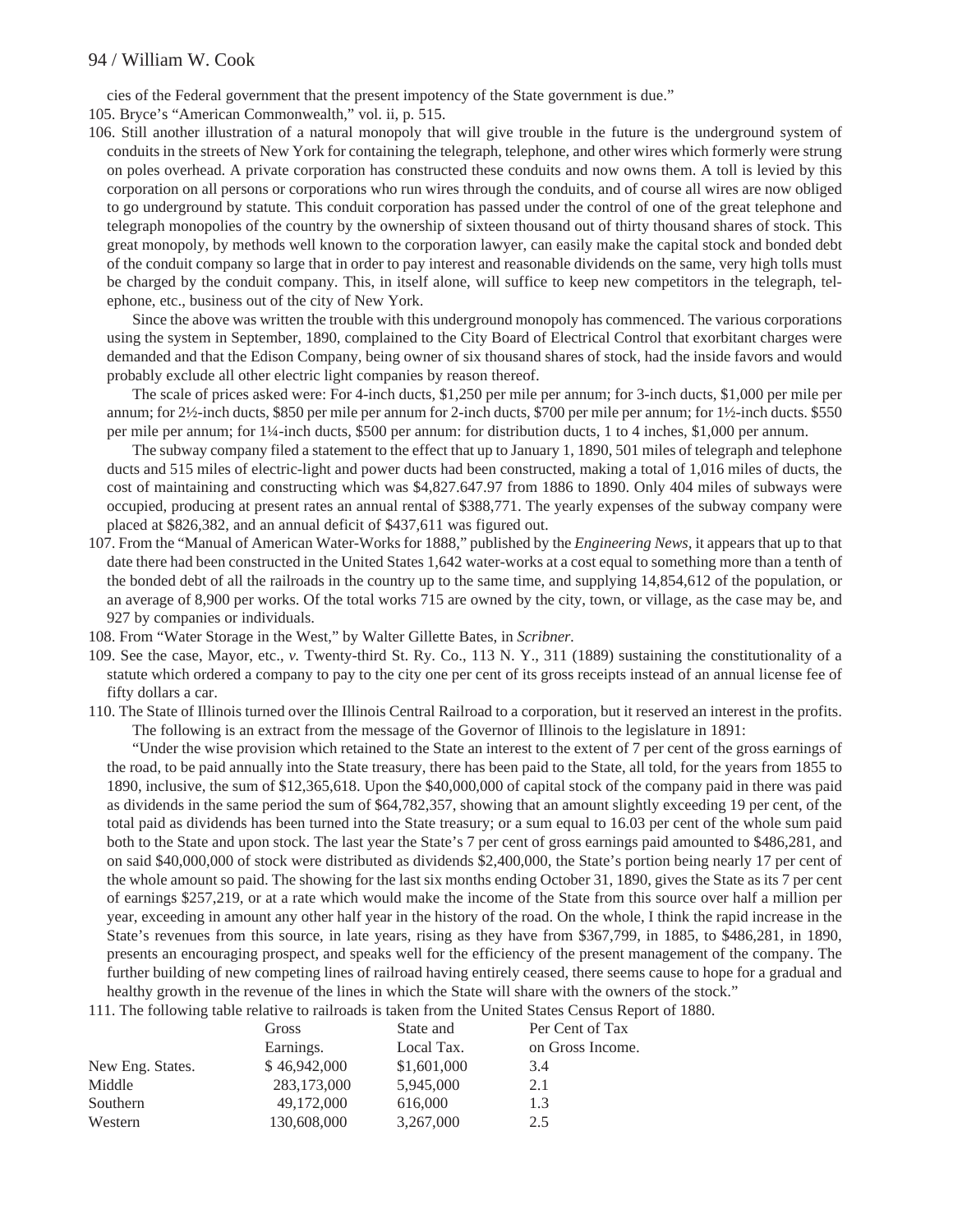cies of the Federal government that the present impotency of the State government is due."

105. Bryce's "American Commonwealth," vol. ii, p. 515.

106. Still another illustration of a natural monopoly that will give trouble in the future is the underground system of conduits in the streets of New York for containing the telegraph, telephone, and other wires which formerly were strung on poles overhead. A private corporation has constructed these conduits and now owns them. A toll is levied by this corporation on all persons or corporations who run wires through the conduits, and of course all wires are now obliged to go underground by statute. This conduit corporation has passed under the control of one of the great telephone and telegraph monopolies of the country by the ownership of sixteen thousand out of thirty thousand shares of stock. This great monopoly, by methods well known to the corporation lawyer, can easily make the capital stock and bonded debt of the conduit company so large that in order to pay interest and reasonable dividends on the same, very high tolls must be charged by the conduit company. This, in itself alone, will suffice to keep new competitors in the telegraph, telephone, etc., business out of the city of New York.

Since the above was written the trouble with this underground monopoly has commenced. The various corporations using the system in September, 1890, complained to the City Board of Electrical Control that exorbitant charges were demanded and that the Edison Company, being owner of six thousand shares of stock, had the inside favors and would probably exclude all other electric light companies by reason thereof.

The scale of prices asked were: For 4-inch ducts, $1,250 per mile per annum; for 3-inch ducts, $1,000 per mile per annum; for 2½-inch ducts, $850 per mile per annum for 2-inch ducts, $700 per mile per annum; for 1½-inch ducts. $550 per mile per annum; for 1¼-inch ducts, $500 per annum: for distribution ducts, 1 to 4 inches, $1,000 per annum.

The subway company filed a statement to the effect that up to January 1, 1890, 501 miles of telegraph and telephone ducts and 515 miles of electric-light and power ducts had been constructed, making a total of 1,016 miles of ducts, the cost of maintaining and constructing which was $4,827.647.97 from 1886 to 1890. Only 404 miles of subways were occupied, producing at present rates an annual rental of $388,771. The yearly expenses of the subway company were placed at $826,382, and an annual deficit of $437,611 was figured out.

107. From the "Manual of American Water-Works for 1888," published by the *Engineering News*, it appears that up to that date there had been constructed in the United States 1,642 water-works at a cost equal to something more than a tenth of the bonded debt of all the railroads in the country up to the same time, and supplying 14,854,612 of the population, or an average of 8,900 per works. Of the total works 715 are owned by the city, town, or village, as the case may be, and 927 by companies or individuals.

108. From "Water Storage in the West," by Walter Gillette Bates, in *Scribner*.

109. See the case, Mayor, etc., *v.* Twenty-third St. Ry. Co., 113 N. Y., 311 (1889) sustaining the constitutionality of a statute which ordered a company to pay to the city one per cent of its gross receipts instead of an annual license fee of fifty dollars a car.

110. The State of Illinois turned over the Illinois Central Railroad to a corporation, but it reserved an interest in the profits.

The following is an extract from the message of the Governor of Illinois to the legislature in 1891:

"Under the wise provision which retained to the State an interest to the extent of 7 per cent of the gross earnings of the road, to be paid annually into the State treasury, there has been paid to the State, all told, for the years from 1855 to 1890, inclusive, the sum of $12,365,618. Upon the $40,000,000 of capital stock of the company paid in there was paid as dividends in the same period the sum of $64,782,357, showing that an amount slightly exceeding 19 per cent, of the total paid as dividends has been turned into the State treasury; or a sum equal to 16.03 per cent of the whole sum paid both to the State and upon stock. The last year the State's 7 per cent of gross earnings paid amounted to $486,281, and on said $40,000,000 of stock were distributed as dividends $2,400,000, the State's portion being nearly 17 per cent of the whole amount so paid. The showing for the last six months ending October 31, 1890, gives the State as its 7 per cent of earnings $257,219, or at a rate which would make the income of the State from this source over half a million per year, exceeding in amount any other half year in the history of the road. On the whole, I think the rapid increase in the State's revenues from this source, in late years, rising as they have from $367,799, in 1885, to $486,281, in 1890, presents an encouraging prospect, and speaks well for the efficiency of the present management of the company. The further building of new competing lines of railroad having entirely ceased, there seems cause to hope for a gradual and healthy growth in the revenue of the lines in which the State will share with the owners of the stock."

111. The following table relative to railroads is taken from the United States Census Report of 1880.

| | Gross Earnings. | State and Local Tax. | Per Cent of Tax on Gross Income. |
|---|---|---|---|
| New Eng. States. | $ 46,942,000 | $1,601,000 | 3.4 |
| Middle | 283,173,000 | 5,945,000 | 2.1 |
| Southern | 49,172,000 | 616,000 | 1.3 |
| Western | 130,608,000 | 3,267,000 | 2.5 |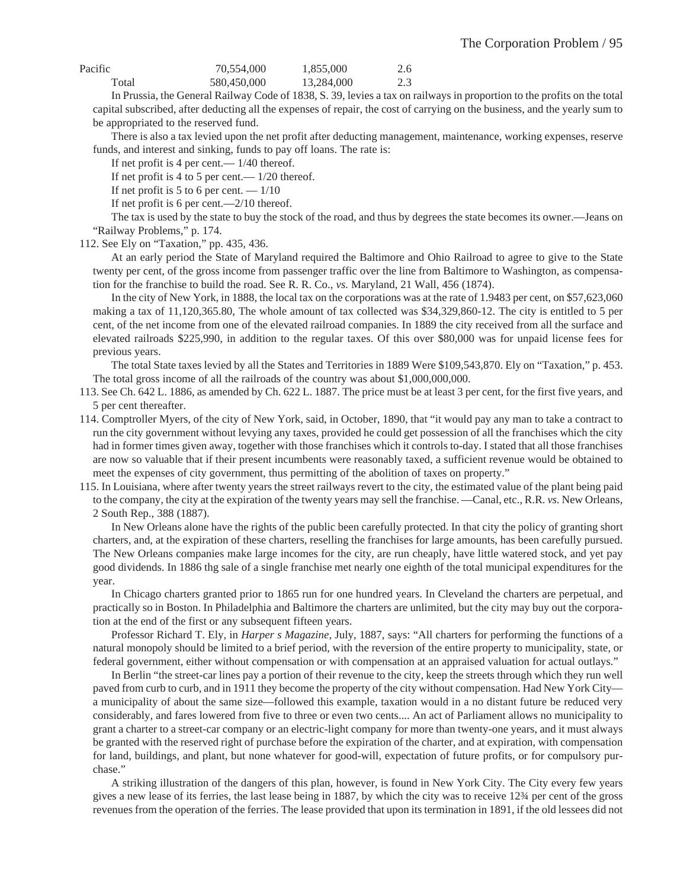| | | | |
|---|---|---|---|
| Pacific | 70,554,000 | 1,855,000 | 2.6 |
| Total | 580,450,000 | 13,284,000 | 2.3 |

In Prussia, the General Railway Code of 1838, S. 39, levies a tax on railways in proportion to the profits on the total capital subscribed, after deducting all the expenses of repair, the cost of carrying on the business, and the yearly sum to be appropriated to the reserved fund.

There is also a tax levied upon the net profit after deducting management, maintenance, working expenses, reserve funds, and interest and sinking, funds to pay off loans. The rate is:

If net profit is 4 per cent.— 1/40 thereof.

If net profit is 4 to 5 per cent.— 1/20 thereof.

If net profit is 5 to 6 per cent. — 1/10

If net profit is 6 per cent.—2/10 thereof.

The tax is used by the state to buy the stock of the road, and thus by degrees the state becomes its owner.—Jeans on "Railway Problems," p. 174.

112. See Ely on "Taxation," pp. 435, 436.

At an early period the State of Maryland required the Baltimore and Ohio Railroad to agree to give to the State twenty per cent, of the gross income from passenger traffic over the line from Baltimore to Washington, as compensation for the franchise to build the road. See R. R. Co., *vs.* Maryland, 21 Wall, 456 (1874).

In the city of New York, in 1888, the local tax on the corporations was at the rate of 1.9483 per cent, on $57,623,060 making a tax of 11,120,365.80, The whole amount of tax collected was $34,329,860-12. The city is entitled to 5 per cent, of the net income from one of the elevated railroad companies. In 1889 the city received from all the surface and elevated railroads $225,990, in addition to the regular taxes. Of this over $80,000 was for unpaid license fees for previous years.

The total State taxes levied by all the States and Territories in 1889 Were $109,543,870. Ely on "Taxation," p. 453. The total gross income of all the railroads of the country was about $1,000,000,000.

113. See Ch. 642 L. 1886, as amended by Ch. 622 L. 1887. The price must be at least 3 per cent, for the first five years, and 5 per cent thereafter.

114. Comptroller Myers, of the city of New York, said, in October, 1890, that "it would pay any man to take a contract to run the city government without levying any taxes, provided he could get possession of all the franchises which the city had in former times given away, together with those franchises which it controls to-day. I stated that all those franchises are now so valuable that if their present incumbents were reasonably taxed, a sufficient revenue would be obtained to meet the expenses of city government, thus permitting of the abolition of taxes on property."

115. In Louisiana, where after twenty years the street railways revert to the city, the estimated value of the plant being paid to the company, the city at the expiration of the twenty years may sell the franchise. —Canal, etc., R.R. *vs.* New Orleans, 2 South Rep., 388 (1887).

In New Orleans alone have the rights of the public been carefully protected. In that city the policy of granting short charters, and, at the expiration of these charters, reselling the franchises for large amounts, has been carefully pursued. The New Orleans companies make large incomes for the city, are run cheaply, have little watered stock, and yet pay good dividends. In 1886 thg sale of a single franchise met nearly one eighth of the total municipal expenditures for the year.

In Chicago charters granted prior to 1865 run for one hundred years. In Cleveland the charters are perpetual, and practically so in Boston. In Philadelphia and Baltimore the charters are unlimited, but the city may buy out the corporation at the end of the first or any subsequent fifteen years.

Professor Richard T. Ely, in *Harper s Magazine*, July, 1887, says: "All charters for performing the functions of a natural monopoly should be limited to a brief period, with the reversion of the entire property to municipality, state, or federal government, either without compensation or with compensation at an appraised valuation for actual outlays."

In Berlin "the street-car lines pay a portion of their revenue to the city, keep the streets through which they run well paved from curb to curb, and in 1911 they become the property of the city without compensation. Had New York City—a municipality of about the same size—followed this example, taxation would in a no distant future be reduced very considerably, and fares lowered from five to three or even two cents.... An act of Parliament allows no municipality to grant a charter to a street-car company or an electric-light company for more than twenty-one years, and it must always be granted with the reserved right of purchase before the expiration of the charter, and at expiration, with compensation for land, buildings, and plant, but none whatever for good-will, expectation of future profits, or for compulsory purchase."

A striking illustration of the dangers of this plan, however, is found in New York City. The City every few years gives a new lease of its ferries, the last lease being in 1887, by which the city was to receive 12¾ per cent of the gross revenues from the operation of the ferries. The lease provided that upon its termination in 1891, if the old lessees did not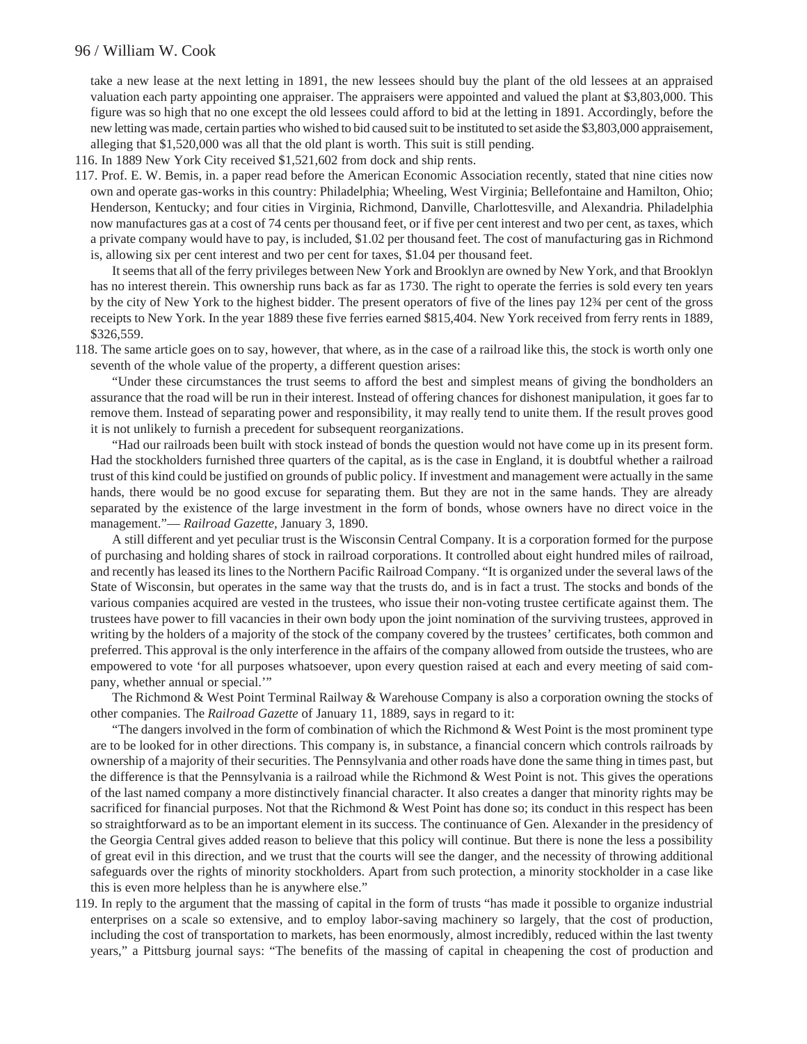take a new lease at the next letting in 1891, the new lessees should buy the plant of the old lessees at an appraised valuation each party appointing one appraiser. The appraisers were appointed and valued the plant at $3,803,000. This figure was so high that no one except the old lessees could afford to bid at the letting in 1891. Accordingly, before the new letting was made, certain parties who wished to bid caused suit to be instituted to set aside the $3,803,000 appraisement, alleging that $1,520,000 was all that the old plant is worth. This suit is still pending.

116. In 1889 New York City received $1,521,602 from dock and ship rents.

117. Prof. E. W. Bemis, in. a paper read before the American Economic Association recently, stated that nine cities now own and operate gas-works in this country: Philadelphia; Wheeling, West Virginia; Bellefontaine and Hamilton, Ohio; Henderson, Kentucky; and four cities in Virginia, Richmond, Danville, Charlottesville, and Alexandria. Philadelphia now manufactures gas at a cost of 74 cents per thousand feet, or if five per cent interest and two per cent, as taxes, which a private company would have to pay, is included, $1.02 per thousand feet. The cost of manufacturing gas in Richmond is, allowing six per cent interest and two per cent for taxes, $1.04 per thousand feet.

    It seems that all of the ferry privileges between New York and Brooklyn are owned by New York, and that Brooklyn has no interest therein. This ownership runs back as far as 1730. The right to operate the ferries is sold every ten years by the city of New York to the highest bidder. The present operators of five of the lines pay 12¾ per cent of the gross receipts to New York. In the year 1889 these five ferries earned $815,404. New York received from ferry rents in 1889, $326,559.

118. The same article goes on to say, however, that where, as in the case of a railroad like this, the stock is worth only one seventh of the whole value of the property, a different question arises:

    "Under these circumstances the trust seems to afford the best and simplest means of giving the bondholders an assurance that the road will be run in their interest. Instead of offering chances for dishonest manipulation, it goes far to remove them. Instead of separating power and responsibility, it may really tend to unite them. If the result proves good it is not unlikely to furnish a precedent for subsequent reorganizations.

    "Had our railroads been built with stock instead of bonds the question would not have come up in its present form. Had the stockholders furnished three quarters of the capital, as is the case in England, it is doubtful whether a railroad trust of this kind could be justified on grounds of public policy. If investment and management were actually in the same hands, there would be no good excuse for separating them. But they are not in the same hands. They are already separated by the existence of the large investment in the form of bonds, whose owners have no direct voice in the management."— *Railroad Gazette,* January 3, 1890.

    A still different and yet peculiar trust is the Wisconsin Central Company. It is a corporation formed for the purpose of purchasing and holding shares of stock in railroad corporations. It controlled about eight hundred miles of railroad, and recently has leased its lines to the Northern Pacific Railroad Company. "It is organized under the several laws of the State of Wisconsin, but operates in the same way that the trusts do, and is in fact a trust. The stocks and bonds of the various companies acquired are vested in the trustees, who issue their non-voting trustee certificate against them. The trustees have power to fill vacancies in their own body upon the joint nomination of the surviving trustees, approved in writing by the holders of a majority of the stock of the company covered by the trustees' certificates, both common and preferred. This approval is the only interference in the affairs of the company allowed from outside the trustees, who are empowered to vote 'for all purposes whatsoever, upon every question raised at each and every meeting of said company, whether annual or special.'"

    The Richmond & West Point Terminal Railway & Warehouse Company is also a corporation owning the stocks of other companies. The *Railroad Gazette* of January 11, 1889, says in regard to it:

    "The dangers involved in the form of combination of which the Richmond & West Point is the most prominent type are to be looked for in other directions. This company is, in substance, a financial concern which controls railroads by ownership of a majority of their securities. The Pennsylvania and other roads have done the same thing in times past, but the difference is that the Pennsylvania is a railroad while the Richmond & West Point is not. This gives the operations of the last named company a more distinctively financial character. It also creates a danger that minority rights may be sacrificed for financial purposes. Not that the Richmond & West Point has done so; its conduct in this respect has been so straightforward as to be an important element in its success. The continuance of Gen. Alexander in the presidency of the Georgia Central gives added reason to believe that this policy will continue. But there is none the less a possibility of great evil in this direction, and we trust that the courts will see the danger, and the necessity of throwing additional safeguards over the rights of minority stockholders. Apart from such protection, a minority stockholder in a case like this is even more helpless than he is anywhere else."

119. In reply to the argument that the massing of capital in the form of trusts "has made it possible to organize industrial enterprises on a scale so extensive, and to employ labor-saving machinery so largely, that the cost of production, including the cost of transportation to markets, has been enormously, almost incredibly, reduced within the last twenty years," a Pittsburg journal says: "The benefits of the massing of capital in cheapening the cost of production and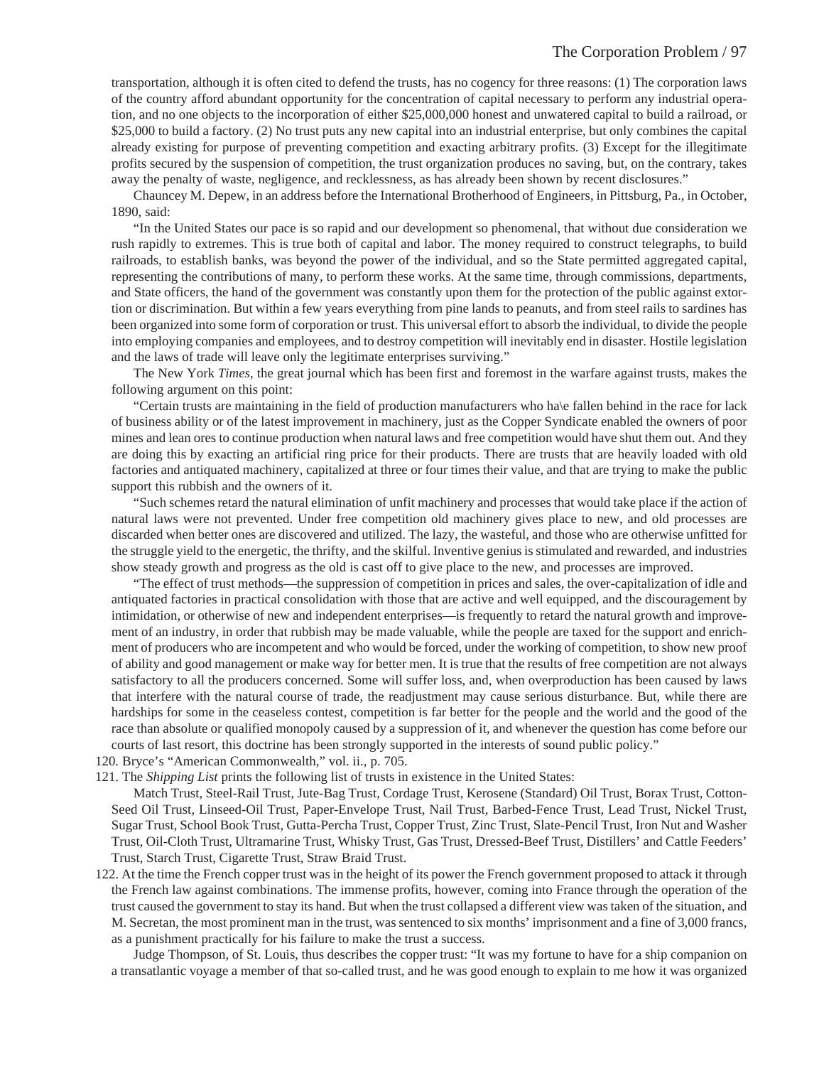transportation, although it is often cited to defend the trusts, has no cogency for three reasons: (1) The corporation laws of the country afford abundant opportunity for the concentration of capital necessary to perform any industrial operation, and no one objects to the incorporation of either $25,000,000 honest and unwatered capital to build a railroad, or $25,000 to build a factory. (2) No trust puts any new capital into an industrial enterprise, but only combines the capital already existing for purpose of preventing competition and exacting arbitrary profits. (3) Except for the illegitimate profits secured by the suspension of competition, the trust organization produces no saving, but, on the contrary, takes away the penalty of waste, negligence, and recklessness, as has already been shown by recent disclosures."

Chauncey M. Depew, in an address before the International Brotherhood of Engineers, in Pittsburg, Pa., in October, 1890, said:

"In the United States our pace is so rapid and our development so phenomenal, that without due consideration we rush rapidly to extremes. This is true both of capital and labor. The money required to construct telegraphs, to build railroads, to establish banks, was beyond the power of the individual, and so the State permitted aggregated capital, representing the contributions of many, to perform these works. At the same time, through commissions, departments, and State officers, the hand of the government was constantly upon them for the protection of the public against extortion or discrimination. But within a few years everything from pine lands to peanuts, and from steel rails to sardines has been organized into some form of corporation or trust. This universal effort to absorb the individual, to divide the people into employing companies and employees, and to destroy competition will inevitably end in disaster. Hostile legislation and the laws of trade will leave only the legitimate enterprises surviving."

The New York *Times*, the great journal which has been first and foremost in the warfare against trusts, makes the following argument on this point:

"Certain trusts are maintaining in the field of production manufacturers who ha\e fallen behind in the race for lack of business ability or of the latest improvement in machinery, just as the Copper Syndicate enabled the owners of poor mines and lean ores to continue production when natural laws and free competition would have shut them out. And they are doing this by exacting an artificial ring price for their products. There are trusts that are heavily loaded with old factories and antiquated machinery, capitalized at three or four times their value, and that are trying to make the public support this rubbish and the owners of it.

"Such schemes retard the natural elimination of unfit machinery and processes that would take place if the action of natural laws were not prevented. Under free competition old machinery gives place to new, and old processes are discarded when better ones are discovered and utilized. The lazy, the wasteful, and those who are otherwise unfitted for the struggle yield to the energetic, the thrifty, and the skilful. Inventive genius is stimulated and rewarded, and industries show steady growth and progress as the old is cast off to give place to the new, and processes are improved.

"The effect of trust methods—the suppression of competition in prices and sales, the over-capitalization of idle and antiquated factories in practical consolidation with those that are active and well equipped, and the discouragement by intimidation, or otherwise of new and independent enterprises—is frequently to retard the natural growth and improvement of an industry, in order that rubbish may be made valuable, while the people are taxed for the support and enrichment of producers who are incompetent and who would be forced, under the working of competition, to show new proof of ability and good management or make way for better men. It is true that the results of free competition are not always satisfactory to all the producers concerned. Some will suffer loss, and, when overproduction has been caused by laws that interfere with the natural course of trade, the readjustment may cause serious disturbance. But, while there are hardships for some in the ceaseless contest, competition is far better for the people and the world and the good of the race than absolute or qualified monopoly caused by a suppression of it, and whenever the question has come before our courts of last resort, this doctrine has been strongly supported in the interests of sound public policy."

120. Bryce's "American Commonwealth," vol. ii., p. 705.

121. The *Shipping List* prints the following list of trusts in existence in the United States:

Match Trust, Steel-Rail Trust, Jute-Bag Trust, Cordage Trust, Kerosene (Standard) Oil Trust, Borax Trust, Cotton-Seed Oil Trust, Linseed-Oil Trust, Paper-Envelope Trust, Nail Trust, Barbed-Fence Trust, Lead Trust, Nickel Trust, Sugar Trust, School Book Trust, Gutta-Percha Trust, Copper Trust, Zinc Trust, Slate-Pencil Trust, Iron Nut and Washer Trust, Oil-Cloth Trust, Ultramarine Trust, Whisky Trust, Gas Trust, Dressed-Beef Trust, Distillers' and Cattle Feeders' Trust, Starch Trust, Cigarette Trust, Straw Braid Trust.

122. At the time the French copper trust was in the height of its power the French government proposed to attack it through the French law against combinations. The immense profits, however, coming into France through the operation of the trust caused the government to stay its hand. But when the trust collapsed a different view was taken of the situation, and M. Secretan, the most prominent man in the trust, was sentenced to six months' imprisonment and a fine of 3,000 francs, as a punishment practically for his failure to make the trust a success.

Judge Thompson, of St. Louis, thus describes the copper trust: "It was my fortune to have for a ship companion on a transatlantic voyage a member of that so-called trust, and he was good enough to explain to me how it was organized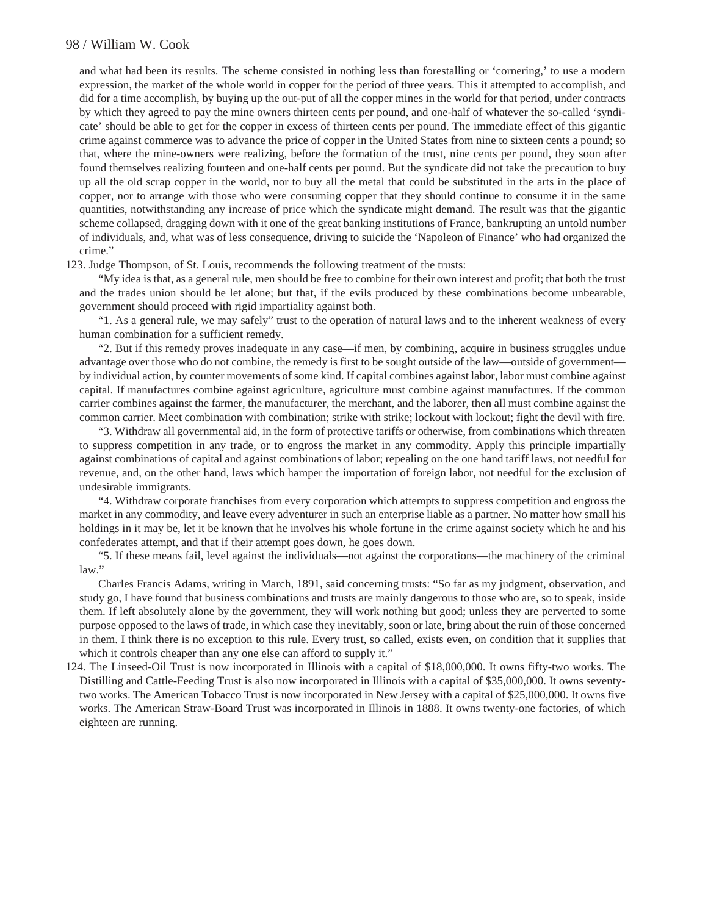and what had been its results. The scheme consisted in nothing less than forestalling or 'cornering,' to use a modern expression, the market of the whole world in copper for the period of three years. This it attempted to accomplish, and did for a time accomplish, by buying up the out-put of all the copper mines in the world for that period, under contracts by which they agreed to pay the mine owners thirteen cents per pound, and one-half of whatever the so-called 'syndicate' should be able to get for the copper in excess of thirteen cents per pound. The immediate effect of this gigantic crime against commerce was to advance the price of copper in the United States from nine to sixteen cents a pound; so that, where the mine-owners were realizing, before the formation of the trust, nine cents per pound, they soon after found themselves realizing fourteen and one-half cents per pound. But the syndicate did not take the precaution to buy up all the old scrap copper in the world, nor to buy all the metal that could be substituted in the arts in the place of copper, nor to arrange with those who were consuming copper that they should continue to consume it in the same quantities, notwithstanding any increase of price which the syndicate might demand. The result was that the gigantic scheme collapsed, dragging down with it one of the great banking institutions of France, bankrupting an untold number of individuals, and, what was of less consequence, driving to suicide the 'Napoleon of Finance' who had organized the crime."

123. Judge Thompson, of St. Louis, recommends the following treatment of the trusts:

"My idea is that, as a general rule, men should be free to combine for their own interest and profit; that both the trust and the trades union should be let alone; but that, if the evils produced by these combinations become unbearable, government should proceed with rigid impartiality against both.

"1. As a general rule, we may safely" trust to the operation of natural laws and to the inherent weakness of every human combination for a sufficient remedy.

"2. But if this remedy proves inadequate in any case—if men, by combining, acquire in business struggles undue advantage over those who do not combine, the remedy is first to be sought outside of the law—outside of government—by individual action, by counter movements of some kind. If capital combines against labor, labor must combine against capital. If manufactures combine against agriculture, agriculture must combine against manufactures. If the common carrier combines against the farmer, the manufacturer, the merchant, and the laborer, then all must combine against the common carrier. Meet combination with combination; strike with strike; lockout with lockout; fight the devil with fire.

"3. Withdraw all governmental aid, in the form of protective tariffs or otherwise, from combinations which threaten to suppress competition in any trade, or to engross the market in any commodity. Apply this principle impartially against combinations of capital and against combinations of labor; repealing on the one hand tariff laws, not needful for revenue, and, on the other hand, laws which hamper the importation of foreign labor, not needful for the exclusion of undesirable immigrants.

"4. Withdraw corporate franchises from every corporation which attempts to suppress competition and engross the market in any commodity, and leave every adventurer in such an enterprise liable as a partner. No matter how small his holdings in it may be, let it be known that he involves his whole fortune in the crime against society which he and his confederates attempt, and that if their attempt goes down, he goes down.

"5. If these means fail, level against the individuals—not against the corporations—the machinery of the criminal law."

Charles Francis Adams, writing in March, 1891, said concerning trusts: "So far as my judgment, observation, and study go, I have found that business combinations and trusts are mainly dangerous to those who are, so to speak, inside them. If left absolutely alone by the government, they will work nothing but good; unless they are perverted to some purpose opposed to the laws of trade, in which case they inevitably, soon or late, bring about the ruin of those concerned in them. I think there is no exception to this rule. Every trust, so called, exists even, on condition that it supplies that which it controls cheaper than any one else can afford to supply it."

124. The Linseed-Oil Trust is now incorporated in Illinois with a capital of $18,000,000. It owns fifty-two works. The Distilling and Cattle-Feeding Trust is also now incorporated in Illinois with a capital of $35,000,000. It owns seventy-two works. The American Tobacco Trust is now incorporated in New Jersey with a capital of $25,000,000. It owns five works. The American Straw-Board Trust was incorporated in Illinois in 1888. It owns twenty-one factories, of which eighteen are running.